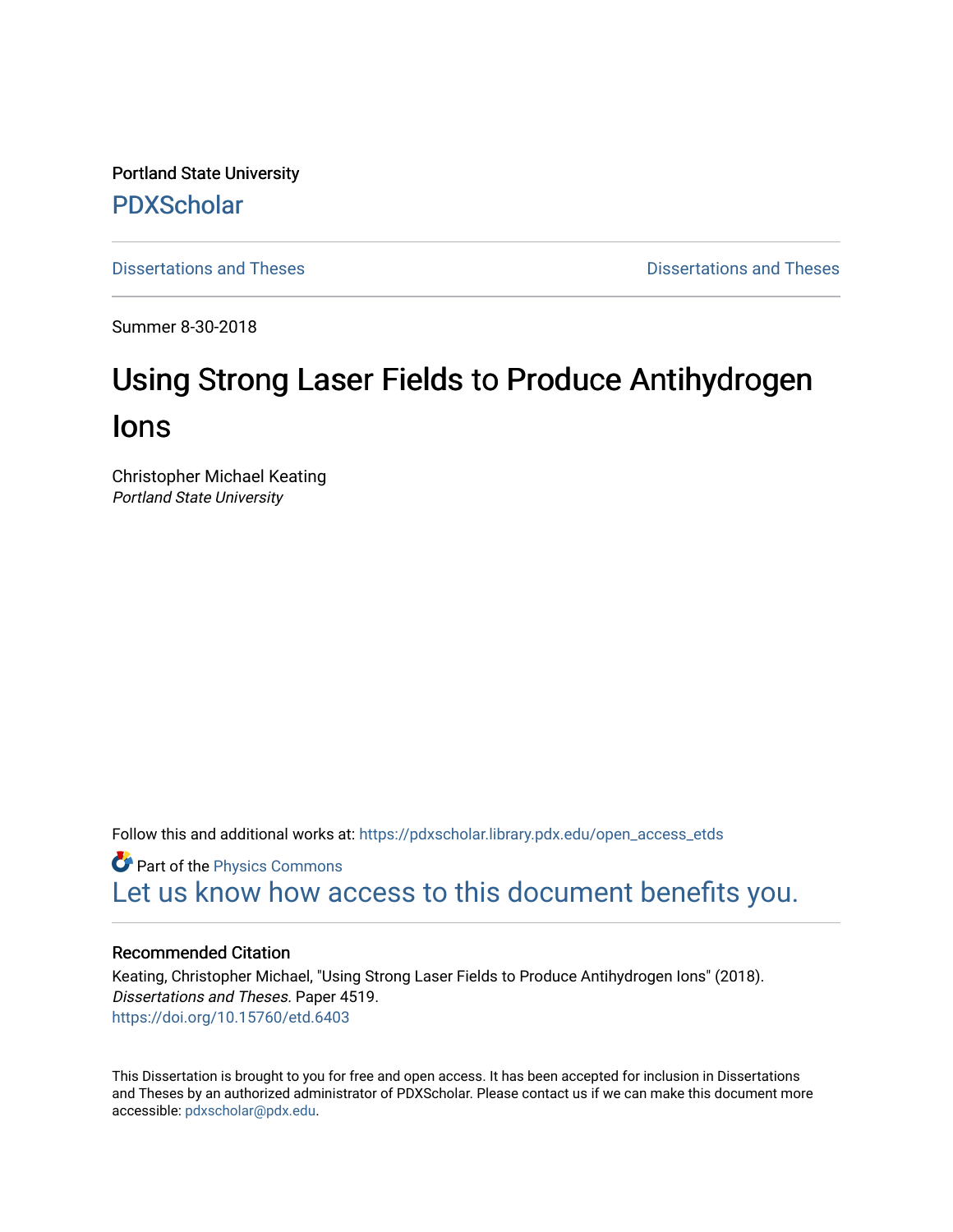Portland State University

PDXScholar

Dissertations and Theses | Dissertations and Theses

Summer 8-30-2018

# Using Strong Laser Fields to Produce Antihydrogen Ions

Christopher Michael Keating
*Portland State University*

Follow this and additional works at: https://pdxscholar.library.pdx.edu/open_access_etds

Part of the Physics Commons

Let us know how access to this document benefits you.

### Recommended Citation

Keating, Christopher Michael, "Using Strong Laser Fields to Produce Antihydrogen Ions" (2018). *Dissertations and Theses.* Paper 4519.
https://doi.org/10.15760/etd.6403

This Dissertation is brought to you for free and open access. It has been accepted for inclusion in Dissertations and Theses by an authorized administrator of PDXScholar. Please contact us if we can make this document more accessible: pdxscholar@pdx.edu.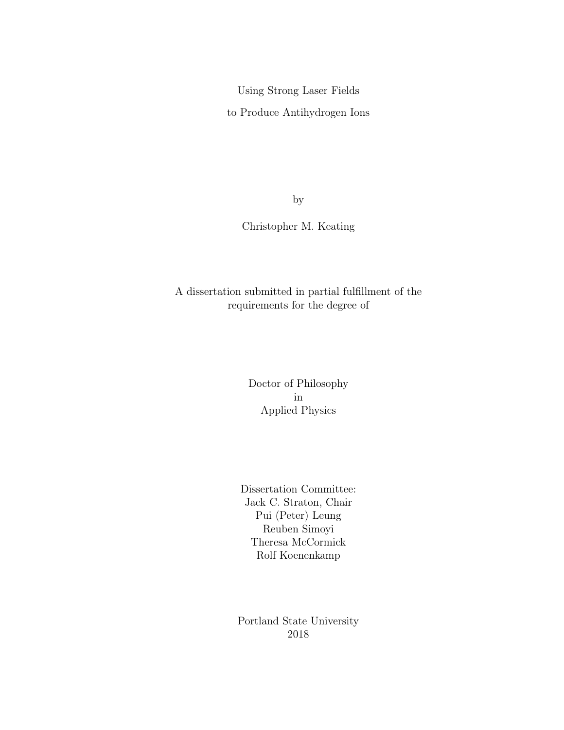# Using Strong Laser Fields

# to Produce Antihydrogen Ions

by

Christopher M. Keating

A dissertation submitted in partial fulfillment of the requirements for the degree of

Doctor of Philosophy
in
Applied Physics

Dissertation Committee:
Jack C. Straton, Chair
Pui (Peter) Leung
Reuben Simoyi
Theresa McCormick
Rolf Koenenkamp

Portland State University
2018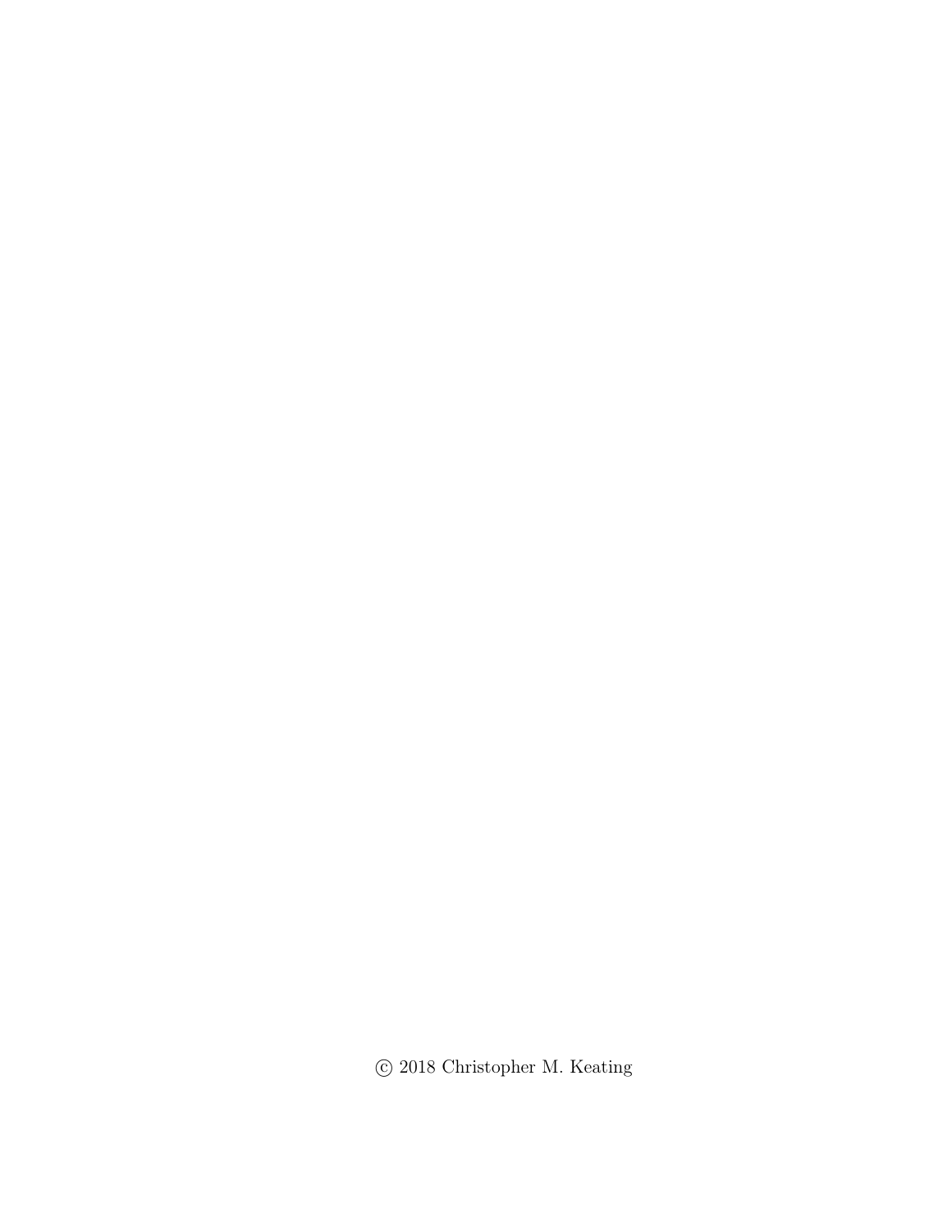© 2018 Christopher M. Keating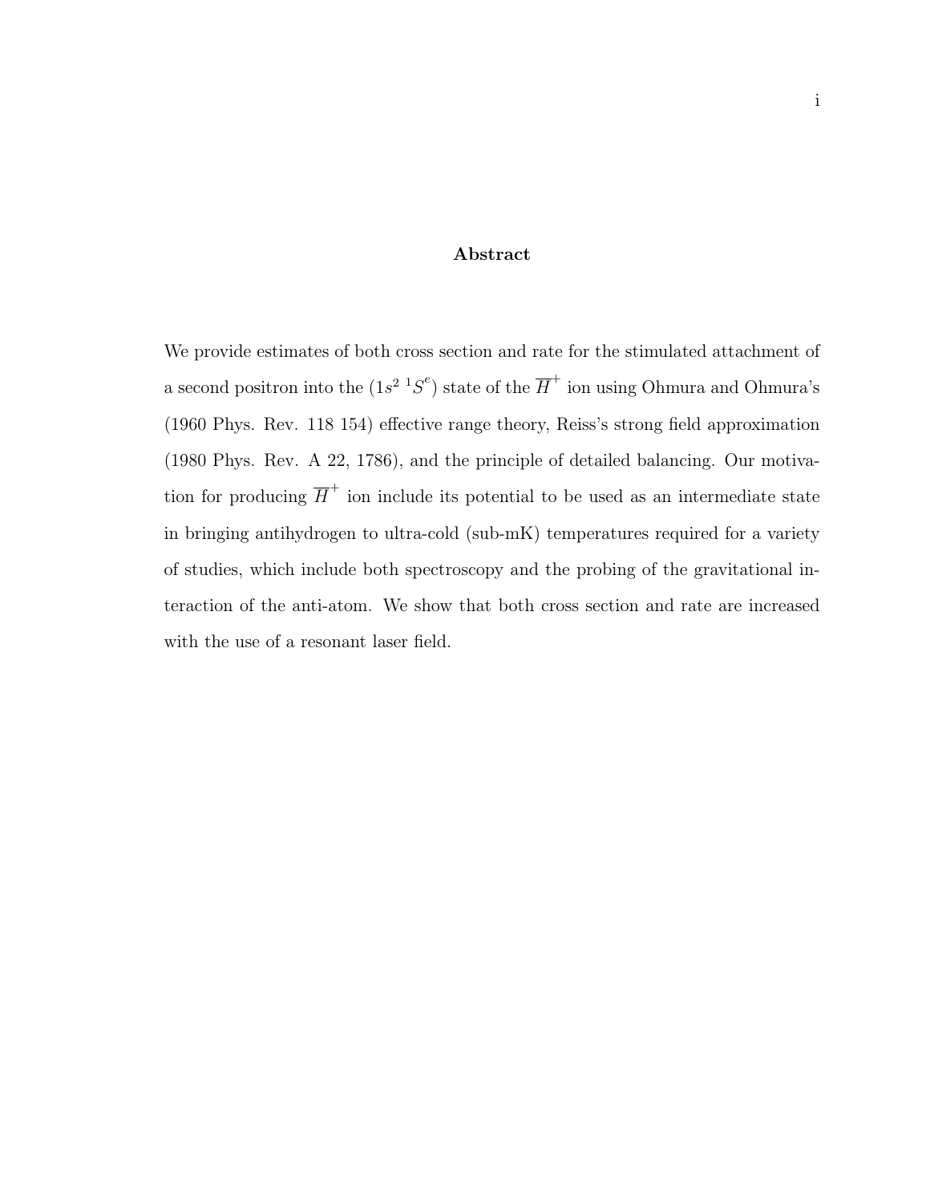## Abstract

We provide estimates of both cross section and rate for the stimulated attachment of a second positron into the $(1s^2\ ^1S^e)$ state of the $\overline{H}^+$ ion using Ohmura and Ohmura's (1960 Phys. Rev. 118 154) effective range theory, Reiss's strong field approximation (1980 Phys. Rev. A 22, 1786), and the principle of detailed balancing. Our motivation for producing $\overline{H}^+$ ion include its potential to be used as an intermediate state in bringing antihydrogen to ultra-cold (sub-mK) temperatures required for a variety of studies, which include both spectroscopy and the probing of the gravitational interaction of the anti-atom. We show that both cross section and rate are increased with the use of a resonant laser field.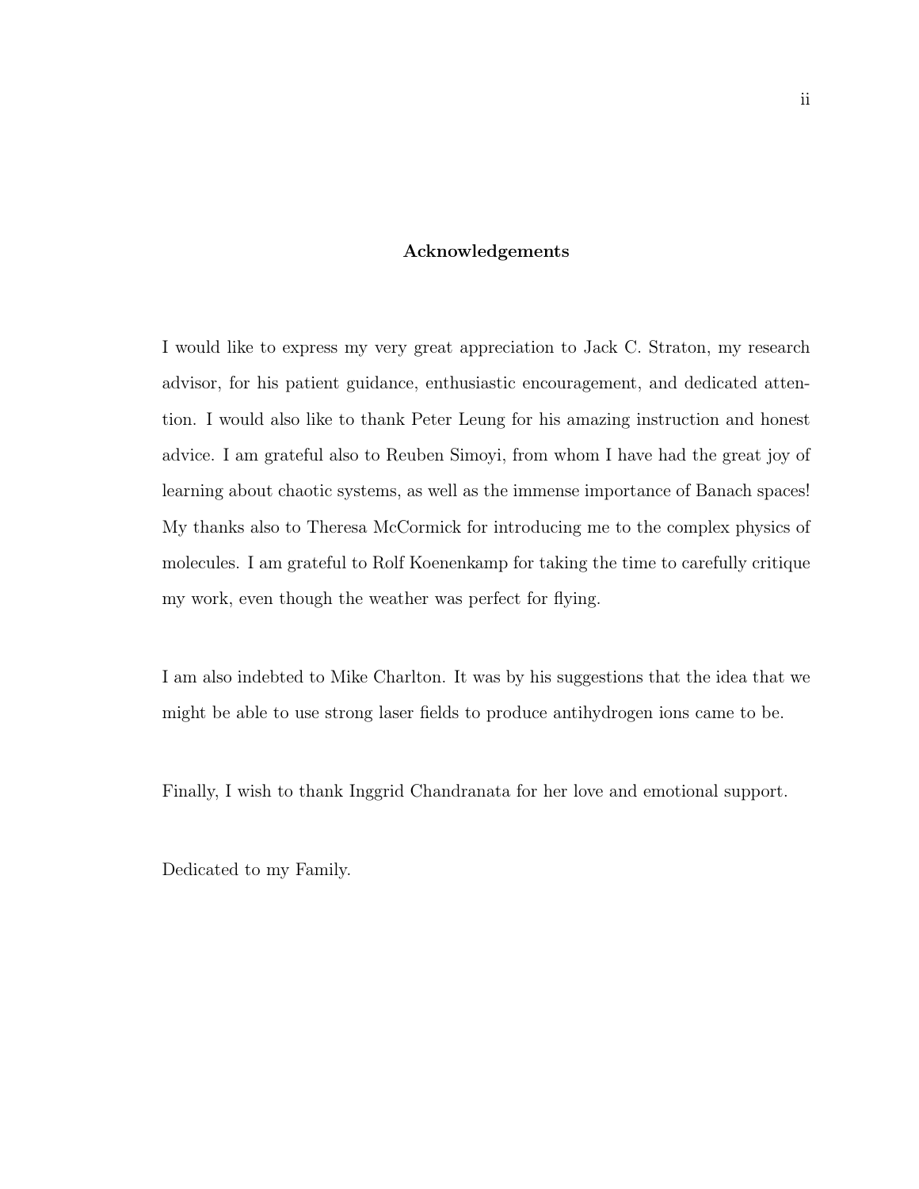## Acknowledgements

I would like to express my very great appreciation to Jack C. Straton, my research advisor, for his patient guidance, enthusiastic encouragement, and dedicated attention. I would also like to thank Peter Leung for his amazing instruction and honest advice. I am grateful also to Reuben Simoyi, from whom I have had the great joy of learning about chaotic systems, as well as the immense importance of Banach spaces! My thanks also to Theresa McCormick for introducing me to the complex physics of molecules. I am grateful to Rolf Koenenkamp for taking the time to carefully critique my work, even though the weather was perfect for flying.

I am also indebted to Mike Charlton. It was by his suggestions that the idea that we might be able to use strong laser fields to produce antihydrogen ions came to be.

Finally, I wish to thank Inggrid Chandranata for her love and emotional support.

Dedicated to my Family.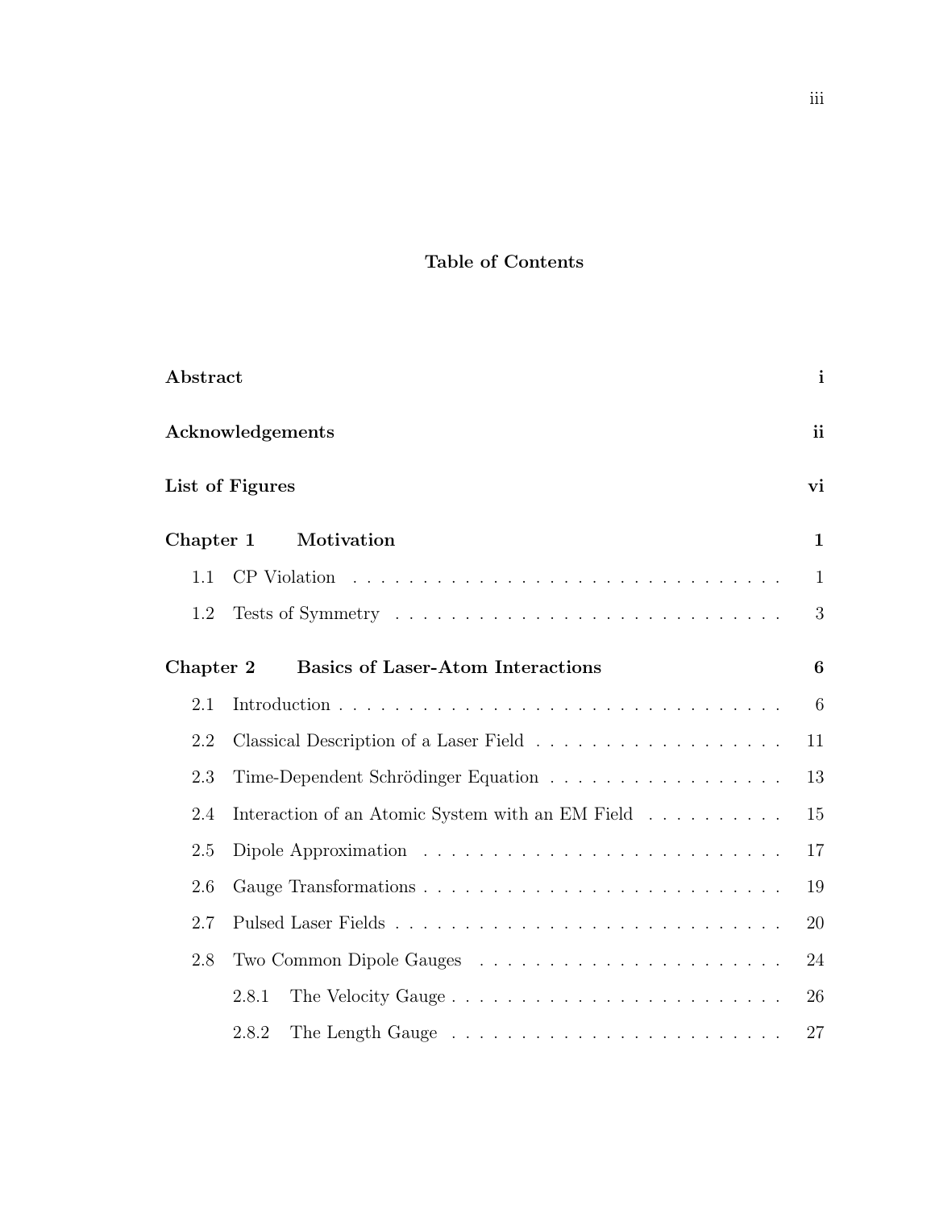# Table of Contents

**Abstract** **i**

**Acknowledgements** **ii**

**List of Figures** **vi**

**Chapter 1 Motivation** **1**

- 1.1 CP Violation . . . . . . . . . . . . . . . . . . . . . . . . . . . . . . 1
- 1.2 Tests of Symmetry . . . . . . . . . . . . . . . . . . . . . . . . . . . 3

**Chapter 2 Basics of Laser-Atom Interactions** **6**

- 2.1 Introduction . . . . . . . . . . . . . . . . . . . . . . . . . . . . . . . 6
- 2.2 Classical Description of a Laser Field . . . . . . . . . . . . . . . . . 11
- 2.3 Time-Dependent Schrödinger Equation . . . . . . . . . . . . . . . . 13
- 2.4 Interaction of an Atomic System with an EM Field . . . . . . . . . 15
- 2.5 Dipole Approximation . . . . . . . . . . . . . . . . . . . . . . . . . 17
- 2.6 Gauge Transformations . . . . . . . . . . . . . . . . . . . . . . . . 19
- 2.7 Pulsed Laser Fields . . . . . . . . . . . . . . . . . . . . . . . . . . . 20
- 2.8 Two Common Dipole Gauges . . . . . . . . . . . . . . . . . . . . . 24
  - 2.8.1 The Velocity Gauge . . . . . . . . . . . . . . . . . . . . . . . 26
  - 2.8.2 The Length Gauge . . . . . . . . . . . . . . . . . . . . . . . 27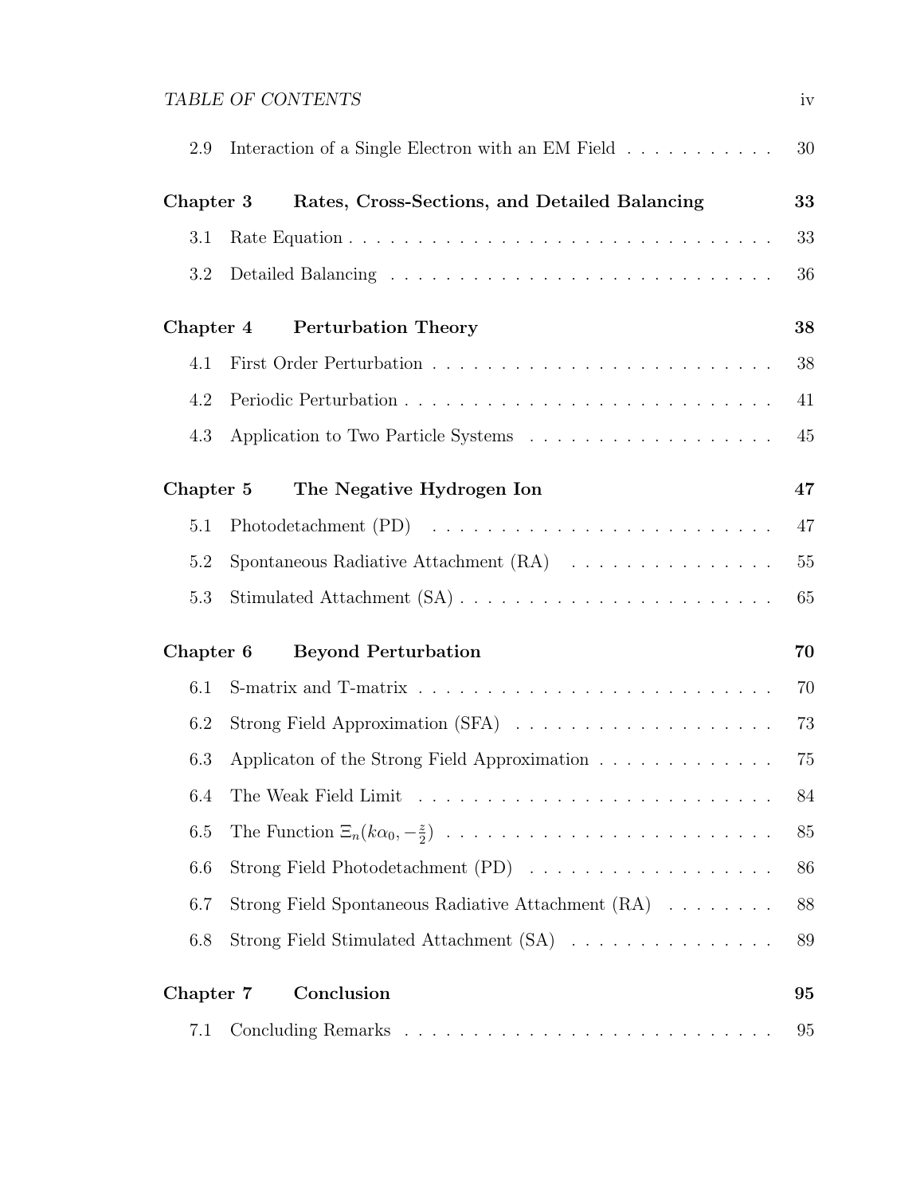| | | |
|---|---|---|
| 2.9 | Interaction of a Single Electron with an EM Field | 30 |
| **Chapter 3** | **Rates, Cross-Sections, and Detailed Balancing** | **33** |
| 3.1 | Rate Equation | 33 |
| 3.2 | Detailed Balancing | 36 |
| **Chapter 4** | **Perturbation Theory** | **38** |
| 4.1 | First Order Perturbation | 38 |
| 4.2 | Periodic Perturbation | 41 |
| 4.3 | Application to Two Particle Systems | 45 |
| **Chapter 5** | **The Negative Hydrogen Ion** | **47** |
| 5.1 | Photodetachment (PD) | 47 |
| 5.2 | Spontaneous Radiative Attachment (RA) | 55 |
| 5.3 | Stimulated Attachment (SA) | 65 |
| **Chapter 6** | **Beyond Perturbation** | **70** |
| 6.1 | S-matrix and T-matrix | 70 |
| 6.2 | Strong Field Approximation (SFA) | 73 |
| 6.3 | Applicaton of the Strong Field Approximation | 75 |
| 6.4 | The Weak Field Limit | 84 |
| 6.5 | The Function $\Xi_n(k\alpha_0, -\frac{z}{2})$ | 85 |
| 6.6 | Strong Field Photodetachment (PD) | 86 |
| 6.7 | Strong Field Spontaneous Radiative Attachment (RA) | 88 |
| 6.8 | Strong Field Stimulated Attachment (SA) | 89 |
| **Chapter 7** | **Conclusion** | **95** |
| 7.1 | Concluding Remarks | 95 |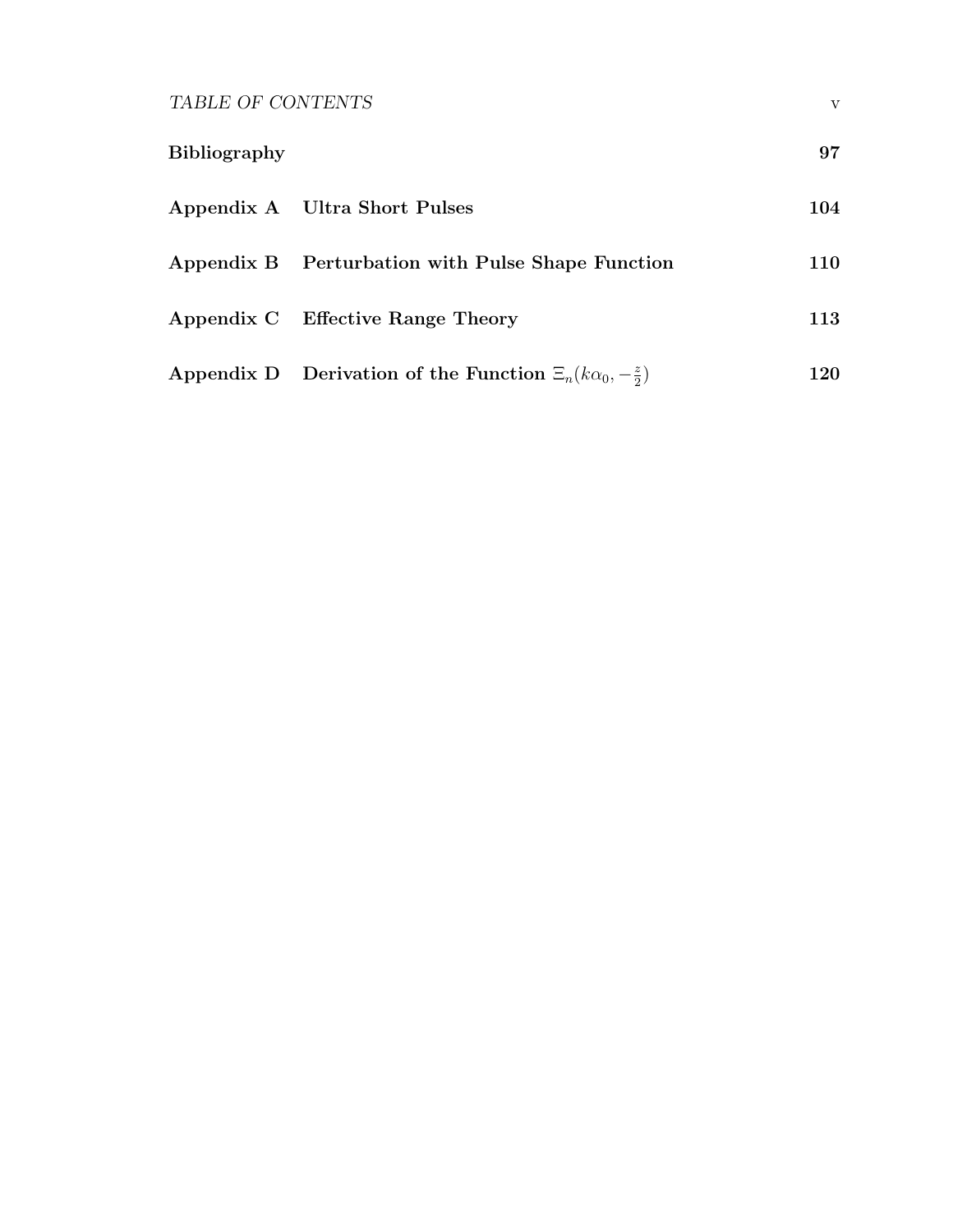| | | |
|---|---|---|
| **Bibliography** | | **97** |
| **Appendix A** | **Ultra Short Pulses** | **104** |
| **Appendix B** | **Perturbation with Pulse Shape Function** | **110** |
| **Appendix C** | **Effective Range Theory** | **113** |
| **Appendix D** | **Derivation of the Function** $\Xi_n(k\alpha_0, -\frac{z}{2})$ | **120** |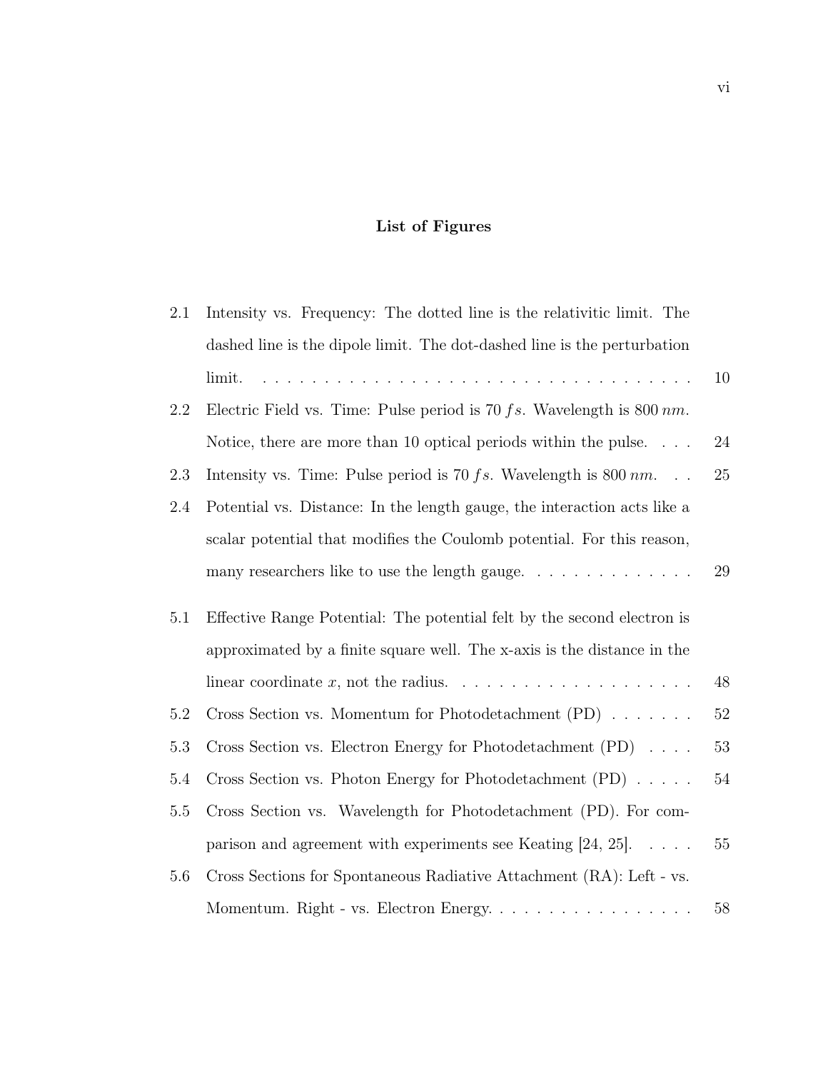## List of Figures

2.1 Intensity vs. Frequency: The dotted line is the relativitic limit. The dashed line is the dipole limit. The dot-dashed line is the perturbation limit. . . . . 10

2.2 Electric Field vs. Time: Pulse period is 70 $fs$. Wavelength is 800 $nm$. Notice, there are more than 10 optical periods within the pulse. . . . 24

2.3 Intensity vs. Time: Pulse period is 70 $fs$. Wavelength is 800 $nm$. . . 25

2.4 Potential vs. Distance: In the length gauge, the interaction acts like a scalar potential that modifies the Coulomb potential. For this reason, many researchers like to use the length gauge. . . . . 29

5.1 Effective Range Potential: The potential felt by the second electron is approximated by a finite square well. The x-axis is the distance in the linear coordinate $x$, not the radius. . . . . 48

5.2 Cross Section vs. Momentum for Photodetachment (PD) . . . . 52

5.3 Cross Section vs. Electron Energy for Photodetachment (PD) . . . . 53

5.4 Cross Section vs. Photon Energy for Photodetachment (PD) . . . . 54

5.5 Cross Section vs. Wavelength for Photodetachment (PD). For comparison and agreement with experiments see Keating [24, 25]. . . . . 55

5.6 Cross Sections for Spontaneous Radiative Attachment (RA): Left - vs. Momentum. Right - vs. Electron Energy. . . . . 58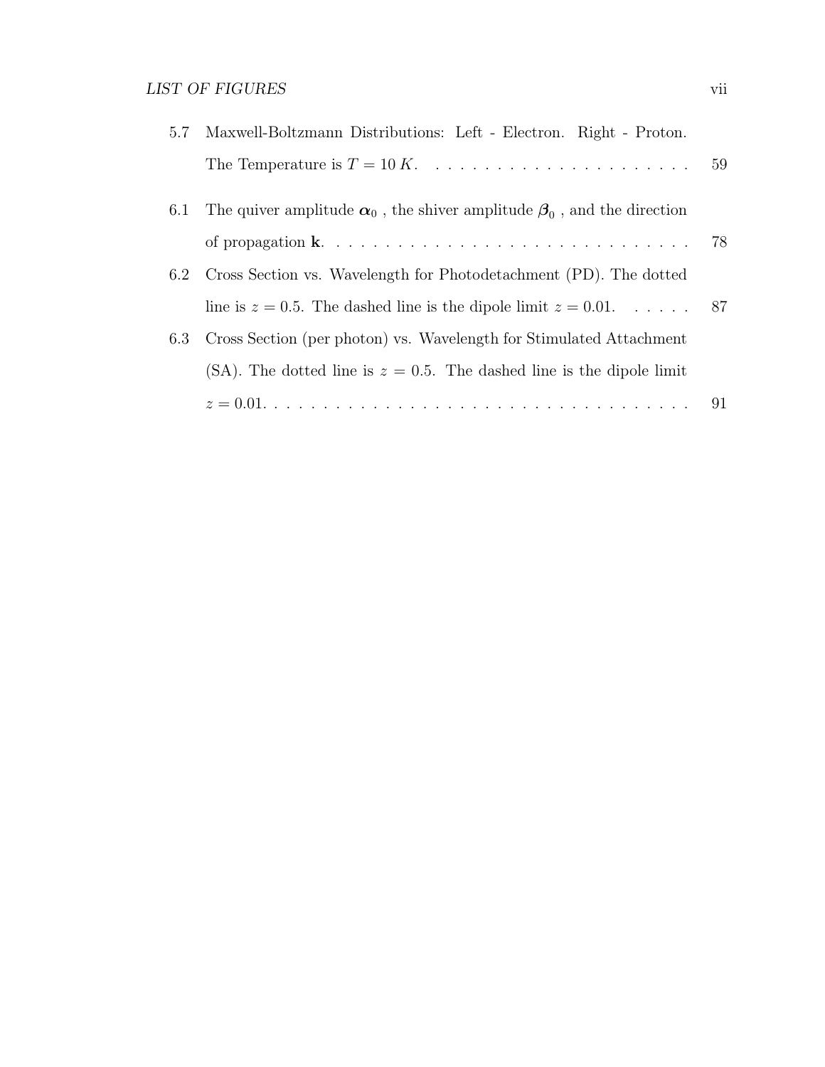5.7 Maxwell-Boltzmann Distributions: Left - Electron. Right - Proton. The Temperature is $T = 10\,K$. . . . . . . . . . . . . . . . . . . . . . 59

6.1 The quiver amplitude $\boldsymbol{\alpha}_0$ , the shiver amplitude $\boldsymbol{\beta}_0$ , and the direction of propagation $\mathbf{k}$. . . . . . . . . . . . . . . . . . . . . . . . . . . . . . . . 78

6.2 Cross Section vs. Wavelength for Photodetachment (PD). The dotted line is $z = 0.5$. The dashed line is the dipole limit $z = 0.01$. . . . . . 87

6.3 Cross Section (per photon) vs. Wavelength for Stimulated Attachment (SA). The dotted line is $z = 0.5$. The dashed line is the dipole limit $z = 0.01$. . . . . . . . . . . . . . . . . . . . . . . . . . . . . . . . . . . . 91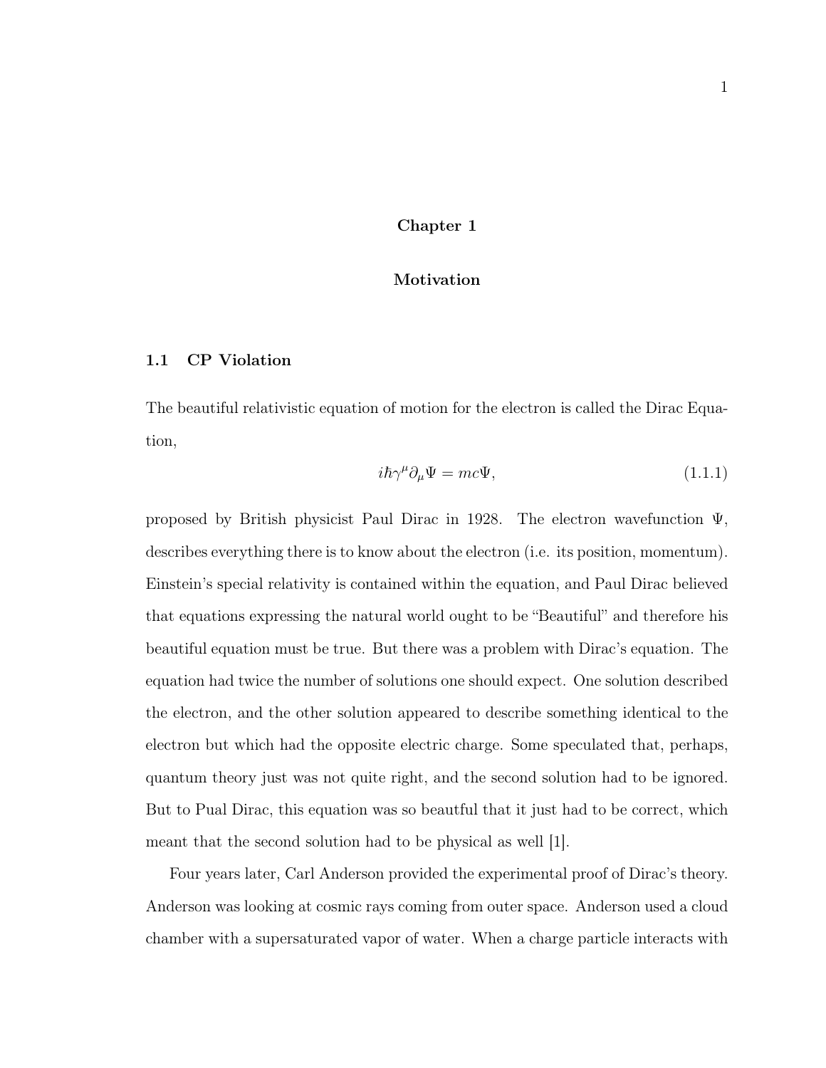# Chapter 1

# Motivation

## 1.1 CP Violation

The beautiful relativistic equation of motion for the electron is called the Dirac Equation,

$$i\hbar\gamma^{\mu}\partial_{\mu}\Psi = mc\Psi, \tag{1.1.1}$$

proposed by British physicist Paul Dirac in 1928. The electron wavefunction $\Psi$, describes everything there is to know about the electron (i.e. its position, momentum). Einstein's special relativity is contained within the equation, and Paul Dirac believed that equations expressing the natural world ought to be "Beautiful" and therefore his beautiful equation must be true. But there was a problem with Dirac's equation. The equation had twice the number of solutions one should expect. One solution described the electron, and the other solution appeared to describe something identical to the electron but which had the opposite electric charge. Some speculated that, perhaps, quantum theory just was not quite right, and the second solution had to be ignored. But to Pual Dirac, this equation was so beautful that it just had to be correct, which meant that the second solution had to be physical as well [1].

Four years later, Carl Anderson provided the experimental proof of Dirac's theory. Anderson was looking at cosmic rays coming from outer space. Anderson used a cloud chamber with a supersaturated vapor of water. When a charge particle interacts with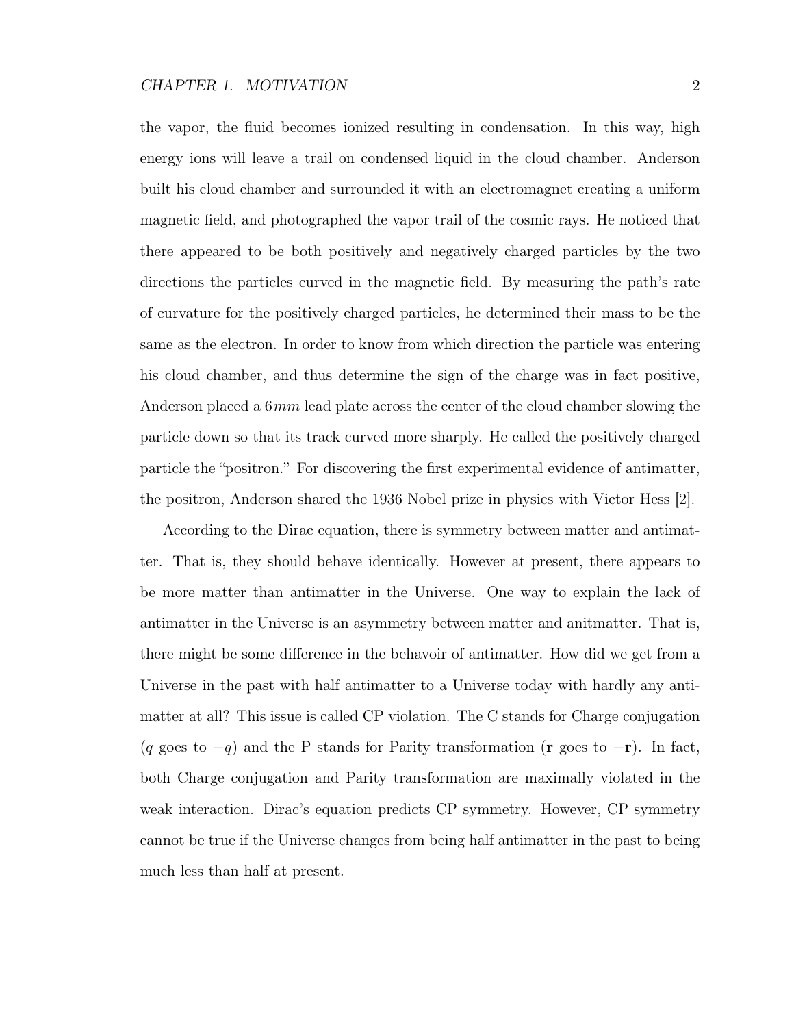the vapor, the fluid becomes ionized resulting in condensation. In this way, high energy ions will leave a trail on condensed liquid in the cloud chamber. Anderson built his cloud chamber and surrounded it with an electromagnet creating a uniform magnetic field, and photographed the vapor trail of the cosmic rays. He noticed that there appeared to be both positively and negatively charged particles by the two directions the particles curved in the magnetic field. By measuring the path's rate of curvature for the positively charged particles, he determined their mass to be the same as the electron. In order to know from which direction the particle was entering his cloud chamber, and thus determine the sign of the charge was in fact positive, Anderson placed a $6\,mm$ lead plate across the center of the cloud chamber slowing the particle down so that its track curved more sharply. He called the positively charged particle the "positron." For discovering the first experimental evidence of antimatter, the positron, Anderson shared the 1936 Nobel prize in physics with Victor Hess [2].

According to the Dirac equation, there is symmetry between matter and antimatter. That is, they should behave identically. However at present, there appears to be more matter than antimatter in the Universe. One way to explain the lack of antimatter in the Universe is an asymmetry between matter and anitmatter. That is, there might be some difference in the behavoir of antimatter. How did we get from a Universe in the past with half antimatter to a Universe today with hardly any antimatter at all? This issue is called CP violation. The C stands for Charge conjugation ($q$ goes to $-q$) and the P stands for Parity transformation ($\mathbf{r}$ goes to $-\mathbf{r}$). In fact, both Charge conjugation and Parity transformation are maximally violated in the weak interaction. Dirac's equation predicts CP symmetry. However, CP symmetry cannot be true if the Universe changes from being half antimatter in the past to being much less than half at present.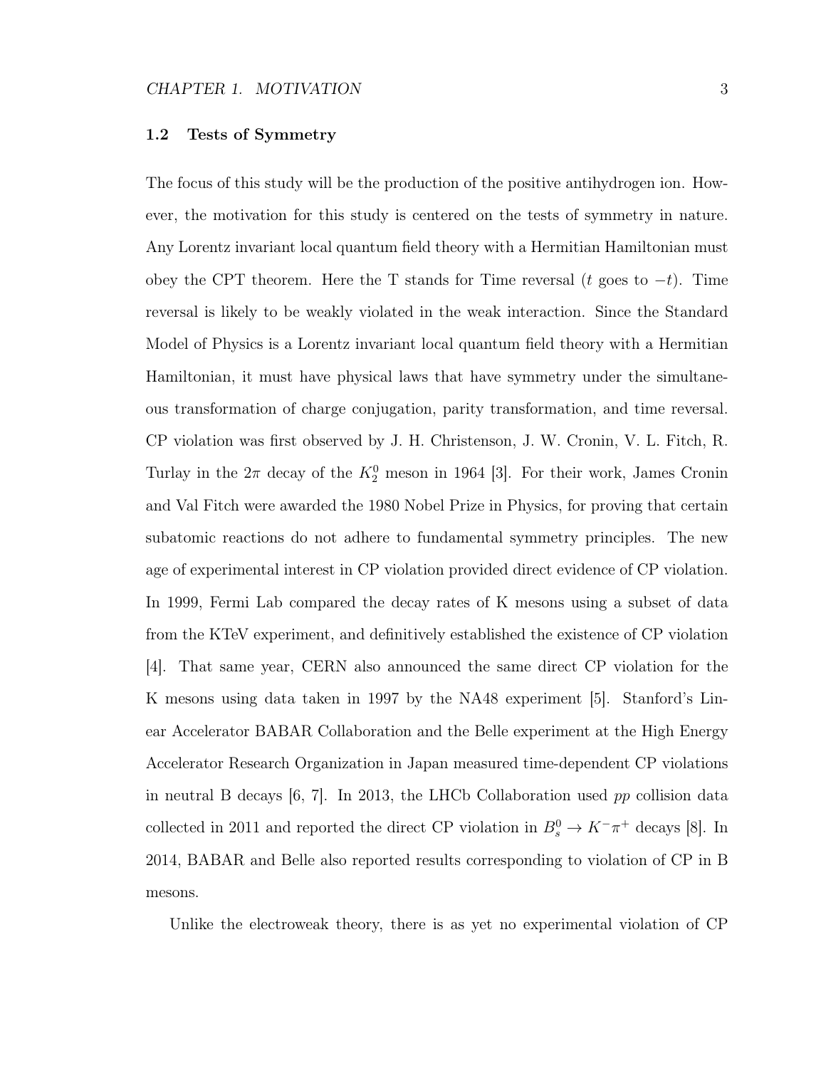## 1.2 Tests of Symmetry

The focus of this study will be the production of the positive antihydrogen ion. However, the motivation for this study is centered on the tests of symmetry in nature. Any Lorentz invariant local quantum field theory with a Hermitian Hamiltonian must obey the CPT theorem. Here the T stands for Time reversal ($t$ goes to $-t$). Time reversal is likely to be weakly violated in the weak interaction. Since the Standard Model of Physics is a Lorentz invariant local quantum field theory with a Hermitian Hamiltonian, it must have physical laws that have symmetry under the simultaneous transformation of charge conjugation, parity transformation, and time reversal. CP violation was first observed by J. H. Christenson, J. W. Cronin, V. L. Fitch, R. Turlay in the $2\pi$ decay of the $K_2^0$ meson in 1964 [3]. For their work, James Cronin and Val Fitch were awarded the 1980 Nobel Prize in Physics, for proving that certain subatomic reactions do not adhere to fundamental symmetry principles. The new age of experimental interest in CP violation provided direct evidence of CP violation. In 1999, Fermi Lab compared the decay rates of K mesons using a subset of data from the KTeV experiment, and definitively established the existence of CP violation [4]. That same year, CERN also announced the same direct CP violation for the K mesons using data taken in 1997 by the NA48 experiment [5]. Stanford's Linear Accelerator BABAR Collaboration and the Belle experiment at the High Energy Accelerator Research Organization in Japan measured time-dependent CP violations in neutral B decays [6, 7]. In 2013, the LHCb Collaboration used $pp$ collision data collected in 2011 and reported the direct CP violation in $B_s^0 \to K^-\pi^+$ decays [8]. In 2014, BABAR and Belle also reported results corresponding to violation of CP in B mesons.

Unlike the electroweak theory, there is as yet no experimental violation of CP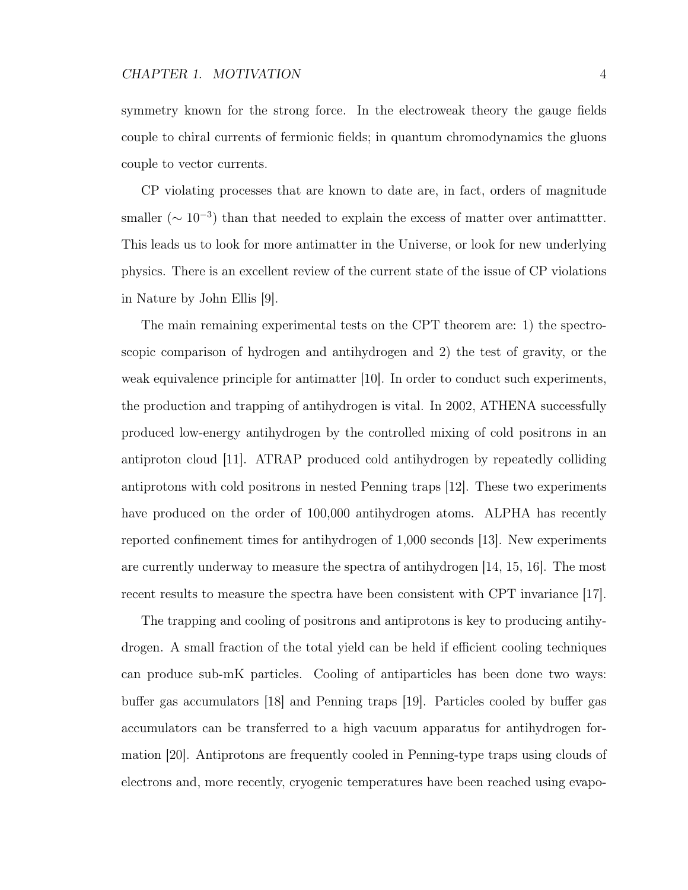symmetry known for the strong force. In the electroweak theory the gauge fields couple to chiral currents of fermionic fields; in quantum chromodynamics the gluons couple to vector currents.

CP violating processes that are known to date are, in fact, orders of magnitude smaller ($\sim 10^{-3}$) than that needed to explain the excess of matter over antimattter. This leads us to look for more antimatter in the Universe, or look for new underlying physics. There is an excellent review of the current state of the issue of CP violations in Nature by John Ellis [9].

The main remaining experimental tests on the CPT theorem are: 1) the spectroscopic comparison of hydrogen and antihydrogen and 2) the test of gravity, or the weak equivalence principle for antimatter [10]. In order to conduct such experiments, the production and trapping of antihydrogen is vital. In 2002, ATHENA successfully produced low-energy antihydrogen by the controlled mixing of cold positrons in an antiproton cloud [11]. ATRAP produced cold antihydrogen by repeatedly colliding antiprotons with cold positrons in nested Penning traps [12]. These two experiments have produced on the order of 100,000 antihydrogen atoms. ALPHA has recently reported confinement times for antihydrogen of 1,000 seconds [13]. New experiments are currently underway to measure the spectra of antihydrogen [14, 15, 16]. The most recent results to measure the spectra have been consistent with CPT invariance [17].

The trapping and cooling of positrons and antiprotons is key to producing antihydrogen. A small fraction of the total yield can be held if efficient cooling techniques can produce sub-mK particles. Cooling of antiparticles has been done two ways: buffer gas accumulators [18] and Penning traps [19]. Particles cooled by buffer gas accumulators can be transferred to a high vacuum apparatus for antihydrogen formation [20]. Antiprotons are frequently cooled in Penning-type traps using clouds of electrons and, more recently, cryogenic temperatures have been reached using evapo-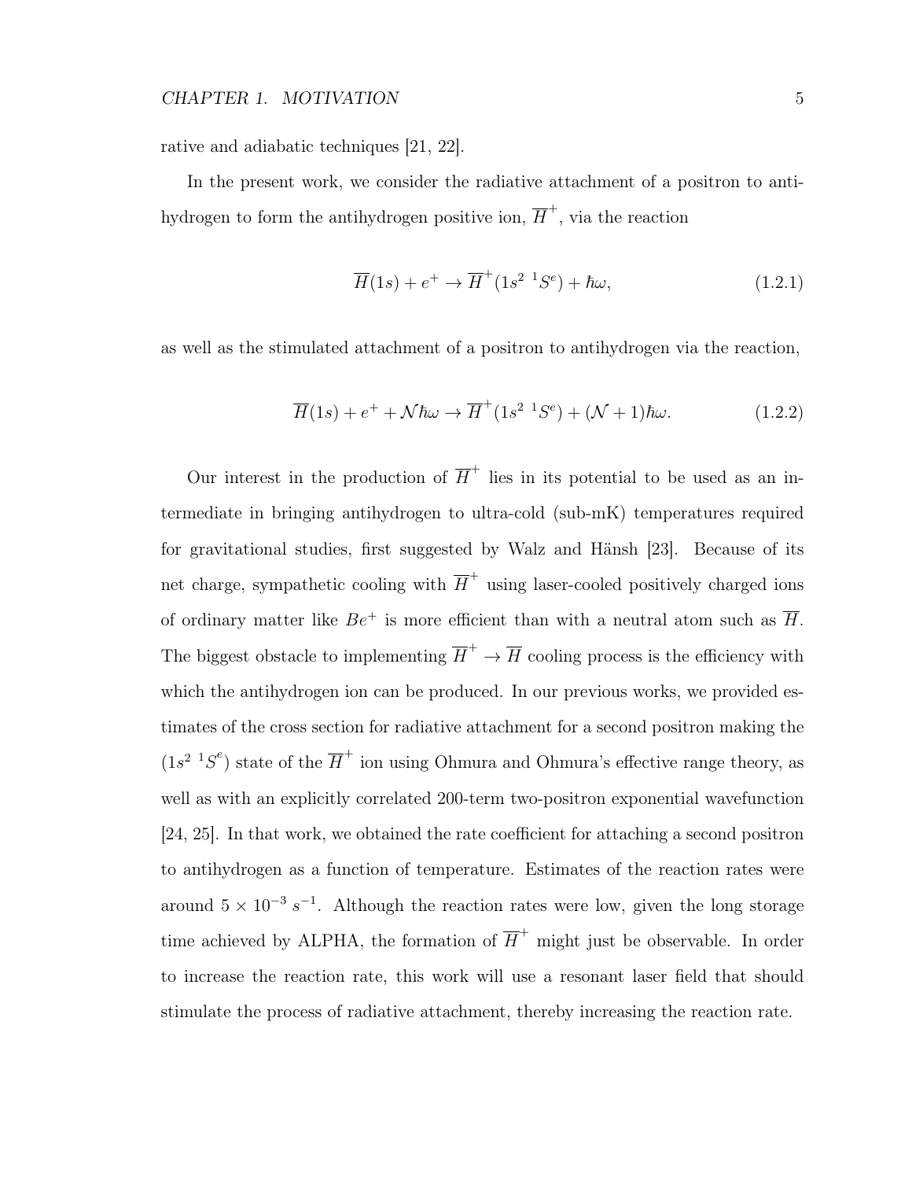rative and adiabatic techniques [21, 22].

In the present work, we consider the radiative attachment of a positron to antihydrogen to form the antihydrogen positive ion, $\overline{H}^+$, via the reaction

$$\overline{H}(1s) + e^+ \to \overline{H}^+(1s^2\ {}^1S^e) + \hbar\omega, \tag{1.2.1}$$

as well as the stimulated attachment of a positron to antihydrogen via the reaction,

$$\overline{H}(1s) + e^+ + \mathcal{N}\hbar\omega \to \overline{H}^+(1s^2\ {}^1S^e) + (\mathcal{N}+1)\hbar\omega. \tag{1.2.2}$$

Our interest in the production of $\overline{H}^+$ lies in its potential to be used as an intermediate in bringing antihydrogen to ultra-cold (sub-mK) temperatures required for gravitational studies, first suggested by Walz and Hänsh [23]. Because of its net charge, sympathetic cooling with $\overline{H}^+$ using laser-cooled positively charged ions of ordinary matter like $Be^+$ is more efficient than with a neutral atom such as $\overline{H}$. The biggest obstacle to implementing $\overline{H}^+ \to \overline{H}$ cooling process is the efficiency with which the antihydrogen ion can be produced. In our previous works, we provided estimates of the cross section for radiative attachment for a second positron making the $(1s^2\ {}^1S^e)$ state of the $\overline{H}^+$ ion using Ohmura and Ohmura's effective range theory, as well as with an explicitly correlated 200-term two-positron exponential wavefunction [24, 25]. In that work, we obtained the rate coefficient for attaching a second positron to antihydrogen as a function of temperature. Estimates of the reaction rates were around $5 \times 10^{-3}\ s^{-1}$. Although the reaction rates were low, given the long storage time achieved by ALPHA, the formation of $\overline{H}^+$ might just be observable. In order to increase the reaction rate, this work will use a resonant laser field that should stimulate the process of radiative attachment, thereby increasing the reaction rate.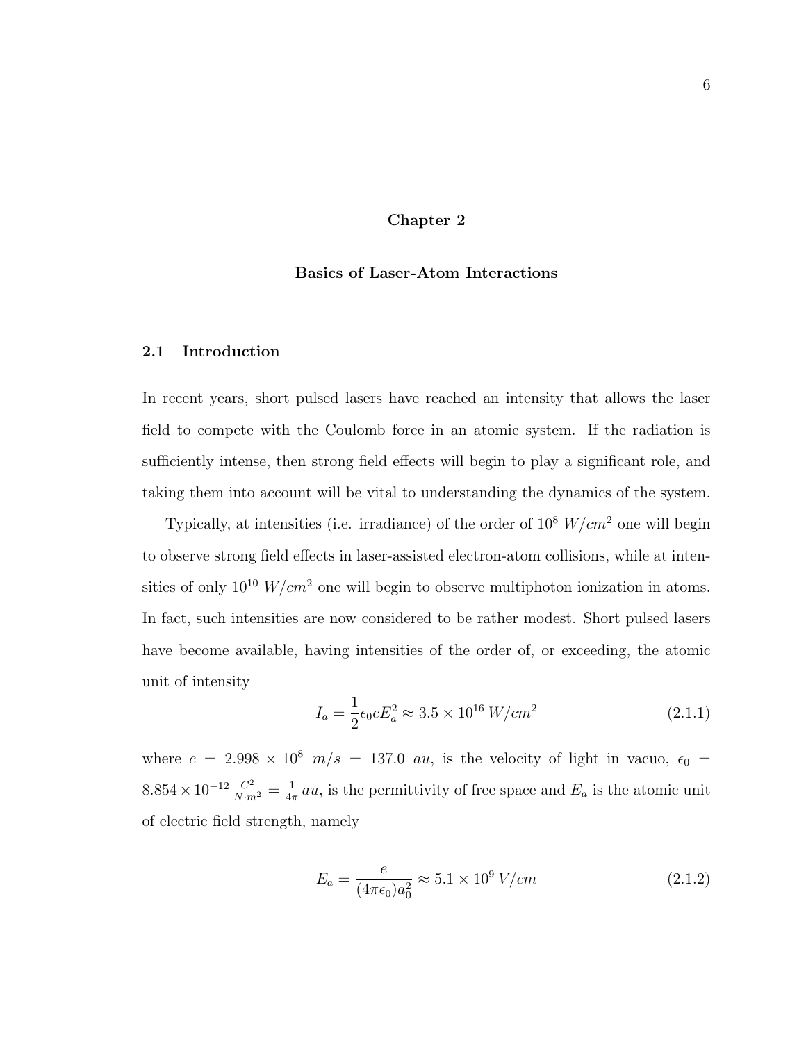# Chapter 2

# Basics of Laser-Atom Interactions

## 2.1 Introduction

In recent years, short pulsed lasers have reached an intensity that allows the laser field to compete with the Coulomb force in an atomic system. If the radiation is sufficiently intense, then strong field effects will begin to play a significant role, and taking them into account will be vital to understanding the dynamics of the system.

Typically, at intensities (i.e. irradiance) of the order of $10^8\ W/cm^2$ one will begin to observe strong field effects in laser-assisted electron-atom collisions, while at intensities of only $10^{10}\ W/cm^2$ one will begin to observe multiphoton ionization in atoms. In fact, such intensities are now considered to be rather modest. Short pulsed lasers have become available, having intensities of the order of, or exceeding, the atomic unit of intensity

$$I_a = \frac{1}{2}\epsilon_0 c E_a^2 \approx 3.5 \times 10^{16}\ W/cm^2 \tag{2.1.1}$$

where $c = 2.998 \times 10^8\ m/s = 137.0\ au$, is the velocity of light in vacuo, $\epsilon_0 = 8.854 \times 10^{-12}\ \frac{C^2}{N \cdot m^2} = \frac{1}{4\pi}\ au$, is the permittivity of free space and $E_a$ is the atomic unit of electric field strength, namely

$$E_a = \frac{e}{(4\pi\epsilon_0)a_0^2} \approx 5.1 \times 10^9\ V/cm \tag{2.1.2}$$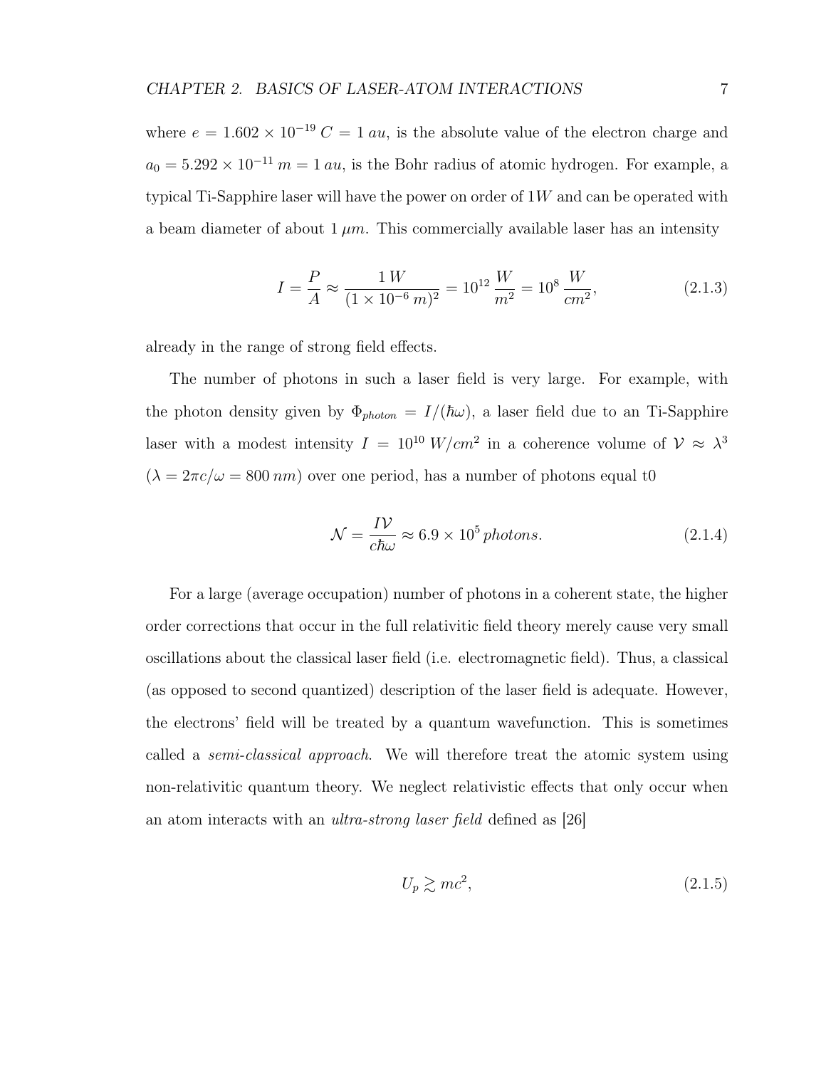where $e = 1.602 \times 10^{-19}\, C = 1\, au$, is the absolute value of the electron charge and $a_0 = 5.292 \times 10^{-11}\, m = 1\, au$, is the Bohr radius of atomic hydrogen. For example, a typical Ti-Sapphire laser will have the power on order of $1W$ and can be operated with a beam diameter of about $1\, \mu m$. This commercially available laser has an intensity

$$I = \frac{P}{A} \approx \frac{1\, W}{(1 \times 10^{-6}\, m)^2} = 10^{12}\, \frac{W}{m^2} = 10^{8}\, \frac{W}{cm^2}, \tag{2.1.3}$$

already in the range of strong field effects.

The number of photons in such a laser field is very large. For example, with the photon density given by $\Phi_{photon} = I/(\hbar\omega)$, a laser field due to an Ti-Sapphire laser with a modest intensity $I = 10^{10}\, W/cm^2$ in a coherence volume of $\mathcal{V} \approx \lambda^3$ ($\lambda = 2\pi c/\omega = 800\, nm$) over one period, has a number of photons equal t0

$$\mathcal{N} = \frac{I\mathcal{V}}{c\hbar\omega} \approx 6.9 \times 10^{5}\, photons. \tag{2.1.4}$$

For a large (average occupation) number of photons in a coherent state, the higher order corrections that occur in the full relativitic field theory merely cause very small oscillations about the classical laser field (i.e. electromagnetic field). Thus, a classical (as opposed to second quantized) description of the laser field is adequate. However, the electrons' field will be treated by a quantum wavefunction. This is sometimes called a *semi-classical approach*. We will therefore treat the atomic system using non-relativitic quantum theory. We neglect relativistic effects that only occur when an atom interacts with an *ultra-strong laser field* defined as [26]

$$U_p \gtrsim mc^2, \tag{2.1.5}$$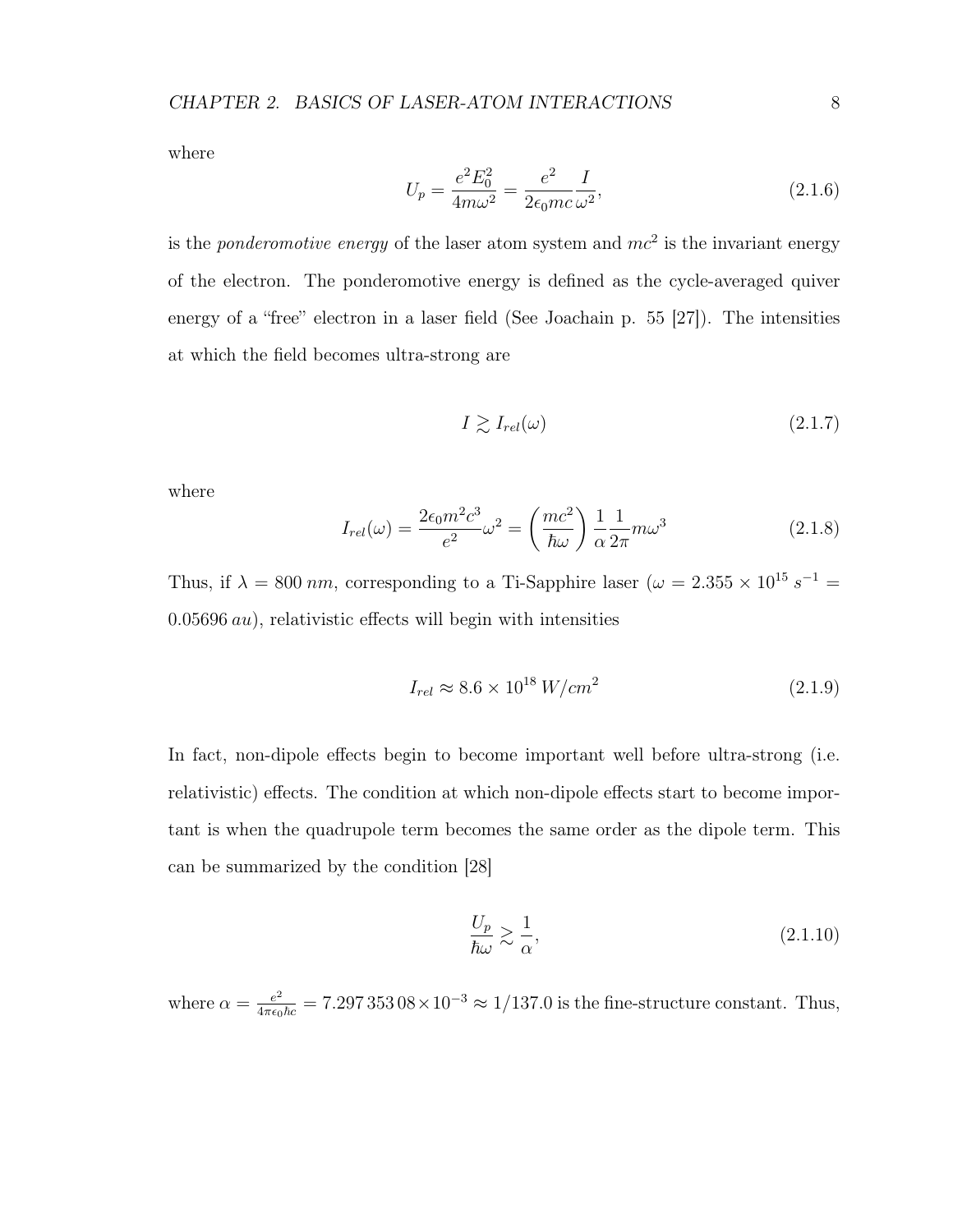where

$$
U_p = \frac{e^2 E_0^2}{4m\omega^2} = \frac{e^2}{2\epsilon_0 mc}\frac{I}{\omega^2}, \tag{2.1.6}
$$

is the *ponderomotive energy* of the laser atom system and $mc^2$ is the invariant energy of the electron. The ponderomotive energy is defined as the cycle-averaged quiver energy of a "free" electron in a laser field (See Joachain p. 55 [27]). The intensities at which the field becomes ultra-strong are

$$
I \gtrsim I_{rel}(\omega) \tag{2.1.7}
$$

where

$$
I_{rel}(\omega) = \frac{2\epsilon_0 m^2 c^3}{e^2}\omega^2 = \left(\frac{mc^2}{\hbar\omega}\right)\frac{1}{\alpha}\frac{1}{2\pi}m\omega^3 \tag{2.1.8}
$$

Thus, if $\lambda = 800\,nm$, corresponding to a Ti-Sapphire laser ($\omega = 2.355 \times 10^{15}\,s^{-1} = 0.05696\,au$), relativistic effects will begin with intensities

$$
I_{rel} \approx 8.6 \times 10^{18}\,W/cm^2 \tag{2.1.9}
$$

In fact, non-dipole effects begin to become important well before ultra-strong (i.e. relativistic) effects. The condition at which non-dipole effects start to become important is when the quadrupole term becomes the same order as the dipole term. This can be summarized by the condition [28]

$$
\frac{U_p}{\hbar\omega} \gtrsim \frac{1}{\alpha}, \tag{2.1.10}
$$

where $\alpha = \frac{e^2}{4\pi\epsilon_0\hbar c} = 7.297\,353\,08 \times 10^{-3} \approx 1/137.0$ is the fine-structure constant. Thus,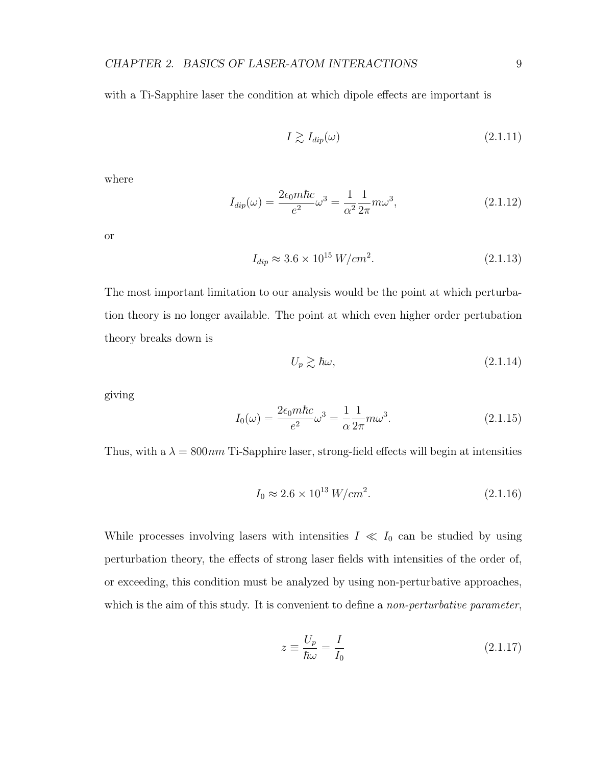with a Ti-Sapphire laser the condition at which dipole effects are important is

$$I \gtrsim I_{dip}(\omega) \tag{2.1.11}$$

where

$$I_{dip}(\omega) = \frac{2\epsilon_0 m\hbar c}{e^2}\omega^3 = \frac{1}{\alpha^2}\frac{1}{2\pi}m\omega^3, \tag{2.1.12}$$

or

$$I_{dip} \approx 3.6 \times 10^{15}\, W/cm^2. \tag{2.1.13}$$

The most important limitation to our analysis would be the point at which perturbation theory is no longer available. The point at which even higher order pertubation theory breaks down is

$$U_p \gtrsim \hbar\omega, \tag{2.1.14}$$

giving

$$I_0(\omega) = \frac{2\epsilon_0 m\hbar c}{e^2}\omega^3 = \frac{1}{\alpha}\frac{1}{2\pi}m\omega^3. \tag{2.1.15}$$

Thus, with a $\lambda = 800nm$ Ti-Sapphire laser, strong-field effects will begin at intensities

$$I_0 \approx 2.6 \times 10^{13}\, W/cm^2. \tag{2.1.16}$$

While processes involving lasers with intensities $I \ll I_0$ can be studied by using perturbation theory, the effects of strong laser fields with intensities of the order of, or exceeding, this condition must be analyzed by using non-perturbative approaches, which is the aim of this study. It is convenient to define a *non-perturbative parameter*,

$$z \equiv \frac{U_p}{\hbar\omega} = \frac{I}{I_0} \tag{2.1.17}$$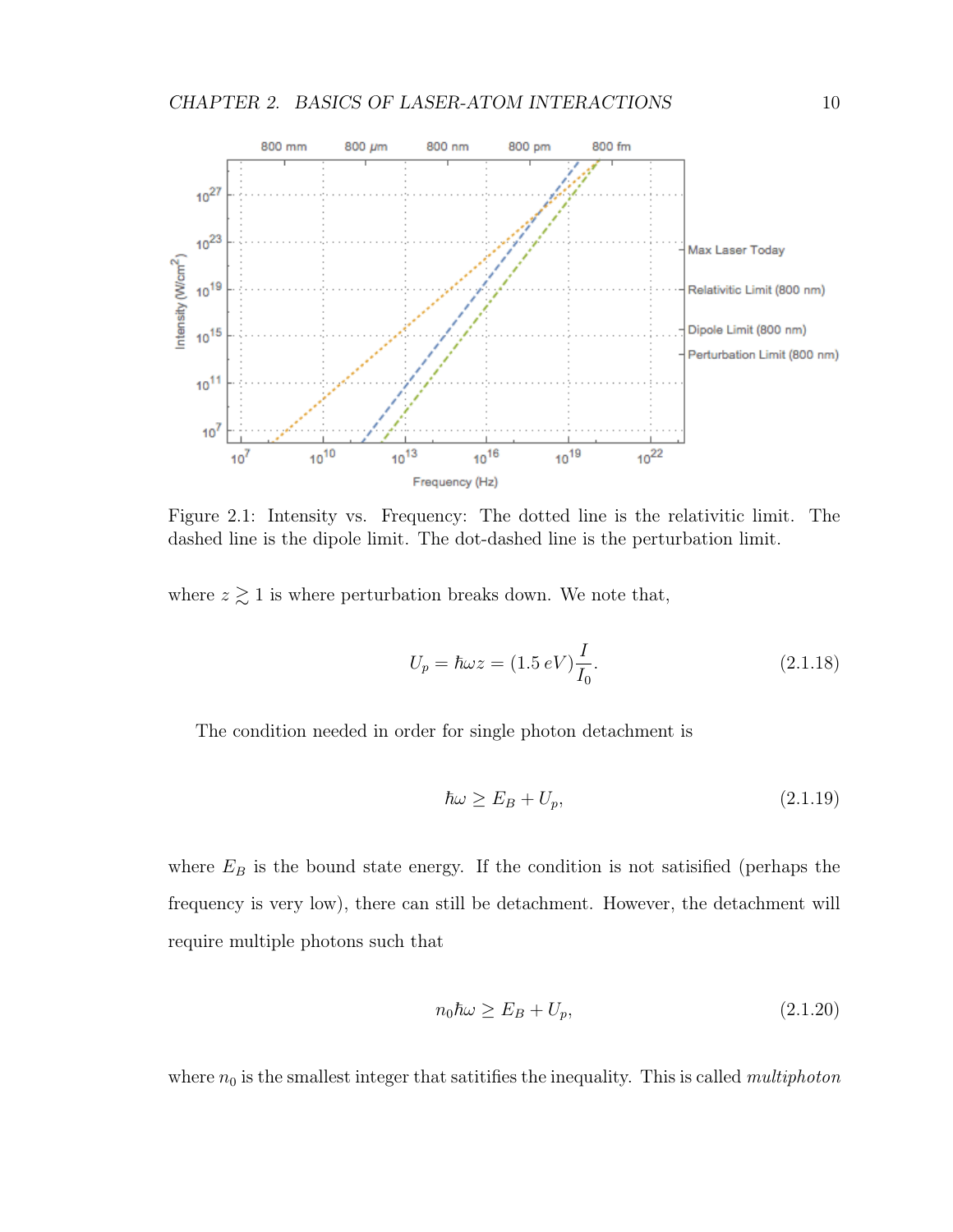Figure 2.1: Intensity vs. Frequency: The dotted line is the relativitic limit. The dashed line is the dipole limit. The dot-dashed line is the perturbation limit.

where $z \gtrsim 1$ is where perturbation breaks down. We note that,

$$U_p = \hbar\omega z = (1.5\, eV)\frac{I}{I_0}. \tag{2.1.18}$$

The condition needed in order for single photon detachment is

$$\hbar\omega \geq E_B + U_p, \tag{2.1.19}$$

where $E_B$ is the bound state energy. If the condition is not satisified (perhaps the frequency is very low), there can still be detachment. However, the detachment will require multiple photons such that

$$n_0\hbar\omega \geq E_B + U_p, \tag{2.1.20}$$

where $n_0$ is the smallest integer that satitifies the inequality. This is called *multiphoton*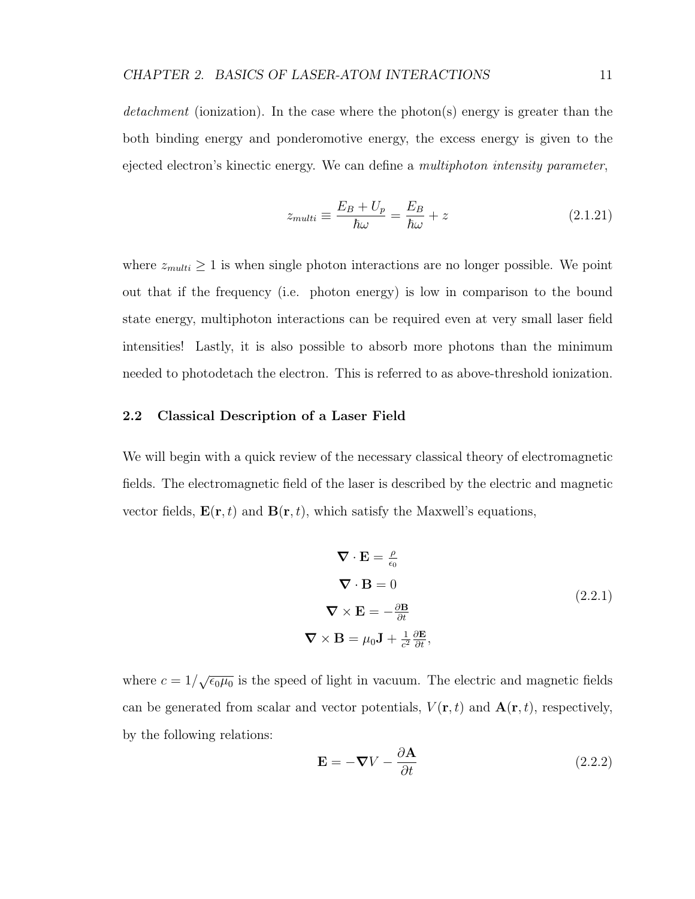*detachment* (ionization). In the case where the photon(s) energy is greater than the both binding energy and ponderomotive energy, the excess energy is given to the ejected electron's kinectic energy. We can define a *multiphoton intensity parameter*,

$$z_{multi} \equiv \frac{E_B + U_p}{\hbar\omega} = \frac{E_B}{\hbar\omega} + z \tag{2.1.21}$$

where $z_{multi} \geq 1$ is when single photon interactions are no longer possible. We point out that if the frequency (i.e. photon energy) is low in comparison to the bound state energy, multiphoton interactions can be required even at very small laser field intensities! Lastly, it is also possible to absorb more photons than the minimum needed to photodetach the electron. This is referred to as above-threshold ionization.

## 2.2 Classical Description of a Laser Field

We will begin with a quick review of the necessary classical theory of electromagnetic fields. The electromagnetic field of the laser is described by the electric and magnetic vector fields, $\mathbf{E}(\mathbf{r}, t)$ and $\mathbf{B}(\mathbf{r}, t)$, which satisfy the Maxwell's equations,

$$\begin{aligned}
\boldsymbol{\nabla} \cdot \mathbf{E} &= \tfrac{\rho}{\epsilon_0} \\
\boldsymbol{\nabla} \cdot \mathbf{B} &= 0 \\
\boldsymbol{\nabla} \times \mathbf{E} &= -\tfrac{\partial \mathbf{B}}{\partial t} \\
\boldsymbol{\nabla} \times \mathbf{B} &= \mu_0 \mathbf{J} + \tfrac{1}{c^2}\tfrac{\partial \mathbf{E}}{\partial t},
\end{aligned} \tag{2.2.1}$$

where $c = 1/\sqrt{\epsilon_0 \mu_0}$ is the speed of light in vacuum. The electric and magnetic fields can be generated from scalar and vector potentials, $V(\mathbf{r}, t)$ and $\mathbf{A}(\mathbf{r}, t)$, respectively, by the following relations:

$$\mathbf{E} = -\boldsymbol{\nabla} V - \frac{\partial \mathbf{A}}{\partial t} \tag{2.2.2}$$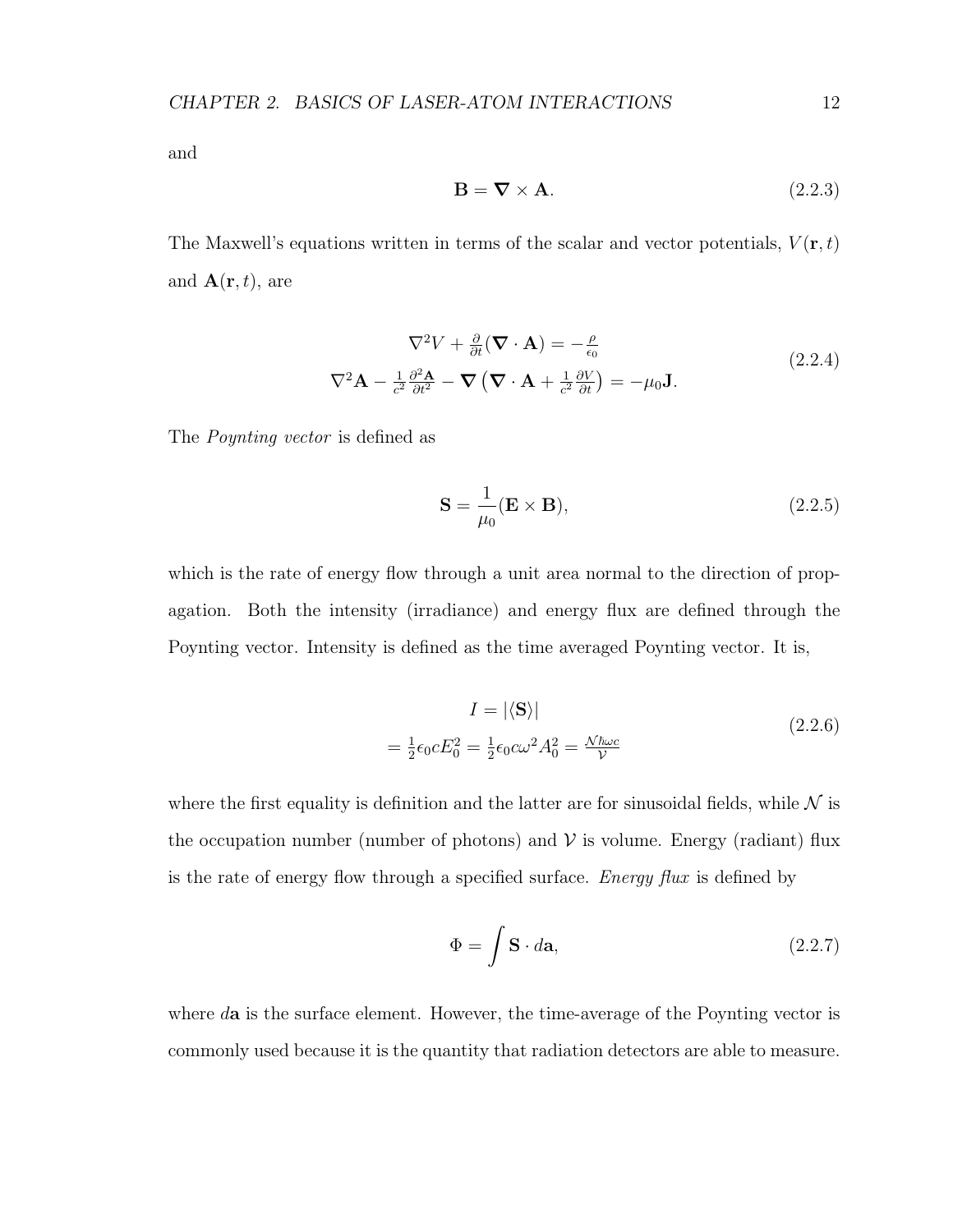and

$$\mathbf{B} = \boldsymbol{\nabla} \times \mathbf{A}. \tag{2.2.3}$$

The Maxwell's equations written in terms of the scalar and vector potentials, $V(\mathbf{r}, t)$ and $\mathbf{A}(\mathbf{r}, t)$, are

$$\begin{aligned} \nabla^2 V + \tfrac{\partial}{\partial t}(\boldsymbol{\nabla} \cdot \mathbf{A}) &= -\tfrac{\rho}{\epsilon_0} \\ \nabla^2 \mathbf{A} - \tfrac{1}{c^2}\tfrac{\partial^2 \mathbf{A}}{\partial t^2} - \boldsymbol{\nabla}\left(\boldsymbol{\nabla} \cdot \mathbf{A} + \tfrac{1}{c^2}\tfrac{\partial V}{\partial t}\right) &= -\mu_0 \mathbf{J}. \end{aligned} \tag{2.2.4}$$

The *Poynting vector* is defined as

$$\mathbf{S} = \frac{1}{\mu_0}(\mathbf{E} \times \mathbf{B}), \tag{2.2.5}$$

which is the rate of energy flow through a unit area normal to the direction of propagation. Both the intensity (irradiance) and energy flux are defined through the Poynting vector. Intensity is defined as the time averaged Poynting vector. It is,

$$\begin{aligned} I &= |\langle \mathbf{S} \rangle| \\ &= \tfrac{1}{2}\epsilon_0 c E_0^2 = \tfrac{1}{2}\epsilon_0 c \omega^2 A_0^2 = \tfrac{\mathcal{N}\hbar\omega c}{\mathcal{V}} \end{aligned} \tag{2.2.6}$$

where the first equality is definition and the latter are for sinusoidal fields, while $\mathcal{N}$ is the occupation number (number of photons) and $\mathcal{V}$ is volume. Energy (radiant) flux is the rate of energy flow through a specified surface. *Energy flux* is defined by

$$\Phi = \int \mathbf{S} \cdot d\mathbf{a}, \tag{2.2.7}$$

where $d\mathbf{a}$ is the surface element. However, the time-average of the Poynting vector is commonly used because it is the quantity that radiation detectors are able to measure.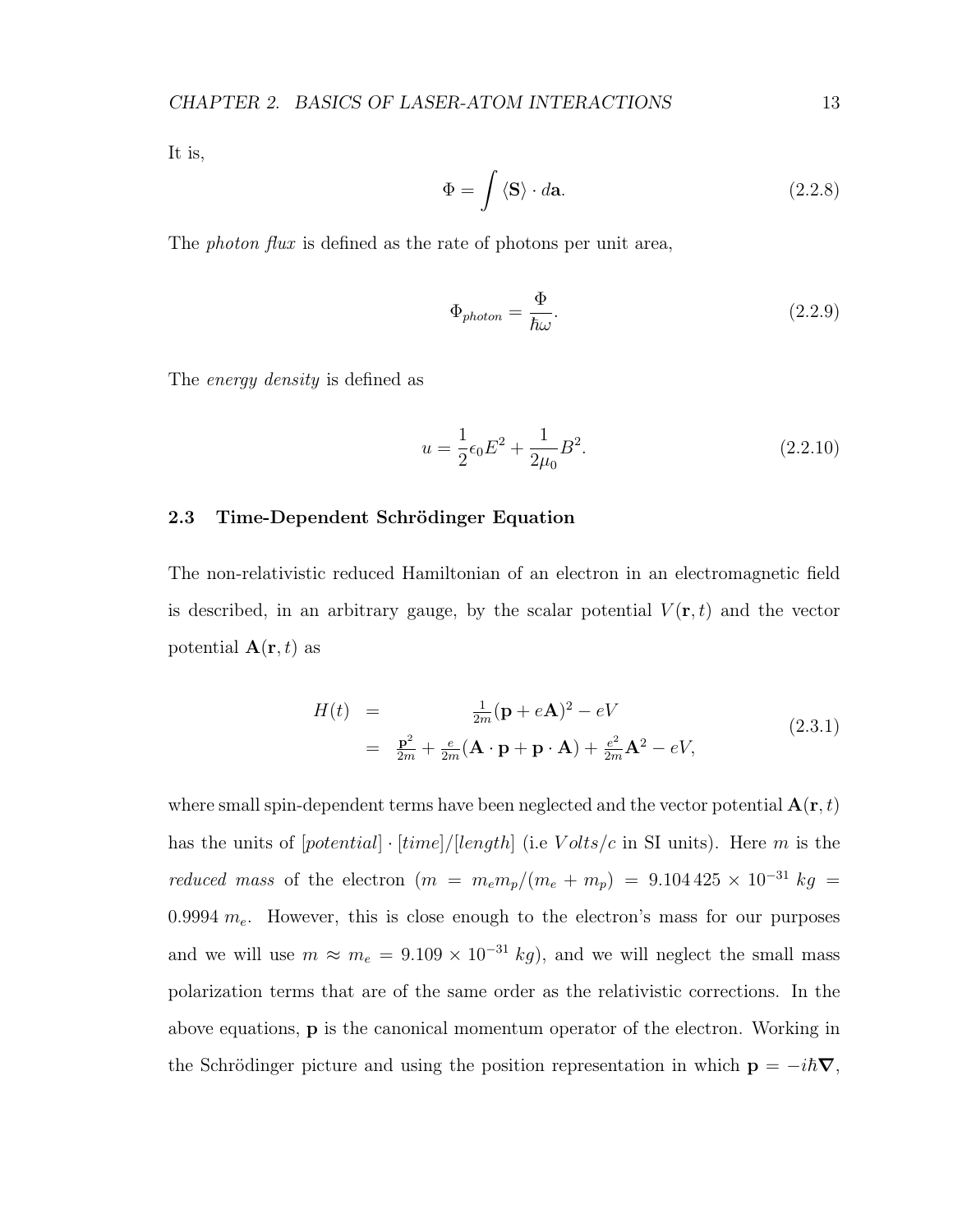It is,

$$\Phi = \int \langle \mathbf{S} \rangle \cdot d\mathbf{a}. \tag{2.2.8}$$

The *photon flux* is defined as the rate of photons per unit area,

$$\Phi_{photon} = \frac{\Phi}{\hbar\omega}. \tag{2.2.9}$$

The *energy density* is defined as

$$u = \frac{1}{2}\epsilon_0 E^2 + \frac{1}{2\mu_0} B^2. \tag{2.2.10}$$

## 2.3 Time-Dependent Schrödinger Equation

The non-relativistic reduced Hamiltonian of an electron in an electromagnetic field is described, in an arbitrary gauge, by the scalar potential $V(\mathbf{r}, t)$ and the vector potential $\mathbf{A}(\mathbf{r}, t)$ as

$$\begin{aligned} H(t) &= \frac{1}{2m}(\mathbf{p} + e\mathbf{A})^2 - eV \\ &= \frac{\mathbf{p}^2}{2m} + \frac{e}{2m}(\mathbf{A} \cdot \mathbf{p} + \mathbf{p} \cdot \mathbf{A}) + \frac{e^2}{2m}\mathbf{A}^2 - eV, \end{aligned} \tag{2.3.1}$$

where small spin-dependent terms have been neglected and the vector potential $\mathbf{A}(\mathbf{r}, t)$ has the units of $[potential] \cdot [time]/[length]$ (i.e $Volts/c$ in SI units). Here $m$ is the *reduced mass* of the electron ($m = m_e m_p/(m_e + m_p) = 9.104\,425 \times 10^{-31}\ kg = 0.9994\ m_e$. However, this is close enough to the electron's mass for our purposes and we will use $m \approx m_e = 9.109 \times 10^{-31}\ kg$), and we will neglect the small mass polarization terms that are of the same order as the relativistic corrections. In the above equations, $\mathbf{p}$ is the canonical momentum operator of the electron. Working in the Schrödinger picture and using the position representation in which $\mathbf{p} = -i\hbar\boldsymbol{\nabla}$,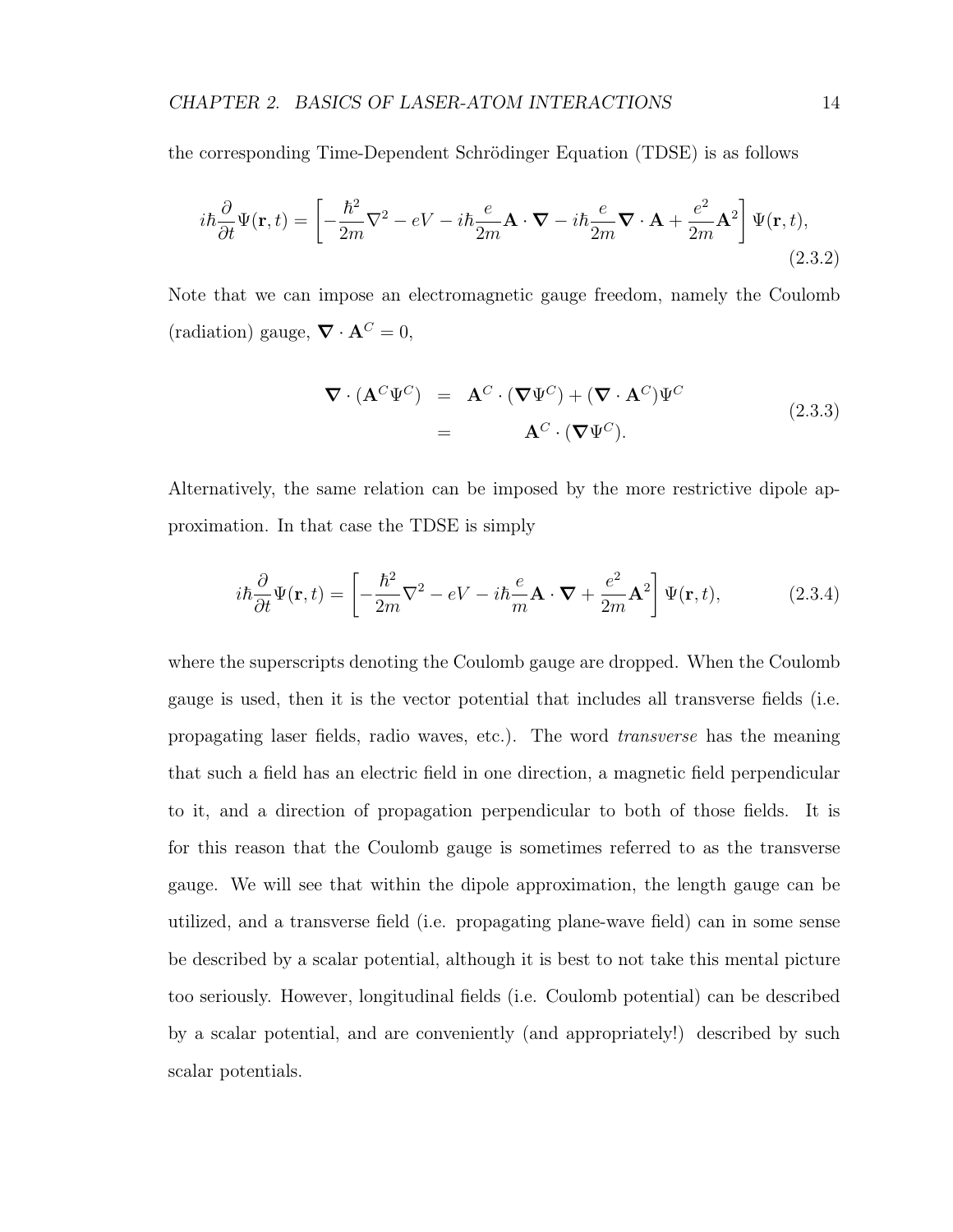the corresponding Time-Dependent Schrödinger Equation (TDSE) is as follows

$$i\hbar\frac{\partial}{\partial t}\Psi(\mathbf{r},t) = \left[-\frac{\hbar^2}{2m}\nabla^2 - eV - i\hbar\frac{e}{2m}\mathbf{A}\cdot\boldsymbol{\nabla} - i\hbar\frac{e}{2m}\boldsymbol{\nabla}\cdot\mathbf{A} + \frac{e^2}{2m}\mathbf{A}^2\right]\Psi(\mathbf{r},t), \tag{2.3.2}$$

Note that we can impose an electromagnetic gauge freedom, namely the Coulomb (radiation) gauge, $\boldsymbol{\nabla}\cdot\mathbf{A}^C = 0$,

$$\begin{aligned} \boldsymbol{\nabla}\cdot(\mathbf{A}^C\Psi^C) &= \mathbf{A}^C\cdot(\boldsymbol{\nabla}\Psi^C) + (\boldsymbol{\nabla}\cdot\mathbf{A}^C)\Psi^C \\ &= \mathbf{A}^C\cdot(\boldsymbol{\nabla}\Psi^C). \end{aligned} \tag{2.3.3}$$

Alternatively, the same relation can be imposed by the more restrictive dipole approximation. In that case the TDSE is simply

$$i\hbar\frac{\partial}{\partial t}\Psi(\mathbf{r},t) = \left[-\frac{\hbar^2}{2m}\nabla^2 - eV - i\hbar\frac{e}{m}\mathbf{A}\cdot\boldsymbol{\nabla} + \frac{e^2}{2m}\mathbf{A}^2\right]\Psi(\mathbf{r},t), \tag{2.3.4}$$

where the superscripts denoting the Coulomb gauge are dropped. When the Coulomb gauge is used, then it is the vector potential that includes all transverse fields (i.e. propagating laser fields, radio waves, etc.). The word *transverse* has the meaning that such a field has an electric field in one direction, a magnetic field perpendicular to it, and a direction of propagation perpendicular to both of those fields. It is for this reason that the Coulomb gauge is sometimes referred to as the transverse gauge. We will see that within the dipole approximation, the length gauge can be utilized, and a transverse field (i.e. propagating plane-wave field) can in some sense be described by a scalar potential, although it is best to not take this mental picture too seriously. However, longitudinal fields (i.e. Coulomb potential) can be described by a scalar potential, and are conveniently (and appropriately!) described by such scalar potentials.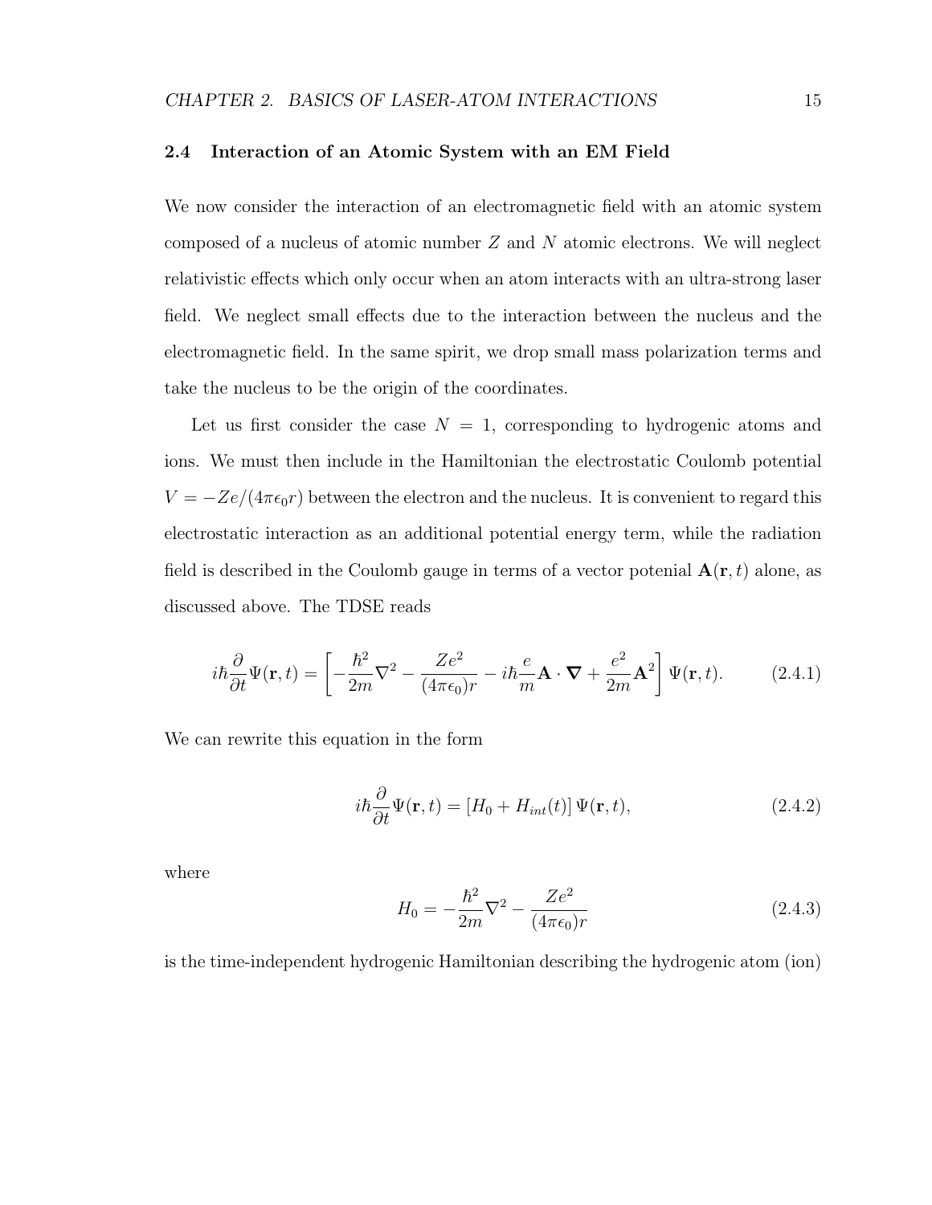## 2.4 Interaction of an Atomic System with an EM Field

We now consider the interaction of an electromagnetic field with an atomic system composed of a nucleus of atomic number $Z$ and $N$ atomic electrons. We will neglect relativistic effects which only occur when an atom interacts with an ultra-strong laser field. We neglect small effects due to the interaction between the nucleus and the electromagnetic field. In the same spirit, we drop small mass polarization terms and take the nucleus to be the origin of the coordinates.

Let us first consider the case $N = 1$, corresponding to hydrogenic atoms and ions. We must then include in the Hamiltonian the electrostatic Coulomb potential $V = -Ze/(4\pi\epsilon_0 r)$ between the electron and the nucleus. It is convenient to regard this electrostatic interaction as an additional potential energy term, while the radiation field is described in the Coulomb gauge in terms of a vector potenial $\mathbf{A}(\mathbf{r}, t)$ alone, as discussed above. The TDSE reads

$$i\hbar\frac{\partial}{\partial t}\Psi(\mathbf{r}, t) = \left[-\frac{\hbar^2}{2m}\nabla^2 - \frac{Ze^2}{(4\pi\epsilon_0)r} - i\hbar\frac{e}{m}\mathbf{A}\cdot\boldsymbol{\nabla} + \frac{e^2}{2m}\mathbf{A}^2\right]\Psi(\mathbf{r}, t). \tag{2.4.1}$$

We can rewrite this equation in the form

$$i\hbar\frac{\partial}{\partial t}\Psi(\mathbf{r}, t) = \left[H_0 + H_{int}(t)\right]\Psi(\mathbf{r}, t), \tag{2.4.2}$$

where

$$H_0 = -\frac{\hbar^2}{2m}\nabla^2 - \frac{Ze^2}{(4\pi\epsilon_0)r} \tag{2.4.3}$$

is the time-independent hydrogenic Hamiltonian describing the hydrogenic atom (ion)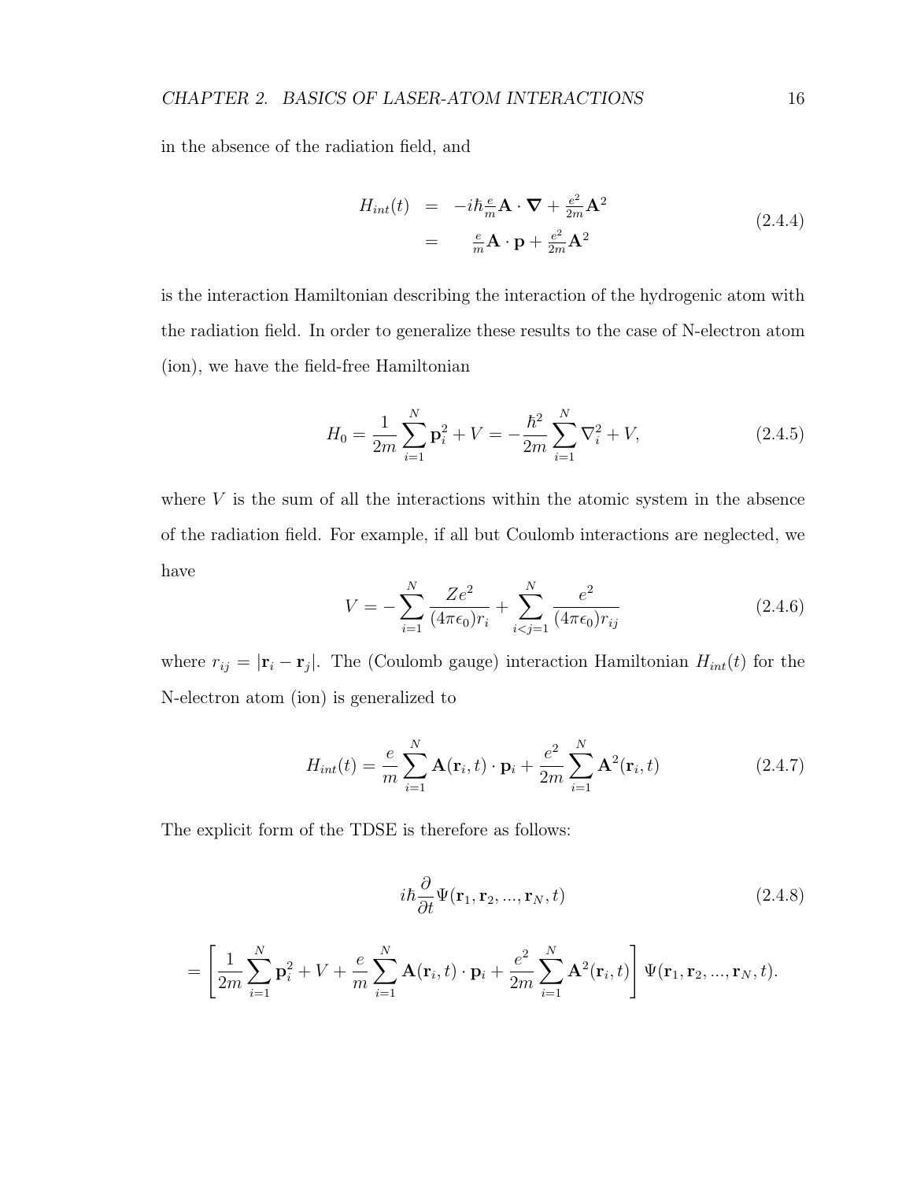in the absence of the radiation field, and

$$
\begin{aligned}
H_{int}(t) &= -i\hbar \tfrac{e}{m}\mathbf{A}\cdot\boldsymbol{\nabla} + \tfrac{e^2}{2m}\mathbf{A}^2 \\
&= \quad \tfrac{e}{m}\mathbf{A}\cdot\mathbf{p} + \tfrac{e^2}{2m}\mathbf{A}^2
\end{aligned}
\tag{2.4.4}
$$

is the interaction Hamiltonian describing the interaction of the hydrogenic atom with the radiation field. In order to generalize these results to the case of N-electron atom (ion), we have the field-free Hamiltonian

$$
H_0 = \frac{1}{2m}\sum_{i=1}^{N}\mathbf{p}_i^2 + V = -\frac{\hbar^2}{2m}\sum_{i=1}^{N}\nabla_i^2 + V, \tag{2.4.5}
$$

where $V$ is the sum of all the interactions within the atomic system in the absence of the radiation field. For example, if all but Coulomb interactions are neglected, we have

$$
V = -\sum_{i=1}^{N}\frac{Ze^2}{(4\pi\epsilon_0)r_i} + \sum_{i<j=1}^{N}\frac{e^2}{(4\pi\epsilon_0)r_{ij}} \tag{2.4.6}
$$

where $r_{ij} = |\mathbf{r}_i - \mathbf{r}_j|$. The (Coulomb gauge) interaction Hamiltonian $H_{int}(t)$ for the N-electron atom (ion) is generalized to

$$
H_{int}(t) = \frac{e}{m}\sum_{i=1}^{N}\mathbf{A}(\mathbf{r}_i,t)\cdot\mathbf{p}_i + \frac{e^2}{2m}\sum_{i=1}^{N}\mathbf{A}^2(\mathbf{r}_i,t) \tag{2.4.7}
$$

The explicit form of the TDSE is therefore as follows:

$$
i\hbar\frac{\partial}{\partial t}\Psi(\mathbf{r}_1,\mathbf{r}_2,...,\mathbf{r}_N,t) \tag{2.4.8}
$$

$$
= \left[\frac{1}{2m}\sum_{i=1}^{N}\mathbf{p}_i^2 + V + \frac{e}{m}\sum_{i=1}^{N}\mathbf{A}(\mathbf{r}_i,t)\cdot\mathbf{p}_i + \frac{e^2}{2m}\sum_{i=1}^{N}\mathbf{A}^2(\mathbf{r}_i,t)\right]\Psi(\mathbf{r}_1,\mathbf{r}_2,...,\mathbf{r}_N,t).
$$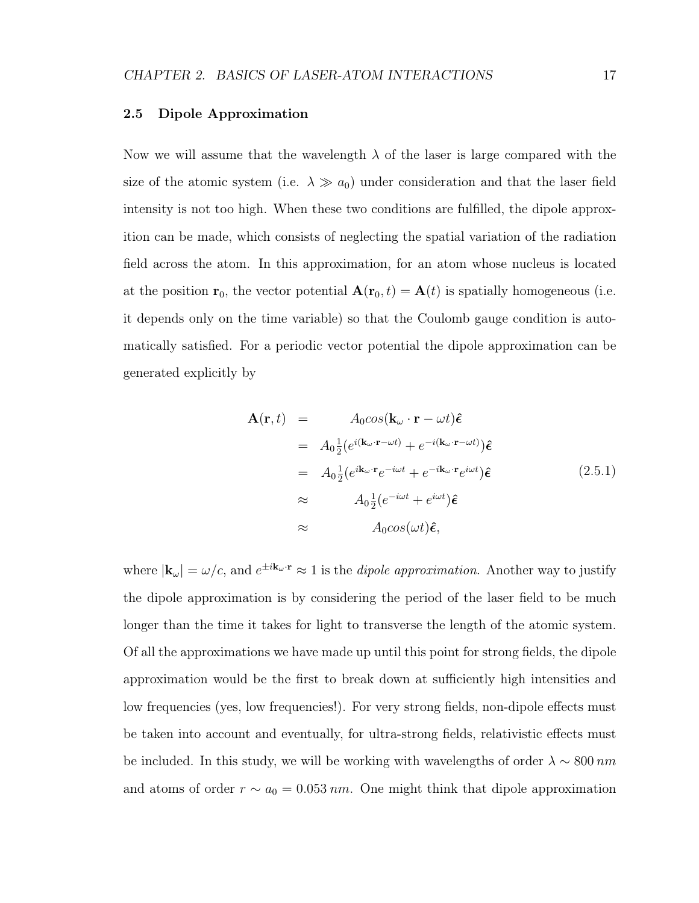## 2.5 Dipole Approximation

Now we will assume that the wavelength $\lambda$ of the laser is large compared with the size of the atomic system (i.e. $\lambda \gg a_0$) under consideration and that the laser field intensity is not too high. When these two conditions are fulfilled, the dipole approximation can be made, which consists of neglecting the spatial variation of the radiation field across the atom. In this approximation, for an atom whose nucleus is located at the position $\mathbf{r}_0$, the vector potential $\mathbf{A}(\mathbf{r}_0, t) = \mathbf{A}(t)$ is spatially homogeneous (i.e. it depends only on the time variable) so that the Coulomb gauge condition is automatically satisfied. For a periodic vector potential the dipole approximation can be generated explicitly by

$$
\begin{aligned}
\mathbf{A}(\mathbf{r}, t) &= A_0 cos(\mathbf{k}_\omega \cdot \mathbf{r} - \omega t)\hat{\boldsymbol{\epsilon}} \\
&= A_0 \tfrac{1}{2}(e^{i(\mathbf{k}_\omega \cdot \mathbf{r} - \omega t)} + e^{-i(\mathbf{k}_\omega \cdot \mathbf{r} - \omega t)})\hat{\boldsymbol{\epsilon}} \\
&= A_0 \tfrac{1}{2}(e^{i\mathbf{k}_\omega \cdot \mathbf{r}} e^{-i\omega t} + e^{-i\mathbf{k}_\omega \cdot \mathbf{r}} e^{i\omega t})\hat{\boldsymbol{\epsilon}} \\
&\approx A_0 \tfrac{1}{2}(e^{-i\omega t} + e^{i\omega t})\hat{\boldsymbol{\epsilon}} \\
&\approx A_0 cos(\omega t)\hat{\boldsymbol{\epsilon}},
\end{aligned}
\tag{2.5.1}
$$

where $|\mathbf{k}_\omega| = \omega/c$, and $e^{\pm i\mathbf{k}_\omega \cdot \mathbf{r}} \approx 1$ is the *dipole approximation*. Another way to justify the dipole approximation is by considering the period of the laser field to be much longer than the time it takes for light to transverse the length of the atomic system. Of all the approximations we have made up until this point for strong fields, the dipole approximation would be the first to break down at sufficiently high intensities and low frequencies (yes, low frequencies!). For very strong fields, non-dipole effects must be taken into account and eventually, for ultra-strong fields, relativistic effects must be included. In this study, we will be working with wavelengths of order $\lambda \sim 800\, nm$ and atoms of order $r \sim a_0 = 0.053\, nm$. One might think that dipole approximation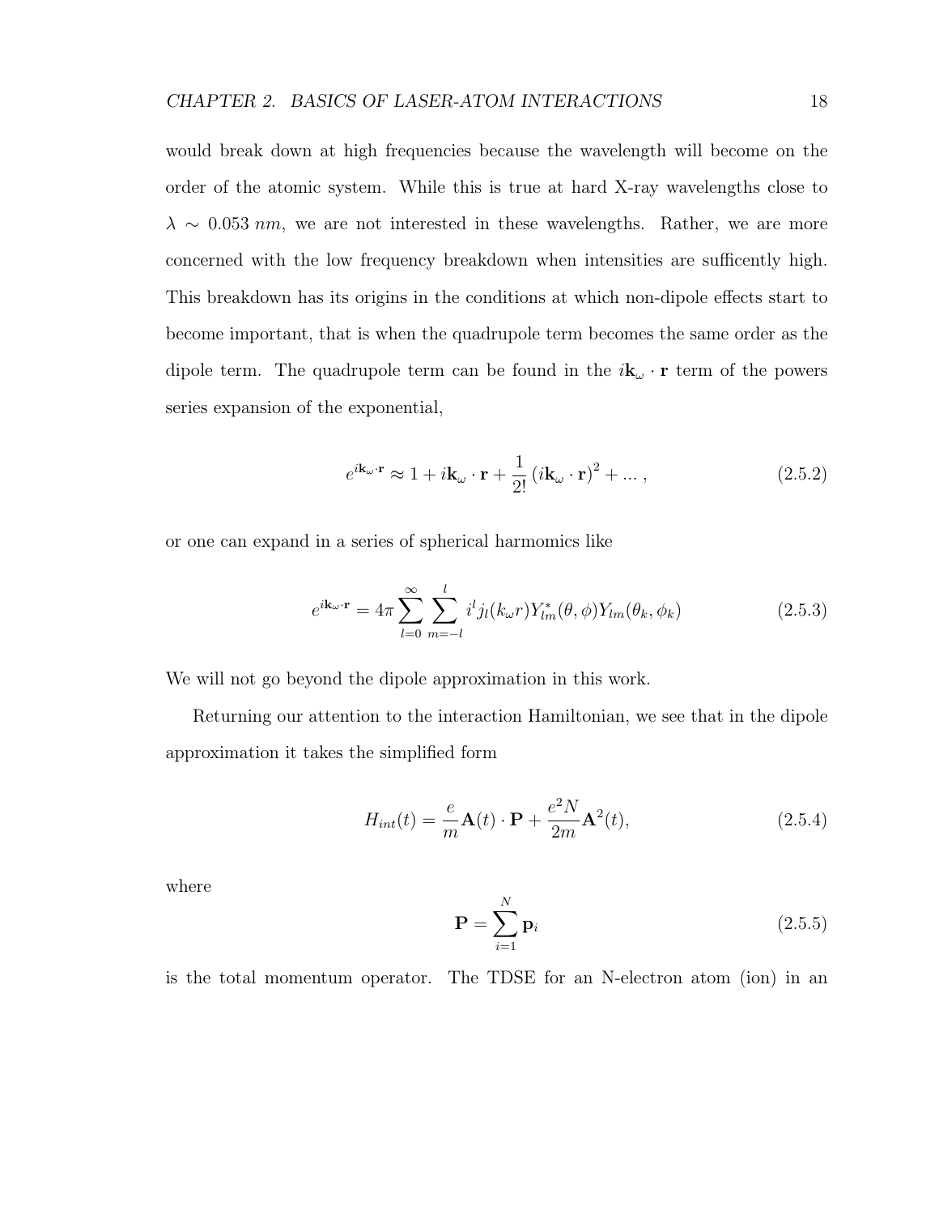would break down at high frequencies because the wavelength will become on the order of the atomic system. While this is true at hard X-ray wavelengths close to $\lambda \sim 0.053\, nm$, we are not interested in these wavelengths. Rather, we are more concerned with the low frequency breakdown when intensities are sufficently high. This breakdown has its origins in the conditions at which non-dipole effects start to become important, that is when the quadrupole term becomes the same order as the dipole term. The quadrupole term can be found in the $i\mathbf{k}_\omega \cdot \mathbf{r}$ term of the powers series expansion of the exponential,

$$e^{i\mathbf{k}_\omega \cdot \mathbf{r}} \approx 1 + i\mathbf{k}_\omega \cdot \mathbf{r} + \frac{1}{2!}\left(i\mathbf{k}_\omega \cdot \mathbf{r}\right)^2 + ... \, , \tag{2.5.2}$$

or one can expand in a series of spherical harmomics like

$$e^{i\mathbf{k}_\omega \cdot \mathbf{r}} = 4\pi \sum_{l=0}^{\infty} \sum_{m=-l}^{l} i^l j_l(k_\omega r) Y^*_{lm}(\theta, \phi) Y_{lm}(\theta_k, \phi_k) \tag{2.5.3}$$

We will not go beyond the dipole approximation in this work.

Returning our attention to the interaction Hamiltonian, we see that in the dipole approximation it takes the simplified form

$$H_{int}(t) = \frac{e}{m}\mathbf{A}(t) \cdot \mathbf{P} + \frac{e^2 N}{2m}\mathbf{A}^2(t), \tag{2.5.4}$$

where

$$\mathbf{P} = \sum_{i=1}^{N} \mathbf{p}_i \tag{2.5.5}$$

is the total momentum operator. The TDSE for an N-electron atom (ion) in an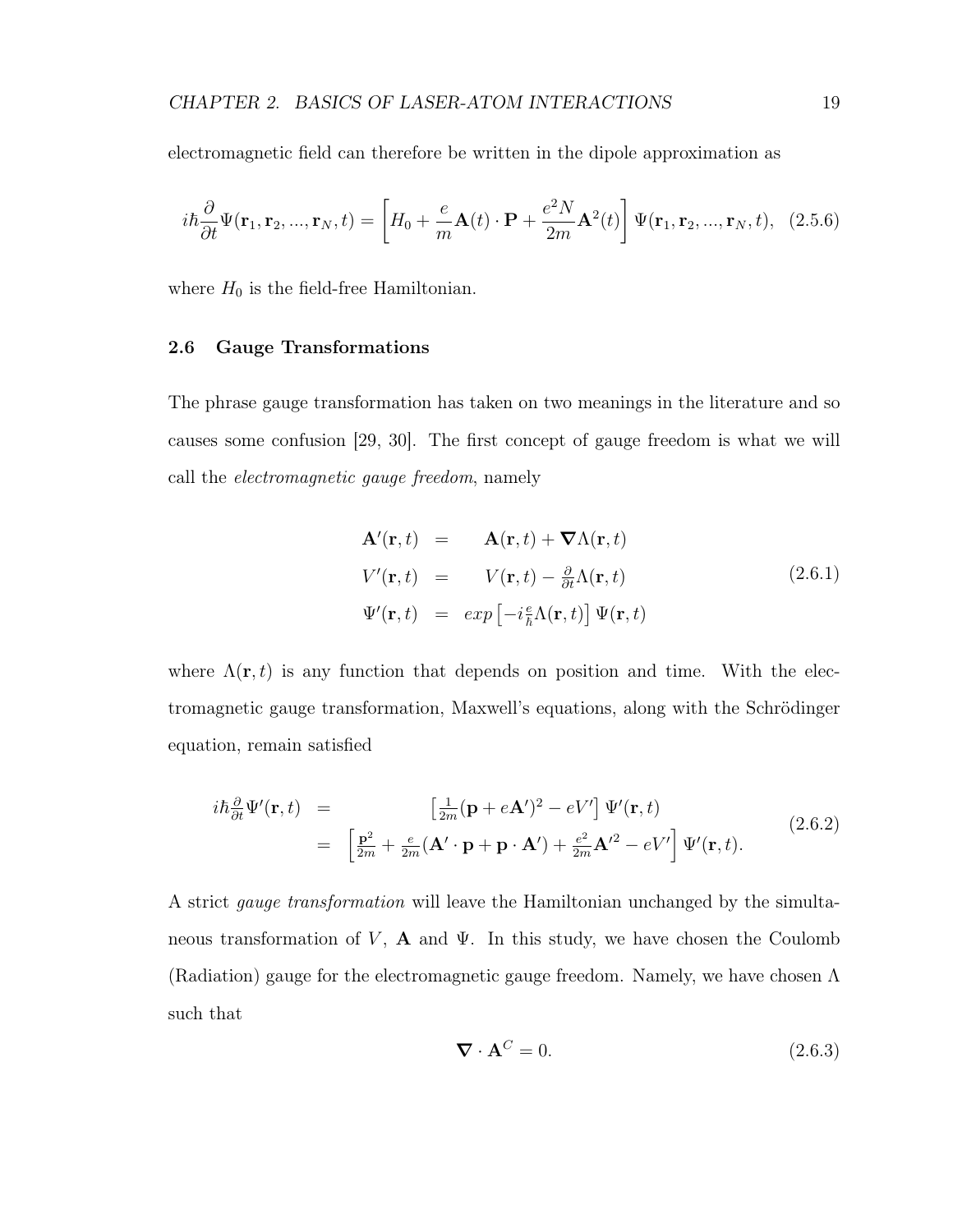electromagnetic field can therefore be written in the dipole approximation as

$$i\hbar\frac{\partial}{\partial t}\Psi(\mathbf{r}_1, \mathbf{r}_2, ..., \mathbf{r}_N, t) = \left[H_0 + \frac{e}{m}\mathbf{A}(t)\cdot\mathbf{P} + \frac{e^2 N}{2m}\mathbf{A}^2(t)\right]\Psi(\mathbf{r}_1, \mathbf{r}_2, ..., \mathbf{r}_N, t), \quad (2.5.6)$$

where $H_0$ is the field-free Hamiltonian.

## 2.6 Gauge Transformations

The phrase gauge transformation has taken on two meanings in the literature and so causes some confusion [29, 30]. The first concept of gauge freedom is what we will call the *electromagnetic gauge freedom*, namely

$$\begin{aligned}
\mathbf{A}'(\mathbf{r}, t) &= \mathbf{A}(\mathbf{r}, t) + \boldsymbol{\nabla}\Lambda(\mathbf{r}, t) \\
V'(\mathbf{r}, t) &= V(\mathbf{r}, t) - \frac{\partial}{\partial t}\Lambda(\mathbf{r}, t) \\
\Psi'(\mathbf{r}, t) &= exp\left[-i\frac{e}{\hbar}\Lambda(\mathbf{r}, t)\right]\Psi(\mathbf{r}, t)
\end{aligned} \quad (2.6.1)$$

where $\Lambda(\mathbf{r}, t)$ is any function that depends on position and time. With the electromagnetic gauge transformation, Maxwell's equations, along with the Schrödinger equation, remain satisfied

$$\begin{aligned}
i\hbar\frac{\partial}{\partial t}\Psi'(\mathbf{r}, t) &= \left[\frac{1}{2m}(\mathbf{p} + e\mathbf{A}')^2 - eV'\right]\Psi'(\mathbf{r}, t) \\
&= \left[\frac{\mathbf{p}^2}{2m} + \frac{e}{2m}(\mathbf{A}'\cdot\mathbf{p} + \mathbf{p}\cdot\mathbf{A}') + \frac{e^2}{2m}\mathbf{A}'^2 - eV'\right]\Psi'(\mathbf{r}, t).
\end{aligned} \quad (2.6.2)$$

A strict *gauge transformation* will leave the Hamiltonian unchanged by the simultaneous transformation of $V$, $\mathbf{A}$ and $\Psi$. In this study, we have chosen the Coulomb (Radiation) gauge for the electromagnetic gauge freedom. Namely, we have chosen $\Lambda$ such that

$$\boldsymbol{\nabla}\cdot\mathbf{A}^C = 0. \quad (2.6.3)$$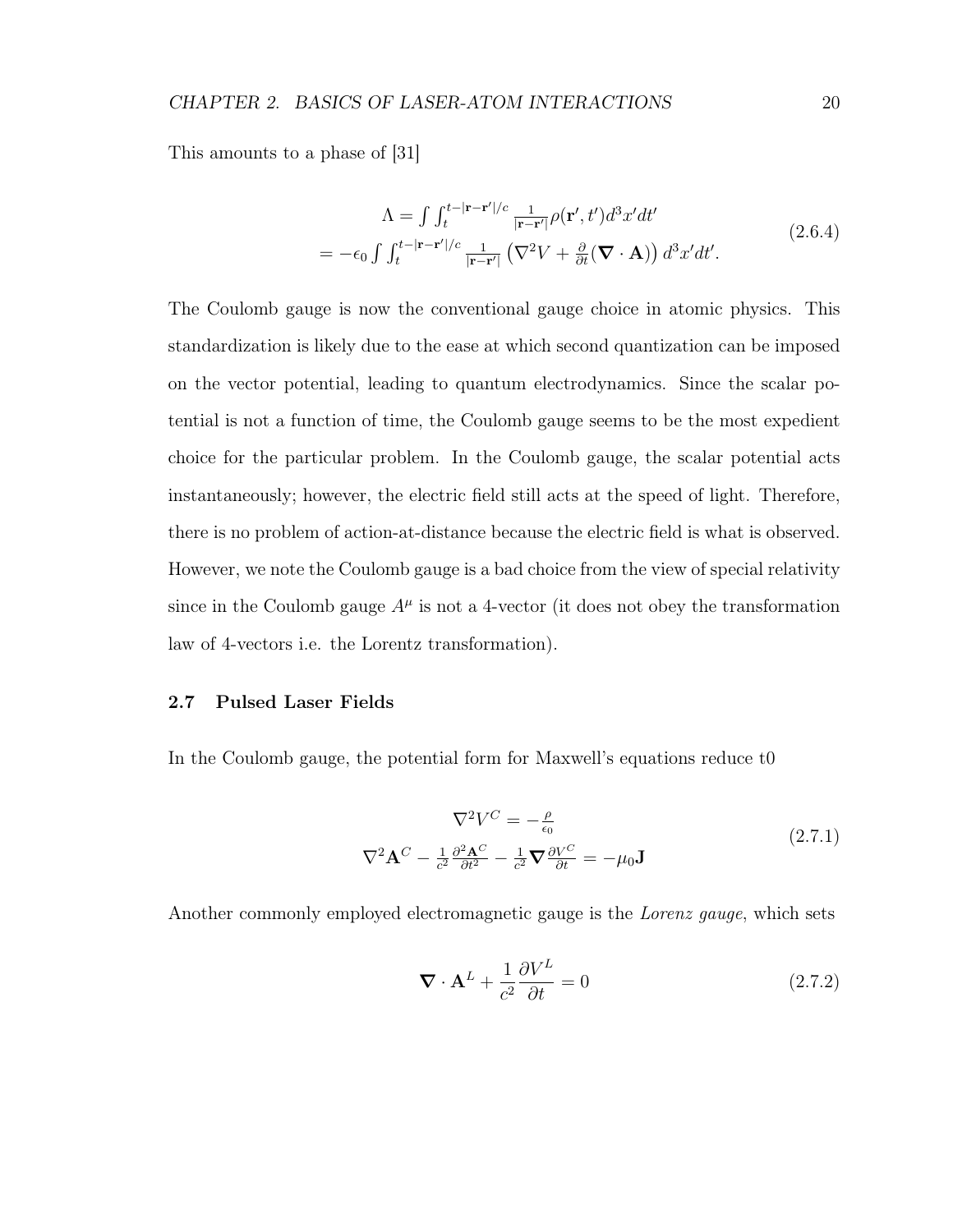This amounts to a phase of [31]

$$
\begin{aligned}
\Lambda = \int \int_t^{t-|\mathbf{r}-\mathbf{r}'|/c} \frac{1}{|\mathbf{r}-\mathbf{r}'|}\rho(\mathbf{r}', t') d^3x' dt' \\
= -\epsilon_0 \int \int_t^{t-|\mathbf{r}-\mathbf{r}'|/c} \frac{1}{|\mathbf{r}-\mathbf{r}'|} \left(\nabla^2 V + \frac{\partial}{\partial t}(\boldsymbol{\nabla}\cdot\mathbf{A})\right) d^3x' dt'.
\end{aligned}
\tag{2.6.4}
$$

The Coulomb gauge is now the conventional gauge choice in atomic physics. This standardization is likely due to the ease at which second quantization can be imposed on the vector potential, leading to quantum electrodynamics. Since the scalar potential is not a function of time, the Coulomb gauge seems to be the most expedient choice for the particular problem. In the Coulomb gauge, the scalar potential acts instantaneously; however, the electric field still acts at the speed of light. Therefore, there is no problem of action-at-distance because the electric field is what is observed. However, we note the Coulomb gauge is a bad choice from the view of special relativity since in the Coulomb gauge $A^\mu$ is not a 4-vector (it does not obey the transformation law of 4-vectors i.e. the Lorentz transformation).

## 2.7 Pulsed Laser Fields

In the Coulomb gauge, the potential form for Maxwell's equations reduce t0

$$
\begin{aligned}
\nabla^2 V^C = -\frac{\rho}{\epsilon_0} \\
\nabla^2 \mathbf{A}^C - \frac{1}{c^2}\frac{\partial^2 \mathbf{A}^C}{\partial t^2} - \frac{1}{c^2}\boldsymbol{\nabla}\frac{\partial V^C}{\partial t} = -\mu_0 \mathbf{J}
\end{aligned}
\tag{2.7.1}
$$

Another commonly employed electromagnetic gauge is the *Lorenz gauge*, which sets

$$
\boldsymbol{\nabla}\cdot\mathbf{A}^L + \frac{1}{c^2}\frac{\partial V^L}{\partial t} = 0 \tag{2.7.2}
$$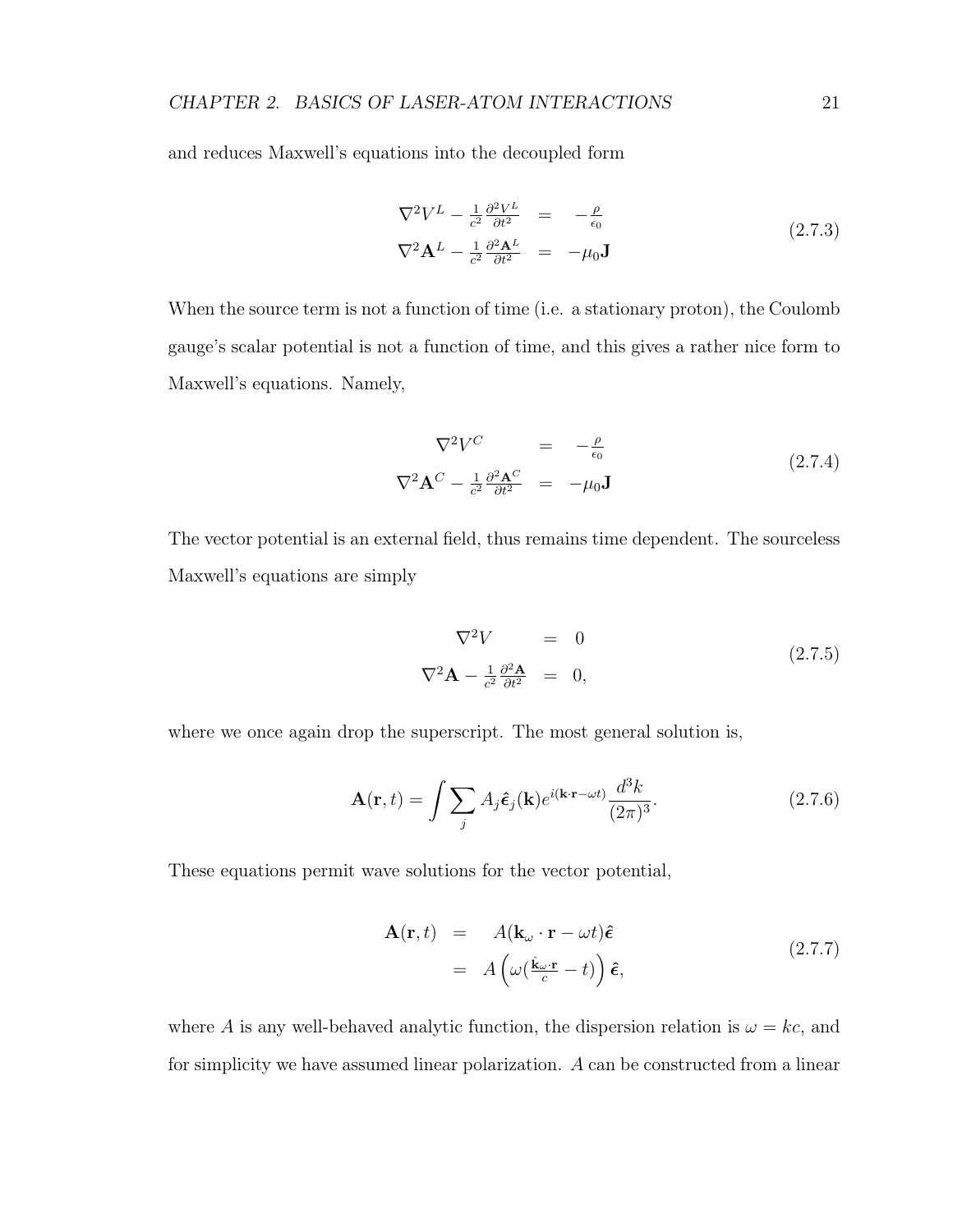and reduces Maxwell's equations into the decoupled form

$$
\begin{aligned}
\nabla^2 V^L - \tfrac{1}{c^2}\tfrac{\partial^2 V^L}{\partial t^2} &= -\tfrac{\rho}{\epsilon_0} \\
\nabla^2 \mathbf{A}^L - \tfrac{1}{c^2}\tfrac{\partial^2 \mathbf{A}^L}{\partial t^2} &= -\mu_0 \mathbf{J}
\end{aligned}
\tag{2.7.3}
$$

When the source term is not a function of time (i.e. a stationary proton), the Coulomb gauge's scalar potential is not a function of time, and this gives a rather nice form to Maxwell's equations. Namely,

$$
\begin{aligned}
\nabla^2 V^C \quad &= -\tfrac{\rho}{\epsilon_0} \\
\nabla^2 \mathbf{A}^C - \tfrac{1}{c^2}\tfrac{\partial^2 \mathbf{A}^C}{\partial t^2} &= -\mu_0 \mathbf{J}
\end{aligned}
\tag{2.7.4}
$$

The vector potential is an external field, thus remains time dependent. The sourceless Maxwell's equations are simply

$$
\begin{aligned}
\nabla^2 V \quad &= 0 \\
\nabla^2 \mathbf{A} - \tfrac{1}{c^2}\tfrac{\partial^2 \mathbf{A}}{\partial t^2} &= 0,
\end{aligned}
\tag{2.7.5}
$$

where we once again drop the superscript. The most general solution is,

$$
\mathbf{A}(\mathbf{r}, t) = \int \sum_j A_j \hat{\boldsymbol{\epsilon}}_j(\mathbf{k}) e^{i(\mathbf{k}\cdot\mathbf{r} - \omega t)} \frac{d^3k}{(2\pi)^3}. \tag{2.7.6}
$$

These equations permit wave solutions for the vector potential,

$$
\begin{aligned}
\mathbf{A}(\mathbf{r}, t) &= A(\mathbf{k}_\omega \cdot \mathbf{r} - \omega t)\hat{\boldsymbol{\epsilon}} \\
&= A\left(\omega(\tfrac{\hat{\mathbf{k}}_\omega \cdot \mathbf{r}}{c} - t)\right)\hat{\boldsymbol{\epsilon}},
\end{aligned}
\tag{2.7.7}
$$

where $A$ is any well-behaved analytic function, the dispersion relation is $\omega = kc$, and for simplicity we have assumed linear polarization. $A$ can be constructed from a linear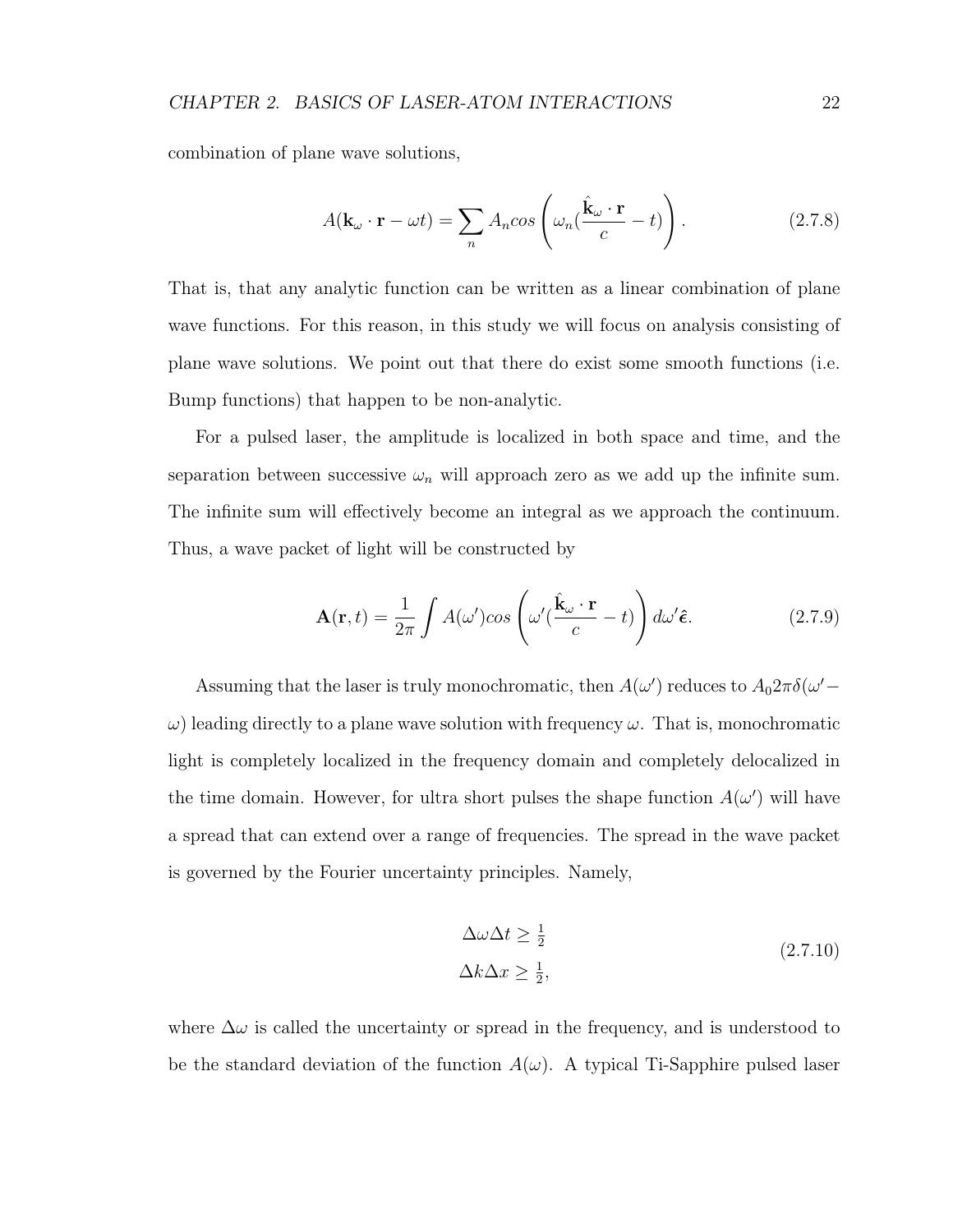combination of plane wave solutions,

$$A(\mathbf{k}_\omega \cdot \mathbf{r} - \omega t) = \sum_n A_n cos\left(\omega_n(\frac{\hat{\mathbf{k}}_\omega \cdot \mathbf{r}}{c} - t)\right). \tag{2.7.8}$$

That is, that any analytic function can be written as a linear combination of plane wave functions. For this reason, in this study we will focus on analysis consisting of plane wave solutions. We point out that there do exist some smooth functions (i.e. Bump functions) that happen to be non-analytic.

For a pulsed laser, the amplitude is localized in both space and time, and the separation between successive $\omega_n$ will approach zero as we add up the infinite sum. The infinite sum will effectively become an integral as we approach the continuum. Thus, a wave packet of light will be constructed by

$$\mathbf{A}(\mathbf{r}, t) = \frac{1}{2\pi}\int A(\omega')cos\left(\omega'(\frac{\hat{\mathbf{k}}_\omega \cdot \mathbf{r}}{c} - t)\right)d\omega'\hat{\boldsymbol{\epsilon}}. \tag{2.7.9}$$

Assuming that the laser is truly monochromatic, then $A(\omega')$ reduces to $A_0 2\pi\delta(\omega' - \omega)$ leading directly to a plane wave solution with frequency $\omega$. That is, monochromatic light is completely localized in the frequency domain and completely delocalized in the time domain. However, for ultra short pulses the shape function $A(\omega')$ will have a spread that can extend over a range of frequencies. The spread in the wave packet is governed by the Fourier uncertainty principles. Namely,

$$\begin{aligned} \Delta\omega\Delta t &\geq \tfrac{1}{2} \\ \Delta k\Delta x &\geq \tfrac{1}{2}, \end{aligned} \tag{2.7.10}$$

where $\Delta\omega$ is called the uncertainty or spread in the frequency, and is understood to be the standard deviation of the function $A(\omega)$. A typical Ti-Sapphire pulsed laser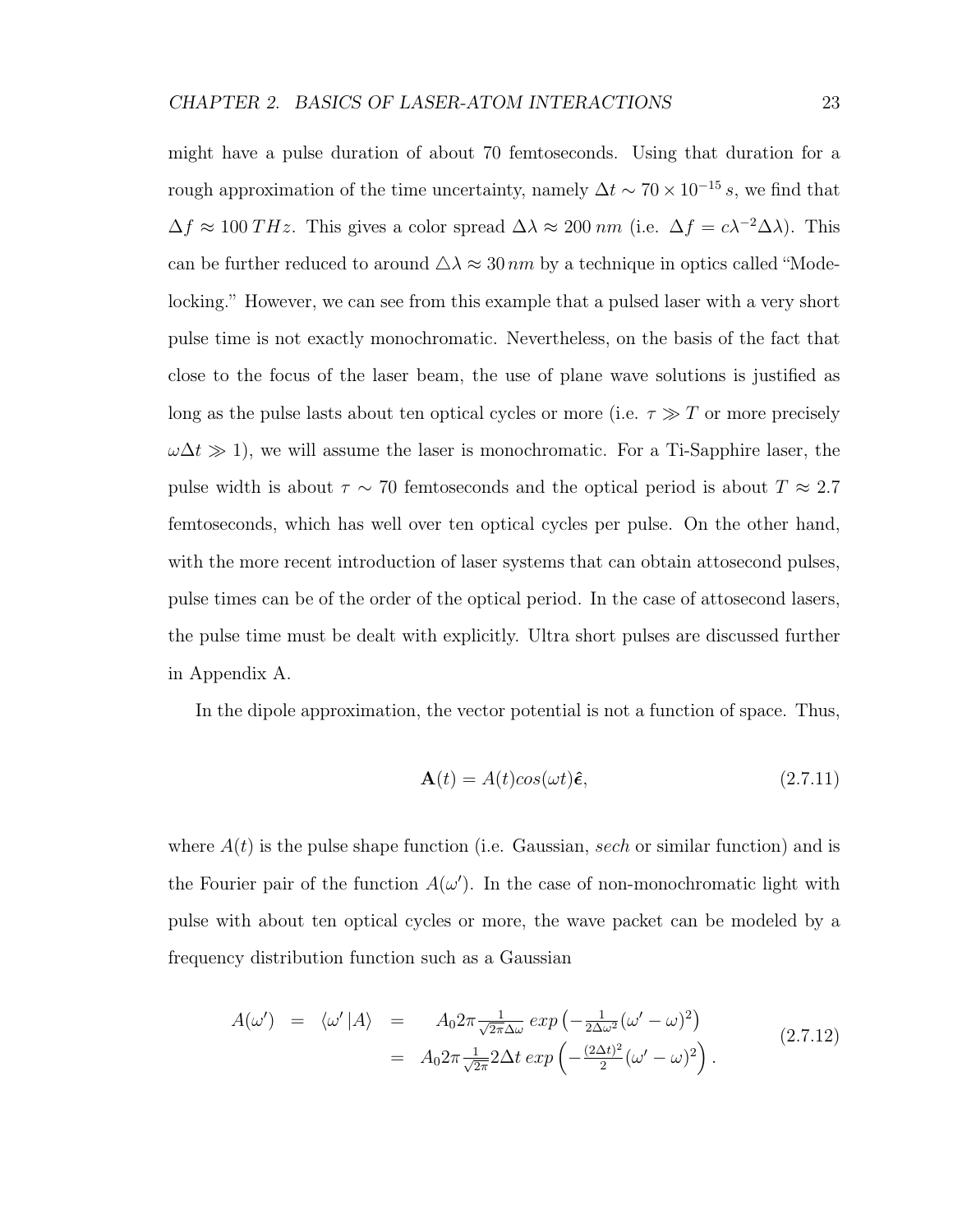might have a pulse duration of about 70 femtoseconds. Using that duration for a rough approximation of the time uncertainty, namely $\Delta t \sim 70 \times 10^{-15}\, s$, we find that $\Delta f \approx 100\, THz$. This gives a color spread $\Delta\lambda \approx 200\, nm$ (i.e. $\Delta f = c\lambda^{-2}\Delta\lambda$). This can be further reduced to around $\triangle\lambda \approx 30\, nm$ by a technique in optics called "Mode-locking." However, we can see from this example that a pulsed laser with a very short pulse time is not exactly monochromatic. Nevertheless, on the basis of the fact that close to the focus of the laser beam, the use of plane wave solutions is justified as long as the pulse lasts about ten optical cycles or more (i.e. $\tau \gg T$ or more precisely $\omega\Delta t \gg 1$), we will assume the laser is monochromatic. For a Ti-Sapphire laser, the pulse width is about $\tau \sim 70$ femtoseconds and the optical period is about $T \approx 2.7$ femtoseconds, which has well over ten optical cycles per pulse. On the other hand, with the more recent introduction of laser systems that can obtain attosecond pulses, pulse times can be of the order of the optical period. In the case of attosecond lasers, the pulse time must be dealt with explicitly. Ultra short pulses are discussed further in Appendix A.

In the dipole approximation, the vector potential is not a function of space. Thus,

$$\mathbf{A}(t) = A(t)cos(\omega t)\hat{\boldsymbol{\epsilon}}, \tag{2.7.11}$$

where $A(t)$ is the pulse shape function (i.e. Gaussian, *sech* or similar function) and is the Fourier pair of the function $A(\omega')$. In the case of non-monochromatic light with pulse with about ten optical cycles or more, the wave packet can be modeled by a frequency distribution function such as a Gaussian

$$\begin{aligned} A(\omega') = \langle \omega' | A \rangle &= A_0 2\pi \frac{1}{\sqrt{2\pi}\Delta\omega}\, exp\left(-\frac{1}{2\Delta\omega^2}(\omega' - \omega)^2\right) \\ &= A_0 2\pi \frac{1}{\sqrt{2\pi}} 2\Delta t\, exp\left(-\frac{(2\Delta t)^2}{2}(\omega' - \omega)^2\right). \end{aligned} \tag{2.7.12}$$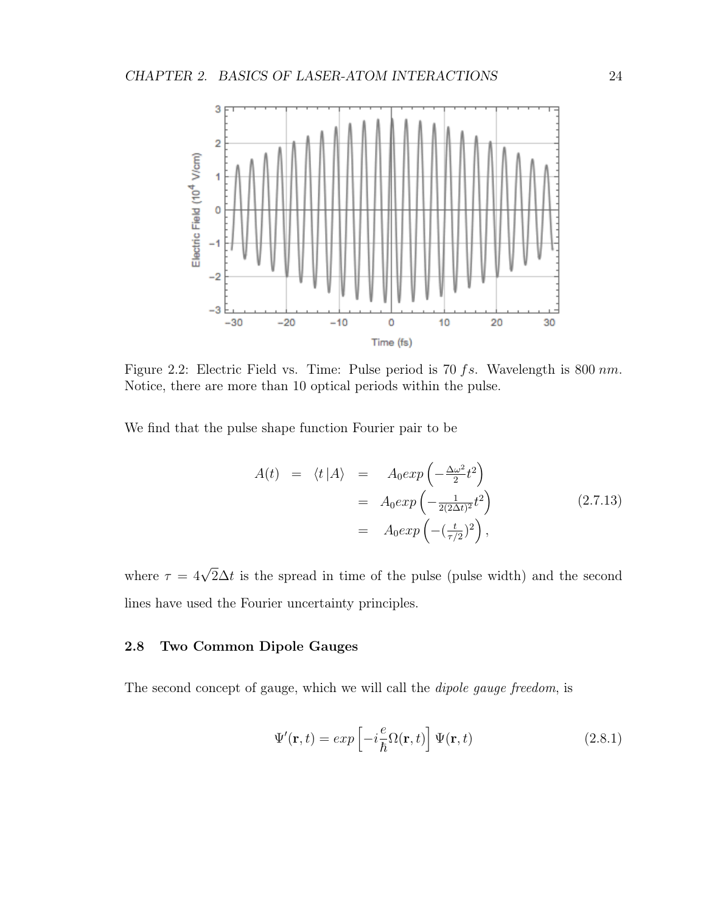Figure 2.2: Electric Field vs. Time: Pulse period is 70 $fs$. Wavelength is 800 $nm$. Notice, there are more than 10 optical periods within the pulse.

We find that the pulse shape function Fourier pair to be

$$
\begin{aligned}
A(t) \;=\; \langle t\,|A\rangle \;&=\; A_0 exp\left(-\frac{\Delta\omega^2}{2}t^2\right) \\
&=\; A_0 exp\left(-\frac{1}{2(2\Delta t)^2}t^2\right) \\
&=\; A_0 exp\left(-(\frac{t}{\tau/2})^2\right),
\end{aligned}
\tag{2.7.13}
$$

where $\tau = 4\sqrt{2}\Delta t$ is the spread in time of the pulse (pulse width) and the second lines have used the Fourier uncertainty principles.

## 2.8 Two Common Dipole Gauges

The second concept of gauge, which we will call the *dipole gauge freedom*, is

$$
\Psi'(\mathbf{r},t) = exp\left[-i\frac{e}{\hbar}\Omega(\mathbf{r},t)\right]\Psi(\mathbf{r},t) \tag{2.8.1}
$$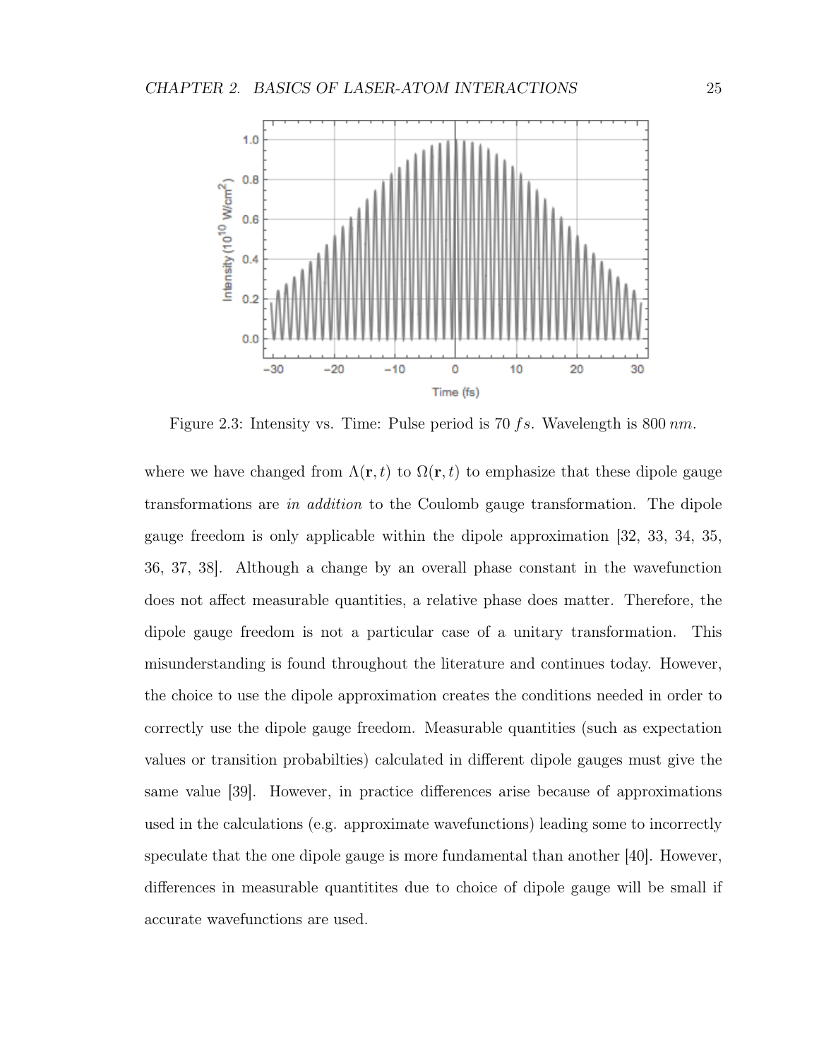Figure 2.3: Intensity vs. Time: Pulse period is 70 $fs$. Wavelength is 800 $nm$.

where we have changed from $\Lambda(\mathbf{r}, t)$ to $\Omega(\mathbf{r}, t)$ to emphasize that these dipole gauge transformations are *in addition* to the Coulomb gauge transformation. The dipole gauge freedom is only applicable within the dipole approximation [32, 33, 34, 35, 36, 37, 38]. Although a change by an overall phase constant in the wavefunction does not affect measurable quantities, a relative phase does matter. Therefore, the dipole gauge freedom is not a particular case of a unitary transformation. This misunderstanding is found throughout the literature and continues today. However, the choice to use the dipole approximation creates the conditions needed in order to correctly use the dipole gauge freedom. Measurable quantities (such as expectation values or transition probabilties) calculated in different dipole gauges must give the same value [39]. However, in practice differences arise because of approximations used in the calculations (e.g. approximate wavefunctions) leading some to incorrectly speculate that the one dipole gauge is more fundamental than another [40]. However, differences in measurable quantitites due to choice of dipole gauge will be small if accurate wavefunctions are used.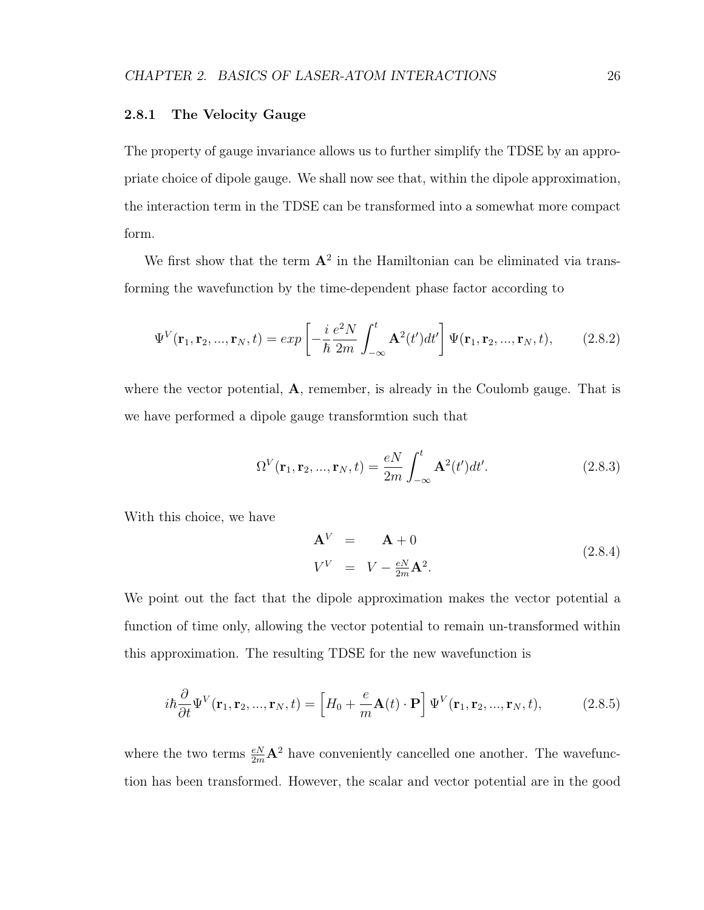### 2.8.1 The Velocity Gauge

The property of gauge invariance allows us to further simplify the TDSE by an appropriate choice of dipole gauge. We shall now see that, within the dipole approximation, the interaction term in the TDSE can be transformed into a somewhat more compact form.

We first show that the term $\mathbf{A}^2$ in the Hamiltonian can be eliminated via transforming the wavefunction by the time-dependent phase factor according to

$$\Psi^V(\mathbf{r}_1, \mathbf{r}_2, ..., \mathbf{r}_N, t) = exp\left[-\frac{i}{\hbar}\frac{e^2 N}{2m}\int_{-\infty}^{t}\mathbf{A}^2(t')dt'\right]\Psi(\mathbf{r}_1, \mathbf{r}_2, ..., \mathbf{r}_N, t), \tag{2.8.2}$$

where the vector potential, $\mathbf{A}$, remember, is already in the Coulomb gauge. That is we have performed a dipole gauge transformtion such that

$$\Omega^V(\mathbf{r}_1, \mathbf{r}_2, ..., \mathbf{r}_N, t) = \frac{eN}{2m}\int_{-\infty}^{t}\mathbf{A}^2(t')dt'. \tag{2.8.3}$$

With this choice, we have

$$\begin{aligned} \mathbf{A}^V &= \mathbf{A} + 0 \\ V^V &= V - \tfrac{eN}{2m}\mathbf{A}^2. \end{aligned} \tag{2.8.4}$$

We point out the fact that the dipole approximation makes the vector potential a function of time only, allowing the vector potential to remain un-transformed within this approximation. The resulting TDSE for the new wavefunction is

$$i\hbar\frac{\partial}{\partial t}\Psi^V(\mathbf{r}_1, \mathbf{r}_2, ..., \mathbf{r}_N, t) = \left[H_0 + \frac{e}{m}\mathbf{A}(t)\cdot\mathbf{P}\right]\Psi^V(\mathbf{r}_1, \mathbf{r}_2, ..., \mathbf{r}_N, t), \tag{2.8.5}$$

where the two terms $\frac{eN}{2m}\mathbf{A}^2$ have conveniently cancelled one another. The wavefunction has been transformed. However, the scalar and vector potential are in the good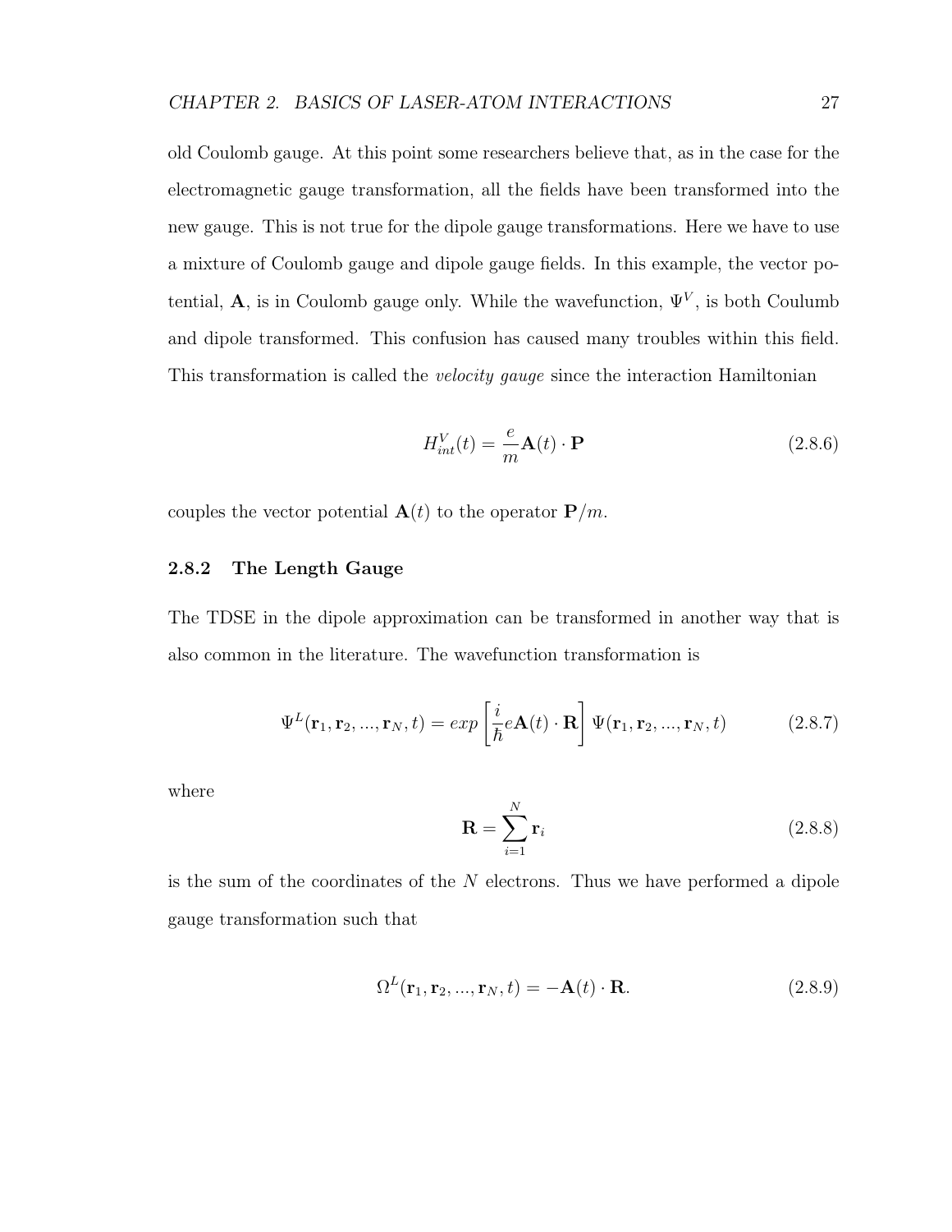old Coulomb gauge. At this point some researchers believe that, as in the case for the electromagnetic gauge transformation, all the fields have been transformed into the new gauge. This is not true for the dipole gauge transformations. Here we have to use a mixture of Coulomb gauge and dipole gauge fields. In this example, the vector potential, $\mathbf{A}$, is in Coulomb gauge only. While the wavefunction, $\Psi^V$, is both Coulomb and dipole transformed. This confusion has caused many troubles within this field. This transformation is called the *velocity gauge* since the interaction Hamiltonian

$$H^V_{int}(t) = \frac{e}{m}\mathbf{A}(t) \cdot \mathbf{P} \tag{2.8.6}$$

couples the vector potential $\mathbf{A}(t)$ to the operator $\mathbf{P}/m$.

### 2.8.2 The Length Gauge

The TDSE in the dipole approximation can be transformed in another way that is also common in the literature. The wavefunction transformation is

$$\Psi^L(\mathbf{r}_1, \mathbf{r}_2, ..., \mathbf{r}_N, t) = exp\left[\frac{i}{\hbar}e\mathbf{A}(t) \cdot \mathbf{R}\right] \Psi(\mathbf{r}_1, \mathbf{r}_2, ..., \mathbf{r}_N, t) \tag{2.8.7}$$

where

$$\mathbf{R} = \sum_{i=1}^{N} \mathbf{r}_i \tag{2.8.8}$$

is the sum of the coordinates of the $N$ electrons. Thus we have performed a dipole gauge transformation such that

$$\Omega^L(\mathbf{r}_1, \mathbf{r}_2, ..., \mathbf{r}_N, t) = -\mathbf{A}(t) \cdot \mathbf{R}. \tag{2.8.9}$$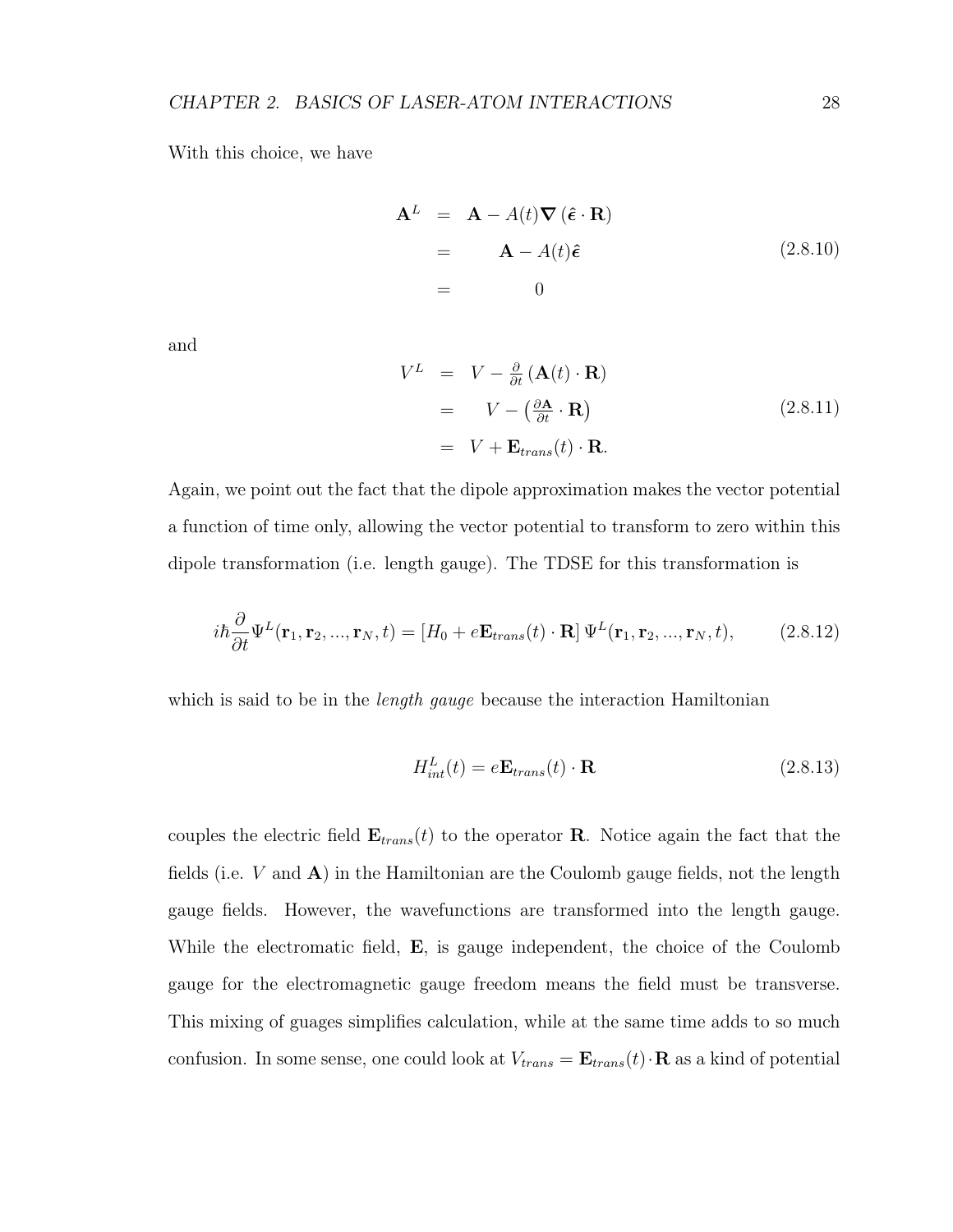With this choice, we have

$$
\begin{aligned}
\mathbf{A}^L &= \mathbf{A} - A(t)\boldsymbol{\nabla}\left(\hat{\boldsymbol{\epsilon}} \cdot \mathbf{R}\right) \\
&= \mathbf{A} - A(t)\hat{\boldsymbol{\epsilon}} \\
&= 0
\end{aligned}
\tag{2.8.10}
$$

and

$$
\begin{aligned}
V^L &= V - \tfrac{\partial}{\partial t}\left(\mathbf{A}(t) \cdot \mathbf{R}\right) \\
&= V - \left(\tfrac{\partial \mathbf{A}}{\partial t} \cdot \mathbf{R}\right) \\
&= V + \mathbf{E}_{trans}(t) \cdot \mathbf{R}.
\end{aligned}
\tag{2.8.11}
$$

Again, we point out the fact that the dipole approximation makes the vector potential a function of time only, allowing the vector potential to transform to zero within this dipole transformation (i.e. length gauge). The TDSE for this transformation is

$$
i\hbar\frac{\partial}{\partial t}\Psi^L(\mathbf{r}_1, \mathbf{r}_2, ..., \mathbf{r}_N, t) = \left[H_0 + e\mathbf{E}_{trans}(t) \cdot \mathbf{R}\right]\Psi^L(\mathbf{r}_1, \mathbf{r}_2, ..., \mathbf{r}_N, t), \tag{2.8.12}
$$

which is said to be in the *length gauge* because the interaction Hamiltonian

$$
H^L_{int}(t) = e\mathbf{E}_{trans}(t) \cdot \mathbf{R} \tag{2.8.13}
$$

couples the electric field $\mathbf{E}_{trans}(t)$ to the operator $\mathbf{R}$. Notice again the fact that the fields (i.e. $V$ and $\mathbf{A}$) in the Hamiltonian are the Coulomb gauge fields, not the length gauge fields. However, the wavefunctions are transformed into the length gauge. While the electromatic field, $\mathbf{E}$, is gauge independent, the choice of the Coulomb gauge for the electromagnetic gauge freedom means the field must be transverse. This mixing of guages simplifies calculation, while at the same time adds to so much confusion. In some sense, one could look at $V_{trans} = \mathbf{E}_{trans}(t) \cdot \mathbf{R}$ as a kind of potential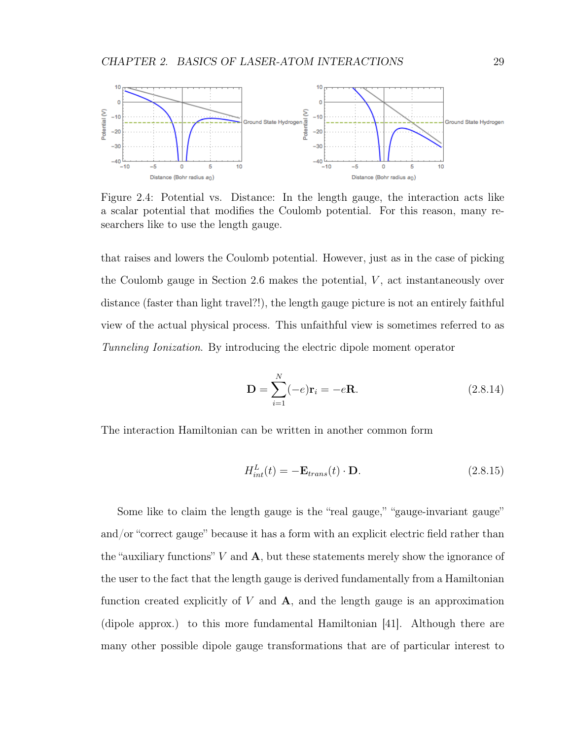Figure 2.4: Potential vs. Distance: In the length gauge, the interaction acts like a scalar potential that modifies the Coulomb potential. For this reason, many researchers like to use the length gauge.

that raises and lowers the Coulomb potential. However, just as in the case of picking the Coulomb gauge in Section 2.6 makes the potential, $V$, act instantaneously over distance (faster than light travel?!), the length gauge picture is not an entirely faithful view of the actual physical process. This unfaithful view is sometimes referred to as *Tunneling Ionization*. By introducing the electric dipole moment operator

$$\mathbf{D} = \sum_{i=1}^{N} (-e)\mathbf{r}_i = -e\mathbf{R}. \tag{2.8.14}$$

The interaction Hamiltonian can be written in another common form

$$H^L_{int}(t) = -\mathbf{E}_{trans}(t) \cdot \mathbf{D}. \tag{2.8.15}$$

Some like to claim the length gauge is the "real gauge," "gauge-invariant gauge" and/or "correct gauge" because it has a form with an explicit electric field rather than the "auxiliary functions" $V$ and $\mathbf{A}$, but these statements merely show the ignorance of the user to the fact that the length gauge is derived fundamentally from a Hamiltonian function created explicitly of $V$ and $\mathbf{A}$, and the length gauge is an approximation (dipole approx.) to this more fundamental Hamiltonian [41]. Although there are many other possible dipole gauge transformations that are of particular interest to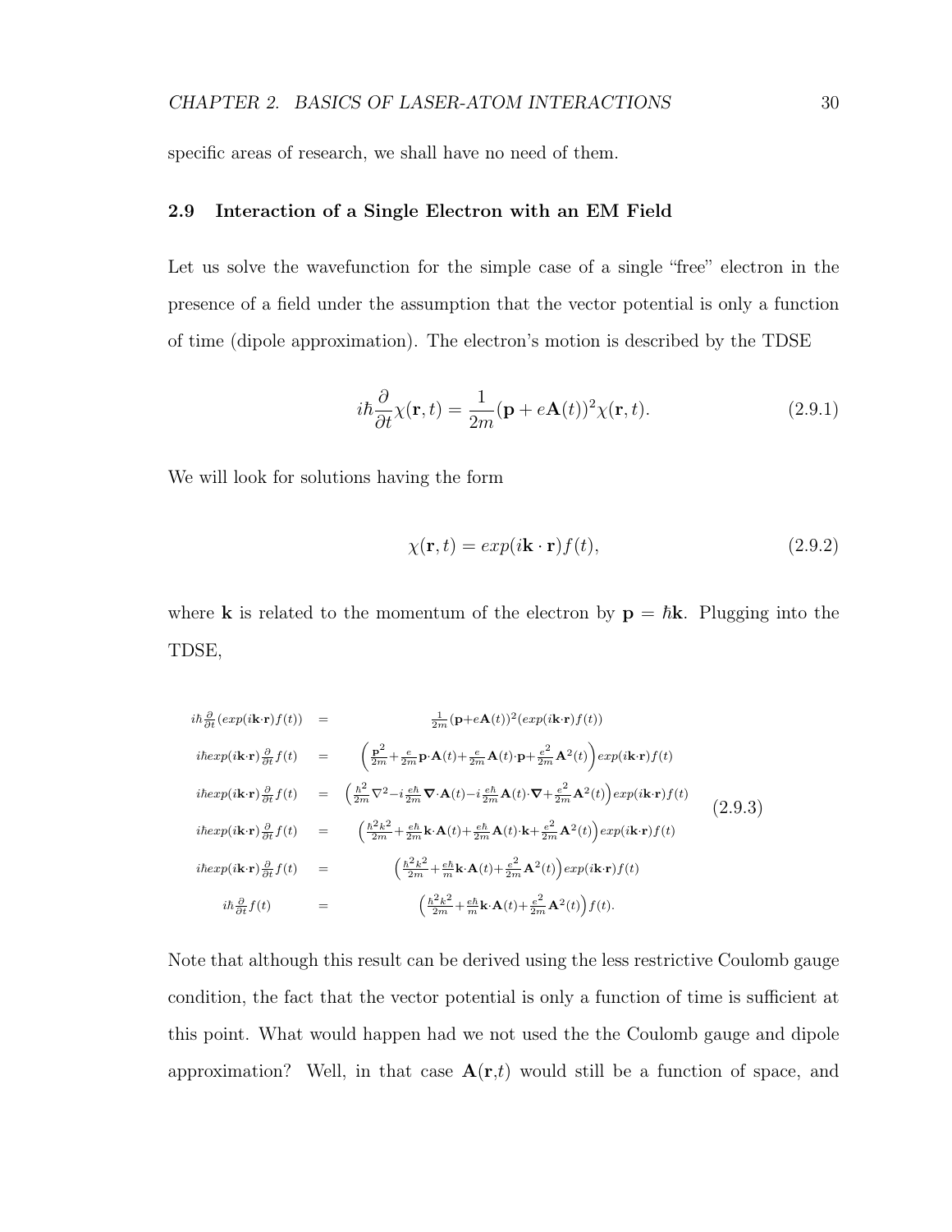specific areas of research, we shall have no need of them.

## 2.9 Interaction of a Single Electron with an EM Field

Let us solve the wavefunction for the simple case of a single "free" electron in the presence of a field under the assumption that the vector potential is only a function of time (dipole approximation). The electron's motion is described by the TDSE

$$i\hbar\frac{\partial}{\partial t}\chi(\mathbf{r},t) = \frac{1}{2m}(\mathbf{p}+e\mathbf{A}(t))^2\chi(\mathbf{r},t). \tag{2.9.1}$$

We will look for solutions having the form

$$\chi(\mathbf{r},t) = exp(i\mathbf{k}\cdot\mathbf{r})f(t), \tag{2.9.2}$$

where $\mathbf{k}$ is related to the momentum of the electron by $\mathbf{p} = \hbar\mathbf{k}$. Plugging into the TDSE,

$$\begin{aligned}
i\hbar\tfrac{\partial}{\partial t}(exp(i\mathbf{k}\cdot\mathbf{r})f(t)) &= \tfrac{1}{2m}(\mathbf{p}+e\mathbf{A}(t))^2(exp(i\mathbf{k}\cdot\mathbf{r})f(t)) \\
i\hbar exp(i\mathbf{k}\cdot\mathbf{r})\tfrac{\partial}{\partial t}f(t) &= \left(\tfrac{\mathbf{p}^2}{2m}+\tfrac{e}{2m}\mathbf{p}\cdot\mathbf{A}(t)+\tfrac{e}{2m}\mathbf{A}(t)\cdot\mathbf{p}+\tfrac{e^2}{2m}\mathbf{A}^2(t)\right)exp(i\mathbf{k}\cdot\mathbf{r})f(t) \\
i\hbar exp(i\mathbf{k}\cdot\mathbf{r})\tfrac{\partial}{\partial t}f(t) &= \left(\tfrac{\hbar^2}{2m}\nabla^2-i\tfrac{e\hbar}{2m}\boldsymbol{\nabla}\cdot\mathbf{A}(t)-i\tfrac{e\hbar}{2m}\mathbf{A}(t)\cdot\boldsymbol{\nabla}+\tfrac{e^2}{2m}\mathbf{A}^2(t)\right)exp(i\mathbf{k}\cdot\mathbf{r})f(t) \\
i\hbar exp(i\mathbf{k}\cdot\mathbf{r})\tfrac{\partial}{\partial t}f(t) &= \left(\tfrac{\hbar^2k^2}{2m}+\tfrac{e\hbar}{2m}\mathbf{k}\cdot\mathbf{A}(t)+\tfrac{e\hbar}{2m}\mathbf{A}(t)\cdot\mathbf{k}+\tfrac{e^2}{2m}\mathbf{A}^2(t)\right)exp(i\mathbf{k}\cdot\mathbf{r})f(t) \\
i\hbar exp(i\mathbf{k}\cdot\mathbf{r})\tfrac{\partial}{\partial t}f(t) &= \left(\tfrac{\hbar^2k^2}{2m}+\tfrac{e\hbar}{m}\mathbf{k}\cdot\mathbf{A}(t)+\tfrac{e^2}{2m}\mathbf{A}^2(t)\right)exp(i\mathbf{k}\cdot\mathbf{r})f(t) \\
i\hbar\tfrac{\partial}{\partial t}f(t) &= \left(\tfrac{\hbar^2k^2}{2m}+\tfrac{e\hbar}{m}\mathbf{k}\cdot\mathbf{A}(t)+\tfrac{e^2}{2m}\mathbf{A}^2(t)\right)f(t).
\end{aligned} \tag{2.9.3}$$

Note that although this result can be derived using the less restrictive Coulomb gauge condition, the fact that the vector potential is only a function of time is sufficient at this point. What would happen had we not used the the Coulomb gauge and dipole approximation? Well, in that case $\mathbf{A}(\mathbf{r},t)$ would still be a function of space, and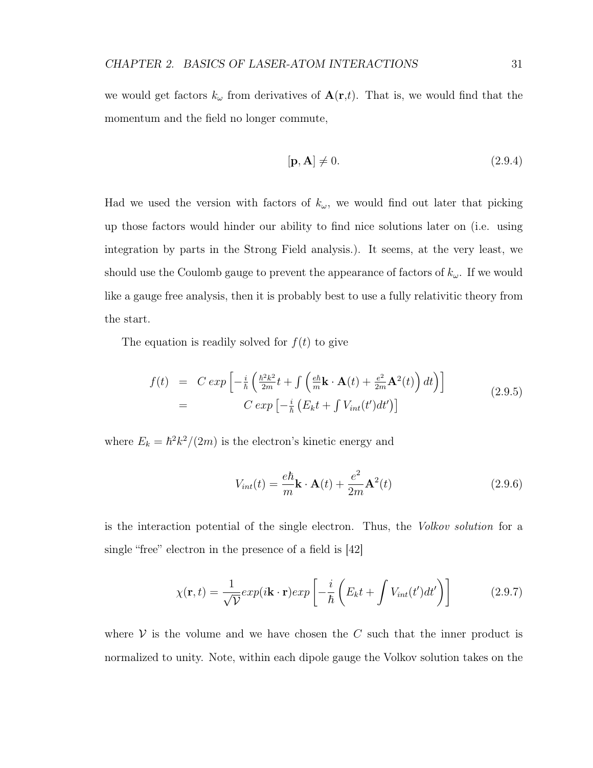we would get factors $k_\omega$ from derivatives of $\mathbf{A}(\mathbf{r},t)$. That is, we would find that the momentum and the field no longer commute,

$$[\mathbf{p}, \mathbf{A}] \neq 0. \tag{2.9.4}$$

Had we used the version with factors of $k_\omega$, we would find out later that picking up those factors would hinder our ability to find nice solutions later on (i.e. using integration by parts in the Strong Field analysis.). It seems, at the very least, we should use the Coulomb gauge to prevent the appearance of factors of $k_\omega$. If we would like a gauge free analysis, then it is probably best to use a fully relativitic theory from the start.

The equation is readily solved for $f(t)$ to give

$$\begin{aligned} f(t) &= C\, exp\left[-\frac{i}{\hbar}\left(\frac{\hbar^2 k^2}{2m}t + \int\left(\frac{e\hbar}{m}\mathbf{k}\cdot\mathbf{A}(t) + \frac{e^2}{2m}\mathbf{A}^2(t)\right)dt\right)\right] \\ &= C\, exp\left[-\frac{i}{\hbar}\left(E_k t + \int V_{int}(t')dt'\right)\right] \end{aligned} \tag{2.9.5}$$

where $E_k = \hbar^2 k^2/(2m)$ is the electron's kinetic energy and

$$V_{int}(t) = \frac{e\hbar}{m}\mathbf{k}\cdot\mathbf{A}(t) + \frac{e^2}{2m}\mathbf{A}^2(t) \tag{2.9.6}$$

is the interaction potential of the single electron. Thus, the *Volkov solution* for a single "free" electron in the presence of a field is [42]

$$\chi(\mathbf{r}, t) = \frac{1}{\sqrt{\mathcal{V}}}exp(i\mathbf{k}\cdot\mathbf{r})exp\left[-\frac{i}{\hbar}\left(E_k t + \int V_{int}(t')dt'\right)\right] \tag{2.9.7}$$

where $\mathcal{V}$ is the volume and we have chosen the $C$ such that the inner product is normalized to unity. Note, within each dipole gauge the Volkov solution takes on the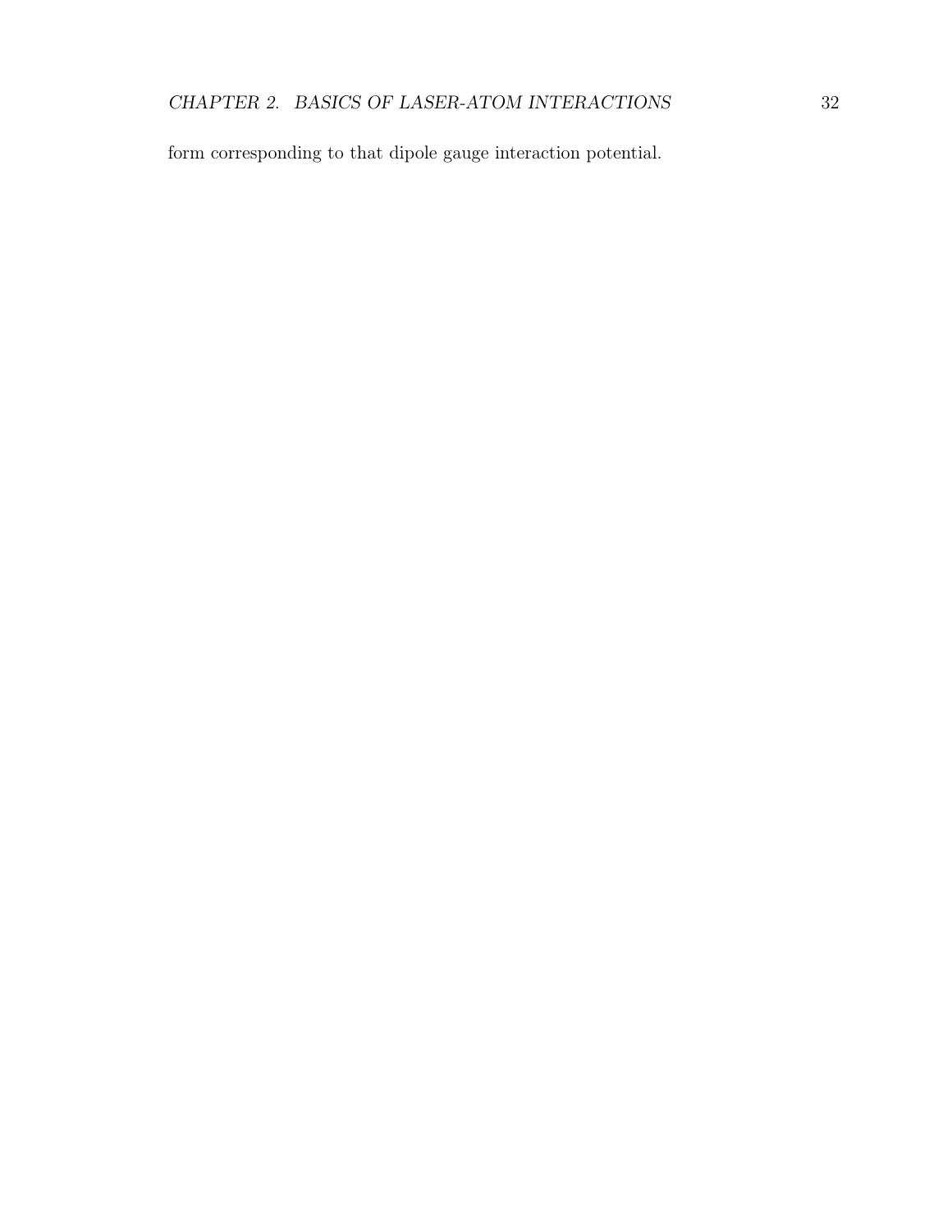form corresponding to that dipole gauge interaction potential.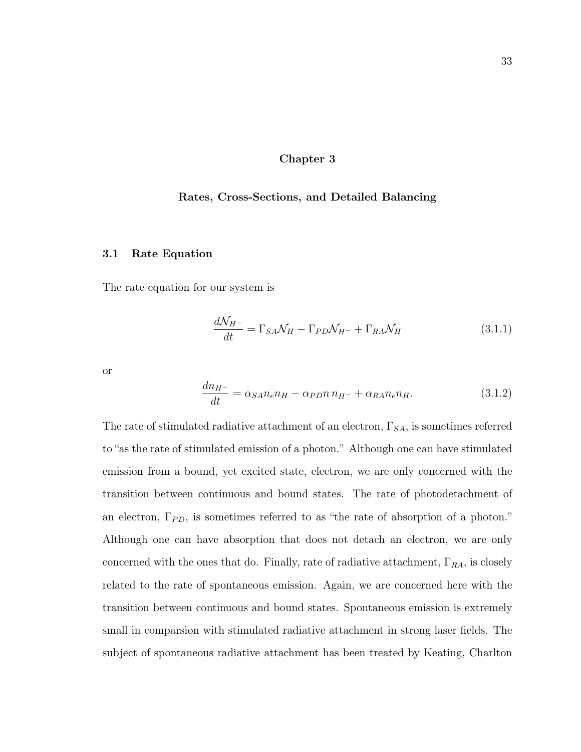# Chapter 3

# Rates, Cross-Sections, and Detailed Balancing

## 3.1 Rate Equation

The rate equation for our system is

$$\frac{d\mathcal{N}_{H^-}}{dt} = \Gamma_{SA}\mathcal{N}_H - \Gamma_{PD}\mathcal{N}_{H^-} + \Gamma_{RA}\mathcal{N}_H \tag{3.1.1}$$

or

$$\frac{dn_{H^-}}{dt} = \alpha_{SA}n_e n_H - \alpha_{PD}n\, n_{H^-} + \alpha_{RA}n_e n_H. \tag{3.1.2}$$

The rate of stimulated radiative attachment of an electron, $\Gamma_{SA}$, is sometimes referred to "as the rate of stimulated emission of a photon." Although one can have stimulated emission from a bound, yet excited state, electron, we are only concerned with the transition between continuous and bound states. The rate of photodetachment of an electron, $\Gamma_{PD}$, is sometimes referred to as "the rate of absorption of a photon." Although one can have absorption that does not detach an electron, we are only concerned with the ones that do. Finally, rate of radiative attachment, $\Gamma_{RA}$, is closely related to the rate of spontaneous emission. Again, we are concerned here with the transition between continuous and bound states. Spontaneous emission is extremely small in comparsion with stimulated radiative attachment in strong laser fields. The subject of spontaneous radiative attachment has been treated by Keating, Charlton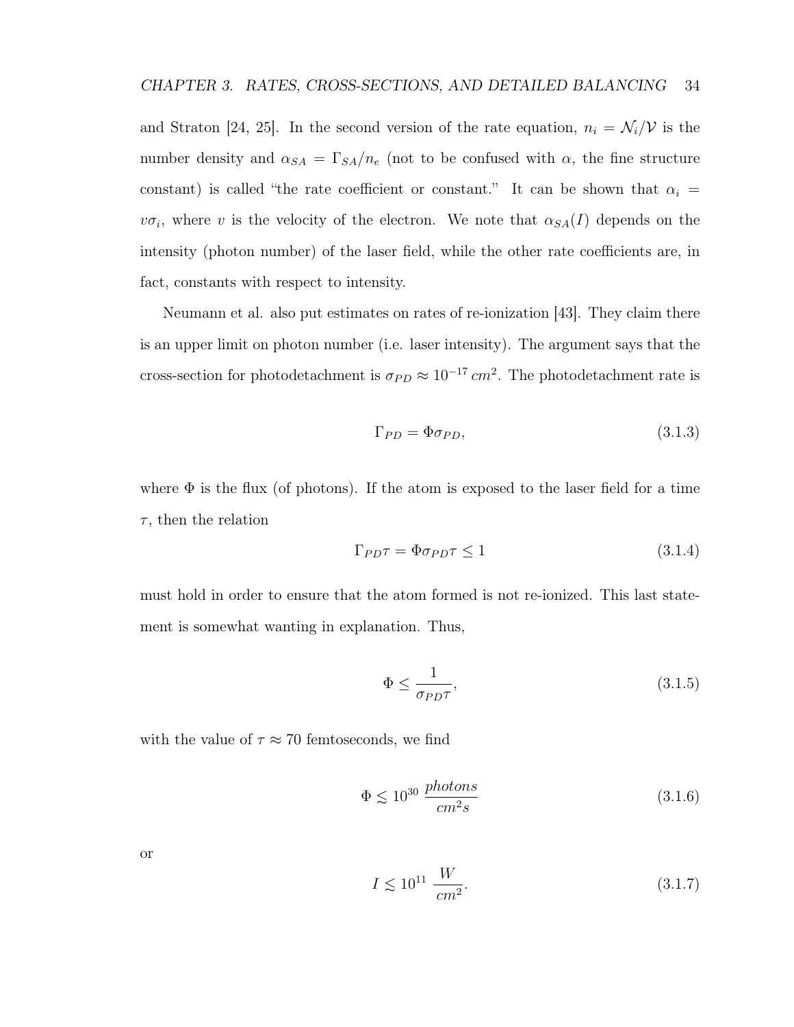and Straton [24, 25]. In the second version of the rate equation, $n_i = \mathcal{N}_i/\mathcal{V}$ is the number density and $\alpha_{SA} = \Gamma_{SA}/n_e$ (not to be confused with $\alpha$, the fine structure constant) is called "the rate coefficient or constant." It can be shown that $\alpha_i = v\sigma_i$, where $v$ is the velocity of the electron. We note that $\alpha_{SA}(I)$ depends on the intensity (photon number) of the laser field, while the other rate coefficients are, in fact, constants with respect to intensity.

Neumann et al. also put estimates on rates of re-ionization [43]. They claim there is an upper limit on photon number (i.e. laser intensity). The argument says that the cross-section for photodetachment is $\sigma_{PD} \approx 10^{-17}\, cm^2$. The photodetachment rate is

$$\Gamma_{PD} = \Phi\sigma_{PD}, \tag{3.1.3}$$

where $\Phi$ is the flux (of photons). If the atom is exposed to the laser field for a time $\tau$, then the relation

$$\Gamma_{PD}\tau = \Phi\sigma_{PD}\tau \leq 1 \tag{3.1.4}$$

must hold in order to ensure that the atom formed is not re-ionized. This last statement is somewhat wanting in explanation. Thus,

$$\Phi \leq \frac{1}{\sigma_{PD}\tau}, \tag{3.1.5}$$

with the value of $\tau \approx 70$ femtoseconds, we find

$$\Phi \lesssim 10^{30}\, \frac{photons}{cm^2 s} \tag{3.1.6}$$

or

$$I \lesssim 10^{11}\, \frac{W}{cm^2}. \tag{3.1.7}$$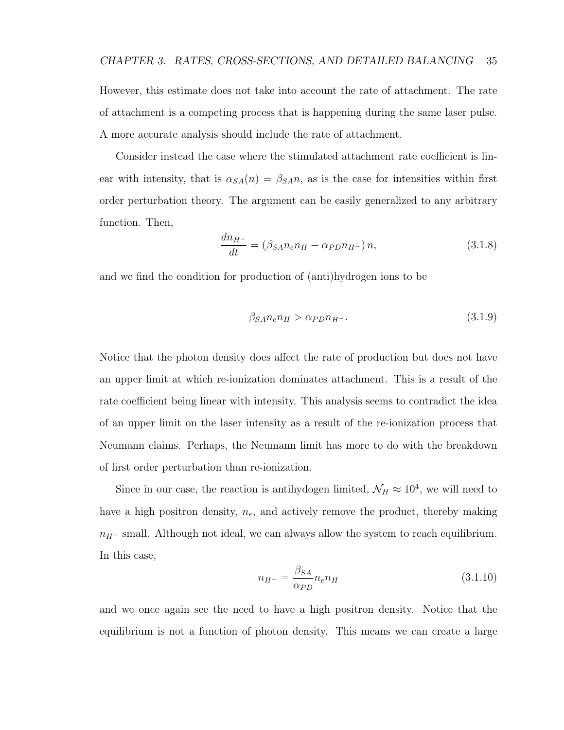However, this estimate does not take into account the rate of attachment. The rate of attachment is a competing process that is happening during the same laser pulse. A more accurate analysis should include the rate of attachment.

Consider instead the case where the stimulated attachment rate coefficient is linear with intensity, that is $\alpha_{SA}(n) = \beta_{SA} n$, as is the case for intensities within first order perturbation theory. The argument can be easily generalized to any arbitrary function. Then,

$$\frac{dn_{H^-}}{dt} = \left(\beta_{SA} n_e n_H - \alpha_{PD} n_{H^-}\right) n, \tag{3.1.8}$$

and we find the condition for production of (anti)hydrogen ions to be

$$\beta_{SA} n_e n_H > \alpha_{PD} n_{H^-}. \tag{3.1.9}$$

Notice that the photon density does affect the rate of production but does not have an upper limit at which re-ionization dominates attachment. This is a result of the rate coefficient being linear with intensity. This analysis seems to contradict the idea of an upper limit on the laser intensity as a result of the re-ionization process that Neumann claims. Perhaps, the Neumann limit has more to do with the breakdown of first order perturbation than re-ionization.

Since in our case, the reaction is antihydogen limited, $\mathcal{N}_H \approx 10^4$, we will need to have a high positron density, $n_e$, and actively remove the product, thereby making $n_{H^-}$ small. Although not ideal, we can always allow the system to reach equilibrium. In this case,

$$n_{H^-} = \frac{\beta_{SA}}{\alpha_{PD}} n_e n_H \tag{3.1.10}$$

and we once again see the need to have a high positron density. Notice that the equilibrium is not a function of photon density. This means we can create a large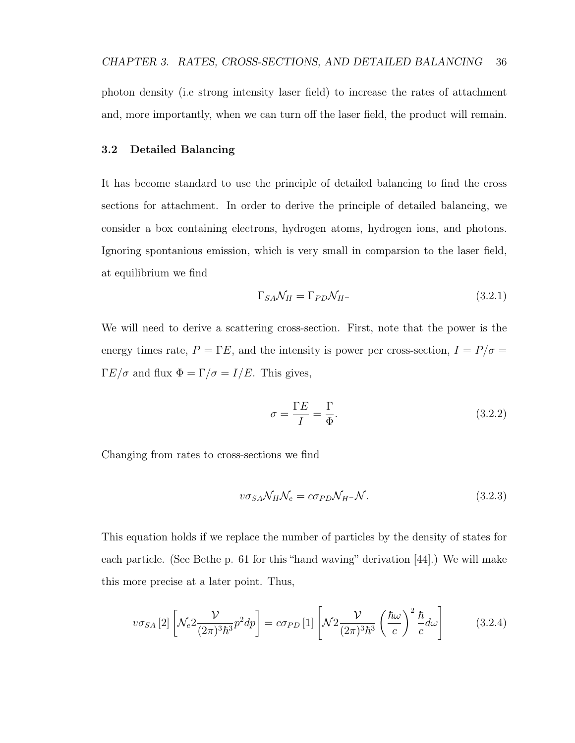photon density (i.e strong intensity laser field) to increase the rates of attachment and, more importantly, when we can turn off the laser field, the product will remain.

### 3.2 Detailed Balancing

It has become standard to use the principle of detailed balancing to find the cross sections for attachment. In order to derive the principle of detailed balancing, we consider a box containing electrons, hydrogen atoms, hydrogen ions, and photons. Ignoring spontanious emission, which is very small in comparsion to the laser field, at equilibrium we find

$$\Gamma_{SA}\mathcal{N}_H = \Gamma_{PD}\mathcal{N}_{H^-} \tag{3.2.1}$$

We will need to derive a scattering cross-section. First, note that the power is the energy times rate, $P = \Gamma E$, and the intensity is power per cross-section, $I = P/\sigma = \Gamma E/\sigma$ and flux $\Phi = \Gamma/\sigma = I/E$. This gives,

$$\sigma = \frac{\Gamma E}{I} = \frac{\Gamma}{\Phi}. \tag{3.2.2}$$

Changing from rates to cross-sections we find

$$v\sigma_{SA}\mathcal{N}_H\mathcal{N}_e = c\sigma_{PD}\mathcal{N}_{H^-}\mathcal{N}. \tag{3.2.3}$$

This equation holds if we replace the number of particles by the density of states for each particle. (See Bethe p. 61 for this "hand waving" derivation [44].) We will make this more precise at a later point. Thus,

$$v\sigma_{SA}\,[2]\left[\mathcal{N}_e 2\frac{\mathcal{V}}{(2\pi)^3\hbar^3}p^2dp\right] = c\sigma_{PD}\,[1]\left[\mathcal{N}2\frac{\mathcal{V}}{(2\pi)^3\hbar^3}\left(\frac{\hbar\omega}{c}\right)^2\frac{\hbar}{c}d\omega\right] \tag{3.2.4}$$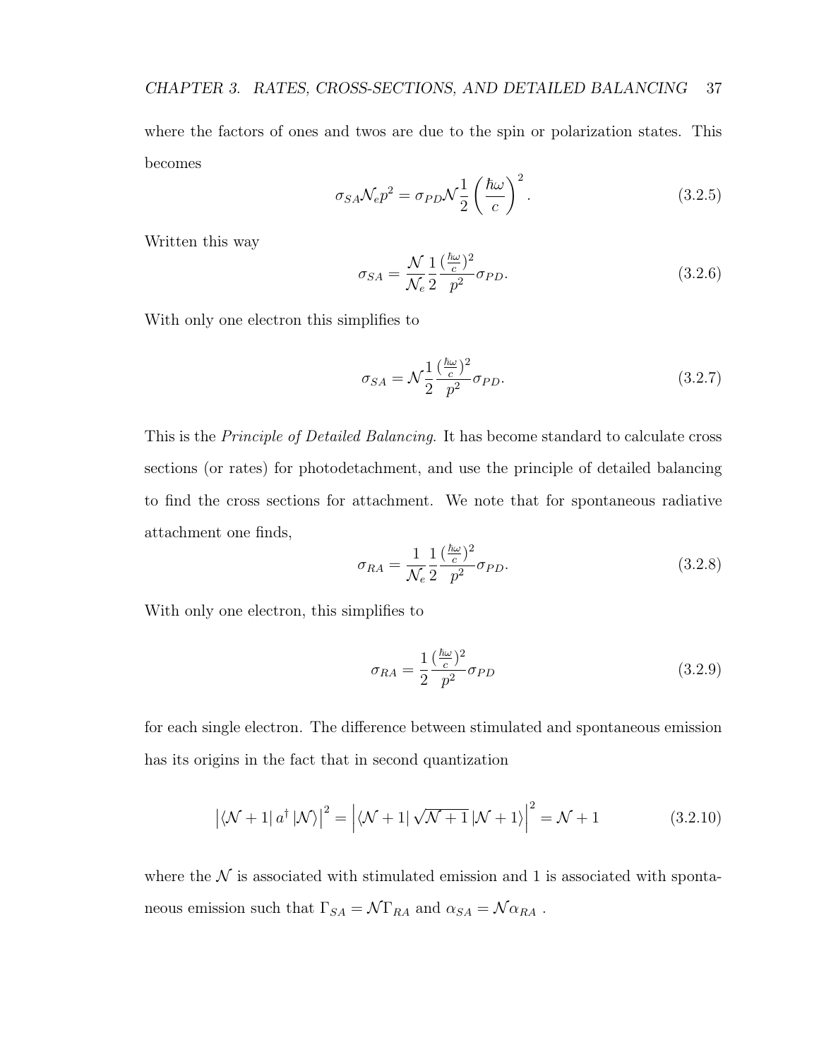where the factors of ones and twos are due to the spin or polarization states. This becomes

$$\sigma_{SA}\mathcal{N}_e p^2 = \sigma_{PD}\mathcal{N}\frac{1}{2}\left(\frac{\hbar\omega}{c}\right)^2. \tag{3.2.5}$$

Written this way

$$\sigma_{SA} = \frac{\mathcal{N}}{\mathcal{N}_e}\frac{1}{2}\frac{(\frac{\hbar\omega}{c})^2}{p^2}\sigma_{PD}. \tag{3.2.6}$$

With only one electron this simplifies to

$$\sigma_{SA} = \mathcal{N}\frac{1}{2}\frac{(\frac{\hbar\omega}{c})^2}{p^2}\sigma_{PD}. \tag{3.2.7}$$

This is the *Principle of Detailed Balancing*. It has become standard to calculate cross sections (or rates) for photodetachment, and use the principle of detailed balancing to find the cross sections for attachment. We note that for spontaneous radiative attachment one finds,

$$\sigma_{RA} = \frac{1}{\mathcal{N}_e}\frac{1}{2}\frac{(\frac{\hbar\omega}{c})^2}{p^2}\sigma_{PD}. \tag{3.2.8}$$

With only one electron, this simplifies to

$$\sigma_{RA} = \frac{1}{2}\frac{(\frac{\hbar\omega}{c})^2}{p^2}\sigma_{PD} \tag{3.2.9}$$

for each single electron. The difference between stimulated and spontaneous emission has its origins in the fact that in second quantization

$$\left|\langle\mathcal{N}+1|\,a^\dagger\,|\mathcal{N}\rangle\right|^2 = \left|\langle\mathcal{N}+1|\,\sqrt{\mathcal{N}+1}\,|\mathcal{N}+1\rangle\right|^2 = \mathcal{N}+1 \tag{3.2.10}$$

where the $\mathcal{N}$ is associated with stimulated emission and 1 is associated with spontaneous emission such that $\Gamma_{SA} = \mathcal{N}\Gamma_{RA}$ and $\alpha_{SA} = \mathcal{N}\alpha_{RA}$ .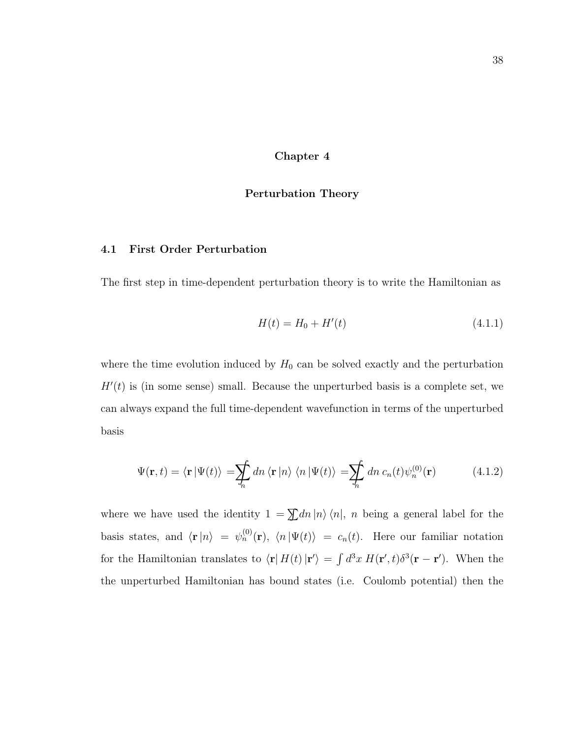# Chapter 4

# Perturbation Theory

## 4.1 First Order Perturbation

The first step in time-dependent perturbation theory is to write the Hamiltonian as

$$H(t) = H_0 + H'(t) \tag{4.1.1}$$

where the time evolution induced by $H_0$ can be solved exactly and the perturbation $H'(t)$ is (in some sense) small. Because the unperturbed basis is a complete set, we can always expand the full time-dependent wavefunction in terms of the unperturbed basis

$$\Psi(\mathbf{r}, t) = \langle \mathbf{r} \,|\Psi(t)\rangle = \sum\!\!\!\!\!\!\int_n dn \,\langle \mathbf{r} \,|n\rangle \,\langle n \,|\Psi(t)\rangle = \sum\!\!\!\!\!\!\int_n dn \; c_n(t)\psi_n^{(0)}(\mathbf{r}) \tag{4.1.2}$$

where we have used the identity $1 = \sum\!\!\!\!\!\!\int dn \,|n\rangle \,\langle n|$, $n$ being a general label for the basis states, and $\langle \mathbf{r} \,|n\rangle = \psi_n^{(0)}(\mathbf{r})$, $\langle n \,|\Psi(t)\rangle = c_n(t)$. Here our familiar notation for the Hamiltonian translates to $\langle \mathbf{r}| \, H(t) \,|\mathbf{r}'\rangle = \int d^3x \; H(\mathbf{r}', t)\delta^3(\mathbf{r} - \mathbf{r}')$. When the the unperturbed Hamiltonian has bound states (i.e. Coulomb potential) then the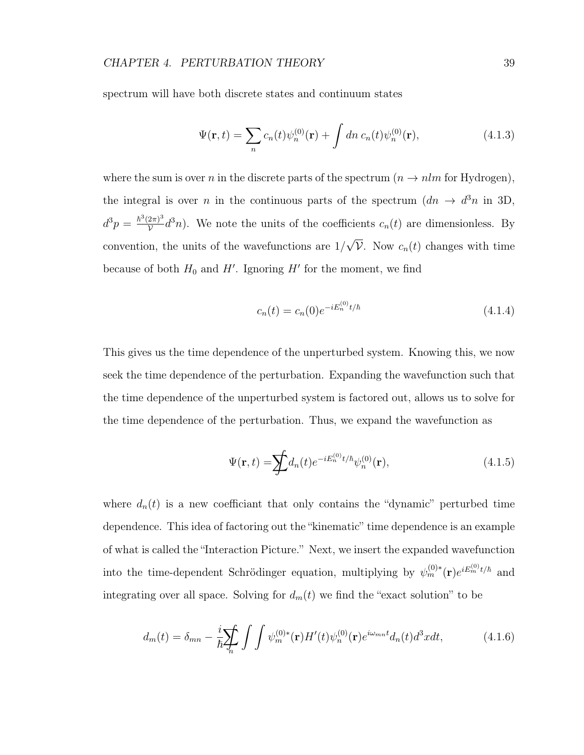spectrum will have both discrete states and continuum states

$$\Psi(\mathbf{r},t) = \sum_n c_n(t)\psi_n^{(0)}(\mathbf{r}) + \int dn \, c_n(t)\psi_n^{(0)}(\mathbf{r}), \tag{4.1.3}$$

where the sum is over $n$ in the discrete parts of the spectrum ($n \to nlm$ for Hydrogen), the integral is over $n$ in the continuous parts of the spectrum ($dn \to d^3n$ in 3D, $d^3p = \frac{\hbar^3(2\pi)^3}{\mathcal{V}}d^3n$). We note the units of the coefficients $c_n(t)$ are dimensionless. By convention, the units of the wavefunctions are $1/\sqrt{\mathcal{V}}$. Now $c_n(t)$ changes with time because of both $H_0$ and $H'$. Ignoring $H'$ for the moment, we find

$$c_n(t) = c_n(0)e^{-iE_n^{(0)}t/\hbar} \tag{4.1.4}$$

This gives us the time dependence of the unperturbed system. Knowing this, we now seek the time dependence of the perturbation. Expanding the wavefunction such that the time dependence of the unperturbed system is factored out, allows us to solve for the time dependence of the perturbation. Thus, we expand the wavefunction as

$$\Psi(\mathbf{r},t) = \sum\!\!\!\!\!\!\int d_n(t)e^{-iE_n^{(0)}t/\hbar}\psi_n^{(0)}(\mathbf{r}), \tag{4.1.5}$$

where $d_n(t)$ is a new coefficiant that only contains the "dynamic" perturbed time dependence. This idea of factoring out the "kinematic" time dependence is an example of what is called the "Interaction Picture." Next, we insert the expanded wavefunction into the time-dependent Schrödinger equation, multiplying by $\psi_m^{(0)*}(\mathbf{r})e^{iE_m^{(0)}t/\hbar}$ and integrating over all space. Solving for $d_m(t)$ we find the "exact solution" to be

$$d_m(t) = \delta_{mn} - \frac{i}{\hbar}\sum\!\!\!\!\!\!\int_n \int\int \psi_m^{(0)*}(\mathbf{r})H'(t)\psi_n^{(0)}(\mathbf{r})e^{i\omega_{mn}t}d_n(t)d^3x dt, \tag{4.1.6}$$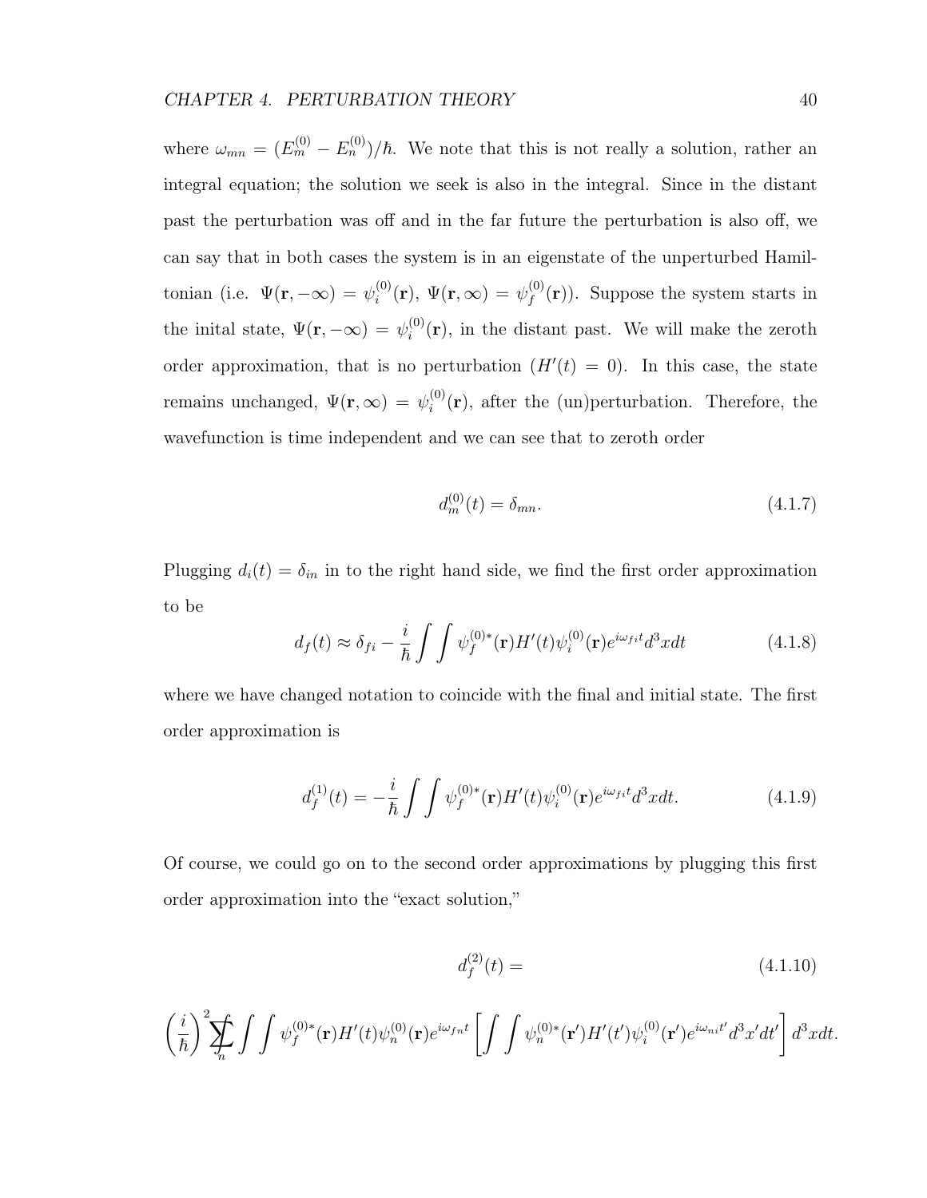where $\omega_{mn} = (E_m^{(0)} - E_n^{(0)})/\hbar$. We note that this is not really a solution, rather an integral equation; the solution we seek is also in the integral. Since in the distant past the perturbation was off and in the far future the perturbation is also off, we can say that in both cases the system is in an eigenstate of the unperturbed Hamiltonian (i.e. $\Psi(\mathbf{r}, -\infty) = \psi_i^{(0)}(\mathbf{r})$, $\Psi(\mathbf{r}, \infty) = \psi_f^{(0)}(\mathbf{r})$). Suppose the system starts in the inital state, $\Psi(\mathbf{r}, -\infty) = \psi_i^{(0)}(\mathbf{r})$, in the distant past. We will make the zeroth order approximation, that is no perturbation ($H'(t) = 0$). In this case, the state remains unchanged, $\Psi(\mathbf{r}, \infty) = \psi_i^{(0)}(\mathbf{r})$, after the (un)perturbation. Therefore, the wavefunction is time independent and we can see that to zeroth order

$$d_m^{(0)}(t) = \delta_{mn}. \tag{4.1.7}$$

Plugging $d_i(t) = \delta_{in}$ in to the right hand side, we find the first order approximation to be

$$d_f(t) \approx \delta_{fi} - \frac{i}{\hbar} \int \int \psi_f^{(0)*}(\mathbf{r}) H'(t) \psi_i^{(0)}(\mathbf{r}) e^{i\omega_{fi}t} d^3x dt \tag{4.1.8}$$

where we have changed notation to coincide with the final and initial state. The first order approximation is

$$d_f^{(1)}(t) = -\frac{i}{\hbar} \int \int \psi_f^{(0)*}(\mathbf{r}) H'(t) \psi_i^{(0)}(\mathbf{r}) e^{i\omega_{fi}t} d^3x dt. \tag{4.1.9}$$

Of course, we could go on to the second order approximations by plugging this first order approximation into the "exact solution,"

$$d_f^{(2)}(t) = \tag{4.1.10}$$

$$\left(\frac{i}{\hbar}\right)^2 \sum_n \int \int \psi_f^{(0)*}(\mathbf{r}) H'(t) \psi_n^{(0)}(\mathbf{r}) e^{i\omega_{fn}t} \left[ \int \int \psi_n^{(0)*}(\mathbf{r}') H'(t') \psi_i^{(0)}(\mathbf{r}') e^{i\omega_{ni}t'} d^3x' dt' \right] d^3x dt.$$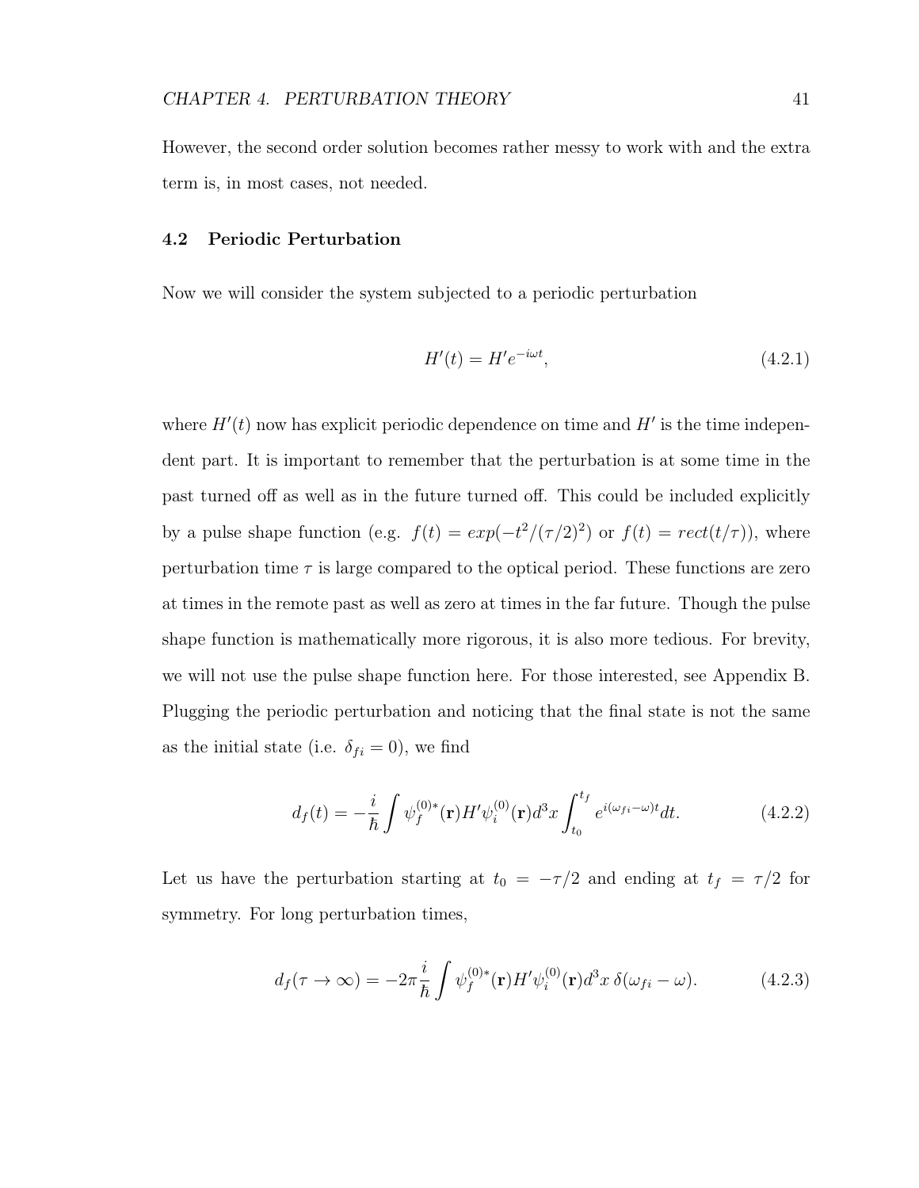However, the second order solution becomes rather messy to work with and the extra term is, in most cases, not needed.

### 4.2 Periodic Perturbation

Now we will consider the system subjected to a periodic perturbation

$$H'(t) = H'e^{-i\omega t}, \tag{4.2.1}$$

where $H'(t)$ now has explicit periodic dependence on time and $H'$ is the time independent part. It is important to remember that the perturbation is at some time in the past turned off as well as in the future turned off. This could be included explicitly by a pulse shape function (e.g. $f(t) = exp(-t^2/(\tau/2)^2)$ or $f(t) = rect(t/\tau)$), where perturbation time $\tau$ is large compared to the optical period. These functions are zero at times in the remote past as well as zero at times in the far future. Though the pulse shape function is mathematically more rigorous, it is also more tedious. For brevity, we will not use the pulse shape function here. For those interested, see Appendix B. Plugging the periodic perturbation and noticing that the final state is not the same as the initial state (i.e. $\delta_{fi} = 0$), we find

$$d_f(t) = -\frac{i}{\hbar}\int \psi_f^{(0)*}(\mathbf{r})H'\psi_i^{(0)}(\mathbf{r})d^3x \int_{t_0}^{t_f} e^{i(\omega_{fi}-\omega)t}dt. \tag{4.2.2}$$

Let us have the perturbation starting at $t_0 = -\tau/2$ and ending at $t_f = \tau/2$ for symmetry. For long perturbation times,

$$d_f(\tau \to \infty) = -2\pi\frac{i}{\hbar}\int \psi_f^{(0)*}(\mathbf{r})H'\psi_i^{(0)}(\mathbf{r})d^3x \; \delta(\omega_{fi} - \omega). \tag{4.2.3}$$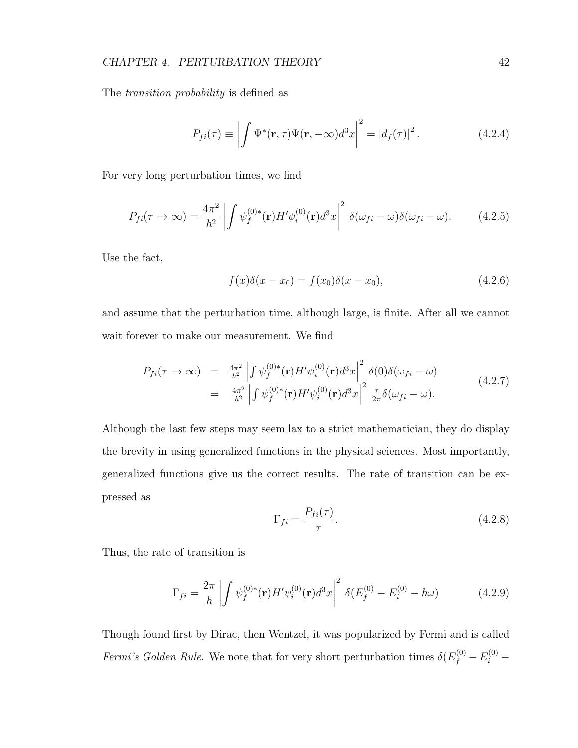The *transition probability* is defined as

$$P_{fi}(\tau) \equiv \left| \int \Psi^*(\mathbf{r}, \tau)\Psi(\mathbf{r}, -\infty) d^3x \right|^2 = |d_f(\tau)|^2 . \tag{4.2.4}$$

For very long perturbation times, we find

$$P_{fi}(\tau \to \infty) = \frac{4\pi^2}{\hbar^2} \left| \int \psi_f^{(0)*}(\mathbf{r}) H' \psi_i^{(0)}(\mathbf{r}) d^3x \right|^2 \delta(\omega_{fi} - \omega)\delta(\omega_{fi} - \omega). \tag{4.2.5}$$

Use the fact,

$$f(x)\delta(x - x_0) = f(x_0)\delta(x - x_0), \tag{4.2.6}$$

and assume that the perturbation time, although large, is finite. After all we cannot wait forever to make our measurement. We find

$$\begin{aligned} P_{fi}(\tau \to \infty) &= \frac{4\pi^2}{\hbar^2} \left| \int \psi_f^{(0)*}(\mathbf{r}) H' \psi_i^{(0)}(\mathbf{r}) d^3x \right|^2 \delta(0)\delta(\omega_{fi} - \omega) \\ &= \frac{4\pi^2}{\hbar^2} \left| \int \psi_f^{(0)*}(\mathbf{r}) H' \psi_i^{(0)}(\mathbf{r}) d^3x \right|^2 \frac{\tau}{2\pi}\delta(\omega_{fi} - \omega). \end{aligned} \tag{4.2.7}$$

Although the last few steps may seem lax to a strict mathematician, they do display the brevity in using generalized functions in the physical sciences. Most importantly, generalized functions give us the correct results. The rate of transition can be expressed as

$$\Gamma_{fi} = \frac{P_{fi}(\tau)}{\tau}. \tag{4.2.8}$$

Thus, the rate of transition is

$$\Gamma_{fi} = \frac{2\pi}{\hbar} \left| \int \psi_f^{(0)*}(\mathbf{r}) H' \psi_i^{(0)}(\mathbf{r}) d^3x \right|^2 \delta(E_f^{(0)} - E_i^{(0)} - \hbar\omega) \tag{4.2.9}$$

Though found first by Dirac, then Wentzel, it was popularized by Fermi and is called *Fermi's Golden Rule*. We note that for very short perturbation times $\delta(E_f^{(0)} - E_i^{(0)} -$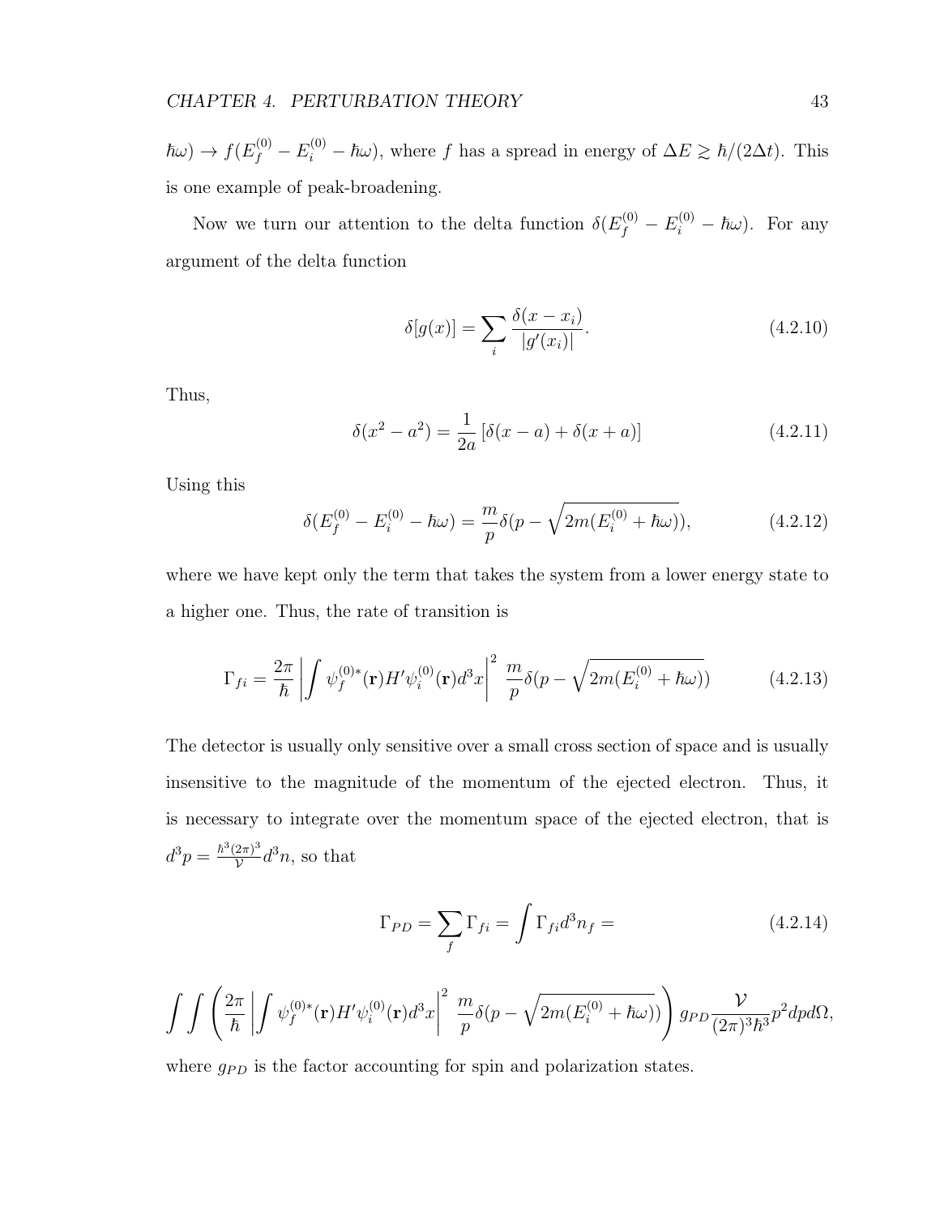$\hbar\omega) \to f(E_f^{(0)} - E_i^{(0)} - \hbar\omega)$, where $f$ has a spread in energy of $\Delta E \gtrsim \hbar/(2\Delta t)$. This is one example of peak-broadening.

Now we turn our attention to the delta function $\delta(E_f^{(0)} - E_i^{(0)} - \hbar\omega)$. For any argument of the delta function

$$\delta[g(x)] = \sum_i \frac{\delta(x - x_i)}{|g'(x_i)|}. \tag{4.2.10}$$

Thus,

$$\delta(x^2 - a^2) = \frac{1}{2a}\left[\delta(x - a) + \delta(x + a)\right] \tag{4.2.11}$$

Using this

$$\delta(E_f^{(0)} - E_i^{(0)} - \hbar\omega) = \frac{m}{p}\delta(p - \sqrt{2m(E_i^{(0)} + \hbar\omega)}), \tag{4.2.12}$$

where we have kept only the term that takes the system from a lower energy state to a higher one. Thus, the rate of transition is

$$\Gamma_{fi} = \frac{2\pi}{\hbar}\left|\int \psi_f^{(0)*}(\mathbf{r})H'\psi_i^{(0)}(\mathbf{r})d^3x\right|^2 \frac{m}{p}\delta(p - \sqrt{2m(E_i^{(0)} + \hbar\omega)}) \tag{4.2.13}$$

The detector is usually only sensitive over a small cross section of space and is usually insensitive to the magnitude of the momentum of the ejected electron. Thus, it is necessary to integrate over the momentum space of the ejected electron, that is $d^3p = \frac{\hbar^3(2\pi)^3}{\mathcal{V}}d^3n$, so that

$$\Gamma_{PD} = \sum_f \Gamma_{fi} = \int \Gamma_{fi} d^3n_f = \tag{4.2.14}$$

$$\int\int\left(\frac{2\pi}{\hbar}\left|\int \psi_f^{(0)*}(\mathbf{r})H'\psi_i^{(0)}(\mathbf{r})d^3x\right|^2 \frac{m}{p}\delta(p - \sqrt{2m(E_i^{(0)} + \hbar\omega)})\right) g_{PD}\frac{\mathcal{V}}{(2\pi)^3\hbar^3}p^2 dp d\Omega,$$

where $g_{PD}$ is the factor accounting for spin and polarization states.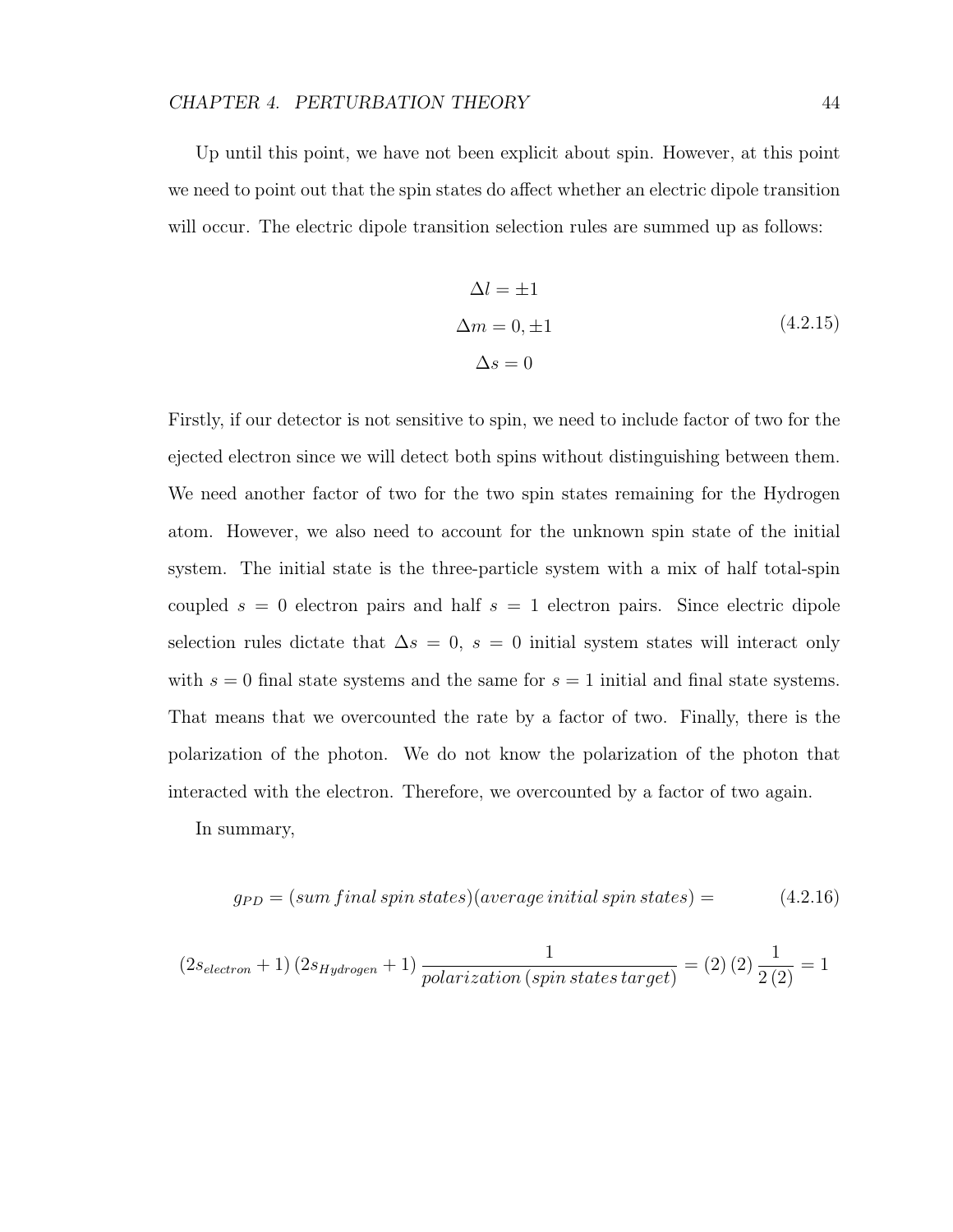Up until this point, we have not been explicit about spin. However, at this point we need to point out that the spin states do affect whether an electric dipole transition will occur. The electric dipole transition selection rules are summed up as follows:

$$
\begin{aligned}
\Delta l &= \pm 1 \\
\Delta m &= 0, \pm 1 \\
\Delta s &= 0
\end{aligned}
\tag{4.2.15}
$$

Firstly, if our detector is not sensitive to spin, we need to include factor of two for the ejected electron since we will detect both spins without distinguishing between them. We need another factor of two for the two spin states remaining for the Hydrogen atom. However, we also need to account for the unknown spin state of the initial system. The initial state is the three-particle system with a mix of half total-spin coupled $s = 0$ electron pairs and half $s = 1$ electron pairs. Since electric dipole selection rules dictate that $\Delta s = 0$, $s = 0$ initial system states will interact only with $s = 0$ final state systems and the same for $s = 1$ initial and final state systems. That means that we overcounted the rate by a factor of two. Finally, there is the polarization of the photon. We do not know the polarization of the photon that interacted with the electron. Therefore, we overcounted by a factor of two again.

In summary,

$$
g_{PD} = (sum\, final\, spin\, states)(average\, initial\, spin\, states) = \tag{4.2.16}
$$

$$
(2s_{electron} + 1)\,(2s_{Hydrogen} + 1)\,\frac{1}{polarization\,(spin\, states\, target)} = (2)\,(2)\,\frac{1}{2\,(2)} = 1
$$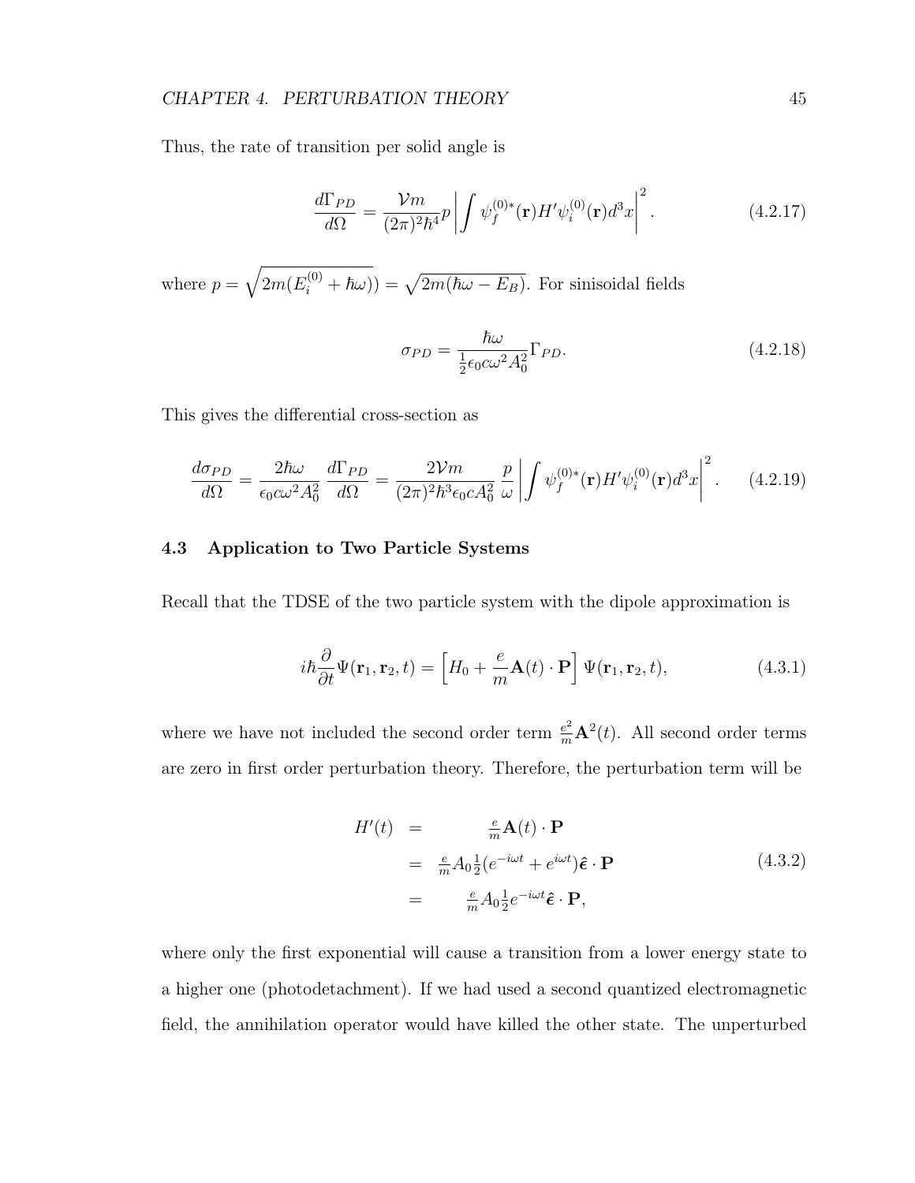Thus, the rate of transition per solid angle is

$$\frac{d\Gamma_{PD}}{d\Omega} = \frac{\mathcal{V}m}{(2\pi)^2\hbar^4} p \left| \int \psi_f^{(0)*}(\mathbf{r}) H' \psi_i^{(0)}(\mathbf{r}) d^3x \right|^2. \tag{4.2.17}$$

where $p = \sqrt{2m(E_i^{(0)} + \hbar\omega))} = \sqrt{2m(\hbar\omega - E_B)}$. For sinisoidal fields

$$\sigma_{PD} = \frac{\hbar\omega}{\frac{1}{2}\epsilon_0 c\omega^2 A_0^2} \Gamma_{PD}. \tag{4.2.18}$$

This gives the differential cross-section as

$$\frac{d\sigma_{PD}}{d\Omega} = \frac{2\hbar\omega}{\epsilon_0 c\omega^2 A_0^2} \frac{d\Gamma_{PD}}{d\Omega} = \frac{2\mathcal{V}m}{(2\pi)^2\hbar^3\epsilon_0 c A_0^2} \frac{p}{\omega} \left| \int \psi_f^{(0)*}(\mathbf{r}) H' \psi_i^{(0)}(\mathbf{r}) d^3x \right|^2. \tag{4.2.19}$$

### 4.3 Application to Two Particle Systems

Recall that the TDSE of the two particle system with the dipole approximation is

$$i\hbar\frac{\partial}{\partial t}\Psi(\mathbf{r}_1, \mathbf{r}_2, t) = \left[ H_0 + \frac{e}{m}\mathbf{A}(t)\cdot\mathbf{P} \right] \Psi(\mathbf{r}_1, \mathbf{r}_2, t), \tag{4.3.1}$$

where we have not included the second order term $\frac{e^2}{m}\mathbf{A}^2(t)$. All second order terms are zero in first order perturbation theory. Therefore, the perturbation term will be

$$\begin{aligned} H'(t) &= \frac{e}{m}\mathbf{A}(t)\cdot\mathbf{P} \\ &= \frac{e}{m}A_0\tfrac{1}{2}(e^{-i\omega t} + e^{i\omega t})\hat{\boldsymbol{\epsilon}}\cdot\mathbf{P} \\ &= \frac{e}{m}A_0\tfrac{1}{2}e^{-i\omega t}\hat{\boldsymbol{\epsilon}}\cdot\mathbf{P}, \end{aligned} \tag{4.3.2}$$

where only the first exponential will cause a transition from a lower energy state to a higher one (photodetachment). If we had used a second quantized electromagnetic field, the annihilation operator would have killed the other state. The unperturbed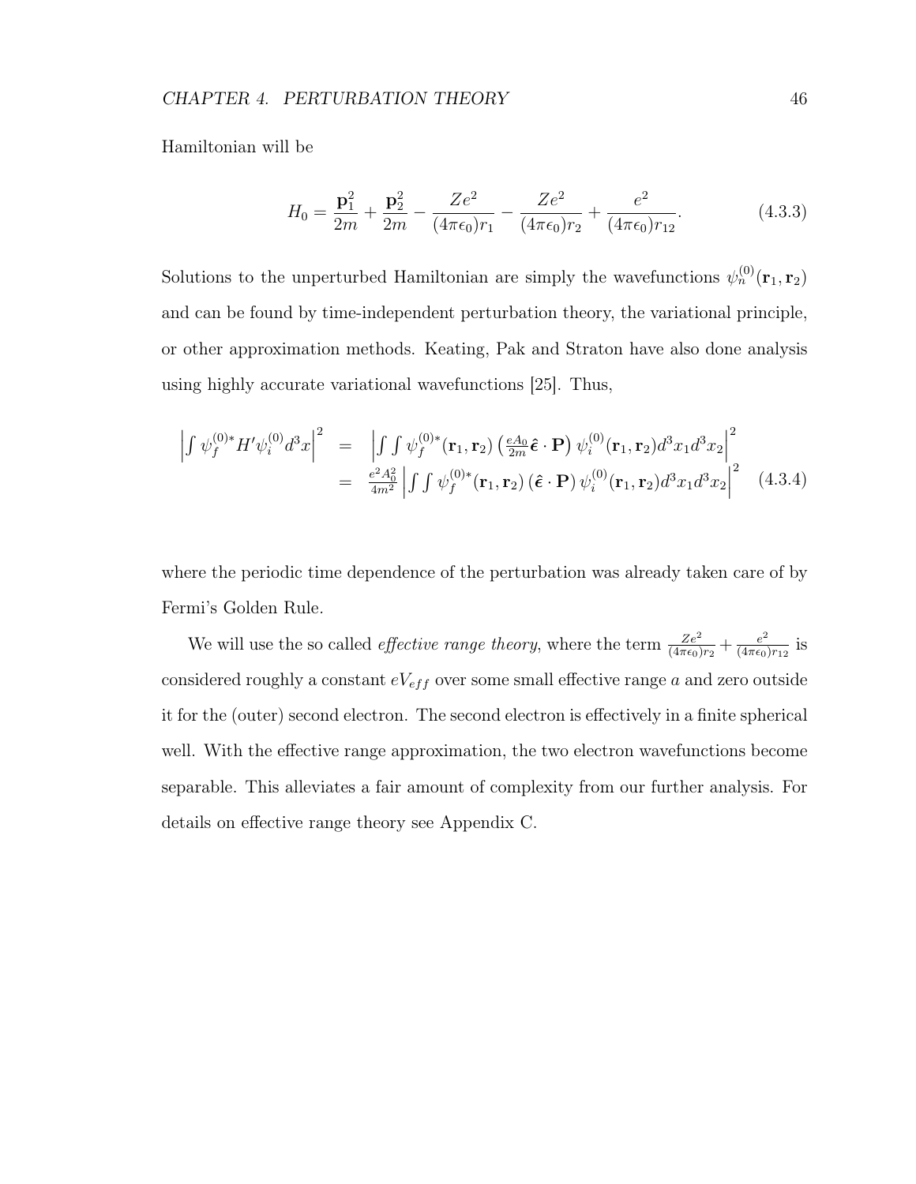Hamiltonian will be

$$H_0 = \frac{\mathbf{p}_1^2}{2m} + \frac{\mathbf{p}_2^2}{2m} - \frac{Ze^2}{(4\pi\epsilon_0)r_1} - \frac{Ze^2}{(4\pi\epsilon_0)r_2} + \frac{e^2}{(4\pi\epsilon_0)r_{12}}. \tag{4.3.3}$$

Solutions to the unperturbed Hamiltonian are simply the wavefunctions $\psi_n^{(0)}(\mathbf{r}_1, \mathbf{r}_2)$ and can be found by time-independent perturbation theory, the variational principle, or other approximation methods. Keating, Pak and Straton have also done analysis using highly accurate variational wavefunctions [25]. Thus,

$$\begin{aligned}
\left| \int \psi_f^{(0)*} H' \psi_i^{(0)} d^3x \right|^2 &= \left| \int \int \psi_f^{(0)*}(\mathbf{r}_1, \mathbf{r}_2) \left( \tfrac{eA_0}{2m} \hat{\boldsymbol{\epsilon}} \cdot \mathbf{P} \right) \psi_i^{(0)}(\mathbf{r}_1, \mathbf{r}_2) d^3x_1 d^3x_2 \right|^2 \\
&= \tfrac{e^2 A_0^2}{4m^2} \left| \int \int \psi_f^{(0)*}(\mathbf{r}_1, \mathbf{r}_2) \left( \hat{\boldsymbol{\epsilon}} \cdot \mathbf{P} \right) \psi_i^{(0)}(\mathbf{r}_1, \mathbf{r}_2) d^3x_1 d^3x_2 \right|^2 \quad (4.3.4)
\end{aligned}$$

where the periodic time dependence of the perturbation was already taken care of by Fermi's Golden Rule.

We will use the so called *effective range theory*, where the term $\frac{Ze^2}{(4\pi\epsilon_0)r_2} + \frac{e^2}{(4\pi\epsilon_0)r_{12}}$ is considered roughly a constant $eV_{eff}$ over some small effective range $a$ and zero outside it for the (outer) second electron. The second electron is effectively in a finite spherical well. With the effective range approximation, the two electron wavefunctions become separable. This alleviates a fair amount of complexity from our further analysis. For details on effective range theory see Appendix C.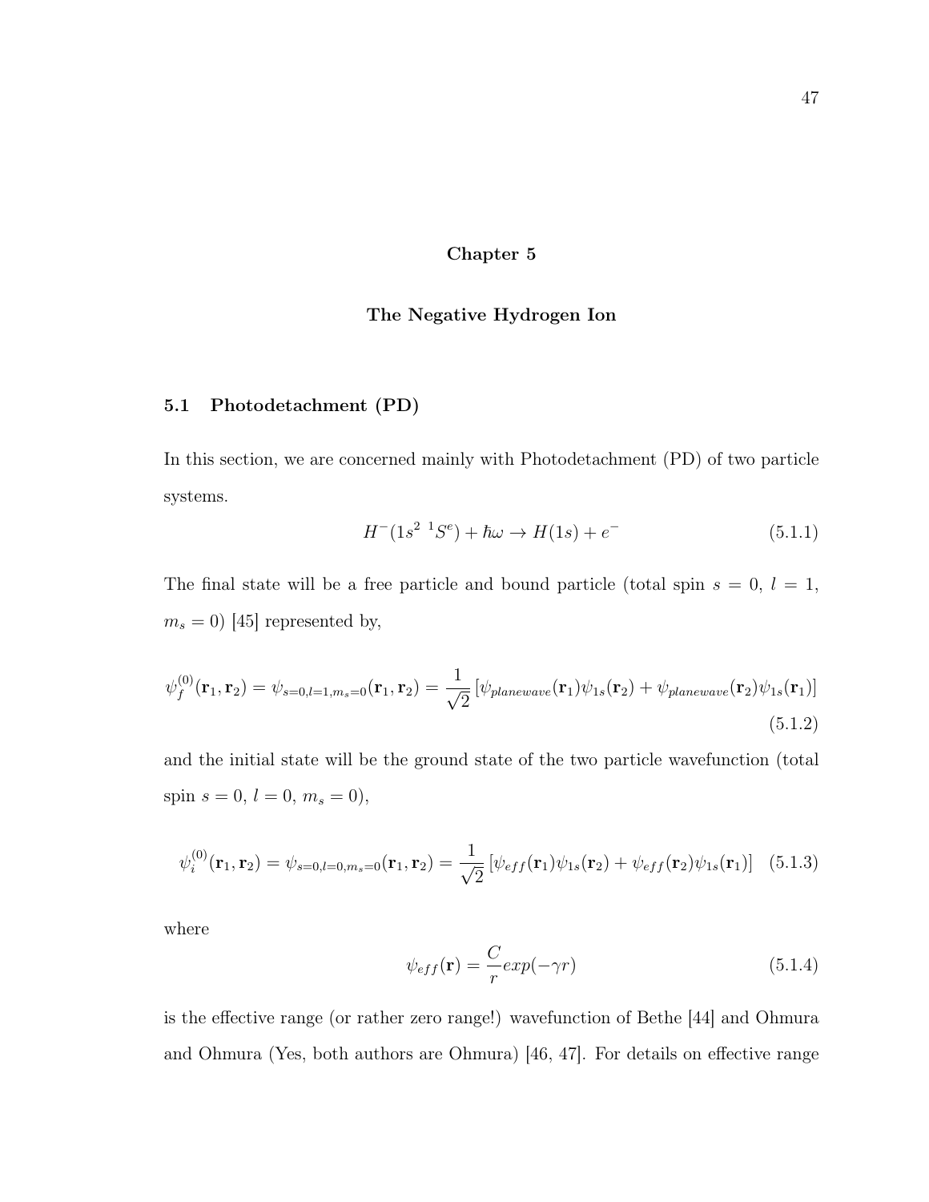# Chapter 5

# The Negative Hydrogen Ion

## 5.1 Photodetachment (PD)

In this section, we are concerned mainly with Photodetachment (PD) of two particle systems.

$$H^{-}(1s^{2}\ {}^{1}S^{e}) + \hbar\omega \rightarrow H(1s) + e^{-} \tag{5.1.1}$$

The final state will be a free particle and bound particle (total spin $s = 0$, $l = 1$, $m_s = 0$) [45] represented by,

$$\psi_f^{(0)}(\mathbf{r}_1, \mathbf{r}_2) = \psi_{s=0,l=1,m_s=0}(\mathbf{r}_1, \mathbf{r}_2) = \frac{1}{\sqrt{2}}\left[\psi_{planewave}(\mathbf{r}_1)\psi_{1s}(\mathbf{r}_2) + \psi_{planewave}(\mathbf{r}_2)\psi_{1s}(\mathbf{r}_1)\right] \tag{5.1.2}$$

and the initial state will be the ground state of the two particle wavefunction (total spin $s = 0$, $l = 0$, $m_s = 0$),

$$\psi_i^{(0)}(\mathbf{r}_1, \mathbf{r}_2) = \psi_{s=0,l=0,m_s=0}(\mathbf{r}_1, \mathbf{r}_2) = \frac{1}{\sqrt{2}}\left[\psi_{eff}(\mathbf{r}_1)\psi_{1s}(\mathbf{r}_2) + \psi_{eff}(\mathbf{r}_2)\psi_{1s}(\mathbf{r}_1)\right] \tag{5.1.3}$$

where

$$\psi_{eff}(\mathbf{r}) = \frac{C}{r}exp(-\gamma r) \tag{5.1.4}$$

is the effective range (or rather zero range!) wavefunction of Bethe [44] and Ohmura and Ohmura (Yes, both authors are Ohmura) [46, 47]. For details on effective range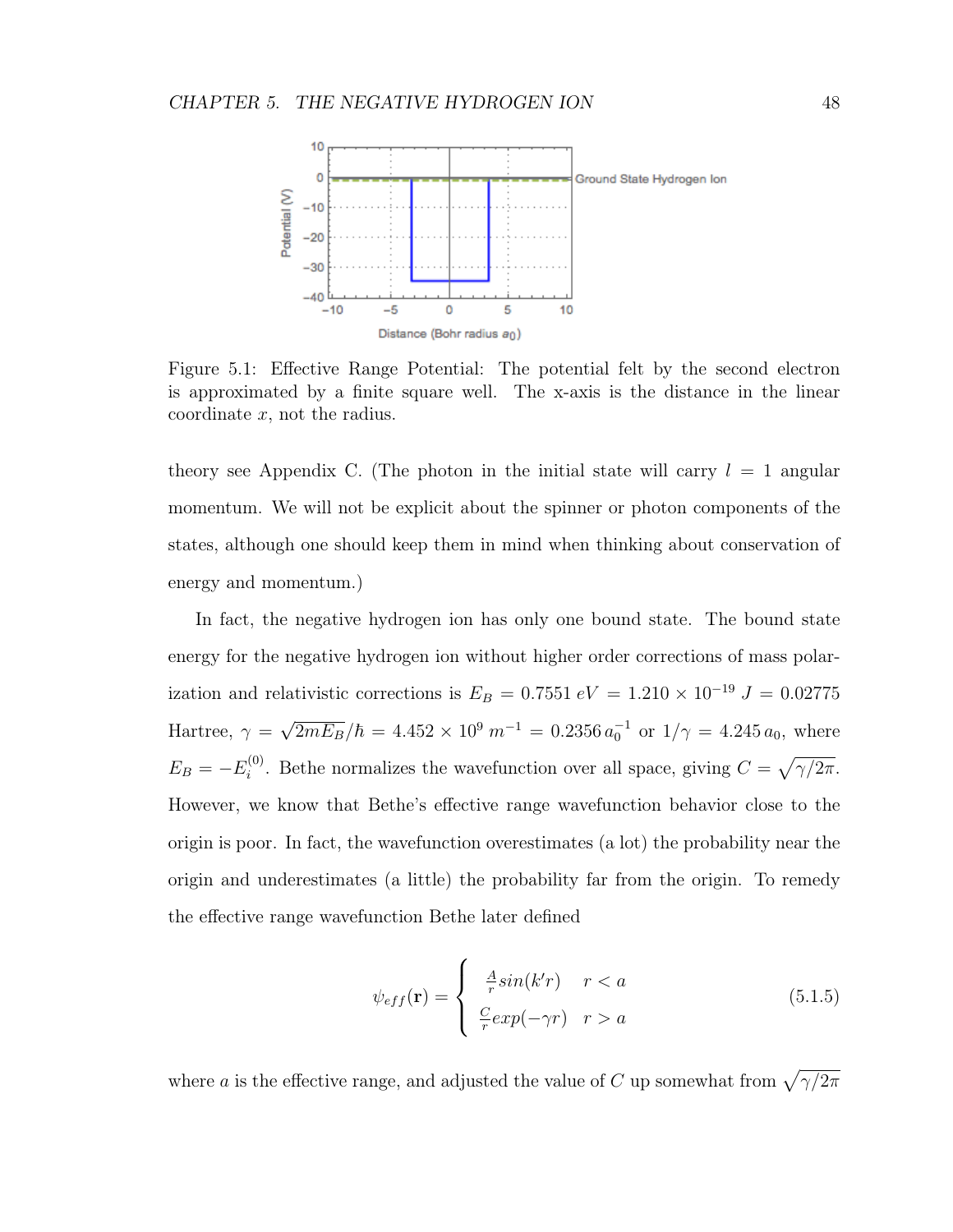Figure 5.1: Effective Range Potential: The potential felt by the second electron is approximated by a finite square well. The x-axis is the distance in the linear coordinate $x$, not the radius.

theory see Appendix C. (The photon in the initial state will carry $l = 1$ angular momentum. We will not be explicit about the spinner or photon components of the states, although one should keep them in mind when thinking about conservation of energy and momentum.)

In fact, the negative hydrogen ion has only one bound state. The bound state energy for the negative hydrogen ion without higher order corrections of mass polarization and relativistic corrections is $E_B = 0.7551\, eV = 1.210 \times 10^{-19}\, J = 0.02775$ Hartree, $\gamma = \sqrt{2mE_B}/\hbar = 4.452 \times 10^9\, m^{-1} = 0.2356\, a_0^{-1}$ or $1/\gamma = 4.245\, a_0$, where $E_B = -E_i^{(0)}$. Bethe normalizes the wavefunction over all space, giving $C = \sqrt{\gamma/2\pi}$. However, we know that Bethe's effective range wavefunction behavior close to the origin is poor. In fact, the wavefunction overestimates (a lot) the probability near the origin and underestimates (a little) the probability far from the origin. To remedy the effective range wavefunction Bethe later defined

$$\psi_{eff}(\mathbf{r}) = \begin{cases} \frac{A}{r} sin(k'r) & r < a \\ \frac{C}{r} exp(-\gamma r) & r > a \end{cases} \tag{5.1.5}$$

where $a$ is the effective range, and adjusted the value of $C$ up somewhat from $\sqrt{\gamma/2\pi}$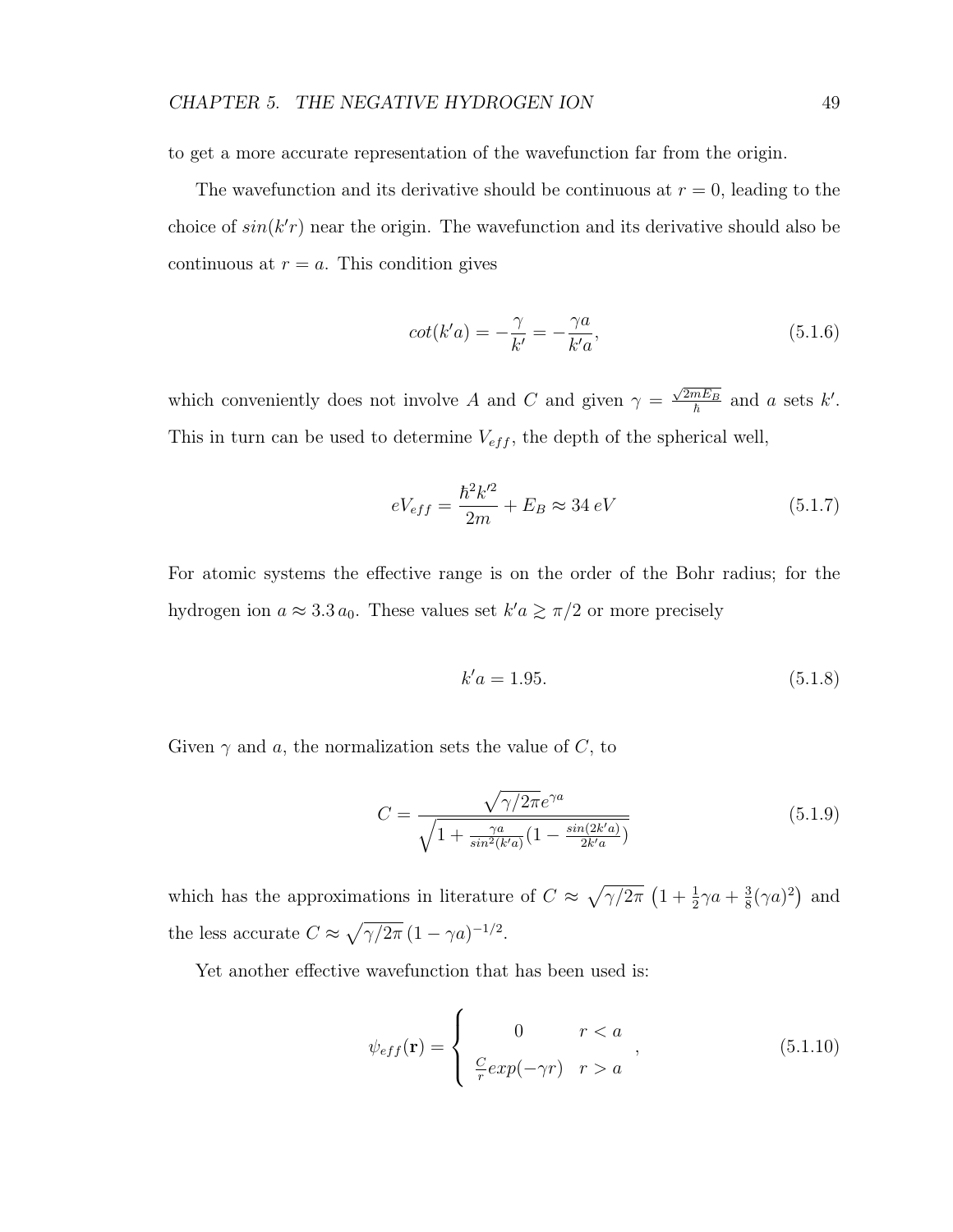to get a more accurate representation of the wavefunction far from the origin.

The wavefunction and its derivative should be continuous at $r = 0$, leading to the choice of $sin(k'r)$ near the origin. The wavefunction and its derivative should also be continuous at $r = a$. This condition gives

$$cot(k'a) = -\frac{\gamma}{k'} = -\frac{\gamma a}{k'a}, \tag{5.1.6}$$

which conveniently does not involve $A$ and $C$ and given $\gamma = \frac{\sqrt{2mE_B}}{\hbar}$ and $a$ sets $k'$. This in turn can be used to determine $V_{eff}$, the depth of the spherical well,

$$eV_{eff} = \frac{\hbar^2 k'^2}{2m} + E_B \approx 34\, eV \tag{5.1.7}$$

For atomic systems the effective range is on the order of the Bohr radius; for the hydrogen ion $a \approx 3.3\, a_0$. These values set $k'a \gtrsim \pi/2$ or more precisely

$$k'a = 1.95. \tag{5.1.8}$$

Given $\gamma$ and $a$, the normalization sets the value of $C$, to

$$C = \frac{\sqrt{\gamma/2\pi}e^{\gamma a}}{\sqrt{1 + \frac{\gamma a}{sin^2(k'a)}(1 - \frac{sin(2k'a)}{2k'a})}} \tag{5.1.9}$$

which has the approximations in literature of $C \approx \sqrt{\gamma/2\pi}\left(1 + \frac{1}{2}\gamma a + \frac{3}{8}(\gamma a)^2\right)$ and the less accurate $C \approx \sqrt{\gamma/2\pi}\,(1 - \gamma a)^{-1/2}$.

Yet another effective wavefunction that has been used is:

$$\psi_{eff}(\mathbf{r}) = \begin{cases} 0 & r < a \\ \frac{C}{r}exp(-\gamma r) & r > a \end{cases}, \tag{5.1.10}$$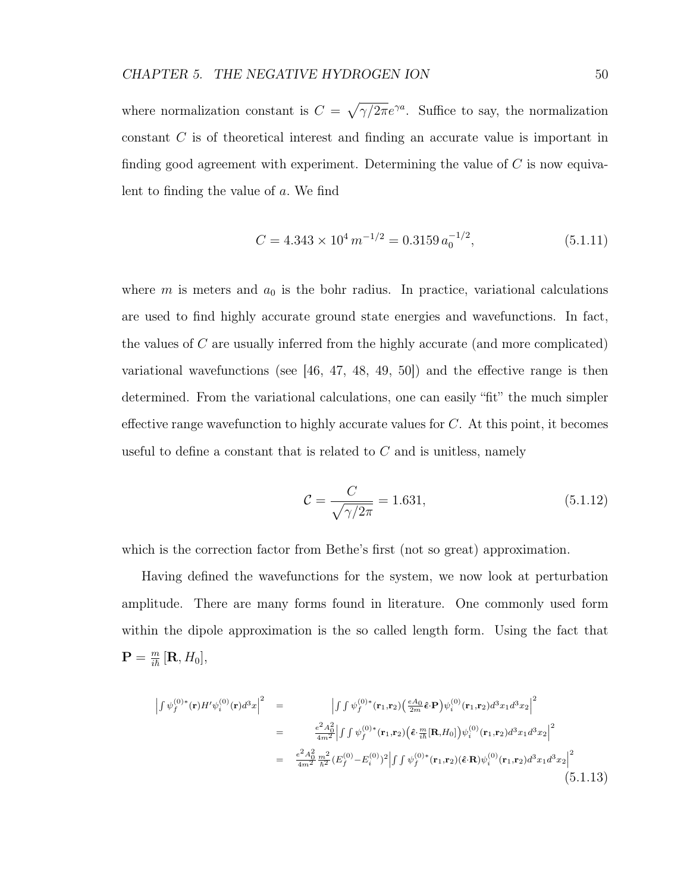where normalization constant is $C = \sqrt{\gamma/2\pi}e^{\gamma a}$. Suffice to say, the normalization constant $C$ is of theoretical interest and finding an accurate value is important in finding good agreement with experiment. Determining the value of $C$ is now equivalent to finding the value of $a$. We find

$$C = 4.343 \times 10^4 \, m^{-1/2} = 0.3159 \, a_0^{-1/2}, \tag{5.1.11}$$

where $m$ is meters and $a_0$ is the bohr radius. In practice, variational calculations are used to find highly accurate ground state energies and wavefunctions. In fact, the values of $C$ are usually inferred from the highly accurate (and more complicated) variational wavefunctions (see [46, 47, 48, 49, 50]) and the effective range is then determined. From the variational calculations, one can easily "fit" the much simpler effective range wavefunction to highly accurate values for $C$. At this point, it becomes useful to define a constant that is related to $C$ and is unitless, namely

$$\mathcal{C} = \frac{C}{\sqrt{\gamma/2\pi}} = 1.631, \tag{5.1.12}$$

which is the correction factor from Bethe's first (not so great) approximation.

Having defined the wavefunctions for the system, we now look at perturbation amplitude. There are many forms found in literature. One commonly used form within the dipole approximation is the so called length form. Using the fact that $\mathbf{P} = \frac{m}{i\hbar}[\mathbf{R}, H_0]$,

$$\begin{aligned}
\left|\int \psi_f^{(0)*}(\mathbf{r}) H' \psi_i^{(0)}(\mathbf{r}) d^3x\right|^2 &= \left|\int\int \psi_f^{(0)*}(\mathbf{r}_1,\mathbf{r}_2)\left(\tfrac{eA_0}{2m}\hat{\boldsymbol{\epsilon}}\cdot\mathbf{P}\right)\psi_i^{(0)}(\mathbf{r}_1,\mathbf{r}_2) d^3x_1 d^3x_2\right|^2 \\
&= \frac{e^2A_0^2}{4m^2}\left|\int\int \psi_f^{(0)*}(\mathbf{r}_1,\mathbf{r}_2)\left(\hat{\boldsymbol{\epsilon}}\cdot\tfrac{m}{i\hbar}[\mathbf{R},H_0]\right)\psi_i^{(0)}(\mathbf{r}_1,\mathbf{r}_2) d^3x_1 d^3x_2\right|^2 \\
&= \frac{e^2A_0^2}{4m^2}\frac{m^2}{\hbar^2}(E_f^{(0)}-E_i^{(0)})^2\left|\int\int \psi_f^{(0)*}(\mathbf{r}_1,\mathbf{r}_2)(\hat{\boldsymbol{\epsilon}}\cdot\mathbf{R})\psi_i^{(0)}(\mathbf{r}_1,\mathbf{r}_2) d^3x_1 d^3x_2\right|^2
\end{aligned} \tag{5.1.13}$$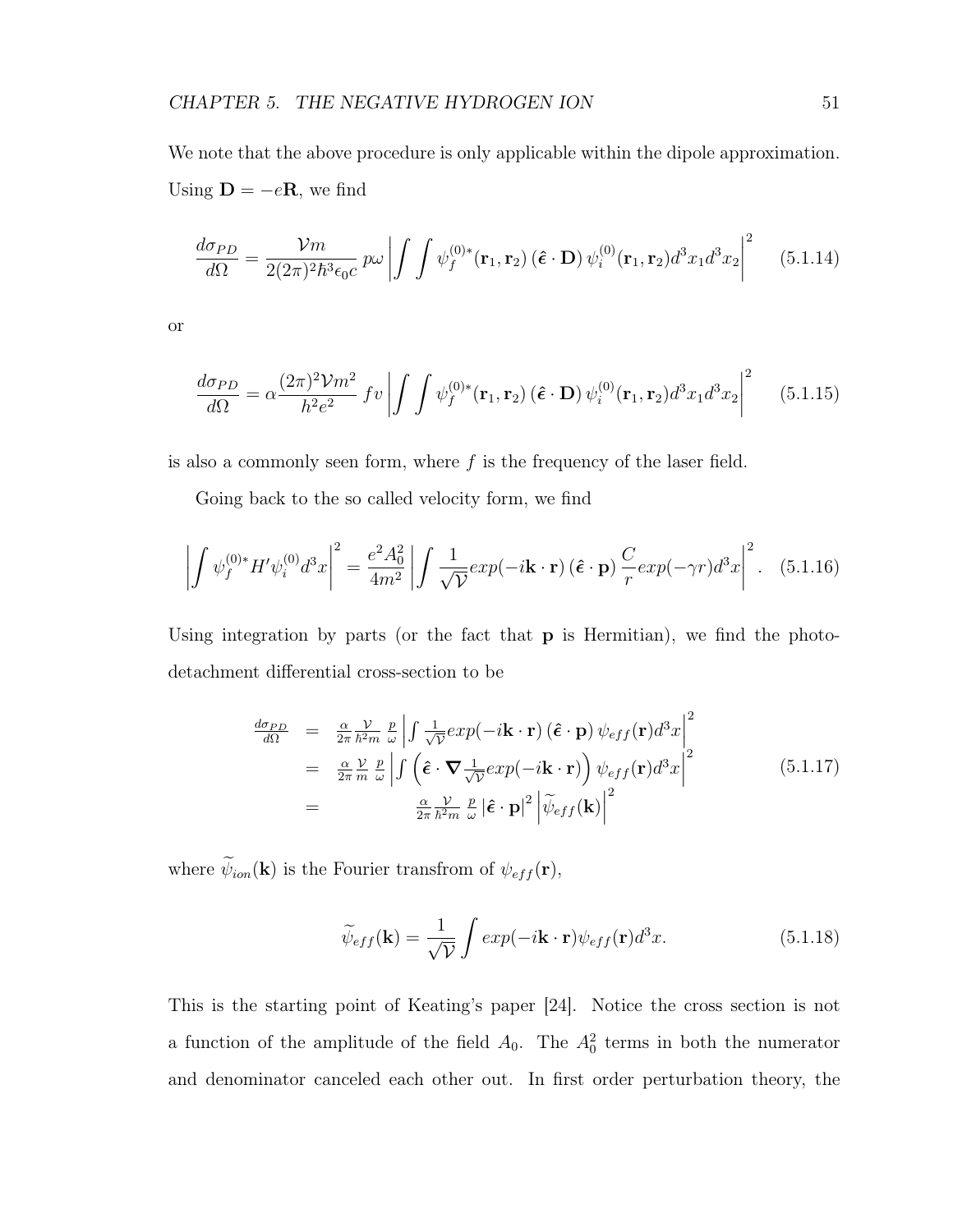We note that the above procedure is only applicable within the dipole approximation. Using $\mathbf{D} = -e\mathbf{R}$, we find

$$\frac{d\sigma_{PD}}{d\Omega} = \frac{\mathcal{V}m}{2(2\pi)^2\hbar^3\epsilon_0 c}\, p\omega \left| \int \int \psi_f^{(0)*}(\mathbf{r}_1, \mathbf{r}_2)\, (\hat{\boldsymbol{\epsilon}} \cdot \mathbf{D})\, \psi_i^{(0)}(\mathbf{r}_1, \mathbf{r}_2) d^3x_1 d^3x_2 \right|^2 \quad (5.1.14)$$

or

$$\frac{d\sigma_{PD}}{d\Omega} = \alpha \frac{(2\pi)^2 \mathcal{V} m^2}{h^2 e^2}\, fv \left| \int \int \psi_f^{(0)*}(\mathbf{r}_1, \mathbf{r}_2)\, (\hat{\boldsymbol{\epsilon}} \cdot \mathbf{D})\, \psi_i^{(0)}(\mathbf{r}_1, \mathbf{r}_2) d^3x_1 d^3x_2 \right|^2 \quad (5.1.15)$$

is also a commonly seen form, where $f$ is the frequency of the laser field.

Going back to the so called velocity form, we find

$$\left| \int \psi_f^{(0)*} H' \psi_i^{(0)} d^3x \right|^2 = \frac{e^2 A_0^2}{4m^2} \left| \int \frac{1}{\sqrt{\mathcal{V}}} exp(-i\mathbf{k} \cdot \mathbf{r})\, (\hat{\boldsymbol{\epsilon}} \cdot \mathbf{p})\, \frac{C}{r} exp(-\gamma r) d^3x \right|^2. \quad (5.1.16)$$

Using integration by parts (or the fact that $\mathbf{p}$ is Hermitian), we find the photo-detachment differential cross-section to be

$$\begin{aligned} \frac{d\sigma_{PD}}{d\Omega} &= \frac{\alpha}{2\pi} \frac{\mathcal{V}}{\hbar^2 m} \frac{p}{\omega} \left| \int \frac{1}{\sqrt{\mathcal{V}}} exp(-i\mathbf{k} \cdot \mathbf{r})\, (\hat{\boldsymbol{\epsilon}} \cdot \mathbf{p})\, \psi_{eff}(\mathbf{r}) d^3x \right|^2 \\ &= \frac{\alpha}{2\pi} \frac{\mathcal{V}}{m} \frac{p}{\omega} \left| \int \left( \hat{\boldsymbol{\epsilon}} \cdot \boldsymbol{\nabla} \frac{1}{\sqrt{\mathcal{V}}} exp(-i\mathbf{k} \cdot \mathbf{r}) \right) \psi_{eff}(\mathbf{r}) d^3x \right|^2 \\ &= \frac{\alpha}{2\pi} \frac{\mathcal{V}}{\hbar^2 m} \frac{p}{\omega} \left| \hat{\boldsymbol{\epsilon}} \cdot \mathbf{p} \right|^2 \left| \widetilde{\psi}_{eff}(\mathbf{k}) \right|^2 \end{aligned} \quad (5.1.17)$$

where $\widetilde{\psi}_{ion}(\mathbf{k})$ is the Fourier transfrom of $\psi_{eff}(\mathbf{r})$,

$$\widetilde{\psi}_{eff}(\mathbf{k}) = \frac{1}{\sqrt{\mathcal{V}}} \int exp(-i\mathbf{k} \cdot \mathbf{r}) \psi_{eff}(\mathbf{r}) d^3x. \quad (5.1.18)$$

This is the starting point of Keating's paper [24]. Notice the cross section is not a function of the amplitude of the field $A_0$. The $A_0^2$ terms in both the numerator and denominator canceled each other out. In first order perturbation theory, the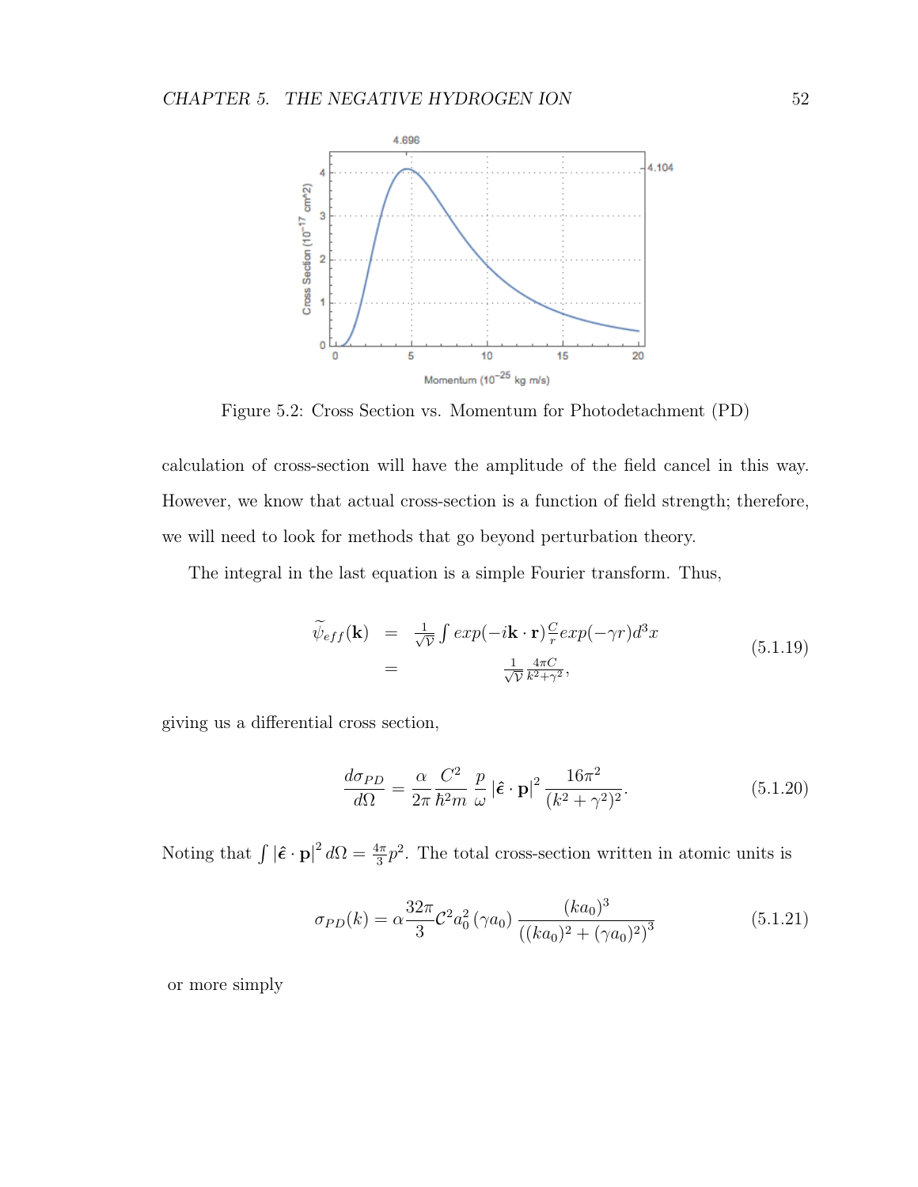Figure 5.2: Cross Section vs. Momentum for Photodetachment (PD)

calculation of cross-section will have the amplitude of the field cancel in this way. However, we know that actual cross-section is a function of field strength; therefore, we will need to look for methods that go beyond perturbation theory.

The integral in the last equation is a simple Fourier transform. Thus,

$$
\begin{aligned}
\widetilde{\psi}_{eff}(\mathbf{k}) &= \tfrac{1}{\sqrt{\mathcal{V}}}\int exp(-i\mathbf{k}\cdot\mathbf{r})\tfrac{C}{r}exp(-\gamma r)d^3x \\
&= \tfrac{1}{\sqrt{\mathcal{V}}}\tfrac{4\pi C}{k^2+\gamma^2},
\end{aligned}
\tag{5.1.19}
$$

giving us a differential cross section,

$$
\frac{d\sigma_{PD}}{d\Omega} = \frac{\alpha}{2\pi}\frac{C^2}{\hbar^2 m}\frac{p}{\omega}\left|\hat{\boldsymbol{\epsilon}}\cdot\mathbf{p}\right|^2\frac{16\pi^2}{(k^2+\gamma^2)^2}. \tag{5.1.20}
$$

Noting that $\int \left|\hat{\boldsymbol{\epsilon}}\cdot\mathbf{p}\right|^2 d\Omega = \frac{4\pi}{3}p^2$. The total cross-section written in atomic units is

$$
\sigma_{PD}(k) = \alpha\frac{32\pi}{3}\mathcal{C}^2 a_0^2\left(\gamma a_0\right)\frac{(ka_0)^3}{\left((ka_0)^2+(\gamma a_0)^2\right)^3} \tag{5.1.21}
$$

or more simply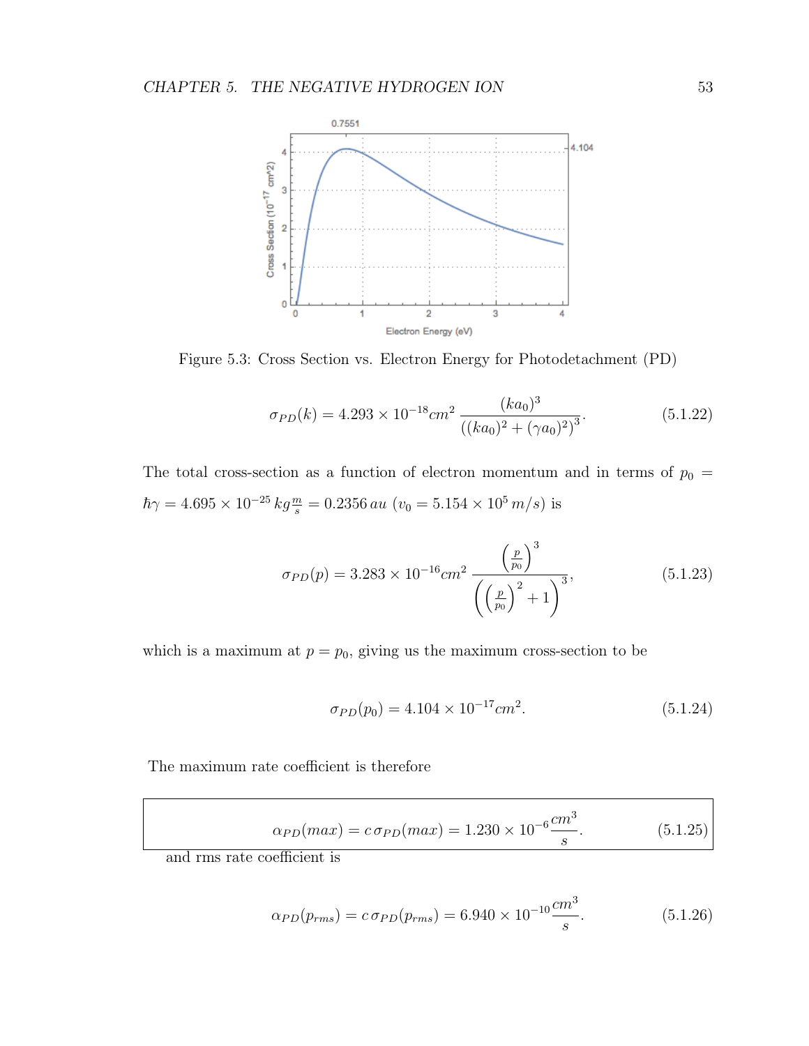Figure 5.3: Cross Section vs. Electron Energy for Photodetachment (PD)

$$\sigma_{PD}(k) = 4.293 \times 10^{-18} cm^2 \, \frac{(ka_0)^3}{((ka_0)^2 + (\gamma a_0)^2)^3}. \tag{5.1.22}$$

The total cross-section as a function of electron momentum and in terms of $p_0 = \hbar\gamma = 4.695 \times 10^{-25} \, kg \frac{m}{s} = 0.2356 \, au$ ($v_0 = 5.154 \times 10^5 \, m/s$) is

$$\sigma_{PD}(p) = 3.283 \times 10^{-16} cm^2 \, \frac{\left(\frac{p}{p_0}\right)^3}{\left(\left(\frac{p}{p_0}\right)^2 + 1\right)^3}, \tag{5.1.23}$$

which is a maximum at $p = p_0$, giving us the maximum cross-section to be

$$\sigma_{PD}(p_0) = 4.104 \times 10^{-17} cm^2. \tag{5.1.24}$$

The maximum rate coefficient is therefore

$$\boxed{\alpha_{PD}(max) = c \, \sigma_{PD}(max) = 1.230 \times 10^{-6} \frac{cm^3}{s}.} \tag{5.1.25}$$

and rms rate coefficient is

$$\alpha_{PD}(p_{rms}) = c \, \sigma_{PD}(p_{rms}) = 6.940 \times 10^{-10} \frac{cm^3}{s}. \tag{5.1.26}$$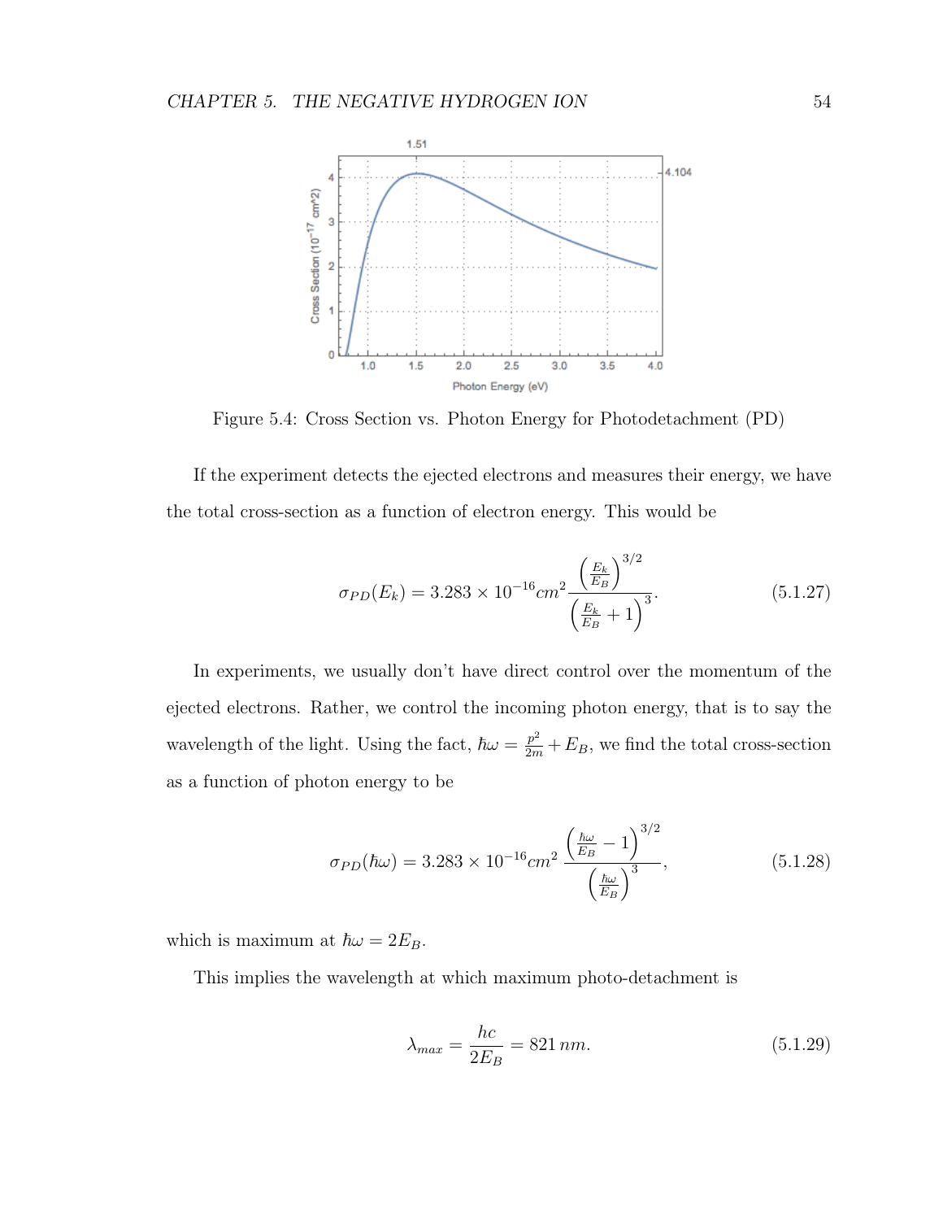Figure 5.4: Cross Section vs. Photon Energy for Photodetachment (PD)

If the experiment detects the ejected electrons and measures their energy, we have the total cross-section as a function of electron energy. This would be

$$\sigma_{PD}(E_k) = 3.283 \times 10^{-16} cm^2 \frac{\left(\frac{E_k}{E_B}\right)^{3/2}}{\left(\frac{E_k}{E_B}+1\right)^3}. \tag{5.1.27}$$

In experiments, we usually don't have direct control over the momentum of the ejected electrons. Rather, we control the incoming photon energy, that is to say the wavelength of the light. Using the fact, $\hbar\omega = \frac{p^2}{2m} + E_B$, we find the total cross-section as a function of photon energy to be

$$\sigma_{PD}(\hbar\omega) = 3.283 \times 10^{-16} cm^2 \frac{\left(\frac{\hbar\omega}{E_B}-1\right)^{3/2}}{\left(\frac{\hbar\omega}{E_B}\right)^3}, \tag{5.1.28}$$

which is maximum at $\hbar\omega = 2E_B$.

This implies the wavelength at which maximum photo-detachment is

$$\lambda_{max} = \frac{hc}{2E_B} = 821\, nm. \tag{5.1.29}$$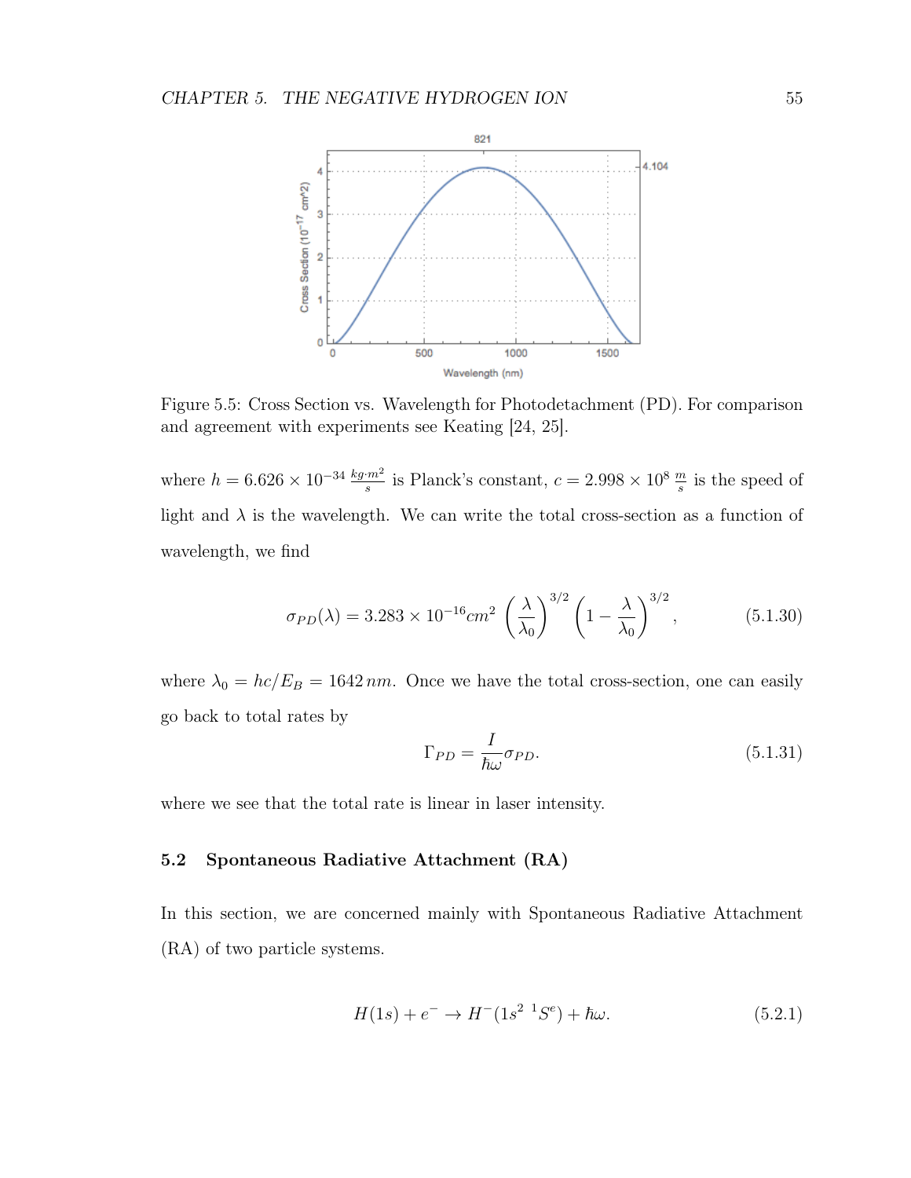Figure 5.5: Cross Section vs. Wavelength for Photodetachment (PD). For comparison and agreement with experiments see Keating [24, 25].

where $h = 6.626 \times 10^{-34} \, \frac{kg \cdot m^2}{s}$ is Planck's constant, $c = 2.998 \times 10^8 \, \frac{m}{s}$ is the speed of light and $\lambda$ is the wavelength. We can write the total cross-section as a function of wavelength, we find

$$\sigma_{PD}(\lambda) = 3.283 \times 10^{-16} cm^2 \left(\frac{\lambda}{\lambda_0}\right)^{3/2} \left(1 - \frac{\lambda}{\lambda_0}\right)^{3/2}, \tag{5.1.30}$$

where $\lambda_0 = hc/E_B = 1642 \, nm$. Once we have the total cross-section, one can easily go back to total rates by

$$\Gamma_{PD} = \frac{I}{\hbar\omega} \sigma_{PD}. \tag{5.1.31}$$

where we see that the total rate is linear in laser intensity.

## 5.2 Spontaneous Radiative Attachment (RA)

In this section, we are concerned mainly with Spontaneous Radiative Attachment (RA) of two particle systems.

$$H(1s) + e^- \rightarrow H^-(1s^2 \; {}^1S^e) + \hbar\omega. \tag{5.2.1}$$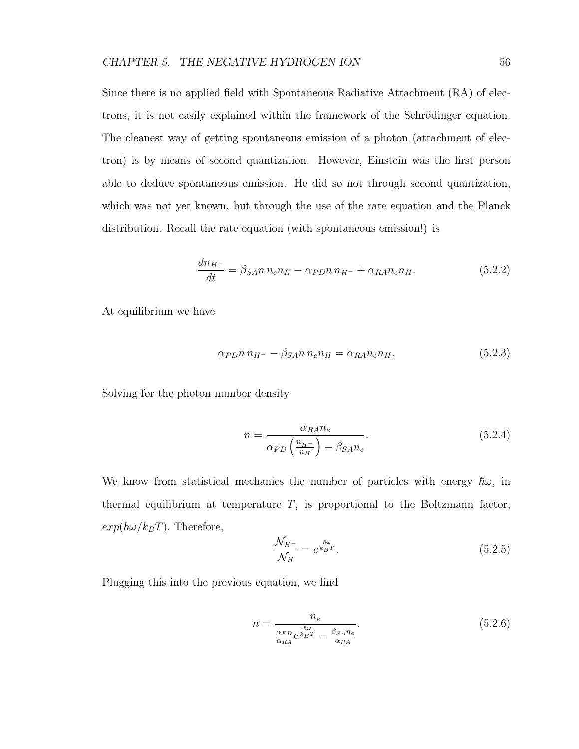Since there is no applied field with Spontaneous Radiative Attachment (RA) of electrons, it is not easily explained within the framework of the Schrödinger equation. The cleanest way of getting spontaneous emission of a photon (attachment of electron) is by means of second quantization. However, Einstein was the first person able to deduce spontaneous emission. He did so not through second quantization, which was not yet known, but through the use of the rate equation and the Planck distribution. Recall the rate equation (with spontaneous emission!) is

$$\frac{dn_{H^-}}{dt} = \beta_{SA} n \, n_e n_H - \alpha_{PD} n \, n_{H^-} + \alpha_{RA} n_e n_H. \tag{5.2.2}$$

At equilibrium we have

$$\alpha_{PD} n \, n_{H^-} - \beta_{SA} n \, n_e n_H = \alpha_{RA} n_e n_H. \tag{5.2.3}$$

Solving for the photon number density

$$n = \frac{\alpha_{RA} n_e}{\alpha_{PD} \left( \frac{n_{H^-}}{n_H} \right) - \beta_{SA} n_e}. \tag{5.2.4}$$

We know from statistical mechanics the number of particles with energy $\hbar\omega$, in thermal equilibrium at temperature $T$, is proportional to the Boltzmann factor, $exp(\hbar\omega/k_B T)$. Therefore,

$$\frac{\mathcal{N}_{H^-}}{\mathcal{N}_H} = e^{\frac{\hbar\omega}{k_B T}}. \tag{5.2.5}$$

Plugging this into the previous equation, we find

$$n = \frac{n_e}{\frac{\alpha_{PD}}{\alpha_{RA}} e^{\frac{\hbar\omega}{k_B T}} - \frac{\beta_{SA} n_e}{\alpha_{RA}}}. \tag{5.2.6}$$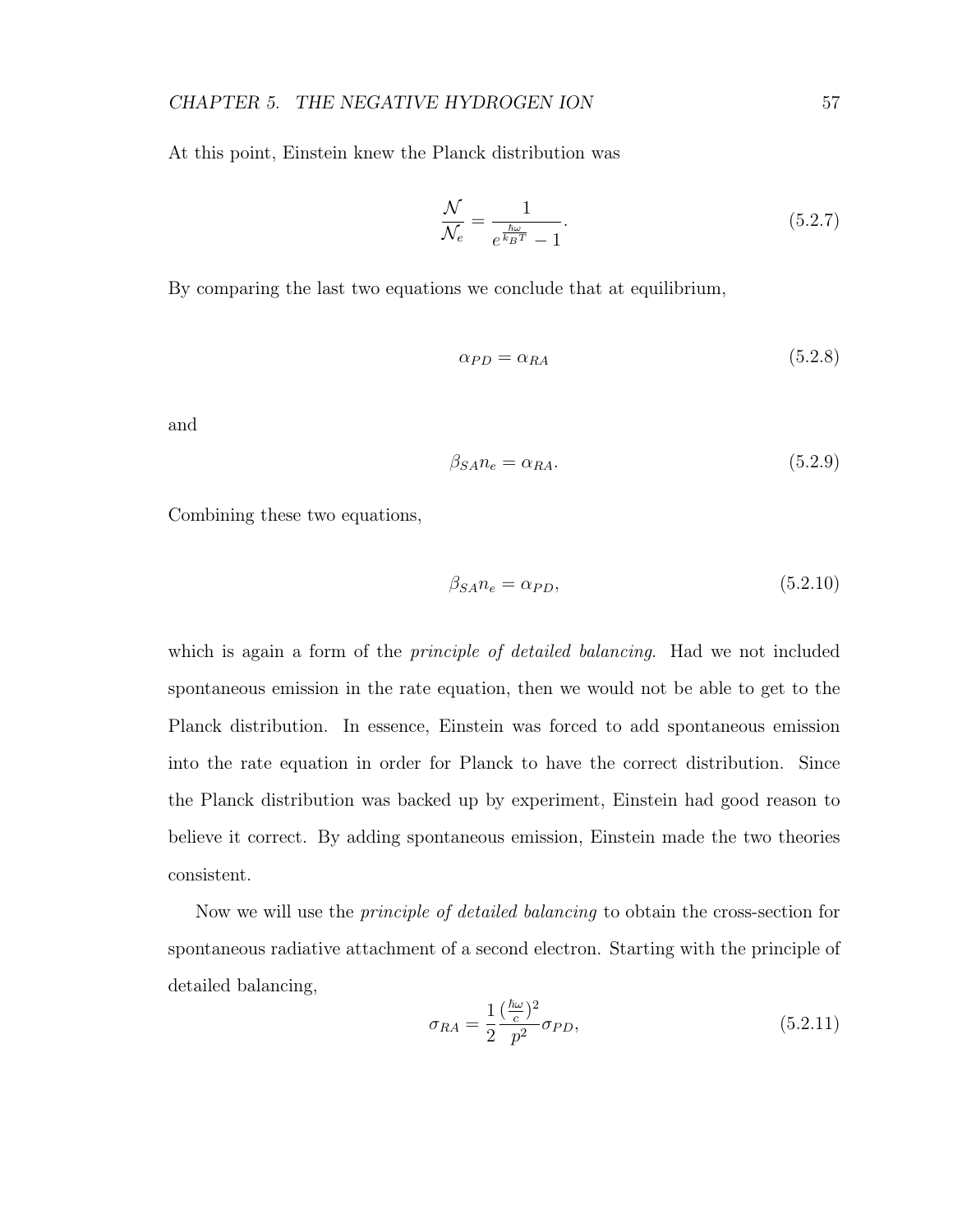At this point, Einstein knew the Planck distribution was

$$\frac{\mathcal{N}}{\mathcal{N}_e} = \frac{1}{e^{\frac{\hbar\omega}{k_B T}} - 1}. \tag{5.2.7}$$

By comparing the last two equations we conclude that at equilibrium,

$$\alpha_{PD} = \alpha_{RA} \tag{5.2.8}$$

and

$$\beta_{SA} n_e = \alpha_{RA}. \tag{5.2.9}$$

Combining these two equations,

$$\beta_{SA} n_e = \alpha_{PD}, \tag{5.2.10}$$

which is again a form of the *principle of detailed balancing*. Had we not included spontaneous emission in the rate equation, then we would not be able to get to the Planck distribution. In essence, Einstein was forced to add spontaneous emission into the rate equation in order for Planck to have the correct distribution. Since the Planck distribution was backed up by experiment, Einstein had good reason to believe it correct. By adding spontaneous emission, Einstein made the two theories consistent.

Now we will use the *principle of detailed balancing* to obtain the cross-section for spontaneous radiative attachment of a second electron. Starting with the principle of detailed balancing,

$$\sigma_{RA} = \frac{1}{2} \frac{(\frac{\hbar\omega}{c})^2}{p^2} \sigma_{PD}, \tag{5.2.11}$$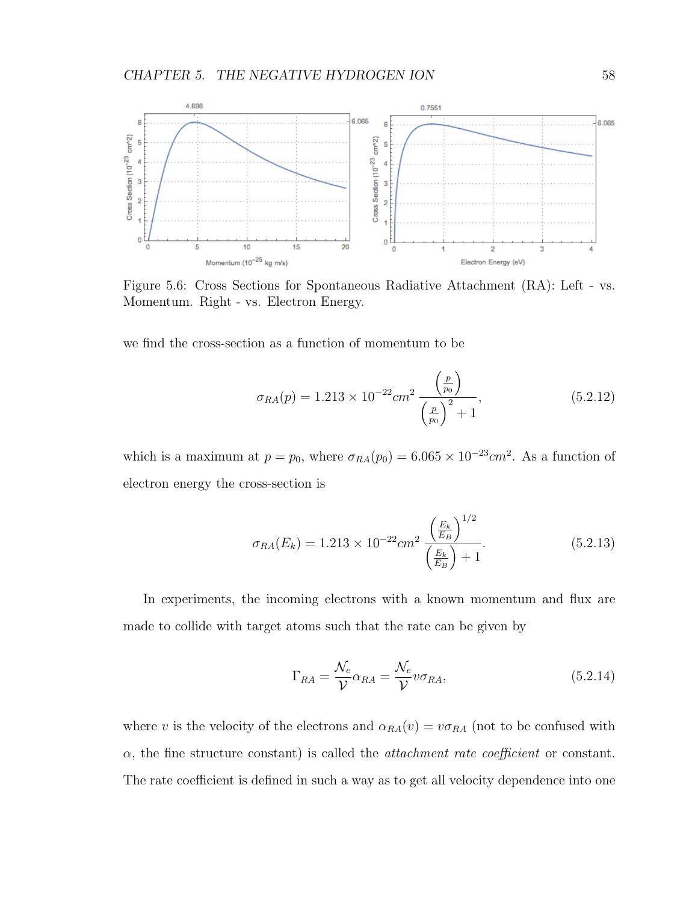Figure 5.6: Cross Sections for Spontaneous Radiative Attachment (RA): Left - vs. Momentum. Right - vs. Electron Energy.

we find the cross-section as a function of momentum to be

$$\sigma_{RA}(p) = 1.213 \times 10^{-22} cm^2 \frac{\left(\frac{p}{p_0}\right)}{\left(\frac{p}{p_0}\right)^2 + 1}, \tag{5.2.12}$$

which is a maximum at $p = p_0$, where $\sigma_{RA}(p_0) = 6.065 \times 10^{-23} cm^2$. As a function of electron energy the cross-section is

$$\sigma_{RA}(E_k) = 1.213 \times 10^{-22} cm^2 \frac{\left(\frac{E_k}{E_B}\right)^{1/2}}{\left(\frac{E_k}{E_B}\right) + 1}. \tag{5.2.13}$$

In experiments, the incoming electrons with a known momentum and flux are made to collide with target atoms such that the rate can be given by

$$\Gamma_{RA} = \frac{\mathcal{N}_e}{\mathcal{V}} \alpha_{RA} = \frac{\mathcal{N}_e}{\mathcal{V}} v \sigma_{RA}, \tag{5.2.14}$$

where $v$ is the velocity of the electrons and $\alpha_{RA}(v) = v\sigma_{RA}$ (not to be confused with $\alpha$, the fine structure constant) is called the *attachment rate coefficient* or constant. The rate coefficient is defined in such a way as to get all velocity dependence into one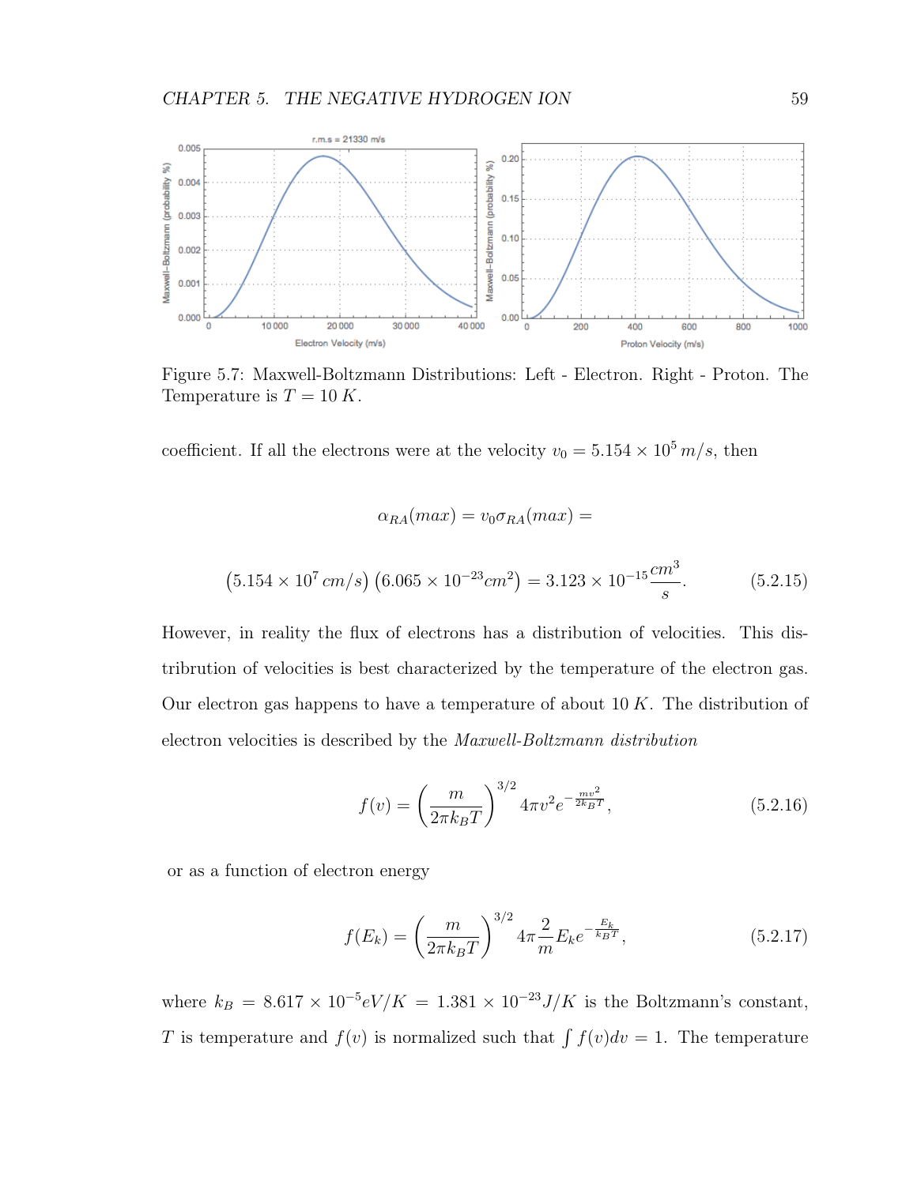Figure 5.7: Maxwell-Boltzmann Distributions: Left - Electron. Right - Proton. The Temperature is $T = 10\,K$.

coefficient. If all the electrons were at the velocity $v_0 = 5.154 \times 10^5\,m/s$, then

$$\alpha_{RA}(max) = v_0 \sigma_{RA}(max) =$$

$$\left(5.154 \times 10^7\,cm/s\right)\left(6.065 \times 10^{-23} cm^2\right) = 3.123 \times 10^{-15} \frac{cm^3}{s}. \tag{5.2.15}$$

However, in reality the flux of electrons has a distribution of velocities. This distribution of velocities is best characterized by the temperature of the electron gas. Our electron gas happens to have a temperature of about $10\,K$. The distribution of electron velocities is described by the *Maxwell-Boltzmann distribution*

$$f(v) = \left(\frac{m}{2\pi k_B T}\right)^{3/2} 4\pi v^2 e^{-\frac{mv^2}{2k_B T}}, \tag{5.2.16}$$

or as a function of electron energy

$$f(E_k) = \left(\frac{m}{2\pi k_B T}\right)^{3/2} 4\pi \frac{2}{m} E_k e^{-\frac{E_k}{k_B T}}, \tag{5.2.17}$$

where $k_B = 8.617 \times 10^{-5} eV/K = 1.381 \times 10^{-23} J/K$ is the Boltzmann's constant, $T$ is temperature and $f(v)$ is normalized such that $\int f(v) dv = 1$. The temperature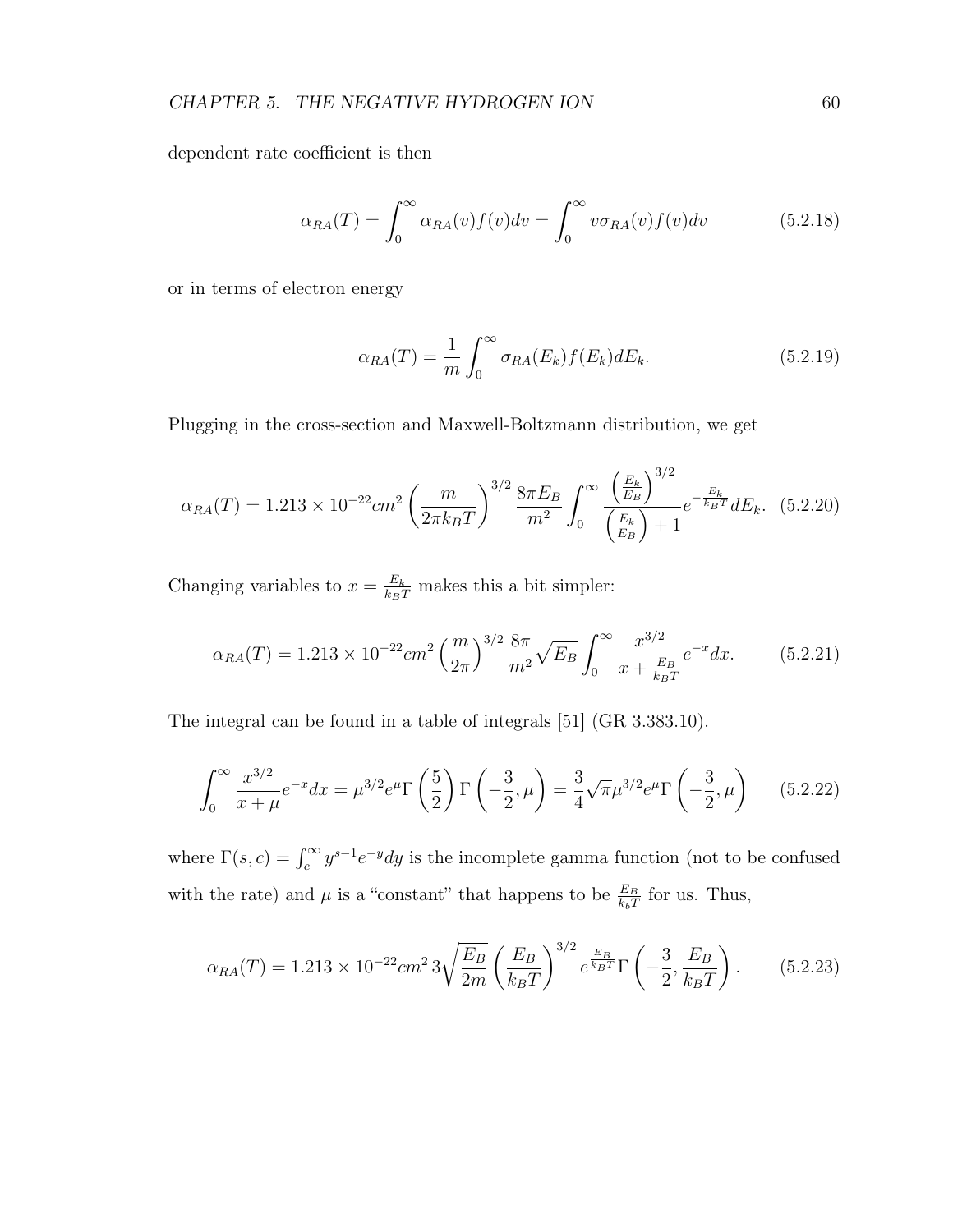dependent rate coefficient is then

$$\alpha_{RA}(T) = \int_0^\infty \alpha_{RA}(v) f(v) dv = \int_0^\infty v\sigma_{RA}(v) f(v) dv \tag{5.2.18}$$

or in terms of electron energy

$$\alpha_{RA}(T) = \frac{1}{m} \int_0^\infty \sigma_{RA}(E_k) f(E_k) dE_k. \tag{5.2.19}$$

Plugging in the cross-section and Maxwell-Boltzmann distribution, we get

$$\alpha_{RA}(T) = 1.213 \times 10^{-22} cm^2 \left(\frac{m}{2\pi k_B T}\right)^{3/2} \frac{8\pi E_B}{m^2} \int_0^\infty \frac{\left(\frac{E_k}{E_B}\right)^{3/2}}{\left(\frac{E_k}{E_B}\right) + 1} e^{-\frac{E_k}{k_B T}} dE_k. \tag{5.2.20}$$

Changing variables to $x = \frac{E_k}{k_B T}$ makes this a bit simpler:

$$\alpha_{RA}(T) = 1.213 \times 10^{-22} cm^2 \left(\frac{m}{2\pi}\right)^{3/2} \frac{8\pi}{m^2} \sqrt{E_B} \int_0^\infty \frac{x^{3/2}}{x + \frac{E_B}{k_B T}} e^{-x} dx. \tag{5.2.21}$$

The integral can be found in a table of integrals [51] (GR 3.383.10).

$$\int_0^\infty \frac{x^{3/2}}{x+\mu} e^{-x} dx = \mu^{3/2} e^{\mu} \Gamma\left(\frac{5}{2}\right) \Gamma\left(-\frac{3}{2}, \mu\right) = \frac{3}{4}\sqrt{\pi}\mu^{3/2} e^{\mu} \Gamma\left(-\frac{3}{2}, \mu\right) \tag{5.2.22}$$

where $\Gamma(s, c) = \int_c^\infty y^{s-1} e^{-y} dy$ is the incomplete gamma function (not to be confused with the rate) and $\mu$ is a "constant" that happens to be $\frac{E_B}{k_b T}$ for us. Thus,

$$\alpha_{RA}(T) = 1.213 \times 10^{-22} cm^2 \, 3\sqrt{\frac{E_B}{2m}} \left(\frac{E_B}{k_B T}\right)^{3/2} e^{\frac{E_B}{k_B T}} \Gamma\left(-\frac{3}{2}, \frac{E_B}{k_B T}\right). \tag{5.2.23}$$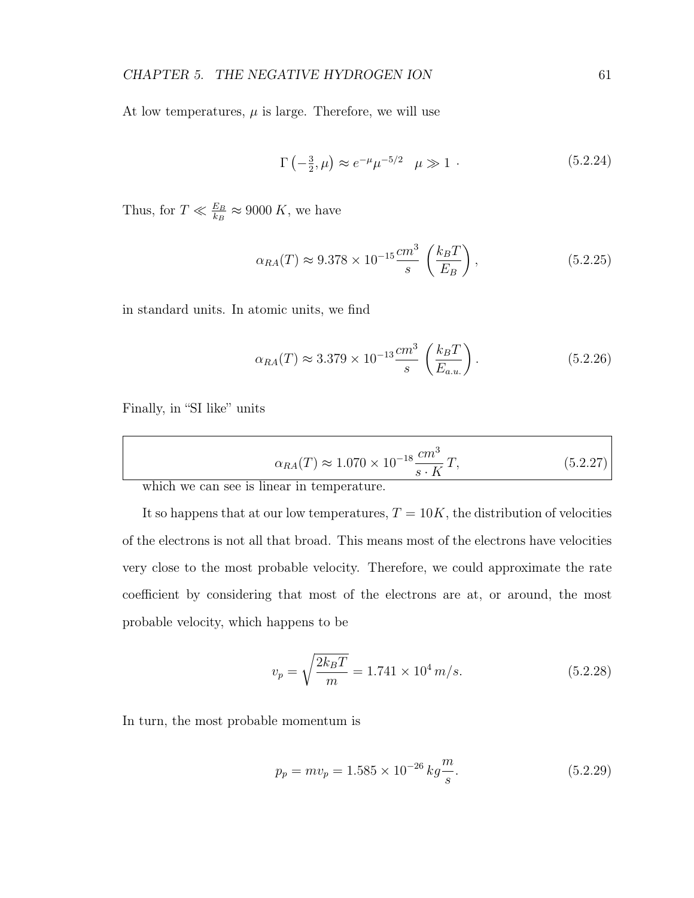At low temperatures, $\mu$ is large. Therefore, we will use

$$\Gamma\left(-\tfrac{3}{2}, \mu\right) \approx e^{-\mu}\mu^{-5/2} \quad \mu \gg 1 \ . \tag{5.2.24}$$

Thus, for $T \ll \frac{E_B}{k_B} \approx 9000\,K$, we have

$$\alpha_{RA}(T) \approx 9.378 \times 10^{-15}\frac{cm^3}{s}\left(\frac{k_B T}{E_B}\right), \tag{5.2.25}$$

in standard units. In atomic units, we find

$$\alpha_{RA}(T) \approx 3.379 \times 10^{-13}\frac{cm^3}{s}\left(\frac{k_B T}{E_{a.u.}}\right). \tag{5.2.26}$$

Finally, in "SI like" units

$$\boxed{\alpha_{RA}(T) \approx 1.070 \times 10^{-18}\frac{cm^3}{s \cdot K}T,} \tag{5.2.27}$$

which we can see is linear in temperature.

It so happens that at our low temperatures, $T = 10K$, the distribution of velocities of the electrons is not all that broad. This means most of the electrons have velocities very close to the most probable velocity. Therefore, we could approximate the rate coefficient by considering that most of the electrons are at, or around, the most probable velocity, which happens to be

$$v_p = \sqrt{\frac{2k_B T}{m}} = 1.741 \times 10^4\,m/s. \tag{5.2.28}$$

In turn, the most probable momentum is

$$p_p = m v_p = 1.585 \times 10^{-26}\,kg\frac{m}{s}. \tag{5.2.29}$$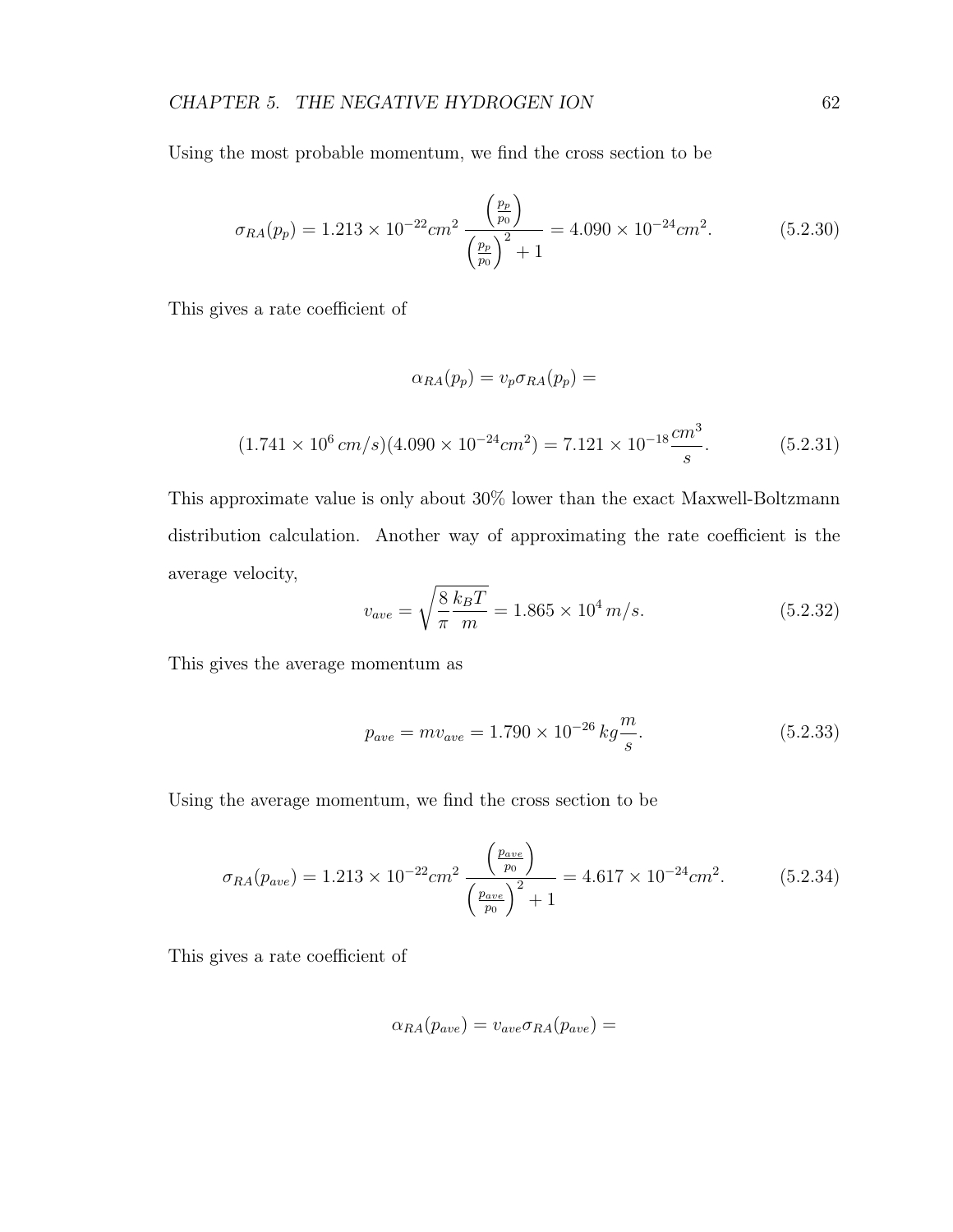Using the most probable momentum, we find the cross section to be

$$\sigma_{RA}(p_p) = 1.213 \times 10^{-22} cm^2 \, \frac{\left(\frac{p_p}{p_0}\right)}{\left(\frac{p_p}{p_0}\right)^2 + 1} = 4.090 \times 10^{-24} cm^2. \tag{5.2.30}$$

This gives a rate coefficient of

$$\alpha_{RA}(p_p) = v_p \sigma_{RA}(p_p) =$$

$$(1.741 \times 10^6 \, cm/s)(4.090 \times 10^{-24} cm^2) = 7.121 \times 10^{-18} \frac{cm^3}{s}. \tag{5.2.31}$$

This approximate value is only about 30% lower than the exact Maxwell-Boltzmann distribution calculation. Another way of approximating the rate coefficient is the average velocity,

$$v_{ave} = \sqrt{\frac{8}{\pi} \frac{k_B T}{m}} = 1.865 \times 10^4 \, m/s. \tag{5.2.32}$$

This gives the average momentum as

$$p_{ave} = m v_{ave} = 1.790 \times 10^{-26} \, kg \frac{m}{s}. \tag{5.2.33}$$

Using the average momentum, we find the cross section to be

$$\sigma_{RA}(p_{ave}) = 1.213 \times 10^{-22} cm^2 \, \frac{\left(\frac{p_{ave}}{p_0}\right)}{\left(\frac{p_{ave}}{p_0}\right)^2 + 1} = 4.617 \times 10^{-24} cm^2. \tag{5.2.34}$$

This gives a rate coefficient of

$$\alpha_{RA}(p_{ave}) = v_{ave} \sigma_{RA}(p_{ave}) =$$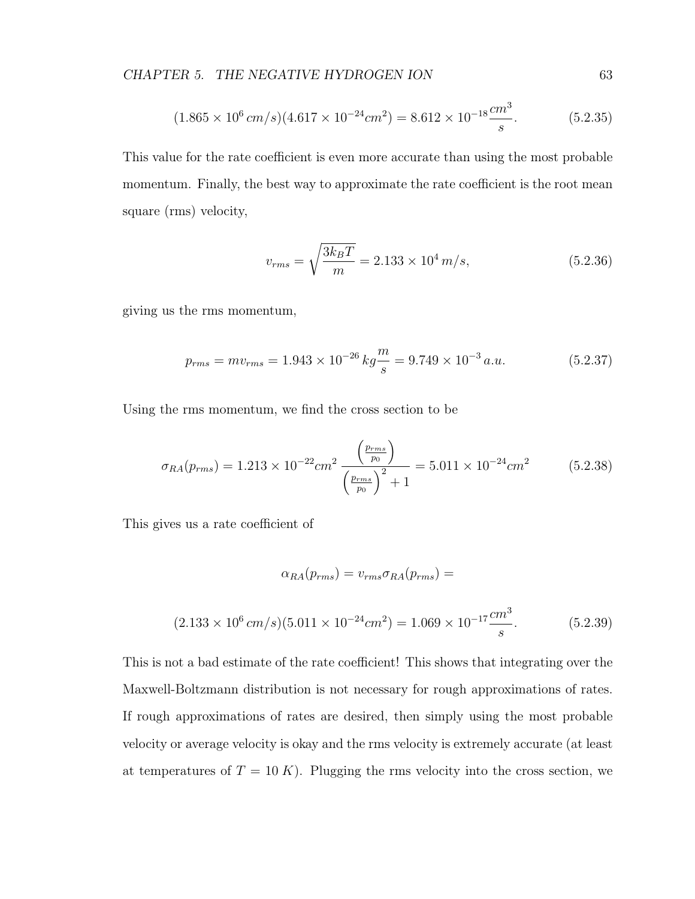$$(1.865 \times 10^6 \, cm/s)(4.617 \times 10^{-24} cm^2) = 8.612 \times 10^{-18} \frac{cm^3}{s}. \tag{5.2.35}$$

This value for the rate coefficient is even more accurate than using the most probable momentum. Finally, the best way to approximate the rate coefficient is the root mean square (rms) velocity,

$$v_{rms} = \sqrt{\frac{3k_BT}{m}} = 2.133 \times 10^4 \, m/s, \tag{5.2.36}$$

giving us the rms momentum,

$$p_{rms} = mv_{rms} = 1.943 \times 10^{-26} \, kg\frac{m}{s} = 9.749 \times 10^{-3} \, a.u. \tag{5.2.37}$$

Using the rms momentum, we find the cross section to be

$$\sigma_{RA}(p_{rms}) = 1.213 \times 10^{-22} cm^2 \, \frac{\left(\frac{p_{rms}}{p_0}\right)}{\left(\frac{p_{rms}}{p_0}\right)^2 + 1} = 5.011 \times 10^{-24} cm^2 \tag{5.2.38}$$

This gives us a rate coefficient of

$$\alpha_{RA}(p_{rms}) = v_{rms}\sigma_{RA}(p_{rms}) =$$

$$(2.133 \times 10^6 \, cm/s)(5.011 \times 10^{-24} cm^2) = 1.069 \times 10^{-17} \frac{cm^3}{s}. \tag{5.2.39}$$

This is not a bad estimate of the rate coefficient! This shows that integrating over the Maxwell-Boltzmann distribution is not necessary for rough approximations of rates. If rough approximations of rates are desired, then simply using the most probable velocity or average velocity is okay and the rms velocity is extremely accurate (at least at temperatures of $T = 10 \, K$). Plugging the rms velocity into the cross section, we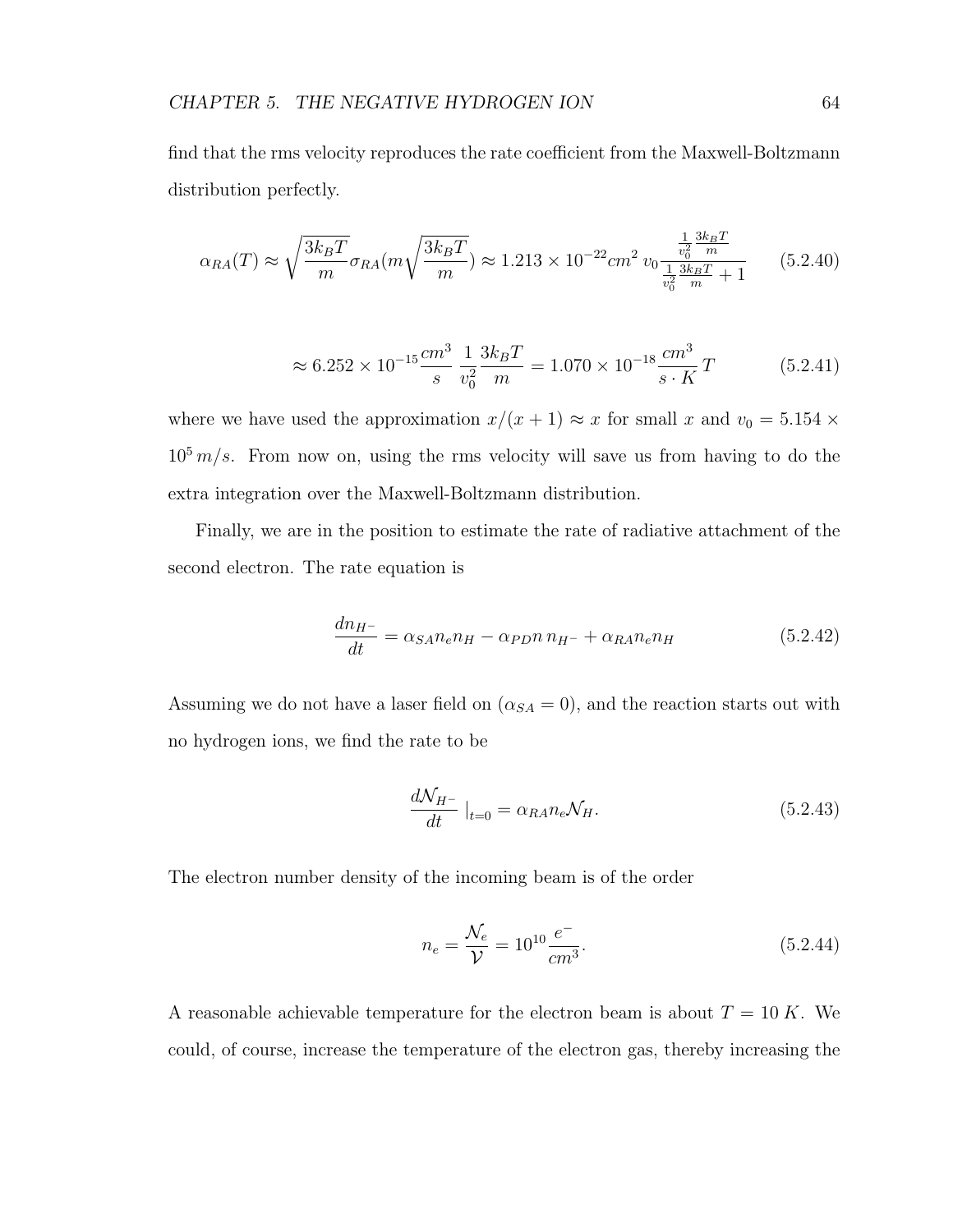find that the rms velocity reproduces the rate coefficient from the Maxwell-Boltzmann distribution perfectly.

$$\alpha_{RA}(T) \approx \sqrt{\frac{3k_BT}{m}}\sigma_{RA}(m\sqrt{\frac{3k_BT}{m}}) \approx 1.213 \times 10^{-22} cm^2 \, v_0 \frac{\frac{1}{v_0^2}\frac{3k_BT}{m}}{\frac{1}{v_0^2}\frac{3k_BT}{m}+1} \tag{5.2.40}$$

$$\approx 6.252 \times 10^{-15} \frac{cm^3}{s} \, \frac{1}{v_0^2}\frac{3k_BT}{m} = 1.070 \times 10^{-18} \frac{cm^3}{s \cdot K} T \tag{5.2.41}$$

where we have used the approximation $x/(x+1) \approx x$ for small $x$ and $v_0 = 5.154 \times 10^5 \, m/s$. From now on, using the rms velocity will save us from having to do the extra integration over the Maxwell-Boltzmann distribution.

Finally, we are in the position to estimate the rate of radiative attachment of the second electron. The rate equation is

$$\frac{dn_{H^-}}{dt} = \alpha_{SA} n_e n_H - \alpha_{PD} n \, n_{H^-} + \alpha_{RA} n_e n_H \tag{5.2.42}$$

Assuming we do not have a laser field on ($\alpha_{SA} = 0$), and the reaction starts out with no hydrogen ions, we find the rate to be

$$\frac{d\mathcal{N}_{H^-}}{dt} \,|_{t=0} = \alpha_{RA} n_e \mathcal{N}_H. \tag{5.2.43}$$

The electron number density of the incoming beam is of the order

$$n_e = \frac{\mathcal{N}_e}{\mathcal{V}} = 10^{10} \frac{e^-}{cm^3}. \tag{5.2.44}$$

A reasonable achievable temperature for the electron beam is about $T = 10 \, K$. We could, of course, increase the temperature of the electron gas, thereby increasing the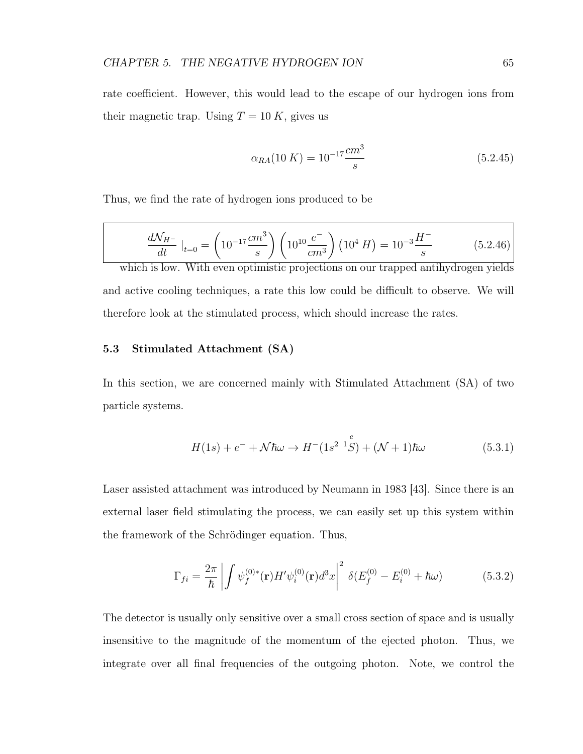rate coefficient. However, this would lead to the escape of our hydrogen ions from their magnetic trap. Using $T = 10\ K$, gives us

$$\alpha_{RA}(10\ K) = 10^{-17}\frac{cm^3}{s} \tag{5.2.45}$$

Thus, we find the rate of hydrogen ions produced to be

$$\frac{d\mathcal{N}_{H^-}}{dt}\ |_{t=0} = \left(10^{-17}\frac{cm^3}{s}\right)\left(10^{10}\frac{e^-}{cm^3}\right)\left(10^4\ H\right) = 10^{-3}\frac{H^-}{s} \tag{5.2.46}$$

which is low. With even optimistic projections on our trapped antihydrogen yields and active cooling techniques, a rate this low could be difficult to observe. We will therefore look at the stimulated process, which should increase the rates.

### 5.3 Stimulated Attachment (SA)

In this section, we are concerned mainly with Stimulated Attachment (SA) of two particle systems.

$$H(1s) + e^- + \mathcal{N}\hbar\omega \rightarrow H^-(1s^2\ {}^1\overset{e}{S}) + (\mathcal{N}+1)\hbar\omega \tag{5.3.1}$$

Laser assisted attachment was introduced by Neumann in 1983 [43]. Since there is an external laser field stimulating the process, we can easily set up this system within the framework of the Schrödinger equation. Thus,

$$\Gamma_{fi} = \frac{2\pi}{\hbar}\left|\int \psi_f^{(0)*}(\mathbf{r})H'\psi_i^{(0)}(\mathbf{r})d^3x\right|^2\ \delta(E_f^{(0)} - E_i^{(0)} + \hbar\omega) \tag{5.3.2}$$

The detector is usually only sensitive over a small cross section of space and is usually insensitive to the magnitude of the momentum of the ejected photon. Thus, we integrate over all final frequencies of the outgoing photon. Note, we control the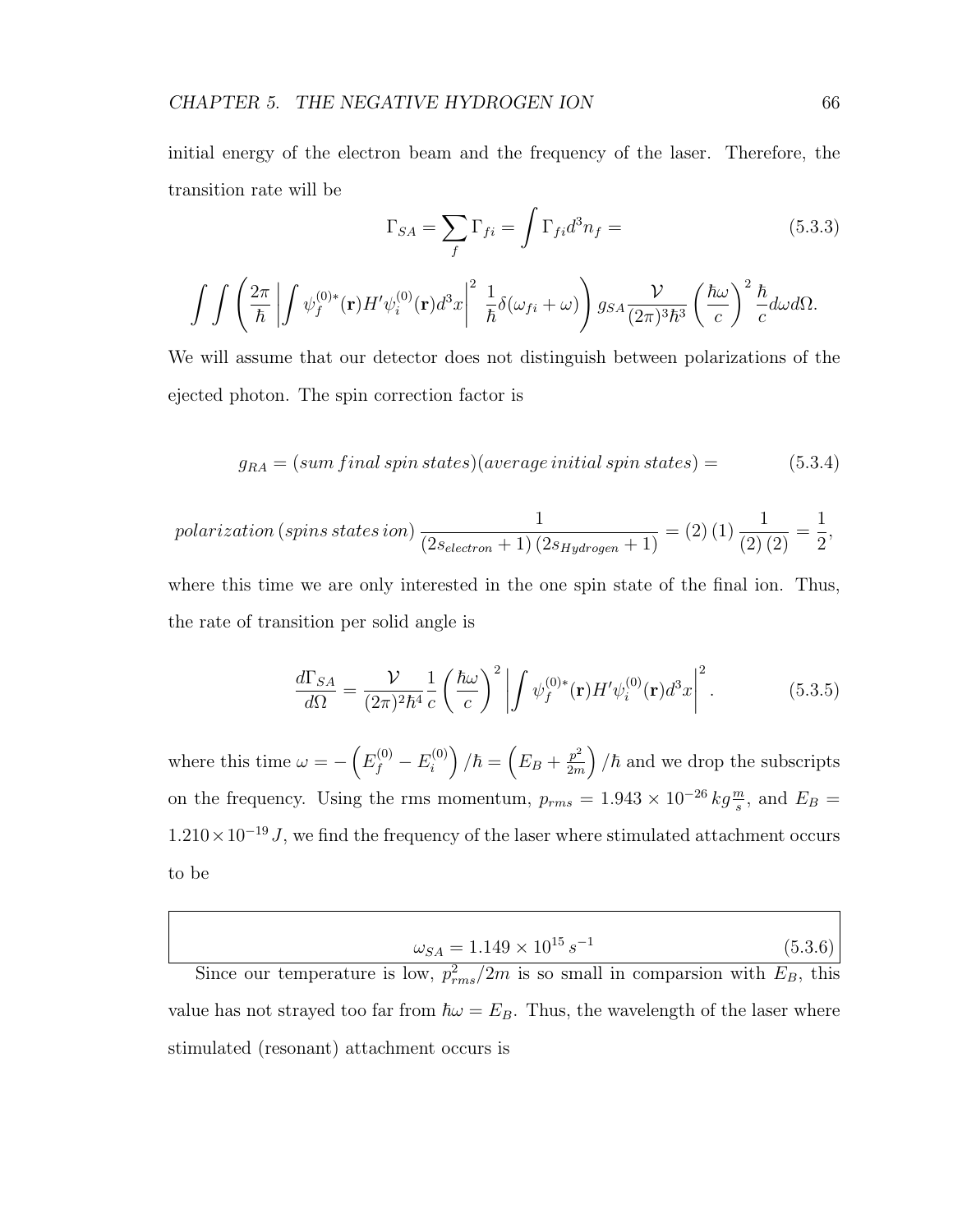initial energy of the electron beam and the frequency of the laser. Therefore, the transition rate will be

$$\Gamma_{SA} = \sum_f \Gamma_{fi} = \int \Gamma_{fi} d^3 n_f = \tag{5.3.3}$$

$$\int\int \left( \frac{2\pi}{\hbar} \left| \int \psi_f^{(0)*}(\mathbf{r}) H' \psi_i^{(0)}(\mathbf{r}) d^3x \right|^2 \frac{1}{\hbar} \delta(\omega_{fi} + \omega) \right) g_{SA} \frac{\mathcal{V}}{(2\pi)^3 \hbar^3} \left( \frac{\hbar\omega}{c} \right)^2 \frac{\hbar}{c} d\omega d\Omega.$$

We will assume that our detector does not distinguish between polarizations of the ejected photon. The spin correction factor is

$$g_{RA} = (sum\, final\, spin\, states)(average\, initial\, spin\, states) = \tag{5.3.4}$$

$$polarization\,(spins\, states\, ion)\, \frac{1}{(2s_{electron}+1)\,(2s_{Hydrogen}+1)} = (2)\,(1)\, \frac{1}{(2)\,(2)} = \frac{1}{2},$$

where this time we are only interested in the one spin state of the final ion. Thus, the rate of transition per solid angle is

$$\frac{d\Gamma_{SA}}{d\Omega} = \frac{\mathcal{V}}{(2\pi)^2 \hbar^4} \frac{1}{c} \left( \frac{\hbar\omega}{c} \right)^2 \left| \int \psi_f^{(0)*}(\mathbf{r}) H' \psi_i^{(0)}(\mathbf{r}) d^3x \right|^2. \tag{5.3.5}$$

where this time $\omega = -\left(E_f^{(0)} - E_i^{(0)}\right)/\hbar = \left(E_B + \frac{p^2}{2m}\right)/\hbar$ and we drop the subscripts on the frequency. Using the rms momentum, $p_{rms} = 1.943 \times 10^{-26}\, kg \frac{m}{s}$, and $E_B = 1.210 \times 10^{-19}\, J$, we find the frequency of the laser where stimulated attachment occurs to be

$$\boxed{\omega_{SA} = 1.149 \times 10^{15}\, s^{-1}} \tag{5.3.6}$$

Since our temperature is low, $p_{rms}^2/2m$ is so small in comparsion with $E_B$, this value has not strayed too far from $\hbar\omega = E_B$. Thus, the wavelength of the laser where stimulated (resonant) attachment occurs is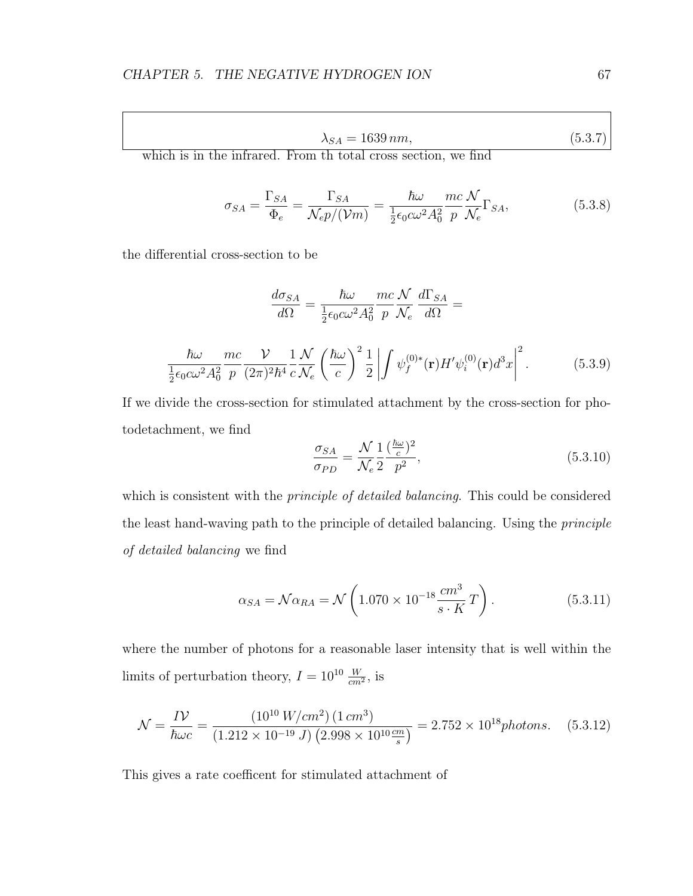$$\lambda_{SA} = 1639\, nm, \tag{5.3.7}$$

which is in the infrared. From th total cross section, we find

$$\sigma_{SA} = \frac{\Gamma_{SA}}{\Phi_e} = \frac{\Gamma_{SA}}{\mathcal{N}_e p/(\mathcal{V}m)} = \frac{\hbar\omega}{\frac{1}{2}\epsilon_0 c\omega^2 A_0^2} \frac{mc}{p} \frac{\mathcal{N}}{\mathcal{N}_e} \Gamma_{SA}, \tag{5.3.8}$$

the differential cross-section to be

$$\frac{d\sigma_{SA}}{d\Omega} = \frac{\hbar\omega}{\frac{1}{2}\epsilon_0 c\omega^2 A_0^2} \frac{mc}{p} \frac{\mathcal{N}}{\mathcal{N}_e} \frac{d\Gamma_{SA}}{d\Omega} =$$

$$\frac{\hbar\omega}{\frac{1}{2}\epsilon_0 c\omega^2 A_0^2} \frac{mc}{p} \frac{\mathcal{V}}{(2\pi)^2\hbar^4} \frac{1}{c} \frac{\mathcal{N}}{\mathcal{N}_e} \left(\frac{\hbar\omega}{c}\right)^2 \frac{1}{2} \left| \int \psi_f^{(0)*}(\mathbf{r}) H' \psi_i^{(0)}(\mathbf{r}) d^3x \right|^2. \tag{5.3.9}$$

If we divide the cross-section for stimulated attachment by the cross-section for photodetachment, we find

$$\frac{\sigma_{SA}}{\sigma_{PD}} = \frac{\mathcal{N}}{\mathcal{N}_e} \frac{1}{2} \frac{(\frac{\hbar\omega}{c})^2}{p^2}, \tag{5.3.10}$$

which is consistent with the *principle of detailed balancing*. This could be considered the least hand-waving path to the principle of detailed balancing. Using the *principle of detailed balancing* we find

$$\alpha_{SA} = \mathcal{N}\alpha_{RA} = \mathcal{N}\left(1.070 \times 10^{-18} \frac{cm^3}{s \cdot K}\, T\right). \tag{5.3.11}$$

where the number of photons for a reasonable laser intensity that is well within the limits of perturbation theory, $I = 10^{10}\, \frac{W}{cm^2}$, is

$$\mathcal{N} = \frac{I\mathcal{V}}{\hbar\omega c} = \frac{(10^{10}\, W/cm^2)\,(1\, cm^3)}{(1.212 \times 10^{-19}\, J)\left(2.998 \times 10^{10} \frac{cm}{s}\right)} = 2.752 \times 10^{18} photons. \tag{5.3.12}$$

This gives a rate coefficent for stimulated attachment of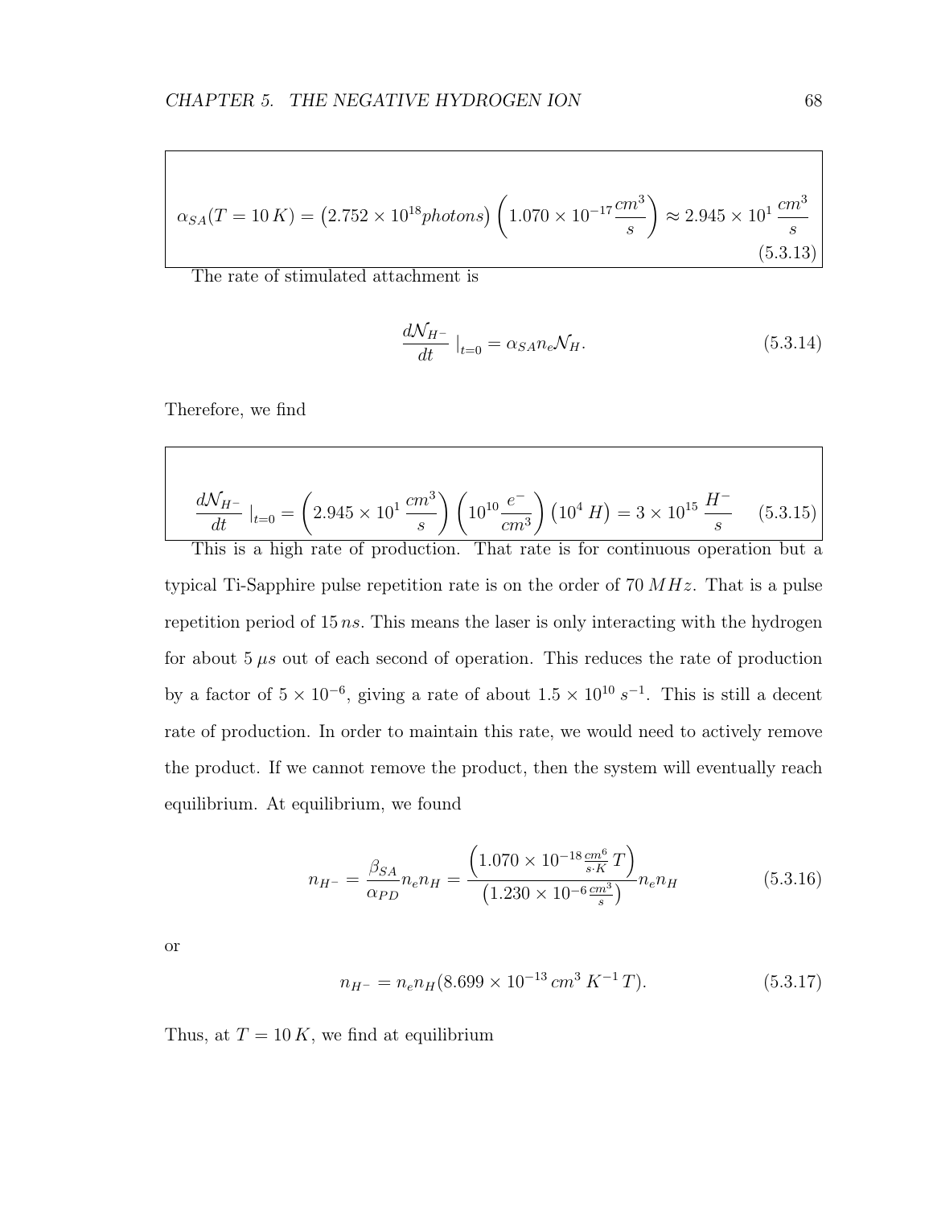$$\alpha_{SA}(T = 10\,K) = \left(2.752 \times 10^{18} photons\right)\left(1.070 \times 10^{-17}\frac{cm^3}{s}\right) \approx 2.945 \times 10^{1}\,\frac{cm^3}{s} \tag{5.3.13}$$

The rate of stimulated attachment is

$$\frac{d\mathcal{N}_{H^-}}{dt}\,|_{t=0} = \alpha_{SA} n_e \mathcal{N}_H. \tag{5.3.14}$$

Therefore, we find

$$\frac{d\mathcal{N}_{H^-}}{dt}\,|_{t=0} = \left(2.945 \times 10^{1}\,\frac{cm^3}{s}\right)\left(10^{10}\frac{e^-}{cm^3}\right)\left(10^{4}\,H\right) = 3 \times 10^{15}\,\frac{H^-}{s} \tag{5.3.15}$$

This is a high rate of production. That rate is for continuous operation but a typical Ti-Sapphire pulse repetition rate is on the order of $70\,MHz$. That is a pulse repetition period of $15\,ns$. This means the laser is only interacting with the hydrogen for about $5\,\mu s$ out of each second of operation. This reduces the rate of production by a factor of $5 \times 10^{-6}$, giving a rate of about $1.5 \times 10^{10}\,s^{-1}$. This is still a decent rate of production. In order to maintain this rate, we would need to actively remove the product. If we cannot remove the product, then the system will eventually reach equilibrium. At equilibrium, we found

$$n_{H^-} = \frac{\beta_{SA}}{\alpha_{PD}} n_e n_H = \frac{\left(1.070 \times 10^{-18}\frac{cm^6}{s \cdot K}\,T\right)}{\left(1.230 \times 10^{-6}\frac{cm^3}{s}\right)} n_e n_H \tag{5.3.16}$$

or

$$n_{H^-} = n_e n_H (8.699 \times 10^{-13}\,cm^3\,K^{-1}\,T). \tag{5.3.17}$$

Thus, at $T = 10\,K$, we find at equilibrium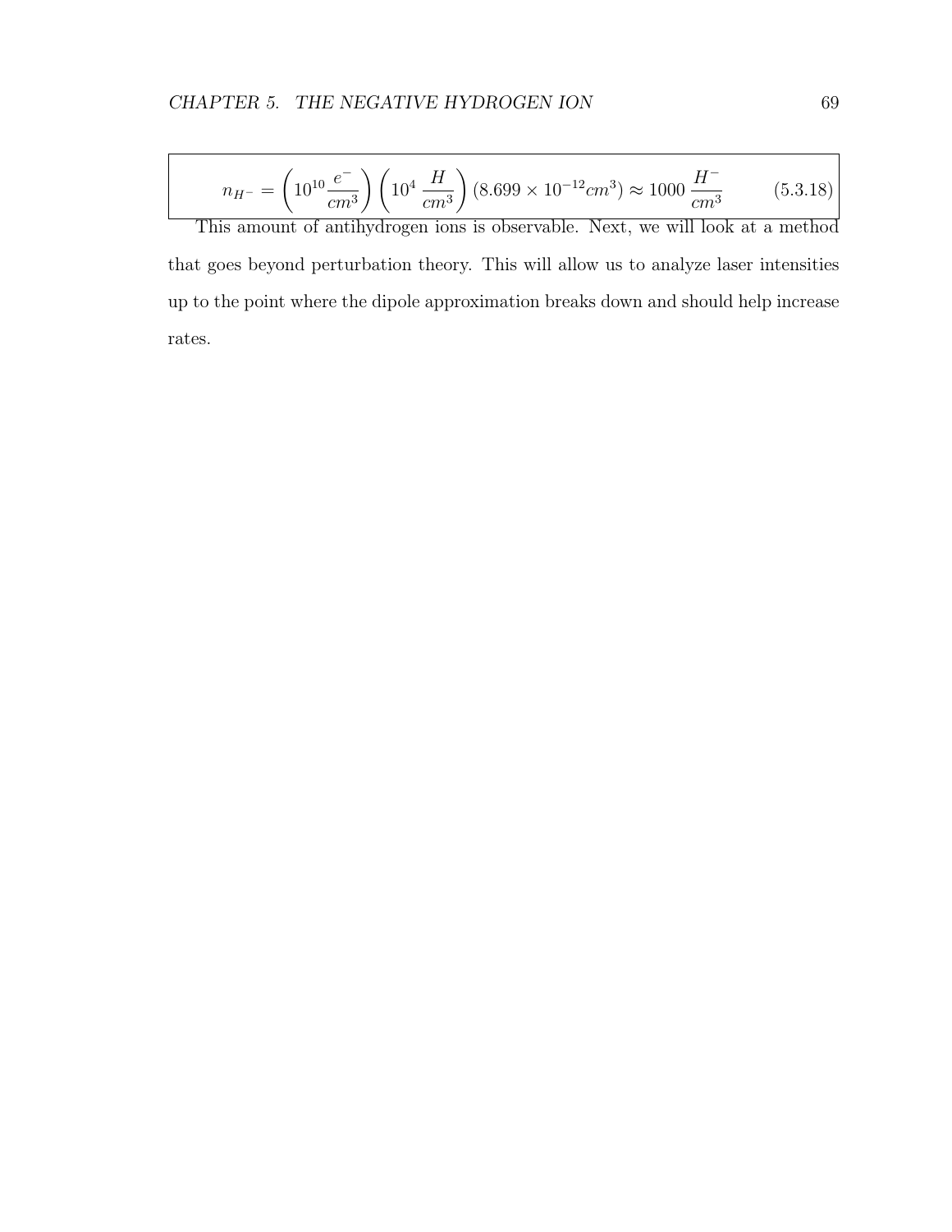$$n_{H^-} = \left(10^{10}\frac{e^-}{cm^3}\right)\left(10^4\ \frac{H}{cm^3}\right)(8.699 \times 10^{-12} cm^3) \approx 1000\ \frac{H^-}{cm^3} \tag{5.3.18}$$

This amount of antihydrogen ions is observable. Next, we will look at a method that goes beyond perturbation theory. This will allow us to analyze laser intensities up to the point where the dipole approximation breaks down and should help increase rates.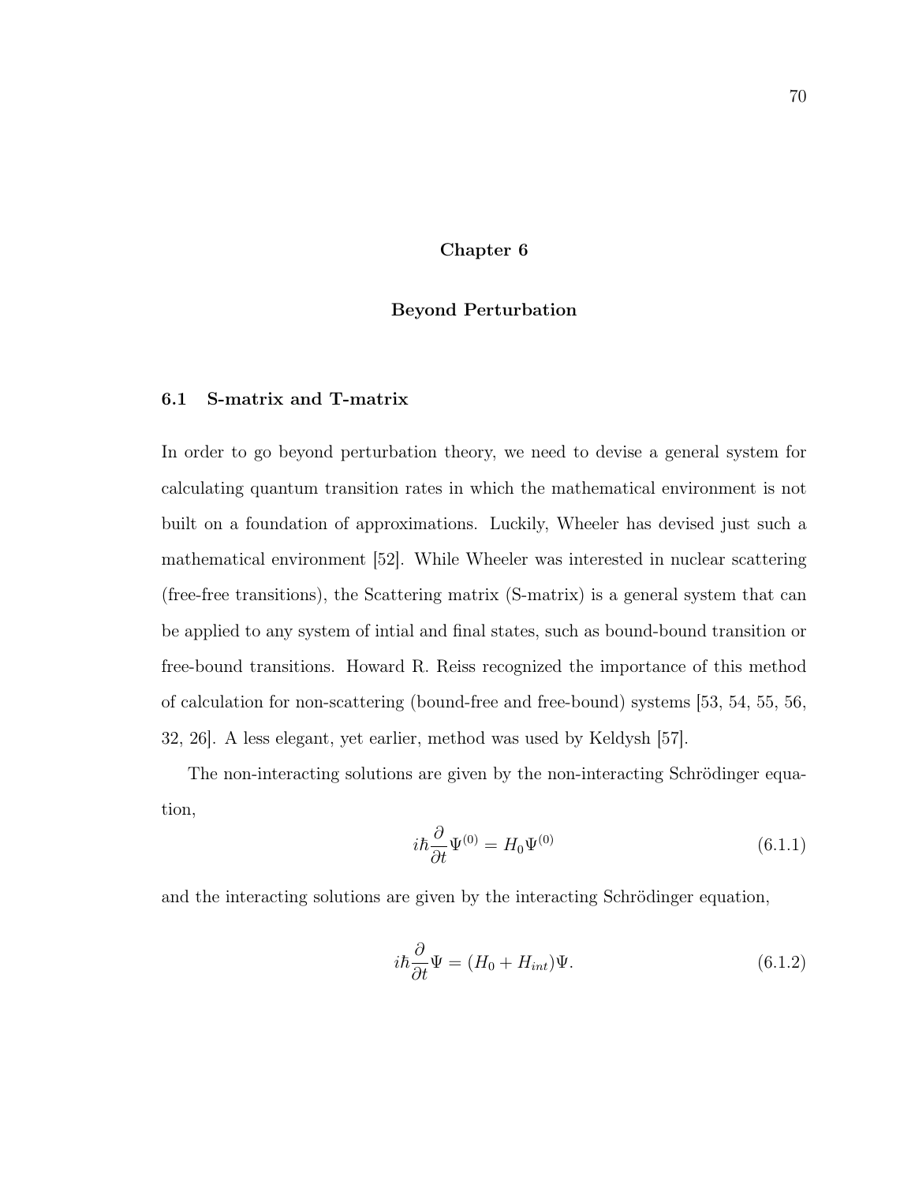# Chapter 6

# Beyond Perturbation

## 6.1 S-matrix and T-matrix

In order to go beyond perturbation theory, we need to devise a general system for calculating quantum transition rates in which the mathematical environment is not built on a foundation of approximations. Luckily, Wheeler has devised just such a mathematical environment [52]. While Wheeler was interested in nuclear scattering (free-free transitions), the Scattering matrix (S-matrix) is a general system that can be applied to any system of intial and final states, such as bound-bound transition or free-bound transitions. Howard R. Reiss recognized the importance of this method of calculation for non-scattering (bound-free and free-bound) systems [53, 54, 55, 56, 32, 26]. A less elegant, yet earlier, method was used by Keldysh [57].

The non-interacting solutions are given by the non-interacting Schrödinger equation,

$$i\hbar\frac{\partial}{\partial t}\Psi^{(0)} = H_0\Psi^{(0)} \tag{6.1.1}$$

and the interacting solutions are given by the interacting Schrödinger equation,

$$i\hbar\frac{\partial}{\partial t}\Psi = (H_0 + H_{int})\Psi. \tag{6.1.2}$$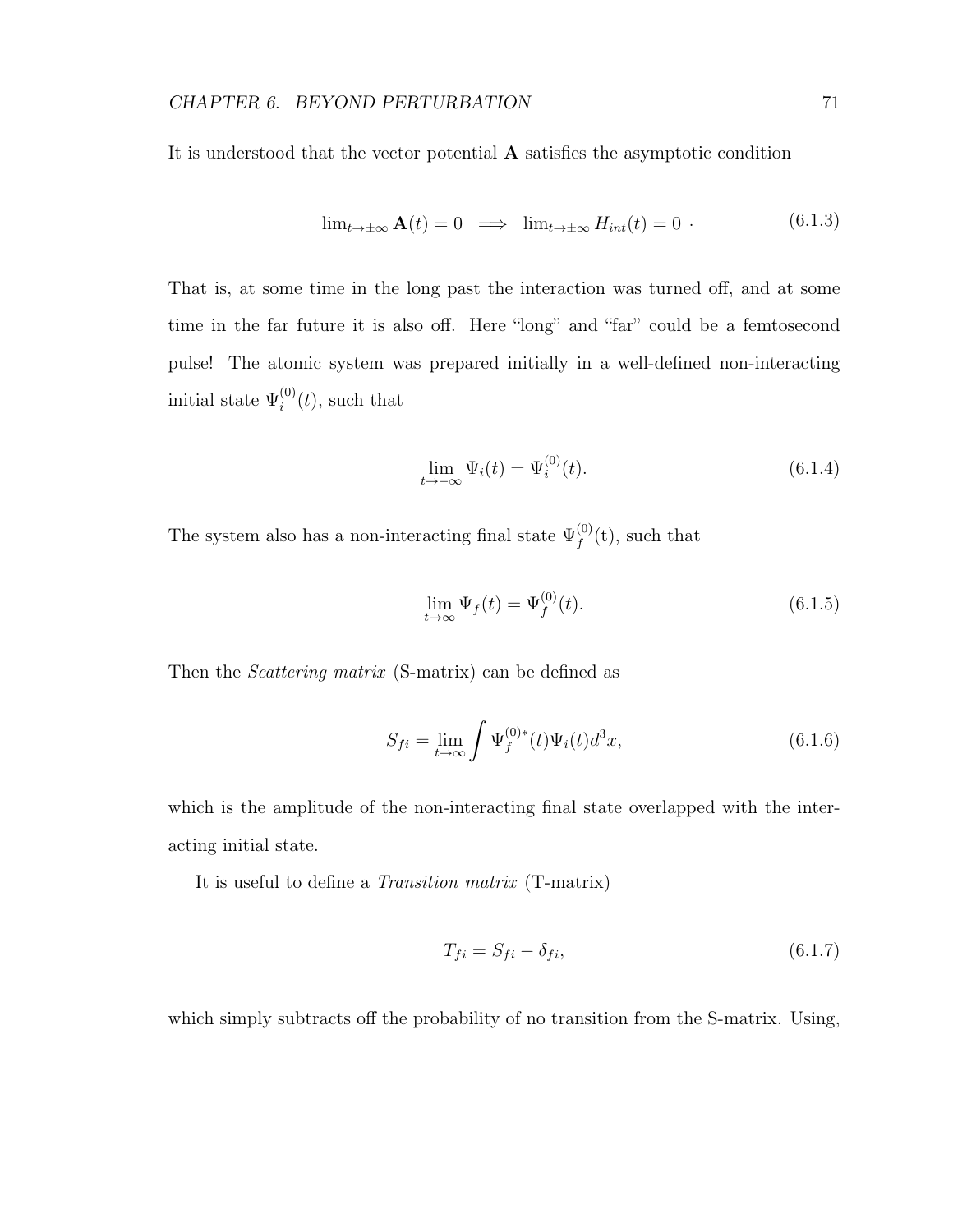It is understood that the vector potential $\mathbf{A}$ satisfies the asymptotic condition

$$\lim_{t\to\pm\infty} \mathbf{A}(t) = 0 \implies \lim_{t\to\pm\infty} H_{int}(t) = 0 \ . \tag{6.1.3}$$

That is, at some time in the long past the interaction was turned off, and at some time in the far future it is also off. Here "long" and "far" could be a femtosecond pulse! The atomic system was prepared initially in a well-defined non-interacting initial state $\Psi_i^{(0)}(t)$, such that

$$\lim_{t\to-\infty} \Psi_i(t) = \Psi_i^{(0)}(t). \tag{6.1.4}$$

The system also has a non-interacting final state $\Psi_f^{(0)}$(t), such that

$$\lim_{t\to\infty} \Psi_f(t) = \Psi_f^{(0)}(t). \tag{6.1.5}$$

Then the *Scattering matrix* (S-matrix) can be defined as

$$S_{fi} = \lim_{t\to\infty} \int \Psi_f^{(0)*}(t)\Psi_i(t)d^3x, \tag{6.1.6}$$

which is the amplitude of the non-interacting final state overlapped with the interacting initial state.

It is useful to define a *Transition matrix* (T-matrix)

$$T_{fi} = S_{fi} - \delta_{fi}, \tag{6.1.7}$$

which simply subtracts off the probability of no transition from the S-matrix. Using,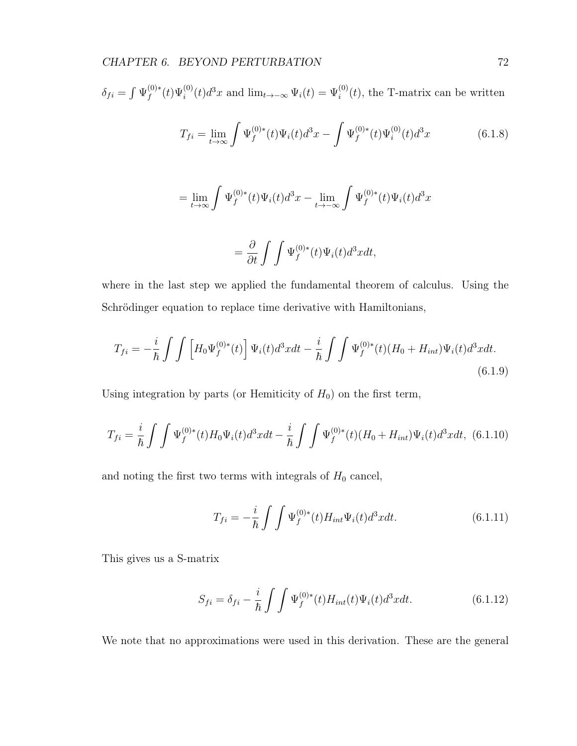$\delta_{fi} = \int \Psi_f^{(0)*}(t)\Psi_i^{(0)}(t)d^3x$ and $\lim_{t\to-\infty} \Psi_i(t) = \Psi_i^{(0)}(t)$, the T-matrix can be written

$$T_{fi} = \lim_{t\to\infty} \int \Psi_f^{(0)*}(t)\Psi_i(t)d^3x - \int \Psi_f^{(0)*}(t)\Psi_i^{(0)}(t)d^3x \tag{6.1.8}$$

$$= \lim_{t\to\infty} \int \Psi_f^{(0)*}(t)\Psi_i(t)d^3x - \lim_{t\to-\infty} \int \Psi_f^{(0)*}(t)\Psi_i(t)d^3x$$

$$= \frac{\partial}{\partial t} \int \int \Psi_f^{(0)*}(t)\Psi_i(t)d^3x dt,$$

where in the last step we applied the fundamental theorem of calculus. Using the Schrödinger equation to replace time derivative with Hamiltonians,

$$T_{fi} = -\frac{i}{\hbar} \int \int \left[H_0 \Psi_f^{(0)*}(t)\right] \Psi_i(t)d^3x dt - \frac{i}{\hbar} \int \int \Psi_f^{(0)*}(t)(H_0 + H_{int})\Psi_i(t)d^3x dt. \tag{6.1.9}$$

Using integration by parts (or Hemiticity of $H_0$) on the first term,

$$T_{fi} = \frac{i}{\hbar} \int \int \Psi_f^{(0)*}(t)H_0\Psi_i(t)d^3x dt - \frac{i}{\hbar} \int \int \Psi_f^{(0)*}(t)(H_0 + H_{int})\Psi_i(t)d^3x dt, \tag{6.1.10}$$

and noting the first two terms with integrals of $H_0$ cancel,

$$T_{fi} = -\frac{i}{\hbar} \int \int \Psi_f^{(0)*}(t)H_{int}\Psi_i(t)d^3x dt. \tag{6.1.11}$$

This gives us a S-matrix

$$S_{fi} = \delta_{fi} - \frac{i}{\hbar} \int \int \Psi_f^{(0)*}(t)H_{int}(t)\Psi_i(t)d^3x dt. \tag{6.1.12}$$

We note that no approximations were used in this derivation. These are the general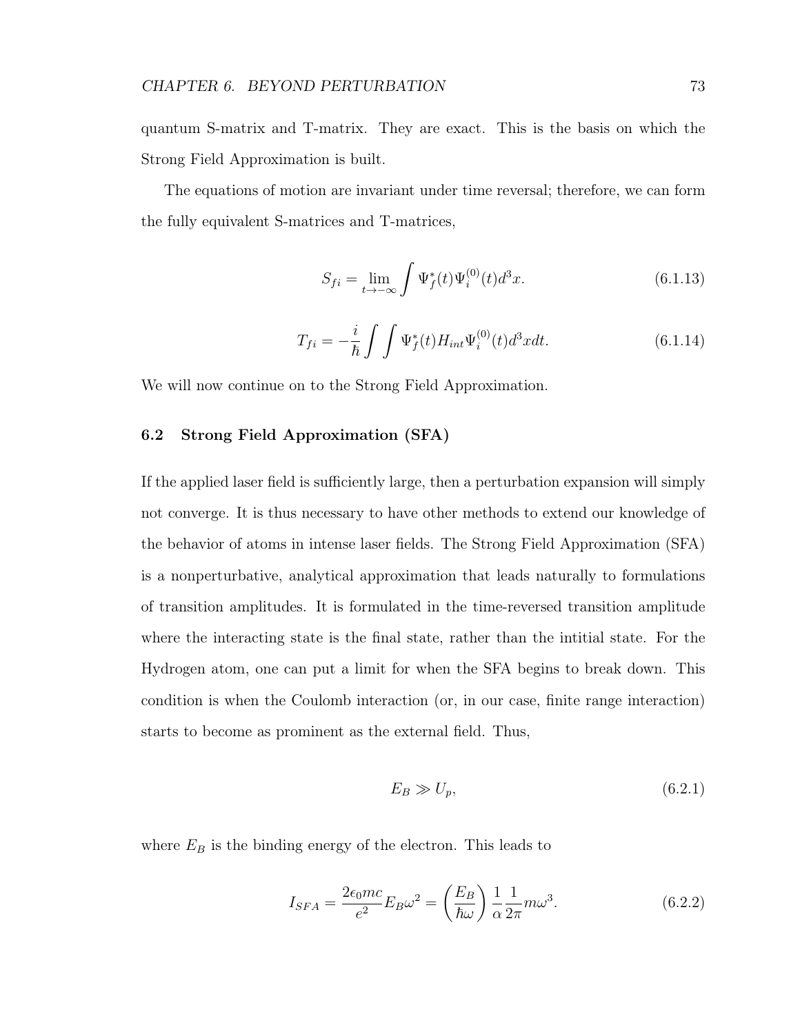quantum S-matrix and T-matrix. They are exact. This is the basis on which the Strong Field Approximation is built.

The equations of motion are invariant under time reversal; therefore, we can form the fully equivalent S-matrices and T-matrices,

$$S_{fi} = \lim_{t \to -\infty} \int \Psi_f^*(t) \Psi_i^{(0)}(t) d^3x. \tag{6.1.13}$$

$$T_{fi} = -\frac{i}{\hbar} \int \int \Psi_f^*(t) H_{int} \Psi_i^{(0)}(t) d^3x dt. \tag{6.1.14}$$

We will now continue on to the Strong Field Approximation.

## 6.2 Strong Field Approximation (SFA)

If the applied laser field is sufficiently large, then a perturbation expansion will simply not converge. It is thus necessary to have other methods to extend our knowledge of the behavior of atoms in intense laser fields. The Strong Field Approximation (SFA) is a nonperturbative, analytical approximation that leads naturally to formulations of transition amplitudes. It is formulated in the time-reversed transition amplitude where the interacting state is the final state, rather than the intitial state. For the Hydrogen atom, one can put a limit for when the SFA begins to break down. This condition is when the Coulomb interaction (or, in our case, finite range interaction) starts to become as prominent as the external field. Thus,

$$E_B \gg U_p, \tag{6.2.1}$$

where $E_B$ is the binding energy of the electron. This leads to

$$I_{SFA} = \frac{2\epsilon_0 mc}{e^2} E_B \omega^2 = \left(\frac{E_B}{\hbar\omega}\right) \frac{1}{\alpha} \frac{1}{2\pi} m\omega^3. \tag{6.2.2}$$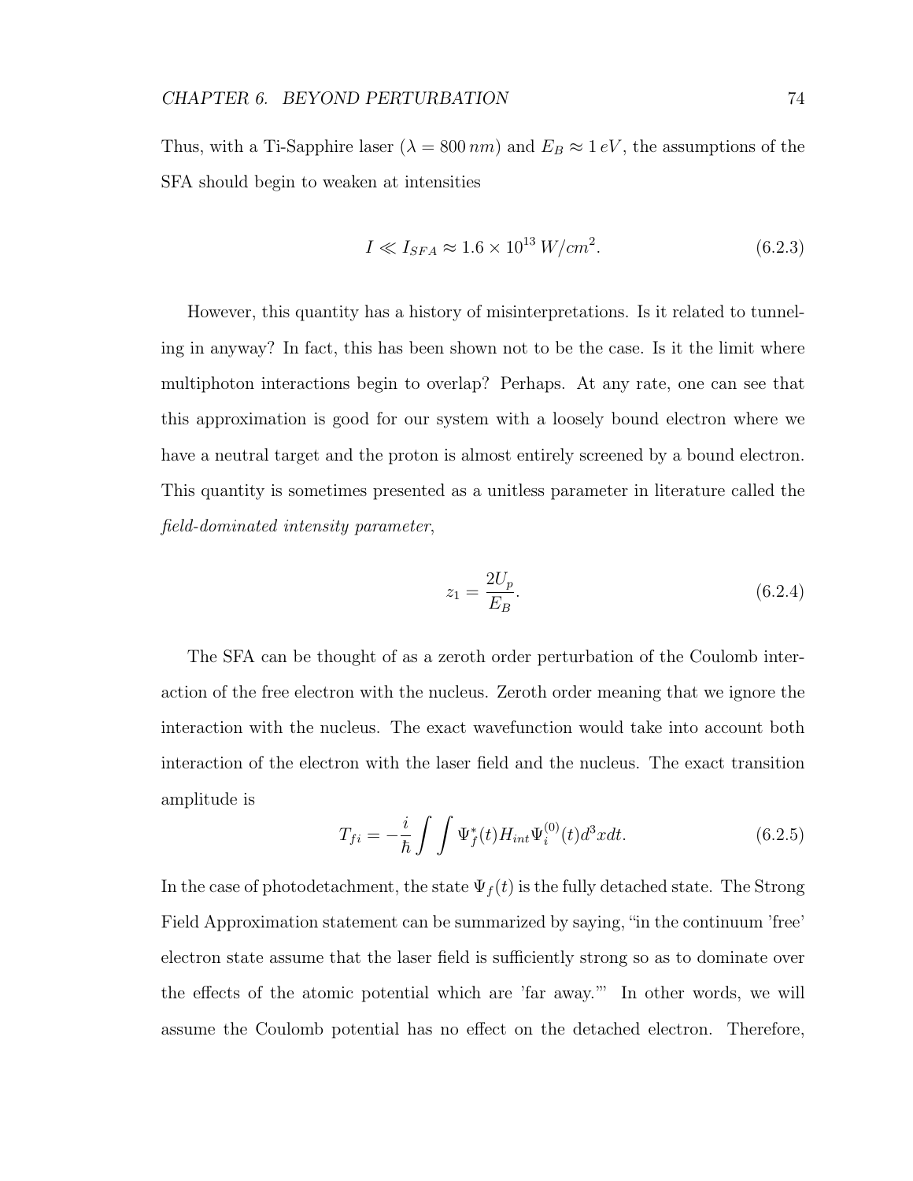Thus, with a Ti-Sapphire laser ($\lambda = 800\,nm$) and $E_B \approx 1\,eV$, the assumptions of the SFA should begin to weaken at intensities

$$I \ll I_{SFA} \approx 1.6 \times 10^{13}\,W/cm^2. \tag{6.2.3}$$

However, this quantity has a history of misinterpretations. Is it related to tunneling in anyway? In fact, this has been shown not to be the case. Is it the limit where multiphoton interactions begin to overlap? Perhaps. At any rate, one can see that this approximation is good for our system with a loosely bound electron where we have a neutral target and the proton is almost entirely screened by a bound electron. This quantity is sometimes presented as a unitless parameter in literature called the *field-dominated intensity parameter*,

$$z_1 = \frac{2U_p}{E_B}. \tag{6.2.4}$$

The SFA can be thought of as a zeroth order perturbation of the Coulomb interaction of the free electron with the nucleus. Zeroth order meaning that we ignore the interaction with the nucleus. The exact wavefunction would take into account both interaction of the electron with the laser field and the nucleus. The exact transition amplitude is

$$T_{fi} = -\frac{i}{\hbar}\int\int \Psi_f^*(t) H_{int} \Psi_i^{(0)}(t) d^3x dt. \tag{6.2.5}$$

In the case of photodetachment, the state $\Psi_f(t)$ is the fully detached state. The Strong Field Approximation statement can be summarized by saying, "in the continuum 'free' electron state assume that the laser field is sufficiently strong so as to dominate over the effects of the atomic potential which are 'far away.'" In other words, we will assume the Coulomb potential has no effect on the detached electron. Therefore,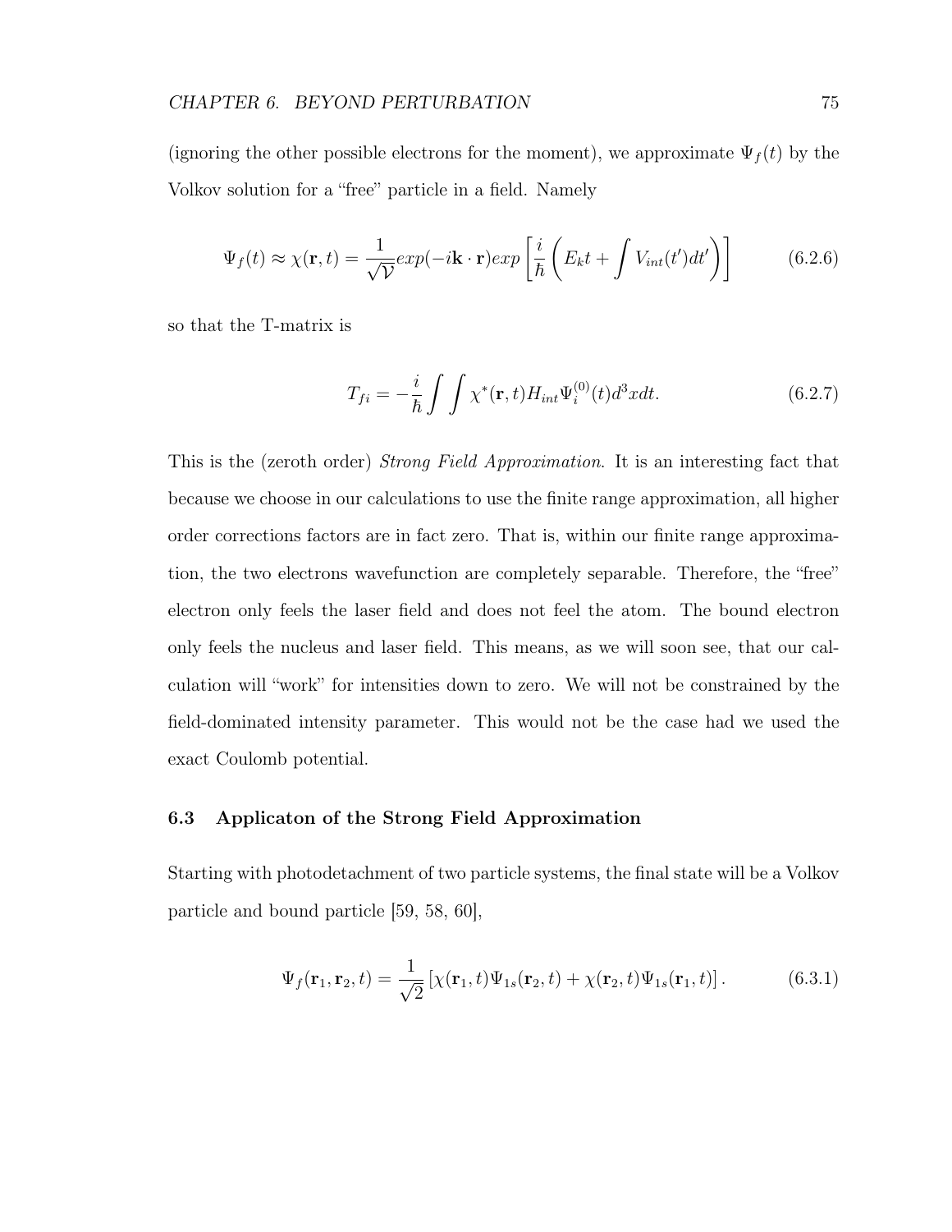(ignoring the other possible electrons for the moment), we approximate $\Psi_f(t)$ by the Volkov solution for a "free" particle in a field. Namely

$$\Psi_f(t) \approx \chi(\mathbf{r},t) = \frac{1}{\sqrt{\mathcal{V}}} exp(-i\mathbf{k}\cdot\mathbf{r}) exp\left[\frac{i}{\hbar}\left(E_k t + \int V_{int}(t')dt'\right)\right] \tag{6.2.6}$$

so that the T-matrix is

$$T_{fi} = -\frac{i}{\hbar}\int\int \chi^*(\mathbf{r},t) H_{int} \Psi_i^{(0)}(t) d^3x dt. \tag{6.2.7}$$

This is the (zeroth order) *Strong Field Approximation*. It is an interesting fact that because we choose in our calculations to use the finite range approximation, all higher order corrections factors are in fact zero. That is, within our finite range approximation, the two electrons wavefunction are completely separable. Therefore, the "free" electron only feels the laser field and does not feel the atom. The bound electron only feels the nucleus and laser field. This means, as we will soon see, that our calculation will "work" for intensities down to zero. We will not be constrained by the field-dominated intensity parameter. This would not be the case had we used the exact Coulomb potential.

### 6.3 Applicaton of the Strong Field Approximation

Starting with photodetachment of two particle systems, the final state will be a Volkov particle and bound particle [59, 58, 60],

$$\Psi_f(\mathbf{r}_1, \mathbf{r}_2, t) = \frac{1}{\sqrt{2}}\left[\chi(\mathbf{r}_1,t)\Psi_{1s}(\mathbf{r}_2,t) + \chi(\mathbf{r}_2,t)\Psi_{1s}(\mathbf{r}_1,t)\right]. \tag{6.3.1}$$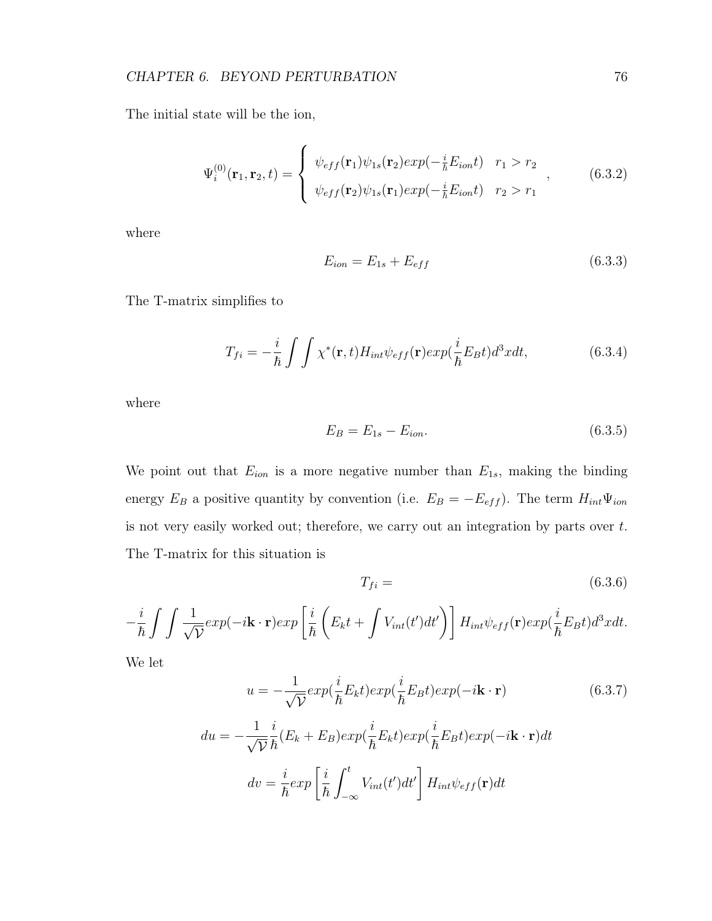The initial state will be the ion,

$$\Psi_i^{(0)}(\mathbf{r}_1, \mathbf{r}_2, t) = \begin{cases} \psi_{eff}(\mathbf{r}_1)\psi_{1s}(\mathbf{r}_2)exp(-\frac{i}{\hbar}E_{ion}t) & r_1 > r_2 \\ \psi_{eff}(\mathbf{r}_2)\psi_{1s}(\mathbf{r}_1)exp(-\frac{i}{\hbar}E_{ion}t) & r_2 > r_1 \end{cases}, \tag{6.3.2}$$

where

$$E_{ion} = E_{1s} + E_{eff} \tag{6.3.3}$$

The T-matrix simplifies to

$$T_{fi} = -\frac{i}{\hbar}\int\int \chi^*(\mathbf{r}, t) H_{int}\psi_{eff}(\mathbf{r}) exp(\frac{i}{\hbar}E_B t) d^3x dt, \tag{6.3.4}$$

where

$$E_B = E_{1s} - E_{ion}. \tag{6.3.5}$$

We point out that $E_{ion}$ is a more negative number than $E_{1s}$, making the binding energy $E_B$ a positive quantity by convention (i.e. $E_B = -E_{eff}$). The term $H_{int}\Psi_{ion}$ is not very easily worked out; therefore, we carry out an integration by parts over $t$. The T-matrix for this situation is

$$T_{fi} = \tag{6.3.6}$$

$$-\frac{i}{\hbar}\int\int \frac{1}{\sqrt{\mathcal{V}}} exp(-i\mathbf{k}\cdot\mathbf{r}) exp\left[\frac{i}{\hbar}\left(E_k t + \int V_{int}(t')dt'\right)\right] H_{int}\psi_{eff}(\mathbf{r}) exp(\frac{i}{\hbar}E_B t) d^3x dt.$$

We let

$$u = -\frac{1}{\sqrt{\mathcal{V}}} exp(\frac{i}{\hbar}E_k t) exp(\frac{i}{\hbar}E_B t) exp(-i\mathbf{k}\cdot\mathbf{r}) \tag{6.3.7}$$

$$du = -\frac{1}{\sqrt{\mathcal{V}}}\frac{i}{\hbar}(E_k + E_B) exp(\frac{i}{\hbar}E_k t) exp(\frac{i}{\hbar}E_B t) exp(-i\mathbf{k}\cdot\mathbf{r}) dt$$

$$dv = \frac{i}{\hbar} exp\left[\frac{i}{\hbar}\int_{-\infty}^{t} V_{int}(t')dt'\right] H_{int}\psi_{eff}(\mathbf{r}) dt$$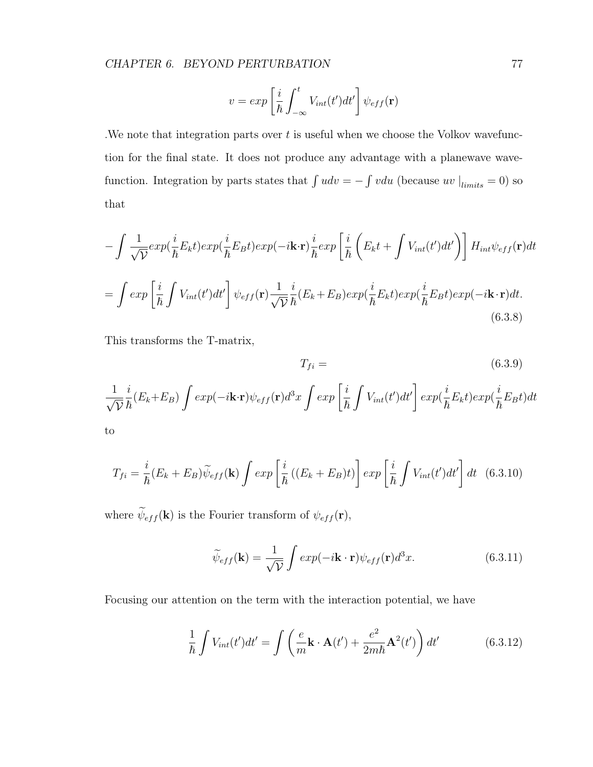$$v = exp\left[\frac{i}{\hbar}\int_{-\infty}^{t} V_{int}(t')dt'\right]\psi_{eff}(\mathbf{r})$$

.We note that integration parts over $t$ is useful when we choose the Volkov wavefunction for the final state. It does not produce any advantage with a planewave wavefunction. Integration by parts states that $\int udv = -\int vdu$ (because $uv\mid_{limits} = 0$) so that

$$-\int \frac{1}{\sqrt{\mathcal{V}}}exp(\frac{i}{\hbar}E_k t)exp(\frac{i}{\hbar}E_B t)exp(-i\mathbf{k}\cdot\mathbf{r})\frac{i}{\hbar}exp\left[\frac{i}{\hbar}\left(E_k t + \int V_{int}(t')dt'\right)\right]H_{int}\psi_{eff}(\mathbf{r})dt$$

$$= \int exp\left[\frac{i}{\hbar}\int V_{int}(t')dt'\right]\psi_{eff}(\mathbf{r})\frac{1}{\sqrt{\mathcal{V}}}\frac{i}{\hbar}(E_k+E_B)exp(\frac{i}{\hbar}E_k t)exp(\frac{i}{\hbar}E_B t)exp(-i\mathbf{k}\cdot\mathbf{r})dt. \tag{6.3.8}$$

This transforms the T-matrix,

$$T_{fi} = \tag{6.3.9}$$

$$\frac{1}{\sqrt{\mathcal{V}}}\frac{i}{\hbar}(E_k+E_B)\int exp(-i\mathbf{k}\cdot\mathbf{r})\psi_{eff}(\mathbf{r})d^3x \int exp\left[\frac{i}{\hbar}\int V_{int}(t')dt'\right]exp(\frac{i}{\hbar}E_k t)exp(\frac{i}{\hbar}E_B t)dt$$

to

$$T_{fi} = \frac{i}{\hbar}(E_k + E_B)\widetilde{\psi}_{eff}(\mathbf{k})\int exp\left[\frac{i}{\hbar}\left((E_k + E_B)t\right)\right]exp\left[\frac{i}{\hbar}\int V_{int}(t')dt'\right]dt \tag{6.3.10}$$

where $\widetilde{\psi}_{eff}(\mathbf{k})$ is the Fourier transform of $\psi_{eff}(\mathbf{r})$,

$$\widetilde{\psi}_{eff}(\mathbf{k}) = \frac{1}{\sqrt{\mathcal{V}}}\int exp(-i\mathbf{k}\cdot\mathbf{r})\psi_{eff}(\mathbf{r})d^3x. \tag{6.3.11}$$

Focusing our attention on the term with the interaction potential, we have

$$\frac{1}{\hbar}\int V_{int}(t')dt' = \int\left(\frac{e}{m}\mathbf{k}\cdot\mathbf{A}(t') + \frac{e^2}{2m\hbar}\mathbf{A}^2(t')\right)dt' \tag{6.3.12}$$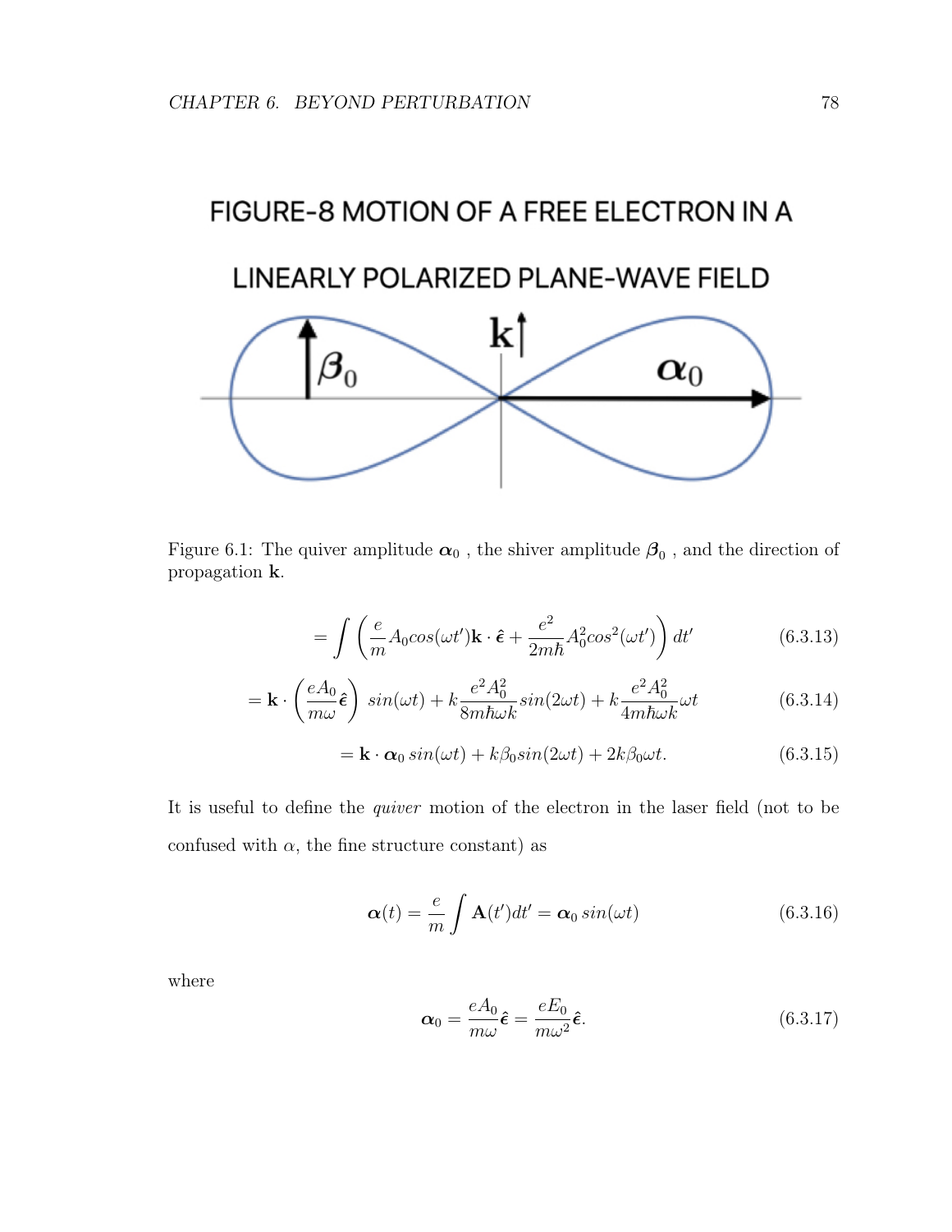FIGURE-8 MOTION OF A FREE ELECTRON IN A LINEARLY POLARIZED PLANE-WAVE FIELD

Figure 6.1: The quiver amplitude $\boldsymbol{\alpha}_0$ , the shiver amplitude $\boldsymbol{\beta}_0$ , and the direction of propagation $\mathbf{k}$.

$$= \int \left( \frac{e}{m} A_0 cos(\omega t') \mathbf{k} \cdot \hat{\boldsymbol{\epsilon}} + \frac{e^2}{2m\hbar} A_0^2 cos^2(\omega t') \right) dt' \tag{6.3.13}$$

$$= \mathbf{k} \cdot \left( \frac{eA_0}{m\omega} \hat{\boldsymbol{\epsilon}} \right) \, sin(\omega t) + k \frac{e^2 A_0^2}{8m\hbar\omega k} sin(2\omega t) + k \frac{e^2 A_0^2}{4m\hbar\omega k} \omega t \tag{6.3.14}$$

$$= \mathbf{k} \cdot \boldsymbol{\alpha}_0 \, sin(\omega t) + k\beta_0 sin(2\omega t) + 2k\beta_0 \omega t. \tag{6.3.15}$$

It is useful to define the *quiver* motion of the electron in the laser field (not to be confused with $\alpha$, the fine structure constant) as

$$\boldsymbol{\alpha}(t) = \frac{e}{m} \int \mathbf{A}(t') dt' = \boldsymbol{\alpha}_0 \, sin(\omega t) \tag{6.3.16}$$

where

$$\boldsymbol{\alpha}_0 = \frac{eA_0}{m\omega} \hat{\boldsymbol{\epsilon}} = \frac{eE_0}{m\omega^2} \hat{\boldsymbol{\epsilon}}. \tag{6.3.17}$$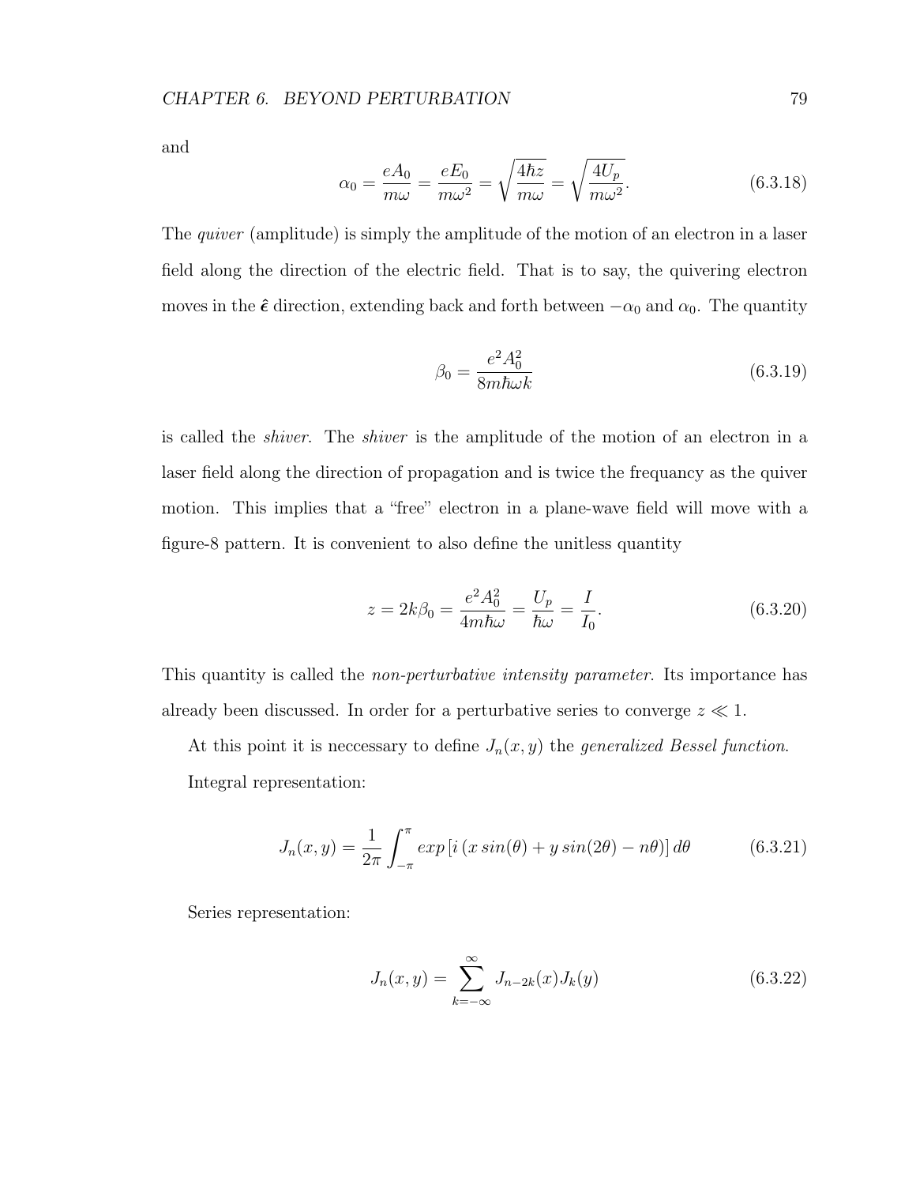and

$$\alpha_0 = \frac{eA_0}{m\omega} = \frac{eE_0}{m\omega^2} = \sqrt{\frac{4\hbar z}{m\omega}} = \sqrt{\frac{4U_p}{m\omega^2}}. \tag{6.3.18}$$

The *quiver* (amplitude) is simply the amplitude of the motion of an electron in a laser field along the direction of the electric field. That is to say, the quivering electron moves in the $\hat{\boldsymbol{\epsilon}}$ direction, extending back and forth between $-\alpha_0$ and $\alpha_0$. The quantity

$$\beta_0 = \frac{e^2 A_0^2}{8m\hbar\omega k} \tag{6.3.19}$$

is called the *shiver*. The *shiver* is the amplitude of the motion of an electron in a laser field along the direction of propagation and is twice the frequancy as the quiver motion. This implies that a "free" electron in a plane-wave field will move with a figure-8 pattern. It is convenient to also define the unitless quantity

$$z = 2k\beta_0 = \frac{e^2 A_0^2}{4m\hbar\omega} = \frac{U_p}{\hbar\omega} = \frac{I}{I_0}. \tag{6.3.20}$$

This quantity is called the *non-perturbative intensity parameter*. Its importance has already been discussed. In order for a perturbative series to converge $z \ll 1$.

At this point it is neccessary to define $J_n(x, y)$ the *generalized Bessel function*.

Integral representation:

$$J_n(x, y) = \frac{1}{2\pi} \int_{-\pi}^{\pi} exp\left[i\left(x\, sin(\theta) + y\, sin(2\theta) - n\theta\right)\right] d\theta \tag{6.3.21}$$

Series representation:

$$J_n(x, y) = \sum_{k=-\infty}^{\infty} J_{n-2k}(x) J_k(y) \tag{6.3.22}$$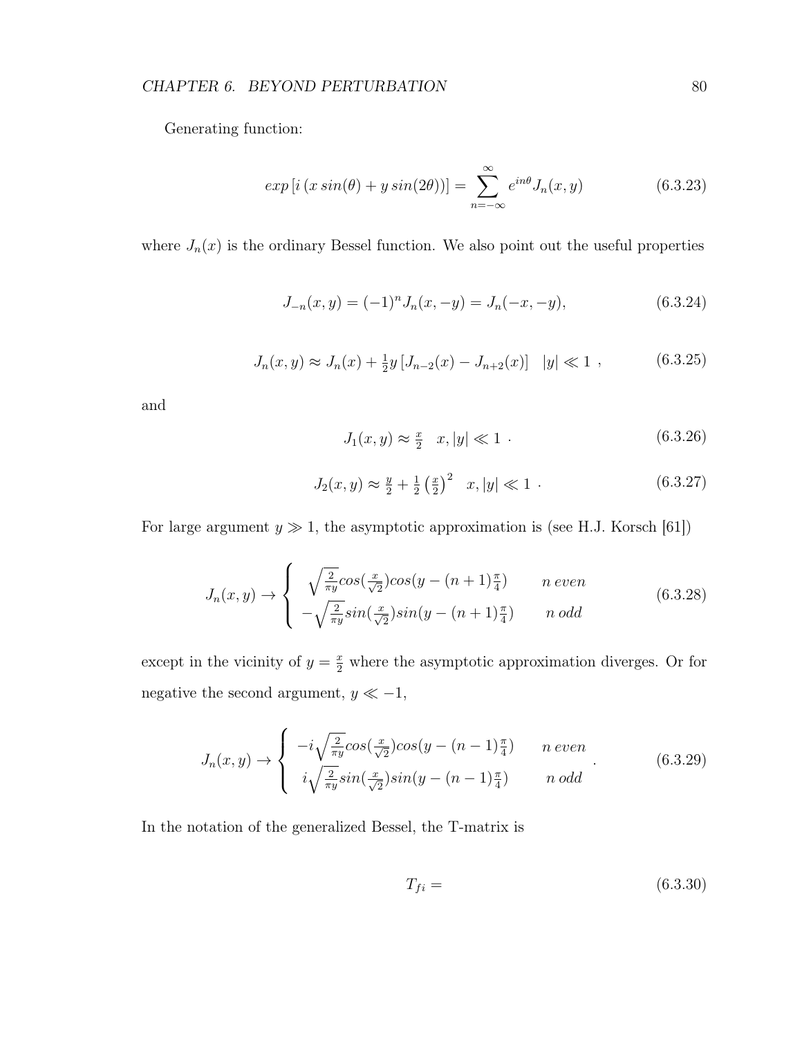Generating function:

$$exp\left[i\left(x\,sin(\theta)+y\,sin(2\theta)\right)\right]=\sum_{n=-\infty}^{\infty}e^{in\theta}J_n(x,y) \tag{6.3.23}$$

where $J_n(x)$ is the ordinary Bessel function. We also point out the useful properties

$$J_{-n}(x,y)=(-1)^n J_n(x,-y)=J_n(-x,-y), \tag{6.3.24}$$

$$J_n(x,y)\approx J_n(x)+\tfrac{1}{2}y\left[J_{n-2}(x)-J_{n+2}(x)\right] \quad |y|\ll 1\ , \tag{6.3.25}$$

and

$$J_1(x,y)\approx \tfrac{x}{2} \quad x,|y|\ll 1\ . \tag{6.3.26}$$

$$J_2(x,y)\approx \tfrac{y}{2}+\tfrac{1}{2}\left(\tfrac{x}{2}\right)^2 \quad x,|y|\ll 1\ . \tag{6.3.27}$$

For large argument $y\gg 1$, the asymptotic approximation is (see H.J. Korsch [61])

$$J_n(x,y)\rightarrow\left\{\begin{array}{ll} \sqrt{\frac{2}{\pi y}}cos(\frac{x}{\sqrt{2}})cos(y-(n+1)\frac{\pi}{4}) & n\ even \\ -\sqrt{\frac{2}{\pi y}}sin(\frac{x}{\sqrt{2}})sin(y-(n+1)\frac{\pi}{4}) & n\ odd \end{array}\right. \tag{6.3.28}$$

except in the vicinity of $y=\frac{x}{2}$ where the asymptotic approximation diverges. Or for negative the second argument, $y\ll -1$,

$$J_n(x,y)\rightarrow\left\{\begin{array}{ll} -i\sqrt{\frac{2}{\pi y}}cos(\frac{x}{\sqrt{2}})cos(y-(n-1)\frac{\pi}{4}) & n\ even \\ i\sqrt{\frac{2}{\pi y}}sin(\frac{x}{\sqrt{2}})sin(y-(n-1)\frac{\pi}{4}) & n\ odd \end{array}\right. . \tag{6.3.29}$$

In the notation of the generalized Bessel, the T-matrix is

$$T_{fi}= \tag{6.3.30}$$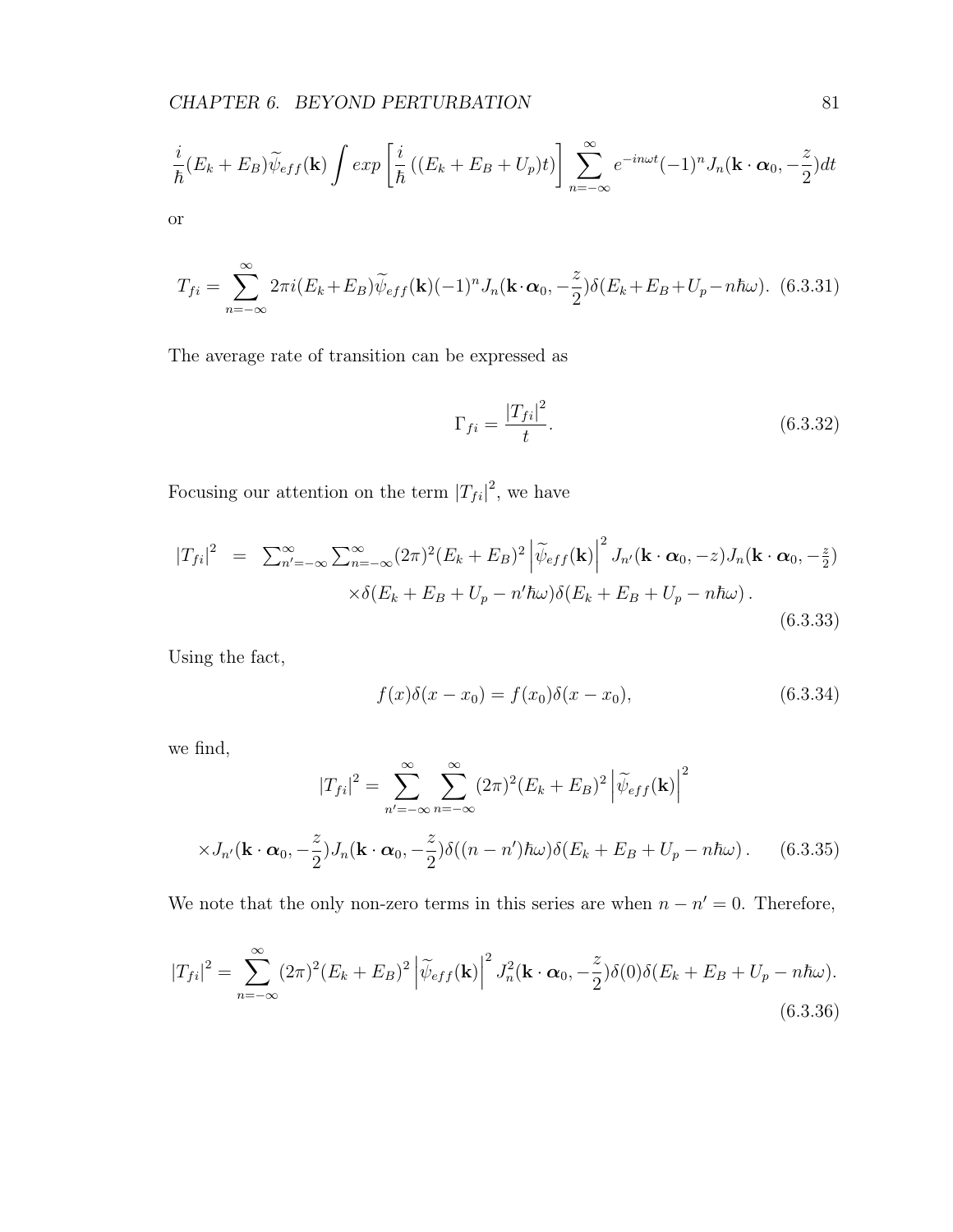$$\frac{i}{\hbar}(E_k + E_B)\widetilde{\psi}_{eff}(\mathbf{k}) \int exp\left[\frac{i}{\hbar}\left((E_k + E_B + U_p)t\right)\right] \sum_{n=-\infty}^{\infty} e^{-in\omega t}(-1)^n J_n(\mathbf{k}\cdot\boldsymbol{\alpha}_0, -\frac{z}{2})dt$$

or

$$T_{fi} = \sum_{n=-\infty}^{\infty} 2\pi i(E_k + E_B)\widetilde{\psi}_{eff}(\mathbf{k})(-1)^n J_n(\mathbf{k}\cdot\boldsymbol{\alpha}_0, -\frac{z}{2})\delta(E_k + E_B + U_p - n\hbar\omega). \quad (6.3.31)$$

The average rate of transition can be expressed as

$$\Gamma_{fi} = \frac{\left|T_{fi}\right|^2}{t}. \quad (6.3.32)$$

Focusing our attention on the term $\left|T_{fi}\right|^2$, we have

$$\begin{aligned} \left|T_{fi}\right|^2 \;\; = \;\; & \textstyle\sum_{n'=-\infty}^{\infty}\sum_{n=-\infty}^{\infty}(2\pi)^2(E_k + E_B)^2\left|\widetilde{\psi}_{eff}(\mathbf{k})\right|^2 J_{n'}(\mathbf{k}\cdot\boldsymbol{\alpha}_0, -z)J_n(\mathbf{k}\cdot\boldsymbol{\alpha}_0, -\frac{z}{2}) \\ & \times\delta(E_k + E_B + U_p - n'\hbar\omega)\delta(E_k + E_B + U_p - n\hbar\omega)\,. \end{aligned} \quad (6.3.33)$$

Using the fact,

$$f(x)\delta(x - x_0) = f(x_0)\delta(x - x_0), \quad (6.3.34)$$

we find,

$$\left|T_{fi}\right|^2 = \sum_{n'=-\infty}^{\infty}\sum_{n=-\infty}^{\infty}(2\pi)^2(E_k + E_B)^2\left|\widetilde{\psi}_{eff}(\mathbf{k})\right|^2$$

$$\times J_{n'}(\mathbf{k}\cdot\boldsymbol{\alpha}_0, -\frac{z}{2})J_n(\mathbf{k}\cdot\boldsymbol{\alpha}_0, -\frac{z}{2})\delta((n - n')\hbar\omega)\delta(E_k + E_B + U_p - n\hbar\omega)\,. \quad (6.3.35)$$

We note that the only non-zero terms in this series are when $n - n' = 0$. Therefore,

$$\left|T_{fi}\right|^2 = \sum_{n=-\infty}^{\infty}(2\pi)^2(E_k + E_B)^2\left|\widetilde{\psi}_{eff}(\mathbf{k})\right|^2 J_n^2(\mathbf{k}\cdot\boldsymbol{\alpha}_0, -\frac{z}{2})\delta(0)\delta(E_k + E_B + U_p - n\hbar\omega). \quad (6.3.36)$$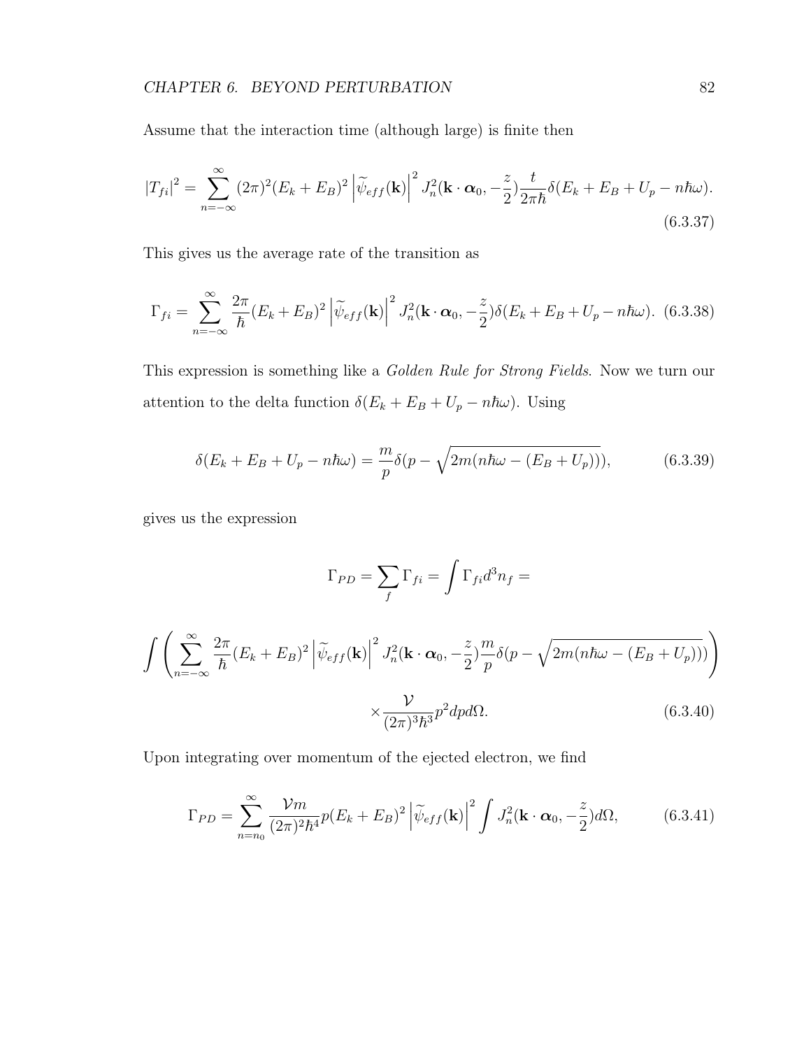Assume that the interaction time (although large) is finite then

$$|T_{fi}|^2 = \sum_{n=-\infty}^{\infty} (2\pi)^2 (E_k + E_B)^2 \left|\widetilde{\psi}_{eff}(\mathbf{k})\right|^2 J_n^2(\mathbf{k}\cdot\boldsymbol{\alpha}_0, -\frac{z}{2}) \frac{t}{2\pi\hbar} \delta(E_k + E_B + U_p - n\hbar\omega). \tag{6.3.37}$$

This gives us the average rate of the transition as

$$\Gamma_{fi} = \sum_{n=-\infty}^{\infty} \frac{2\pi}{\hbar} (E_k + E_B)^2 \left|\widetilde{\psi}_{eff}(\mathbf{k})\right|^2 J_n^2(\mathbf{k}\cdot\boldsymbol{\alpha}_0, -\frac{z}{2}) \delta(E_k + E_B + U_p - n\hbar\omega). \tag{6.3.38}$$

This expression is something like a *Golden Rule for Strong Fields*. Now we turn our attention to the delta function $\delta(E_k + E_B + U_p - n\hbar\omega)$. Using

$$\delta(E_k + E_B + U_p - n\hbar\omega) = \frac{m}{p}\delta(p - \sqrt{2m(n\hbar\omega - (E_B + U_p))}), \tag{6.3.39}$$

gives us the expression

$$\Gamma_{PD} = \sum_f \Gamma_{fi} = \int \Gamma_{fi} d^3 n_f =$$

$$\int \left( \sum_{n=-\infty}^{\infty} \frac{2\pi}{\hbar} (E_k + E_B)^2 \left|\widetilde{\psi}_{eff}(\mathbf{k})\right|^2 J_n^2(\mathbf{k}\cdot\boldsymbol{\alpha}_0, -\frac{z}{2}) \frac{m}{p} \delta(p - \sqrt{2m(n\hbar\omega - (E_B + U_p))}) \right) \times \frac{\mathcal{V}}{(2\pi)^3\hbar^3} p^2 dp d\Omega. \tag{6.3.40}$$

Upon integrating over momentum of the ejected electron, we find

$$\Gamma_{PD} = \sum_{n=n_0}^{\infty} \frac{\mathcal{V} m}{(2\pi)^2 \hbar^4} p (E_k + E_B)^2 \left|\widetilde{\psi}_{eff}(\mathbf{k})\right|^2 \int J_n^2(\mathbf{k}\cdot\boldsymbol{\alpha}_0, -\frac{z}{2}) d\Omega, \tag{6.3.41}$$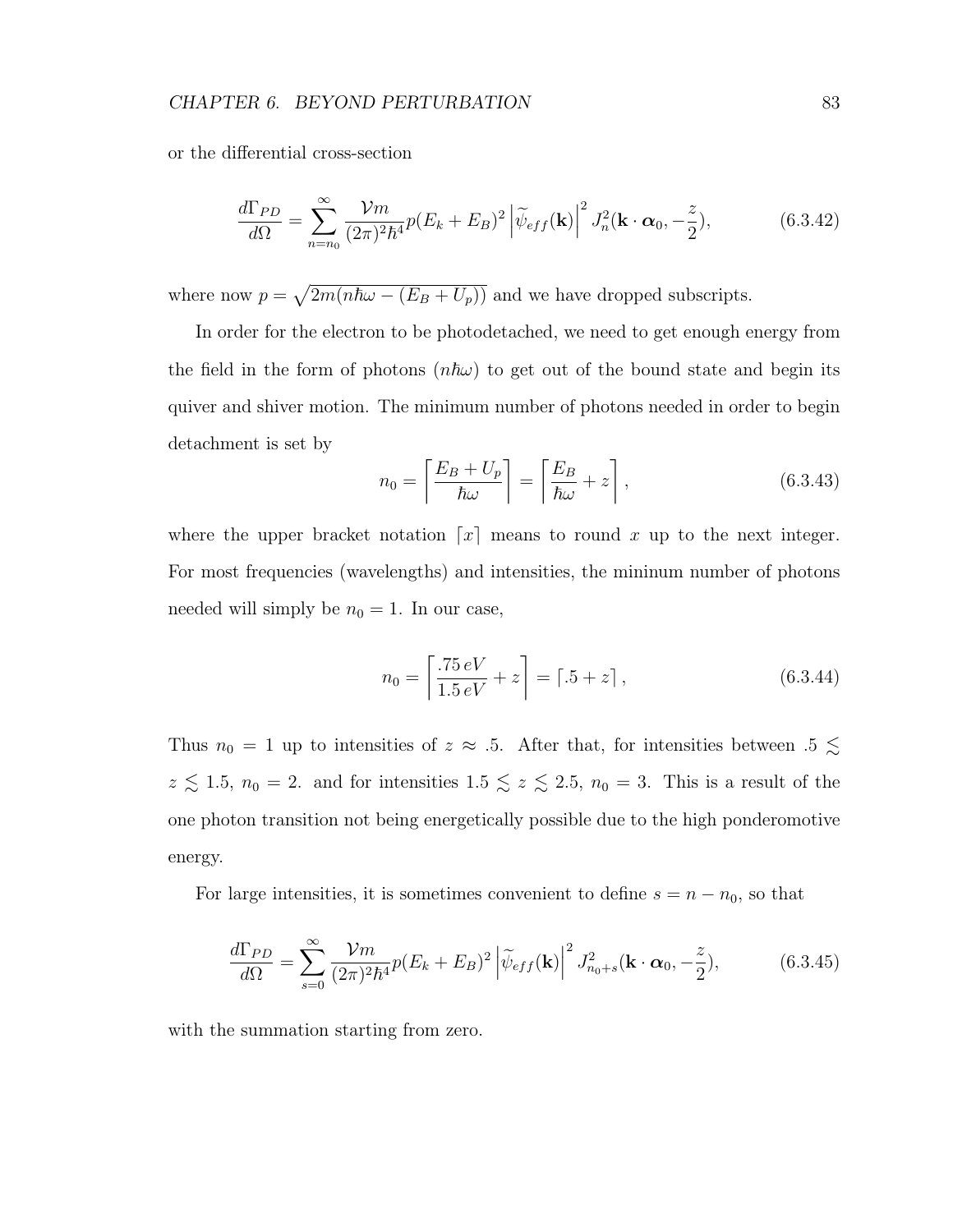or the differential cross-section

$$\frac{d\Gamma_{PD}}{d\Omega} = \sum_{n=n_0}^{\infty} \frac{\mathcal{V}m}{(2\pi)^2\hbar^4} p(E_k + E_B)^2 \left|\widetilde{\psi}_{eff}(\mathbf{k})\right|^2 J_n^2(\mathbf{k}\cdot\boldsymbol{\alpha}_0, -\frac{z}{2}), \tag{6.3.42}$$

where now $p = \sqrt{2m(n\hbar\omega - (E_B + U_p))}$ and we have dropped subscripts.

In order for the electron to be photodetached, we need to get enough energy from the field in the form of photons ($n\hbar\omega$) to get out of the bound state and begin its quiver and shiver motion. The minimum number of photons needed in order to begin detachment is set by

$$n_0 = \left\lceil \frac{E_B + U_p}{\hbar\omega} \right\rceil = \left\lceil \frac{E_B}{\hbar\omega} + z \right\rceil, \tag{6.3.43}$$

where the upper bracket notation $\lceil x \rceil$ means to round $x$ up to the next integer. For most frequencies (wavelengths) and intensities, the mininum number of photons needed will simply be $n_0 = 1$. In our case,

$$n_0 = \left\lceil \frac{.75\, eV}{1.5\, eV} + z \right\rceil = \lceil .5 + z \rceil, \tag{6.3.44}$$

Thus $n_0 = 1$ up to intensities of $z \approx .5$. After that, for intensities between $.5 \lesssim z \lesssim 1.5$, $n_0 = 2$. and for intensities $1.5 \lesssim z \lesssim 2.5$, $n_0 = 3$. This is a result of the one photon transition not being energetically possible due to the high ponderomotive energy.

For large intensities, it is sometimes convenient to define $s = n - n_0$, so that

$$\frac{d\Gamma_{PD}}{d\Omega} = \sum_{s=0}^{\infty} \frac{\mathcal{V}m}{(2\pi)^2\hbar^4} p(E_k + E_B)^2 \left|\widetilde{\psi}_{eff}(\mathbf{k})\right|^2 J_{n_0+s}^2(\mathbf{k}\cdot\boldsymbol{\alpha}_0, -\frac{z}{2}), \tag{6.3.45}$$

with the summation starting from zero.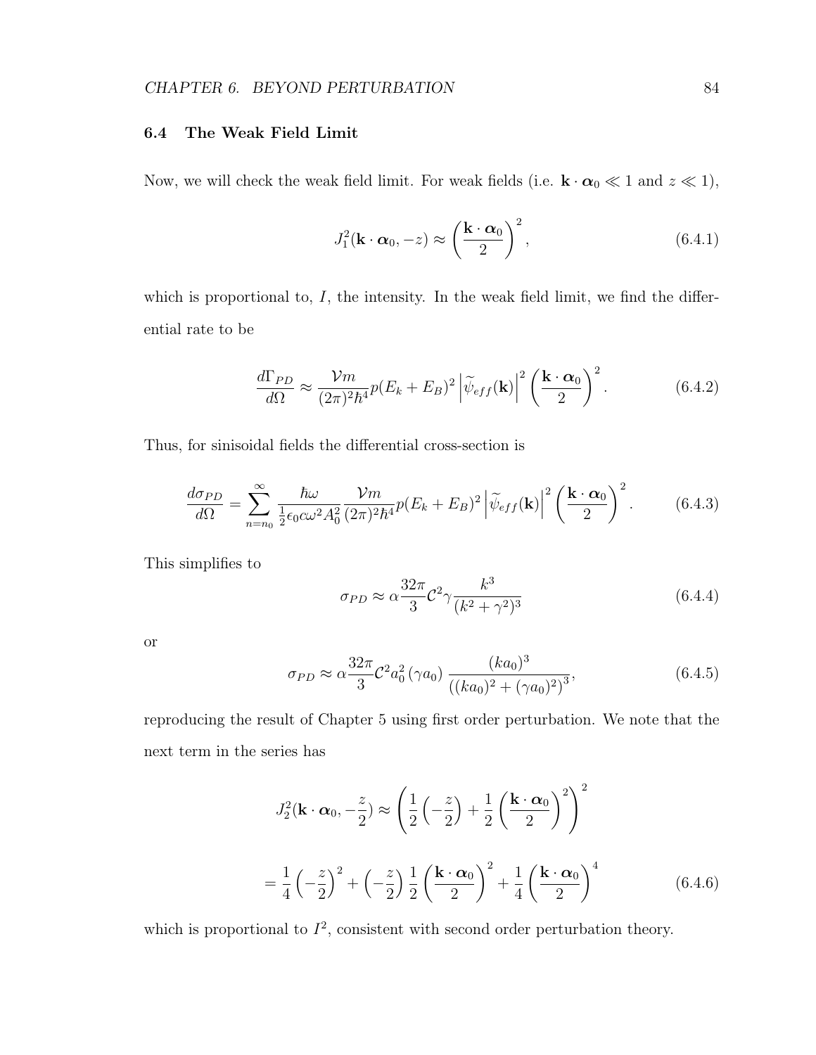### 6.4 The Weak Field Limit

Now, we will check the weak field limit. For weak fields (i.e. $\mathbf{k}\cdot\boldsymbol{\alpha}_0 \ll 1$ and $z \ll 1$),

$$J_1^2(\mathbf{k}\cdot\boldsymbol{\alpha}_0, -z) \approx \left(\frac{\mathbf{k}\cdot\boldsymbol{\alpha}_0}{2}\right)^2, \tag{6.4.1}$$

which is proportional to, $I$, the intensity. In the weak field limit, we find the differential rate to be

$$\frac{d\Gamma_{PD}}{d\Omega} \approx \frac{\mathcal{V}m}{(2\pi)^2\hbar^4} p(E_k + E_B)^2 \left|\widetilde{\psi}_{eff}(\mathbf{k})\right|^2 \left(\frac{\mathbf{k}\cdot\boldsymbol{\alpha}_0}{2}\right)^2. \tag{6.4.2}$$

Thus, for sinisoidal fields the differential cross-section is

$$\frac{d\sigma_{PD}}{d\Omega} = \sum_{n=n_0}^{\infty} \frac{\hbar\omega}{\frac{1}{2}\epsilon_0 c\omega^2 A_0^2} \frac{\mathcal{V}m}{(2\pi)^2\hbar^4} p(E_k + E_B)^2 \left|\widetilde{\psi}_{eff}(\mathbf{k})\right|^2 \left(\frac{\mathbf{k}\cdot\boldsymbol{\alpha}_0}{2}\right)^2. \tag{6.4.3}$$

This simplifies to

$$\sigma_{PD} \approx \alpha \frac{32\pi}{3} \mathcal{C}^2 \gamma \frac{k^3}{(k^2+\gamma^2)^3} \tag{6.4.4}$$

or

$$\sigma_{PD} \approx \alpha \frac{32\pi}{3} \mathcal{C}^2 a_0^2 \left(\gamma a_0\right) \frac{(ka_0)^3}{\left((ka_0)^2 + (\gamma a_0)^2\right)^3}, \tag{6.4.5}$$

reproducing the result of Chapter 5 using first order perturbation. We note that the next term in the series has

$$J_2^2(\mathbf{k}\cdot\boldsymbol{\alpha}_0, -\frac{z}{2}) \approx \left(\frac{1}{2}\left(-\frac{z}{2}\right) + \frac{1}{2}\left(\frac{\mathbf{k}\cdot\boldsymbol{\alpha}_0}{2}\right)^2\right)^2$$

$$= \frac{1}{4}\left(-\frac{z}{2}\right)^2 + \left(-\frac{z}{2}\right)\frac{1}{2}\left(\frac{\mathbf{k}\cdot\boldsymbol{\alpha}_0}{2}\right)^2 + \frac{1}{4}\left(\frac{\mathbf{k}\cdot\boldsymbol{\alpha}_0}{2}\right)^4 \tag{6.4.6}$$

which is proportional to $I^2$, consistent with second order perturbation theory.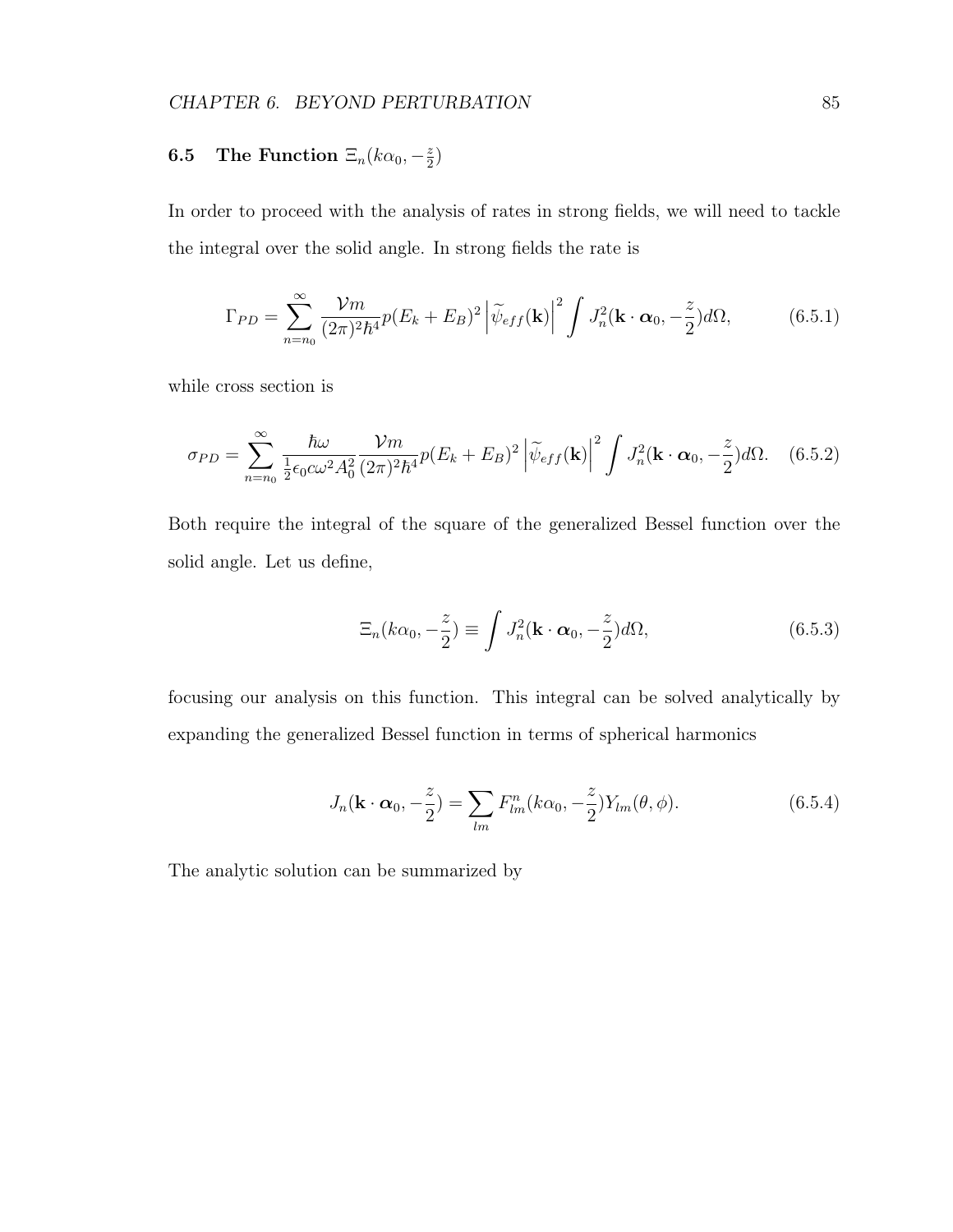## 6.5 The Function $\Xi_n(k\alpha_0, -\frac{z}{2})$

In order to proceed with the analysis of rates in strong fields, we will need to tackle the integral over the solid angle. In strong fields the rate is

$$\Gamma_{PD} = \sum_{n=n_0}^{\infty} \frac{\mathcal{V}m}{(2\pi)^2\hbar^4} p(E_k + E_B)^2 \left|\widetilde{\psi}_{eff}(\mathbf{k})\right|^2 \int J_n^2(\mathbf{k}\cdot\boldsymbol{\alpha}_0, -\frac{z}{2})d\Omega, \tag{6.5.1}$$

while cross section is

$$\sigma_{PD} = \sum_{n=n_0}^{\infty} \frac{\hbar\omega}{\frac{1}{2}\epsilon_0 c\omega^2 A_0^2} \frac{\mathcal{V}m}{(2\pi)^2\hbar^4} p(E_k + E_B)^2 \left|\widetilde{\psi}_{eff}(\mathbf{k})\right|^2 \int J_n^2(\mathbf{k}\cdot\boldsymbol{\alpha}_0, -\frac{z}{2})d\Omega. \tag{6.5.2}$$

Both require the integral of the square of the generalized Bessel function over the solid angle. Let us define,

$$\Xi_n(k\alpha_0, -\frac{z}{2}) \equiv \int J_n^2(\mathbf{k}\cdot\boldsymbol{\alpha}_0, -\frac{z}{2})d\Omega, \tag{6.5.3}$$

focusing our analysis on this function. This integral can be solved analytically by expanding the generalized Bessel function in terms of spherical harmonics

$$J_n(\mathbf{k}\cdot\boldsymbol{\alpha}_0, -\frac{z}{2}) = \sum_{lm} F_{lm}^n(k\alpha_0, -\frac{z}{2})Y_{lm}(\theta, \phi). \tag{6.5.4}$$

The analytic solution can be summarized by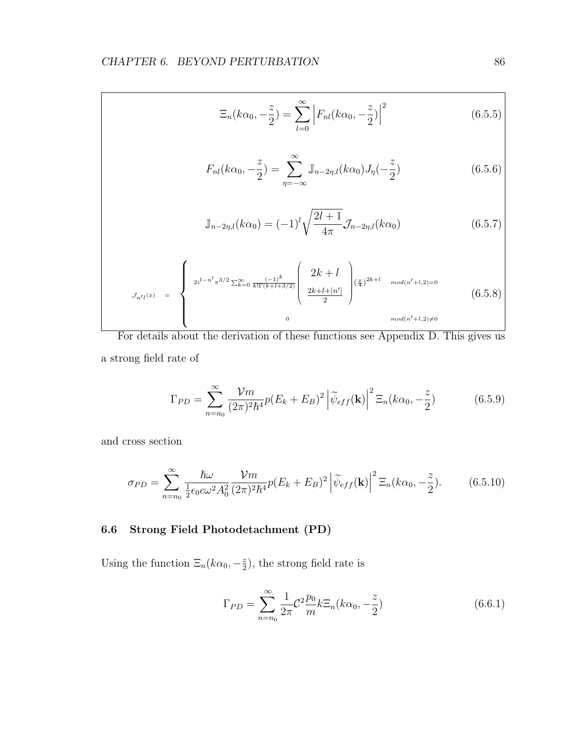$$\Xi_n(k\alpha_0, -\frac{z}{2}) = \sum_{l=0}^{\infty} \left| F_{nl}(k\alpha_0, -\frac{z}{2}) \right|^2 \tag{6.5.5}$$

$$F_{nl}(k\alpha_0, -\frac{z}{2}) = \sum_{\eta=-\infty}^{\infty} \mathbb{J}_{n-2\eta,l}(k\alpha_0) J_\eta(-\frac{z}{2}) \tag{6.5.6}$$

$$\mathbb{J}_{n-2\eta,l}(k\alpha_0) = (-1)^l \sqrt{\frac{2l+1}{4\pi}} \mathcal{J}_{n-2\eta,l}(k\alpha_0) \tag{6.5.7}$$

$$\mathcal{J}_{n'l}(x) = \begin{cases} 2i^{l-n'} \pi^{3/2} \sum_{k=0}^{\infty} \frac{(-1)^k}{k!\Gamma(k+l+3/2)} \begin{pmatrix} 2k+l \\ \frac{2k+l+|n'|}{2} \end{pmatrix} (\frac{x}{4})^{2k+l} & mod(n'+l,2)=0 \\ 0 & mod(n'+l,2)\neq 0 \end{cases} \tag{6.5.8}$$

For details about the derivation of these functions see Appendix D. This gives us a strong field rate of

$$\Gamma_{PD} = \sum_{n=n_0}^{\infty} \frac{\mathcal{V}m}{(2\pi)^2\hbar^4} p(E_k + E_B)^2 \left| \widetilde{\psi}_{eff}(\mathbf{k}) \right|^2 \Xi_n(k\alpha_0, -\frac{z}{2}) \tag{6.5.9}$$

and cross section

$$\sigma_{PD} = \sum_{n=n_0}^{\infty} \frac{\hbar\omega}{\frac{1}{2}\epsilon_0 c\omega^2 A_0^2} \frac{\mathcal{V}m}{(2\pi)^2\hbar^4} p(E_k + E_B)^2 \left| \widetilde{\psi}_{eff}(\mathbf{k}) \right|^2 \Xi_n(k\alpha_0, -\frac{z}{2}). \tag{6.5.10}$$

## 6.6 Strong Field Photodetachment (PD)

Using the function $\Xi_n(k\alpha_0, -\frac{z}{2})$, the strong field rate is

$$\Gamma_{PD} = \sum_{n=n_0}^{\infty} \frac{1}{2\pi} \mathcal{C}^2 \frac{p_0}{m} k \Xi_n(k\alpha_0, -\frac{z}{2}) \tag{6.6.1}$$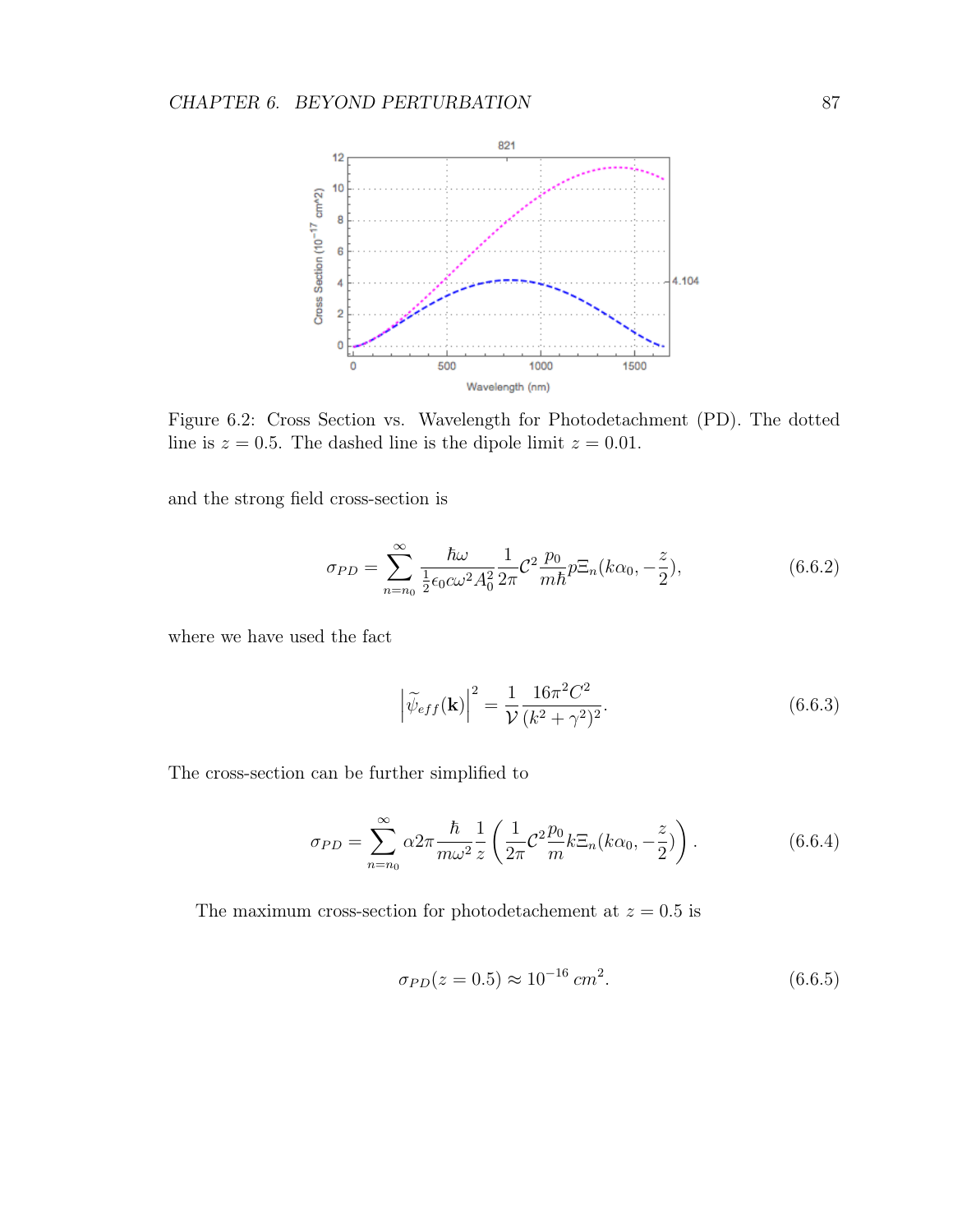Figure 6.2: Cross Section vs. Wavelength for Photodetachment (PD). The dotted line is $z = 0.5$. The dashed line is the dipole limit $z = 0.01$.

and the strong field cross-section is

$$\sigma_{PD} = \sum_{n=n_0}^{\infty} \frac{\hbar\omega}{\frac{1}{2}\epsilon_0 c\omega^2 A_0^2} \frac{1}{2\pi} \mathcal{C}^2 \frac{p_0}{m\hbar} p \Xi_n(k\alpha_0, -\frac{z}{2}), \tag{6.6.2}$$

where we have used the fact

$$\left|\widetilde{\psi}_{eff}(\mathbf{k})\right|^2 = \frac{1}{\mathcal{V}} \frac{16\pi^2 C^2}{(k^2+\gamma^2)^2}. \tag{6.6.3}$$

The cross-section can be further simplified to

$$\sigma_{PD} = \sum_{n=n_0}^{\infty} \alpha 2\pi \frac{\hbar}{m\omega^2} \frac{1}{z} \left( \frac{1}{2\pi} \mathcal{C}^2 \frac{p_0}{m} k \Xi_n(k\alpha_0, -\frac{z}{2}) \right). \tag{6.6.4}$$

The maximum cross-section for photodetachement at $z = 0.5$ is

$$\sigma_{PD}(z = 0.5) \approx 10^{-16}\ cm^2. \tag{6.6.5}$$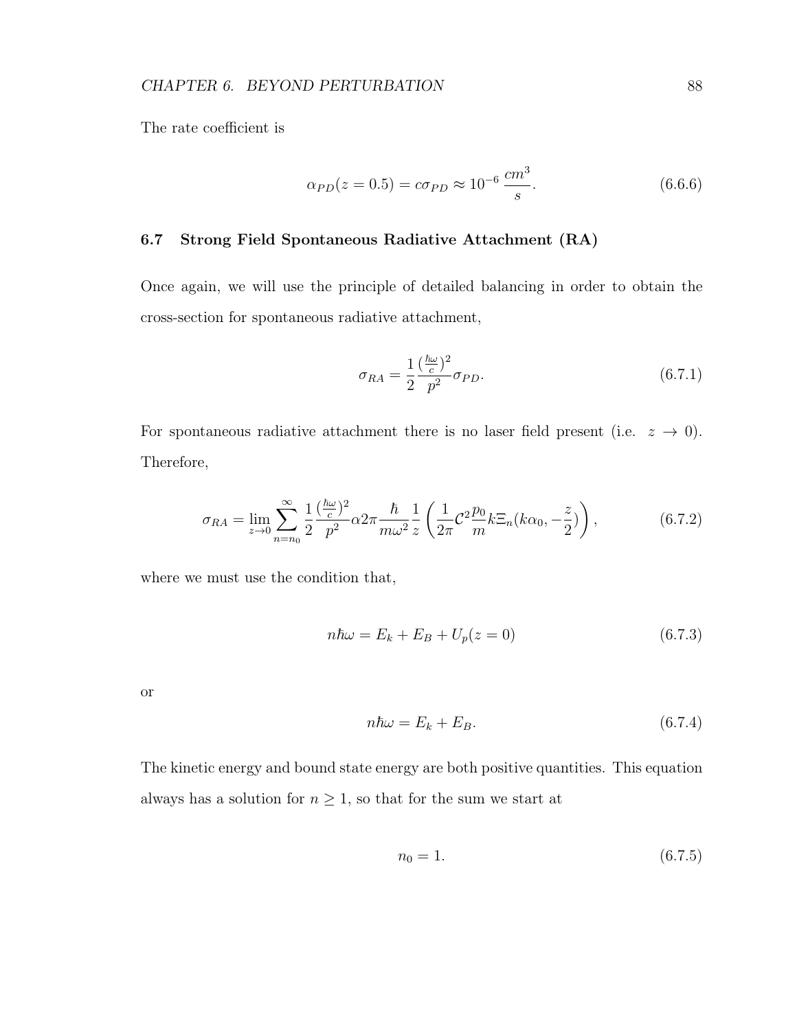The rate coefficient is

$$\alpha_{PD}(z = 0.5) = c\sigma_{PD} \approx 10^{-6}\,\frac{cm^3}{s}. \tag{6.6.6}$$

## 6.7 Strong Field Spontaneous Radiative Attachment (RA)

Once again, we will use the principle of detailed balancing in order to obtain the cross-section for spontaneous radiative attachment,

$$\sigma_{RA} = \frac{1}{2}\frac{(\frac{\hbar\omega}{c})^2}{p^2}\sigma_{PD}. \tag{6.7.1}$$

For spontaneous radiative attachment there is no laser field present (i.e. $z \to 0$). Therefore,

$$\sigma_{RA} = \lim_{z\to 0}\sum_{n=n_0}^{\infty}\frac{1}{2}\frac{(\frac{\hbar\omega}{c})^2}{p^2}\alpha 2\pi\frac{\hbar}{m\omega^2}\frac{1}{z}\left(\frac{1}{2\pi}\mathcal{C}^2\frac{p_0}{m}k\Xi_n(k\alpha_0, -\frac{z}{2})\right), \tag{6.7.2}$$

where we must use the condition that,

$$n\hbar\omega = E_k + E_B + U_p(z = 0) \tag{6.7.3}$$

or

$$n\hbar\omega = E_k + E_B. \tag{6.7.4}$$

The kinetic energy and bound state energy are both positive quantities. This equation always has a solution for $n \geq 1$, so that for the sum we start at

$$n_0 = 1. \tag{6.7.5}$$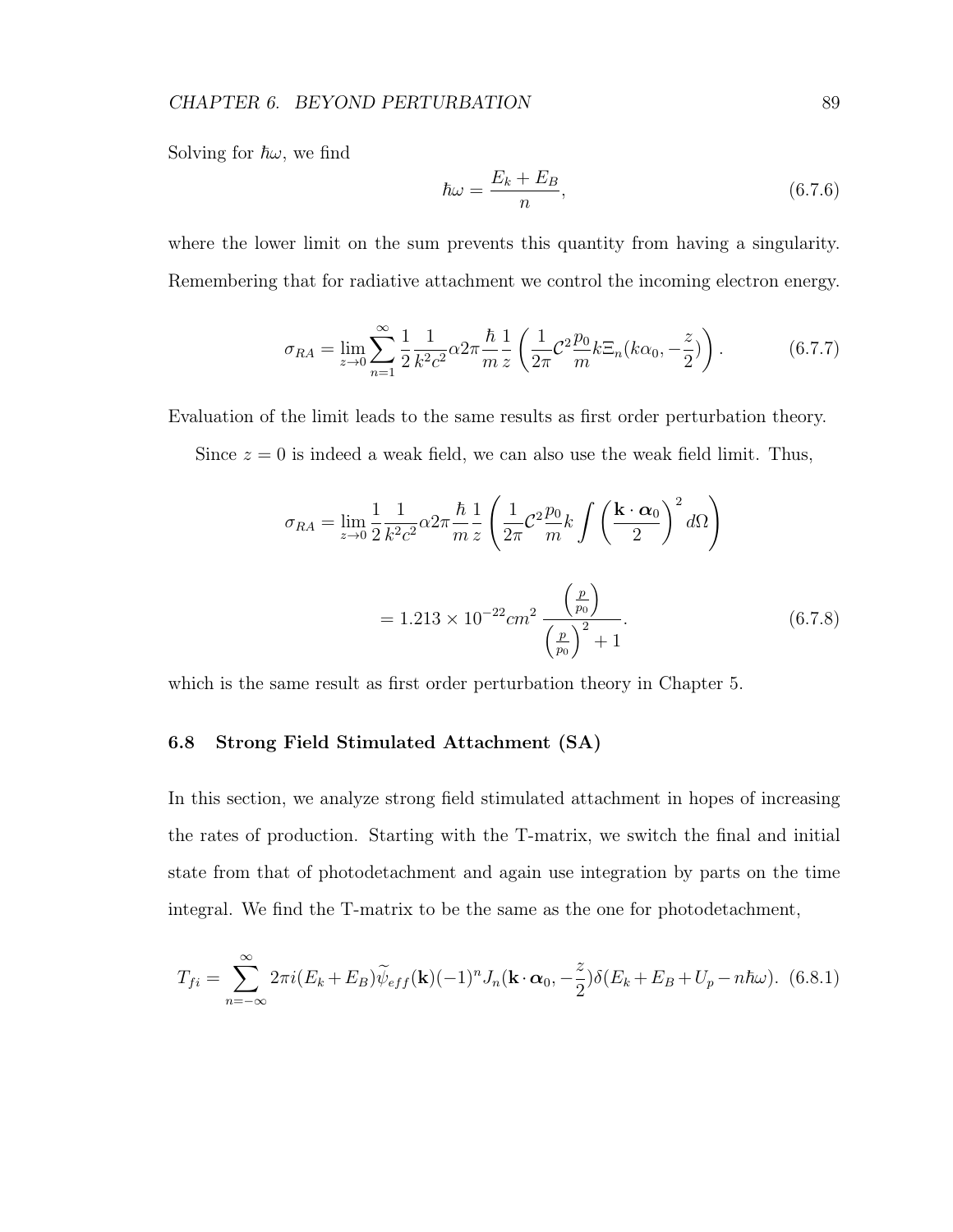Solving for $\hbar\omega$, we find

$$\hbar\omega = \frac{E_k + E_B}{n}, \tag{6.7.6}$$

where the lower limit on the sum prevents this quantity from having a singularity. Remembering that for radiative attachment we control the incoming electron energy.

$$\sigma_{RA} = \lim_{z\to 0} \sum_{n=1}^{\infty} \frac{1}{2} \frac{1}{k^2 c^2} \alpha 2\pi \frac{\hbar}{m} \frac{1}{z} \left( \frac{1}{2\pi} \mathcal{C}^2 \frac{p_0}{m} k \Xi_n(k\alpha_0, -\frac{z}{2}) \right). \tag{6.7.7}$$

Evaluation of the limit leads to the same results as first order perturbation theory.

Since $z = 0$ is indeed a weak field, we can also use the weak field limit. Thus,

$$\sigma_{RA} = \lim_{z\to 0} \frac{1}{2} \frac{1}{k^2 c^2} \alpha 2\pi \frac{\hbar}{m} \frac{1}{z} \left( \frac{1}{2\pi} \mathcal{C}^2 \frac{p_0}{m} k \int \left( \frac{\mathbf{k}\cdot\boldsymbol{\alpha}_0}{2} \right)^2 d\Omega \right)$$

$$= 1.213 \times 10^{-22} cm^2 \, \frac{\left(\frac{p}{p_0}\right)}{\left(\frac{p}{p_0}\right)^2 + 1}. \tag{6.7.8}$$

which is the same result as first order perturbation theory in Chapter 5.

### 6.8 Strong Field Stimulated Attachment (SA)

In this section, we analyze strong field stimulated attachment in hopes of increasing the rates of production. Starting with the T-matrix, we switch the final and initial state from that of photodetachment and again use integration by parts on the time integral. We find the T-matrix to be the same as the one for photodetachment,

$$T_{fi} = \sum_{n=-\infty}^{\infty} 2\pi i (E_k + E_B) \widetilde{\psi}_{eff}(\mathbf{k}) (-1)^n J_n(\mathbf{k}\cdot\boldsymbol{\alpha}_0, -\frac{z}{2}) \delta(E_k + E_B + U_p - n\hbar\omega). \tag{6.8.1}$$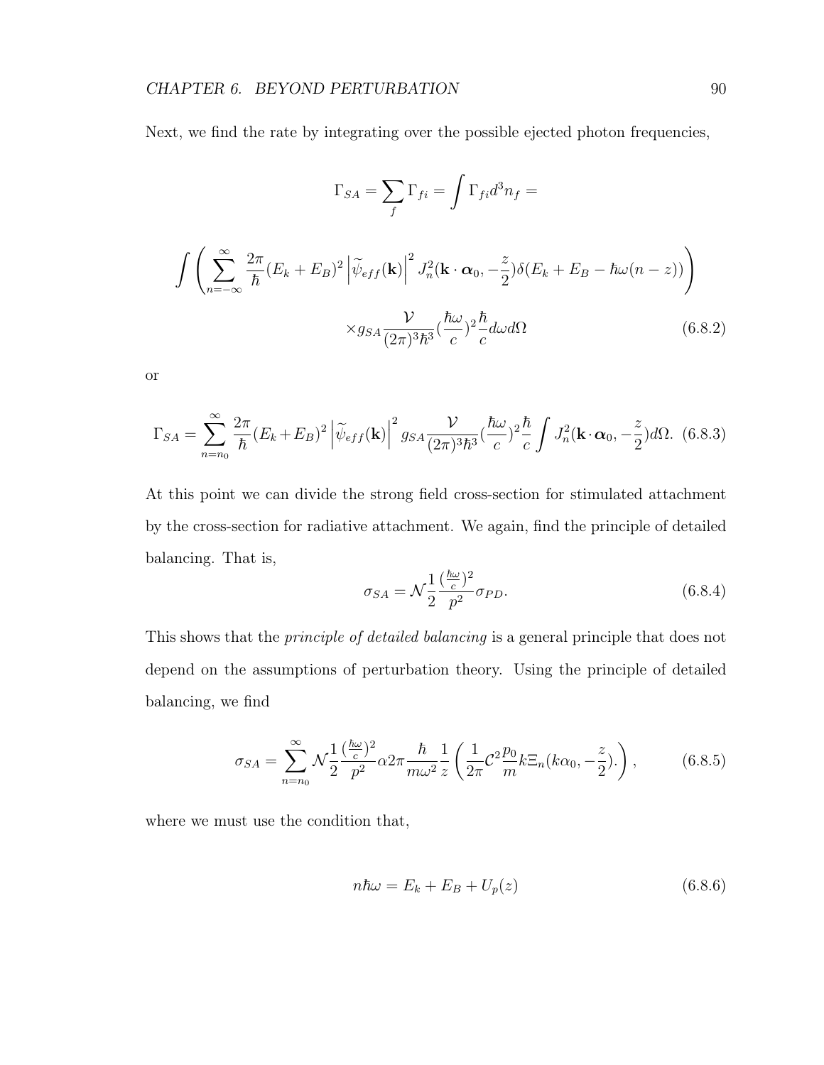Next, we find the rate by integrating over the possible ejected photon frequencies,

$$\Gamma_{SA} = \sum_f \Gamma_{fi} = \int \Gamma_{fi} d^3 n_f =$$

$$\int \left( \sum_{n=-\infty}^{\infty} \frac{2\pi}{\hbar} (E_k + E_B)^2 \left| \widetilde{\psi}_{eff}(\mathbf{k}) \right|^2 J_n^2(\mathbf{k}\cdot\boldsymbol{\alpha}_0, -\frac{z}{2}) \delta(E_k + E_B - \hbar\omega(n - z)) \right)$$

$$\times g_{SA} \frac{\mathcal{V}}{(2\pi)^3 \hbar^3} (\frac{\hbar\omega}{c})^2 \frac{\hbar}{c} d\omega d\Omega \tag{6.8.2}$$

or

$$\Gamma_{SA} = \sum_{n=n_0}^{\infty} \frac{2\pi}{\hbar} (E_k + E_B)^2 \left| \widetilde{\psi}_{eff}(\mathbf{k}) \right|^2 g_{SA} \frac{\mathcal{V}}{(2\pi)^3 \hbar^3} (\frac{\hbar\omega}{c})^2 \frac{\hbar}{c} \int J_n^2(\mathbf{k}\cdot\boldsymbol{\alpha}_0, -\frac{z}{2}) d\Omega. \tag{6.8.3}$$

At this point we can divide the strong field cross-section for stimulated attachment by the cross-section for radiative attachment. We again, find the principle of detailed balancing. That is,

$$\sigma_{SA} = \mathcal{N} \frac{1}{2} \frac{(\frac{\hbar\omega}{c})^2}{p^2} \sigma_{PD}. \tag{6.8.4}$$

This shows that the *principle of detailed balancing* is a general principle that does not depend on the assumptions of perturbation theory. Using the principle of detailed balancing, we find

$$\sigma_{SA} = \sum_{n=n_0}^{\infty} \mathcal{N} \frac{1}{2} \frac{(\frac{\hbar\omega}{c})^2}{p^2} \alpha 2\pi \frac{\hbar}{m\omega^2} \frac{1}{z} \left( \frac{1}{2\pi} \mathcal{C}^2 \frac{p_0}{m} k \Xi_n(k\alpha_0, -\frac{z}{2}). \right), \tag{6.8.5}$$

where we must use the condition that,

$$n\hbar\omega = E_k + E_B + U_p(z) \tag{6.8.6}$$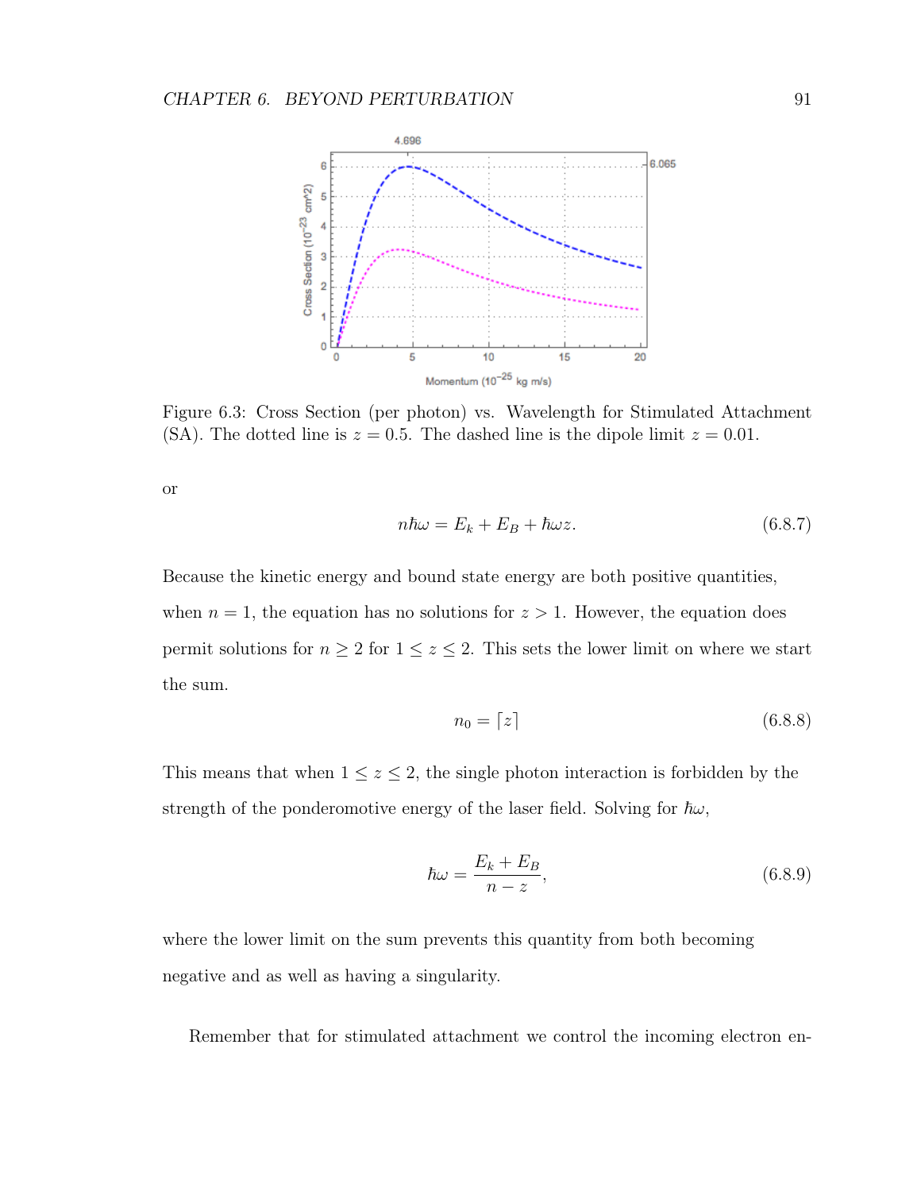Figure 6.3: Cross Section (per photon) vs. Wavelength for Stimulated Attachment (SA). The dotted line is $z = 0.5$. The dashed line is the dipole limit $z = 0.01$.

or

$$n\hbar\omega = E_k + E_B + \hbar\omega z. \tag{6.8.7}$$

Because the kinetic energy and bound state energy are both positive quantities, when $n = 1$, the equation has no solutions for $z > 1$. However, the equation does permit solutions for $n \geq 2$ for $1 \leq z \leq 2$. This sets the lower limit on where we start the sum.

$$n_0 = \lceil z \rceil \tag{6.8.8}$$

This means that when $1 \leq z \leq 2$, the single photon interaction is forbidden by the strength of the ponderomotive energy of the laser field. Solving for $\hbar\omega$,

$$\hbar\omega = \frac{E_k + E_B}{n - z}, \tag{6.8.9}$$

where the lower limit on the sum prevents this quantity from both becoming negative and as well as having a singularity.

Remember that for stimulated attachment we control the incoming electron en-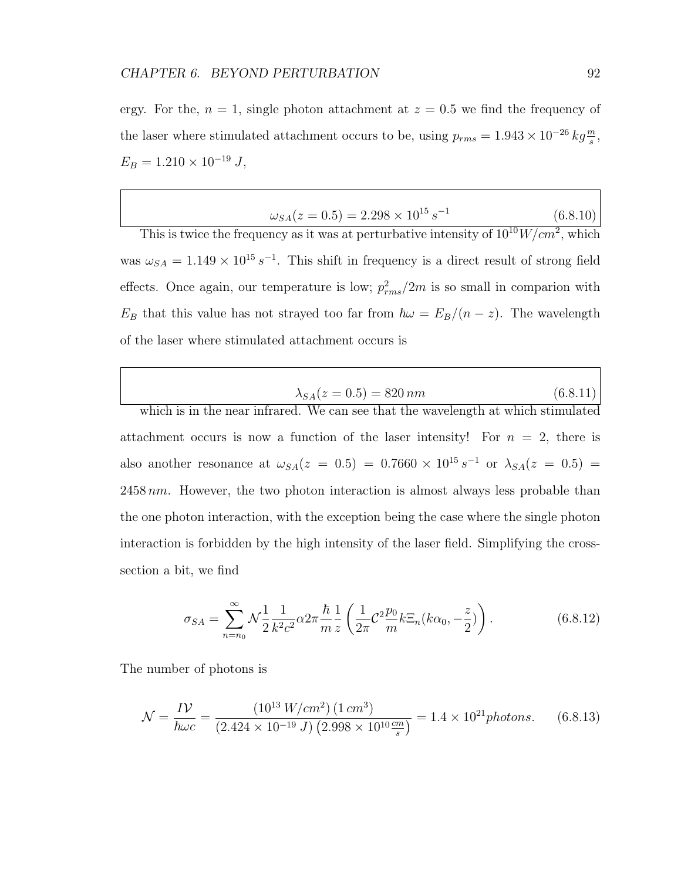ergy. For the, $n = 1$, single photon attachment at $z = 0.5$ we find the frequency of the laser where stimulated attachment occurs to be, using $p_{rms} = 1.943 \times 10^{-26}\, kg\frac{m}{s}$, $E_B = 1.210 \times 10^{-19}\, J$,

$$\omega_{SA}(z = 0.5) = 2.298 \times 10^{15}\, s^{-1} \tag{6.8.10}$$

This is twice the frequency as it was at perturbative intensity of $10^{10} W/cm^2$, which was $\omega_{SA} = 1.149 \times 10^{15}\, s^{-1}$. This shift in frequency is a direct result of strong field effects. Once again, our temperature is low; $p_{rms}^2/2m$ is so small in comparion with $E_B$ that this value has not strayed too far from $\hbar\omega = E_B/(n - z)$. The wavelength of the laser where stimulated attachment occurs is

$$\lambda_{SA}(z = 0.5) = 820\, nm \tag{6.8.11}$$

which is in the near infrared. We can see that the wavelength at which stimulated attachment occurs is now a function of the laser intensity! For $n = 2$, there is also another resonance at $\omega_{SA}(z = 0.5) = 0.7660 \times 10^{15}\, s^{-1}$ or $\lambda_{SA}(z = 0.5) = 2458\, nm$. However, the two photon interaction is almost always less probable than the one photon interaction, with the exception being the case where the single photon interaction is forbidden by the high intensity of the laser field. Simplifying the cross-section a bit, we find

$$\sigma_{SA} = \sum_{n=n_0}^{\infty} \mathcal{N}\frac{1}{2}\frac{1}{k^2c^2}\alpha 2\pi\frac{\hbar}{m}\frac{1}{z}\left(\frac{1}{2\pi}\mathcal{C}^2\frac{p_0}{m}k\Xi_n(k\alpha_0, -\frac{z}{2})\right). \tag{6.8.12}$$

The number of photons is

$$\mathcal{N} = \frac{I\mathcal{V}}{\hbar\omega c} = \frac{(10^{13}\, W/cm^2)\,(1\, cm^3)}{(2.424 \times 10^{-19}\, J)\left(2.998 \times 10^{10}\frac{cm}{s}\right)} = 1.4 \times 10^{21} photons. \tag{6.8.13}$$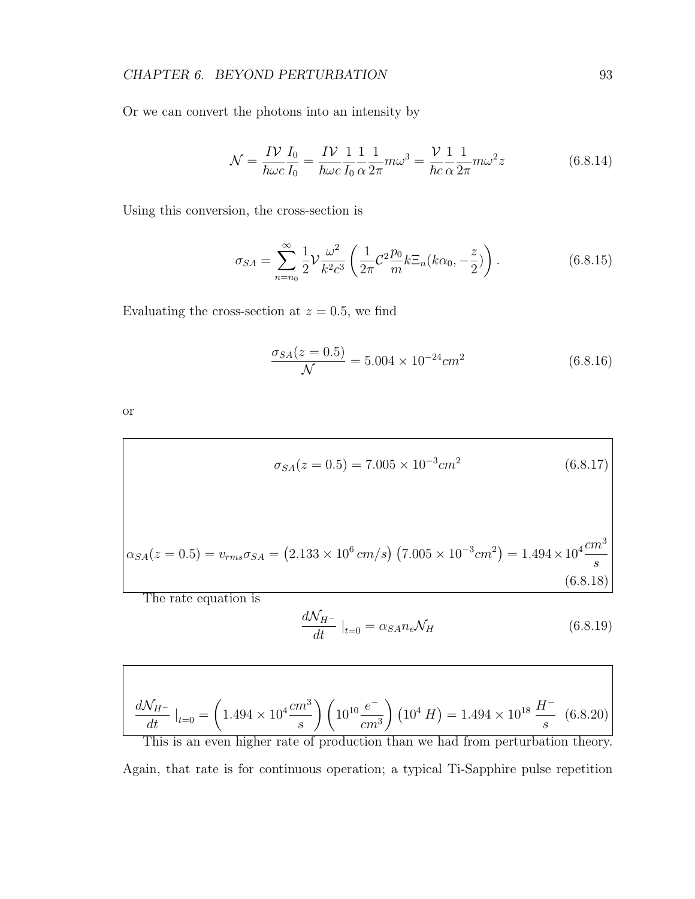Or we can convert the photons into an intensity by

$$\mathcal{N} = \frac{I\mathcal{V}}{\hbar\omega c}\frac{I_0}{I_0} = \frac{I\mathcal{V}}{\hbar\omega c}\frac{1}{I_0}\frac{1}{\alpha}\frac{1}{2\pi}m\omega^3 = \frac{\mathcal{V}}{\hbar c}\frac{1}{\alpha}\frac{1}{2\pi}m\omega^2 z \tag{6.8.14}$$

Using this conversion, the cross-section is

$$\sigma_{SA} = \sum_{n=n_0}^{\infty} \frac{1}{2}\mathcal{V}\frac{\omega^2}{k^2c^3}\left(\frac{1}{2\pi}\mathcal{C}^2\frac{p_0}{m}k\Xi_n(k\alpha_0, -\frac{z}{2})\right). \tag{6.8.15}$$

Evaluating the cross-section at $z = 0.5$, we find

$$\frac{\sigma_{SA}(z = 0.5)}{\mathcal{N}} = 5.004 \times 10^{-24} cm^2 \tag{6.8.16}$$

or

$$\sigma_{SA}(z = 0.5) = 7.005 \times 10^{-3} cm^2 \tag{6.8.17}$$

$$\alpha_{SA}(z = 0.5) = v_{rms}\sigma_{SA} = \left(2.133 \times 10^6\, cm/s\right)\left(7.005 \times 10^{-3} cm^2\right) = 1.494 \times 10^4 \frac{cm^3}{s} \tag{6.8.18}$$

The rate equation is

$$\frac{d\mathcal{N}_{H^-}}{dt}\mid_{t=0} = \alpha_{SA} n_e \mathcal{N}_H \tag{6.8.19}$$

$$\frac{d\mathcal{N}_{H^-}}{dt}\mid_{t=0} = \left(1.494 \times 10^4 \frac{cm^3}{s}\right)\left(10^{10}\frac{e^-}{cm^3}\right)\left(10^4\, H\right) = 1.494 \times 10^{18}\,\frac{H^-}{s} \tag{6.8.20}$$

This is an even higher rate of production than we had from perturbation theory. Again, that rate is for continuous operation; a typical Ti-Sapphire pulse repetition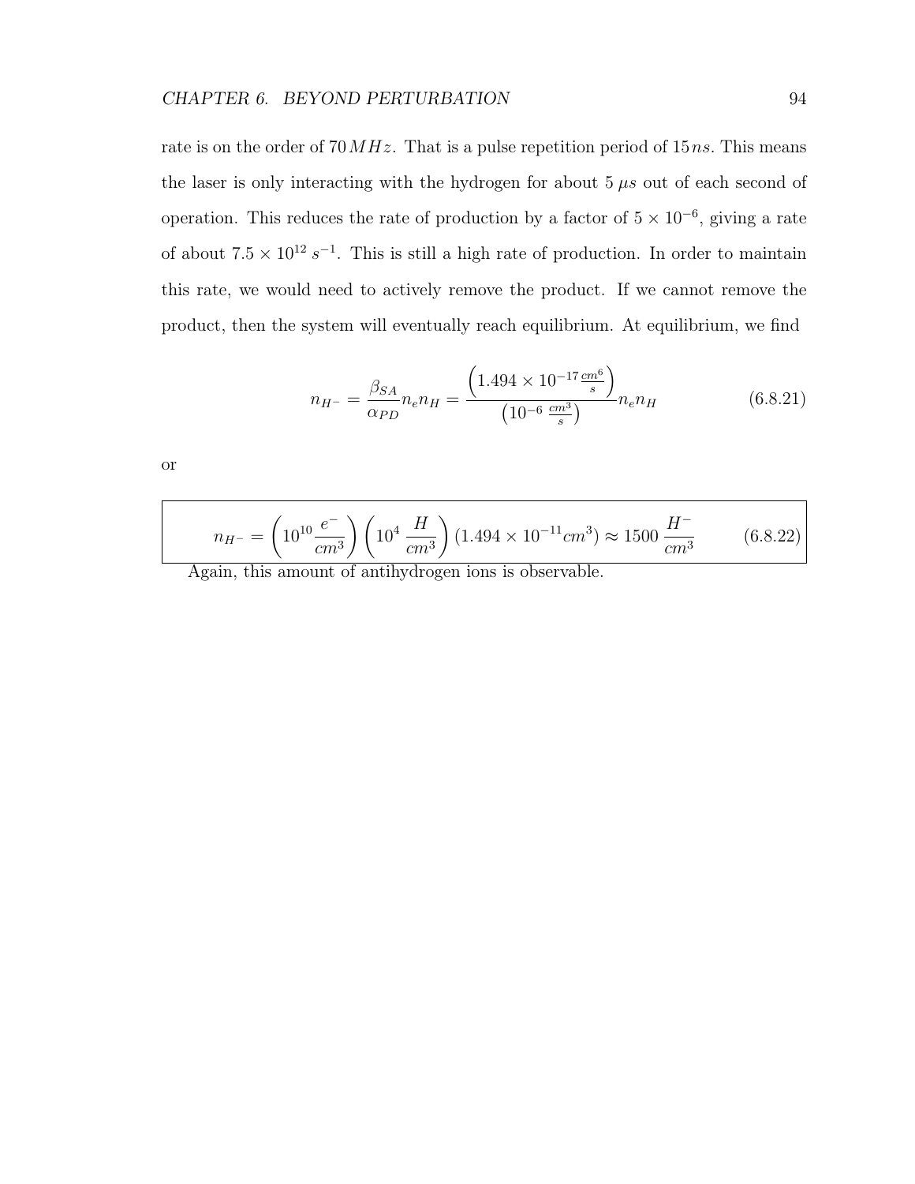rate is on the order of $70\,MHz$. That is a pulse repetition period of $15\,ns$. This means the laser is only interacting with the hydrogen for about $5\,\mu s$ out of each second of operation. This reduces the rate of production by a factor of $5 \times 10^{-6}$, giving a rate of about $7.5 \times 10^{12}\,s^{-1}$. This is still a high rate of production. In order to maintain this rate, we would need to actively remove the product. If we cannot remove the product, then the system will eventually reach equilibrium. At equilibrium, we find

$$n_{H^-} = \frac{\beta_{SA}}{\alpha_{PD}} n_e n_H = \frac{\left(1.494 \times 10^{-17} \frac{cm^6}{s}\right)}{\left(10^{-6}\,\frac{cm^3}{s}\right)} n_e n_H \tag{6.8.21}$$

or

$$n_{H^-} = \left(10^{10} \frac{e^-}{cm^3}\right)\left(10^4\,\frac{H}{cm^3}\right)(1.494 \times 10^{-11} cm^3) \approx 1500\,\frac{H^-}{cm^3} \tag{6.8.22}$$

Again, this amount of antihydrogen ions is observable.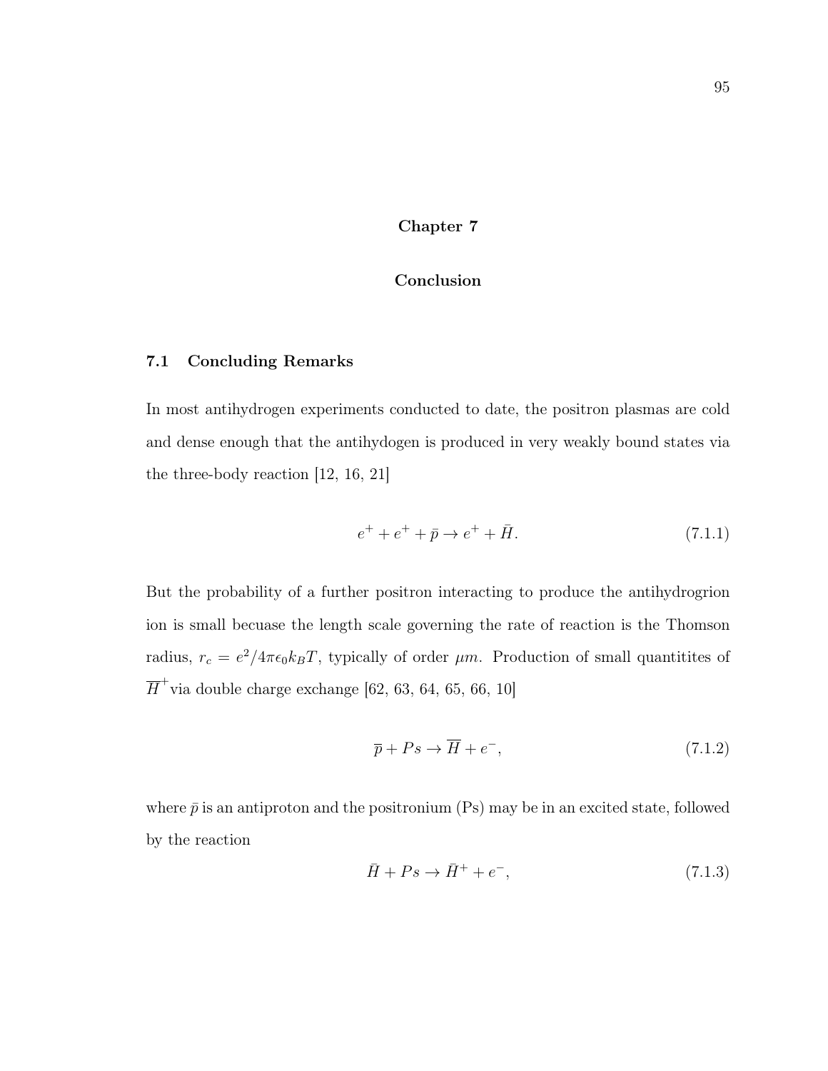# Chapter 7

# Conclusion

## 7.1 Concluding Remarks

In most antihydrogen experiments conducted to date, the positron plasmas are cold and dense enough that the antihydogen is produced in very weakly bound states via the three-body reaction [12, 16, 21]

$$e^+ + e^+ + \bar{p} \rightarrow e^+ + \bar{H}. \tag{7.1.1}$$

But the probability of a further positron interacting to produce the antihydrogrion ion is small becuase the length scale governing the rate of reaction is the Thomson radius, $r_c = e^2/4\pi\epsilon_0 k_B T$, typically of order $\mu m$. Production of small quantitites of $\overline{H}^+$via double charge exchange [62, 63, 64, 65, 66, 10]

$$\overline{p} + Ps \rightarrow \overline{H} + e^-, \tag{7.1.2}$$

where $\bar{p}$ is an antiproton and the positronium (Ps) may be in an excited state, followed by the reaction

$$\bar{H} + Ps \rightarrow \bar{H}^+ + e^-, \tag{7.1.3}$$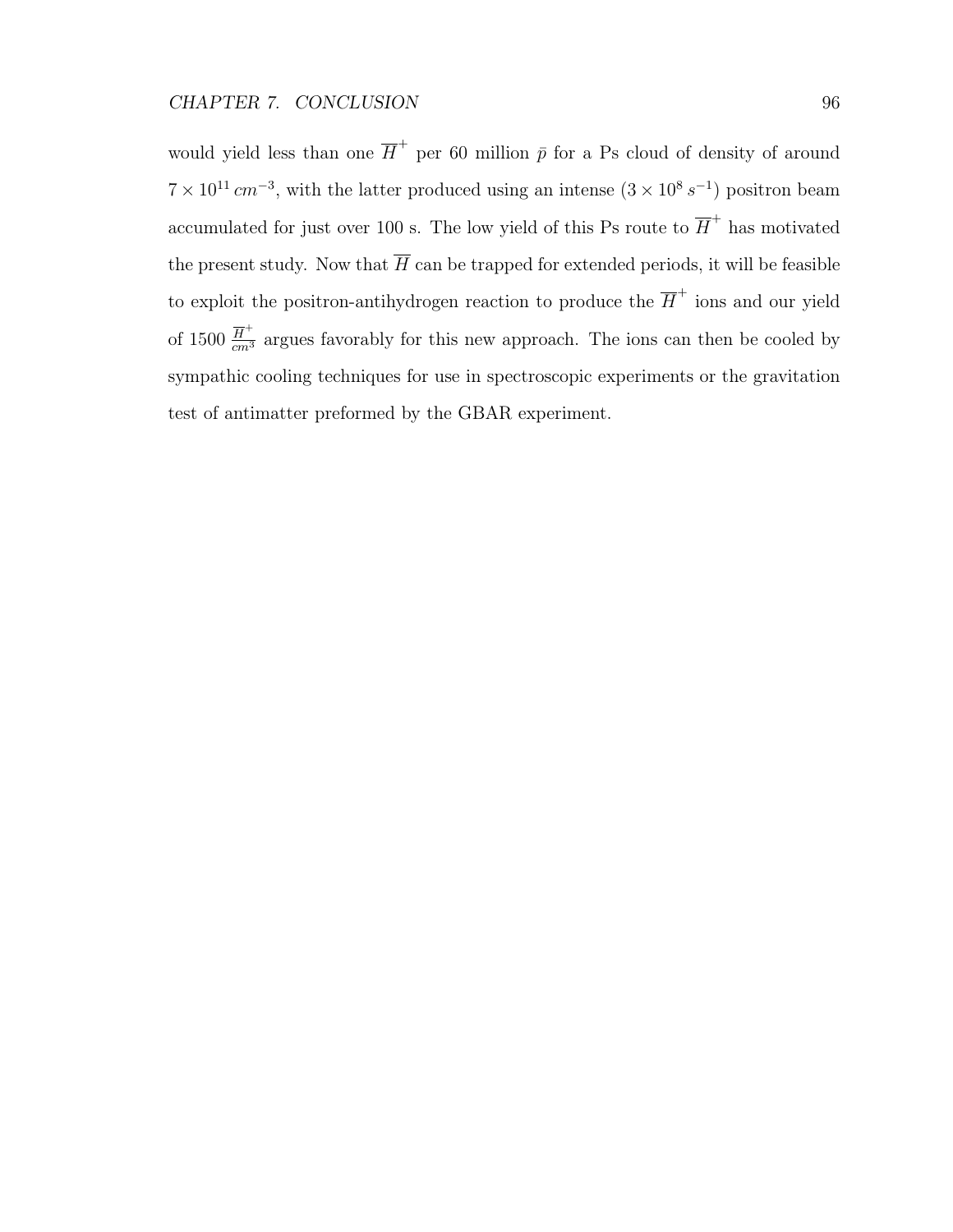would yield less than one $\overline{H}^+$ per 60 million $\bar{p}$ for a Ps cloud of density of around $7 \times 10^{11}\,cm^{-3}$, with the latter produced using an intense $(3 \times 10^8\,s^{-1})$ positron beam accumulated for just over 100 s. The low yield of this Ps route to $\overline{H}^+$ has motivated the present study. Now that $\overline{H}$ can be trapped for extended periods, it will be feasible to exploit the positron-antihydrogen reaction to produce the $\overline{H}^+$ ions and our yield of 1500 $\frac{\overline{H}^+}{cm^3}$ argues favorably for this new approach. The ions can then be cooled by sympathic cooling techniques for use in spectroscopic experiments or the gravitation test of antimatter preformed by the GBAR experiment.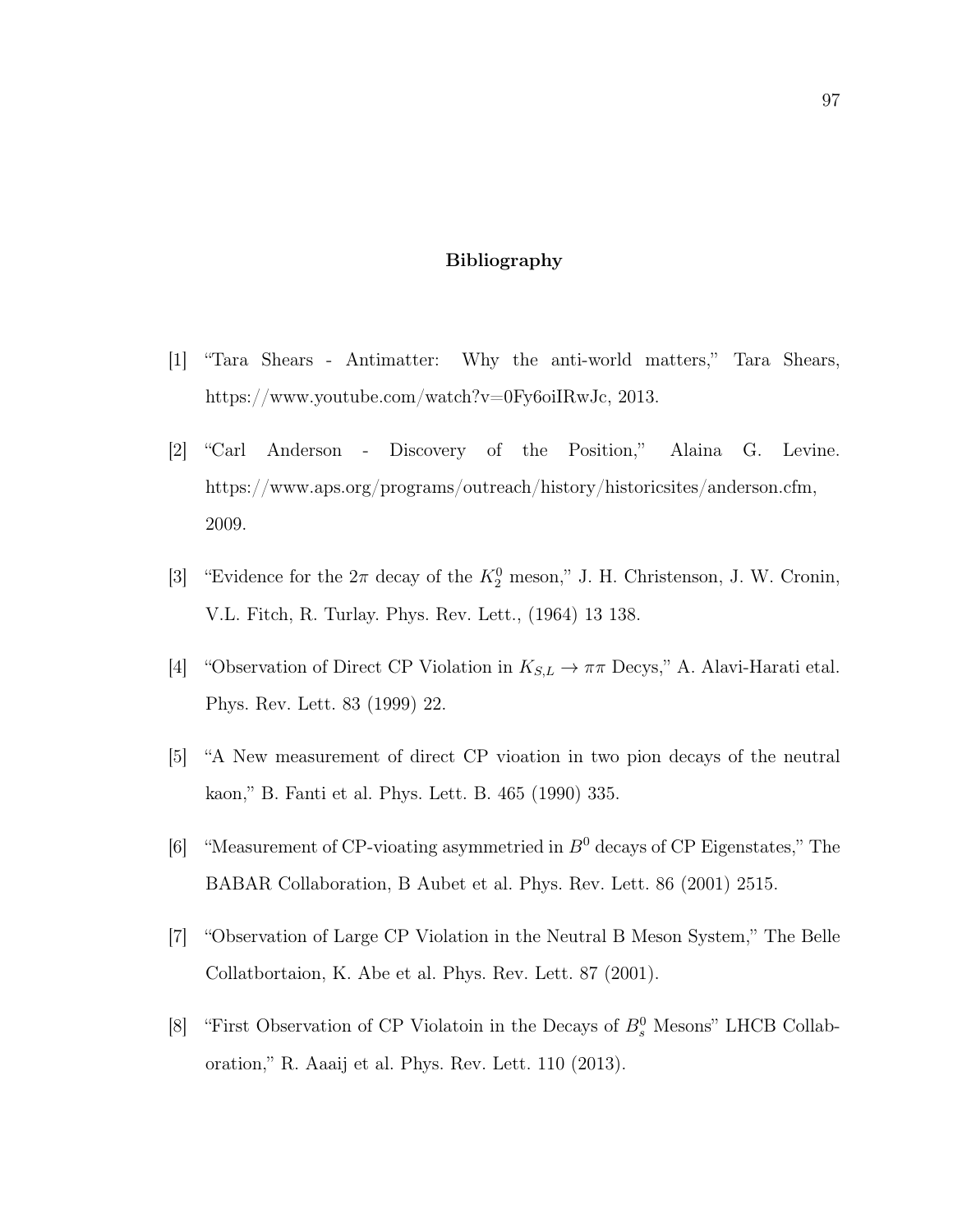# Bibliography

[1] "Tara Shears - Antimatter: Why the anti-world matters," Tara Shears, https://www.youtube.com/watch?v=0Fy6oiIRwJc, 2013.

[2] "Carl Anderson - Discovery of the Position," Alaina G. Levine. https://www.aps.org/programs/outreach/history/historicsites/anderson.cfm, 2009.

[3] "Evidence for the $2\pi$ decay of the $K_2^0$ meson," J. H. Christenson, J. W. Cronin, V.L. Fitch, R. Turlay. Phys. Rev. Lett., (1964) 13 138.

[4] "Observation of Direct CP Violation in $K_{S,L} \rightarrow \pi\pi$ Decys," A. Alavi-Harati etal. Phys. Rev. Lett. 83 (1999) 22.

[5] "A New measurement of direct CP vioation in two pion decays of the neutral kaon," B. Fanti et al. Phys. Lett. B. 465 (1990) 335.

[6] "Measurement of CP-vioating asymmetried in $B^0$ decays of CP Eigenstates," The BABAR Collaboration, B Aubet et al. Phys. Rev. Lett. 86 (2001) 2515.

[7] "Observation of Large CP Violation in the Neutral B Meson System," The Belle Collatbortaion, K. Abe et al. Phys. Rev. Lett. 87 (2001).

[8] "First Observation of CP Violatoin in the Decays of $B_s^0$ Mesons" LHCB Collaboration," R. Aaaij et al. Phys. Rev. Lett. 110 (2013).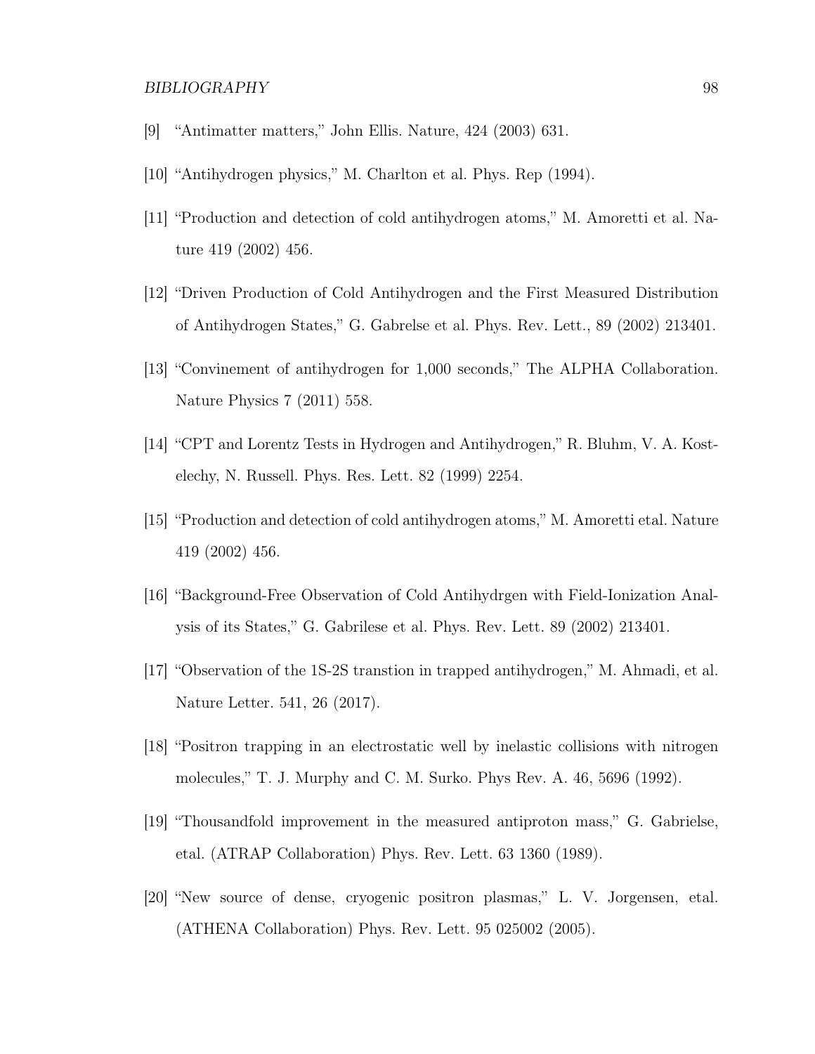[9] "Antimatter matters," John Ellis. Nature, 424 (2003) 631.

[10] "Antihydrogen physics," M. Charlton et al. Phys. Rep (1994).

[11] "Production and detection of cold antihydrogen atoms," M. Amoretti et al. Nature 419 (2002) 456.

[12] "Driven Production of Cold Antihydrogen and the First Measured Distribution of Antihydrogen States," G. Gabrelse et al. Phys. Rev. Lett., 89 (2002) 213401.

[13] "Convinement of antihydrogen for 1,000 seconds," The ALPHA Collaboration. Nature Physics 7 (2011) 558.

[14] "CPT and Lorentz Tests in Hydrogen and Antihydrogen," R. Bluhm, V. A. Kostelechy, N. Russell. Phys. Res. Lett. 82 (1999) 2254.

[15] "Production and detection of cold antihydrogen atoms," M. Amoretti etal. Nature 419 (2002) 456.

[16] "Background-Free Observation of Cold Antihydrgen with Field-Ionization Analysis of its States," G. Gabrilese et al. Phys. Rev. Lett. 89 (2002) 213401.

[17] "Observation of the 1S-2S transtion in trapped antihydrogen," M. Ahmadi, et al. Nature Letter. 541, 26 (2017).

[18] "Positron trapping in an electrostatic well by inelastic collisions with nitrogen molecules," T. J. Murphy and C. M. Surko. Phys Rev. A. 46, 5696 (1992).

[19] "Thousandfold improvement in the measured antiproton mass," G. Gabrielse, etal. (ATRAP Collaboration) Phys. Rev. Lett. 63 1360 (1989).

[20] "New source of dense, cryogenic positron plasmas," L. V. Jorgensen, etal. (ATHENA Collaboration) Phys. Rev. Lett. 95 025002 (2005).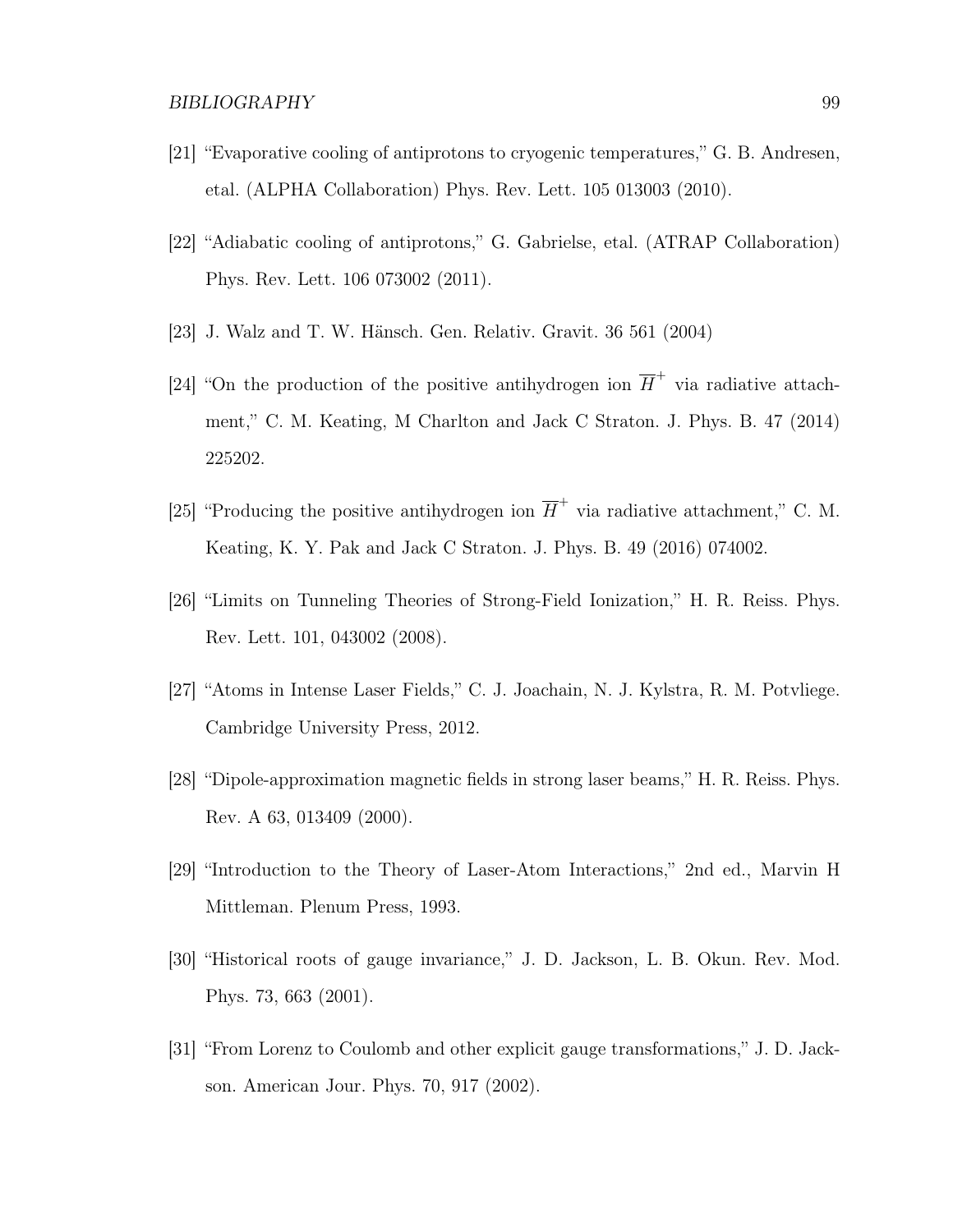[21] "Evaporative cooling of antiprotons to cryogenic temperatures," G. B. Andresen, etal. (ALPHA Collaboration) Phys. Rev. Lett. 105 013003 (2010).

[22] "Adiabatic cooling of antiprotons," G. Gabrielse, etal. (ATRAP Collaboration) Phys. Rev. Lett. 106 073002 (2011).

[23] J. Walz and T. W. Hänsch. Gen. Relativ. Gravit. 36 561 (2004)

[24] "On the production of the positive antihydrogen ion $\overline{H}^+$ via radiative attachment," C. M. Keating, M Charlton and Jack C Straton. J. Phys. B. 47 (2014) 225202.

[25] "Producing the positive antihydrogen ion $\overline{H}^+$ via radiative attachment," C. M. Keating, K. Y. Pak and Jack C Straton. J. Phys. B. 49 (2016) 074002.

[26] "Limits on Tunneling Theories of Strong-Field Ionization," H. R. Reiss. Phys. Rev. Lett. 101, 043002 (2008).

[27] "Atoms in Intense Laser Fields," C. J. Joachain, N. J. Kylstra, R. M. Potvliege. Cambridge University Press, 2012.

[28] "Dipole-approximation magnetic fields in strong laser beams," H. R. Reiss. Phys. Rev. A 63, 013409 (2000).

[29] "Introduction to the Theory of Laser-Atom Interactions," 2nd ed., Marvin H Mittleman. Plenum Press, 1993.

[30] "Historical roots of gauge invariance," J. D. Jackson, L. B. Okun. Rev. Mod. Phys. 73, 663 (2001).

[31] "From Lorenz to Coulomb and other explicit gauge transformations," J. D. Jackson. American Jour. Phys. 70, 917 (2002).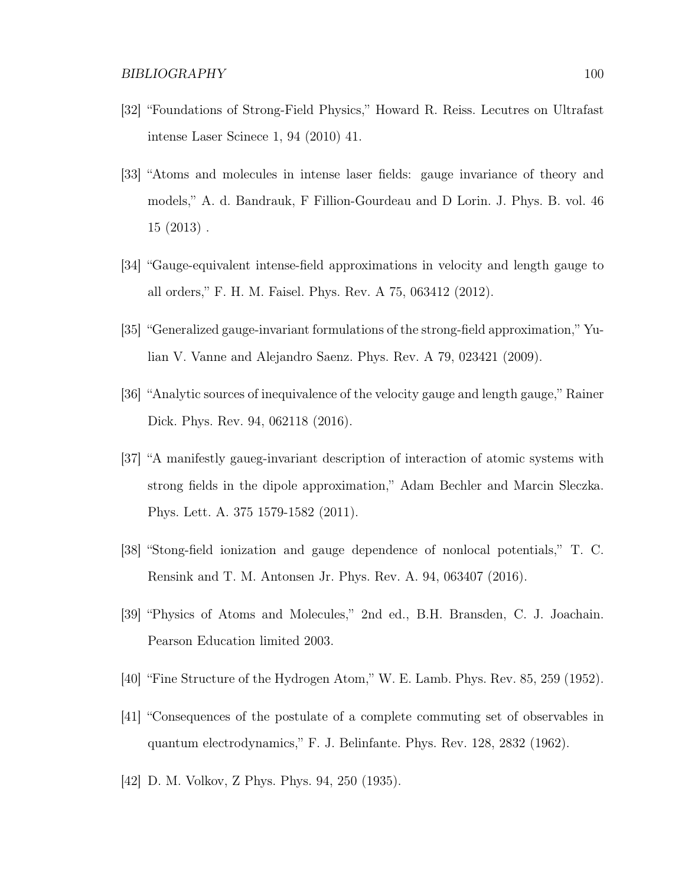[32] "Foundations of Strong-Field Physics," Howard R. Reiss. Lecutres on Ultrafast intense Laser Scinece 1, 94 (2010) 41.

[33] "Atoms and molecules in intense laser fields: gauge invariance of theory and models," A. d. Bandrauk, F Fillion-Gourdeau and D Lorin. J. Phys. B. vol. 46 15 (2013) .

[34] "Gauge-equivalent intense-field approximations in velocity and length gauge to all orders," F. H. M. Faisel. Phys. Rev. A 75, 063412 (2012).

[35] "Generalized gauge-invariant formulations of the strong-field approximation," Yulian V. Vanne and Alejandro Saenz. Phys. Rev. A 79, 023421 (2009).

[36] "Analytic sources of inequivalence of the velocity gauge and length gauge," Rainer Dick. Phys. Rev. 94, 062118 (2016).

[37] "A manifestly gaueg-invariant description of interaction of atomic systems with strong fields in the dipole approximation," Adam Bechler and Marcin Sleczka. Phys. Lett. A. 375 1579-1582 (2011).

[38] "Stong-field ionization and gauge dependence of nonlocal potentials," T. C. Rensink and T. M. Antonsen Jr. Phys. Rev. A. 94, 063407 (2016).

[39] "Physics of Atoms and Molecules," 2nd ed., B.H. Bransden, C. J. Joachain. Pearson Education limited 2003.

[40] "Fine Structure of the Hydrogen Atom," W. E. Lamb. Phys. Rev. 85, 259 (1952).

[41] "Consequences of the postulate of a complete commuting set of observables in quantum electrodynamics," F. J. Belinfante. Phys. Rev. 128, 2832 (1962).

[42] D. M. Volkov, Z Phys. Phys. 94, 250 (1935).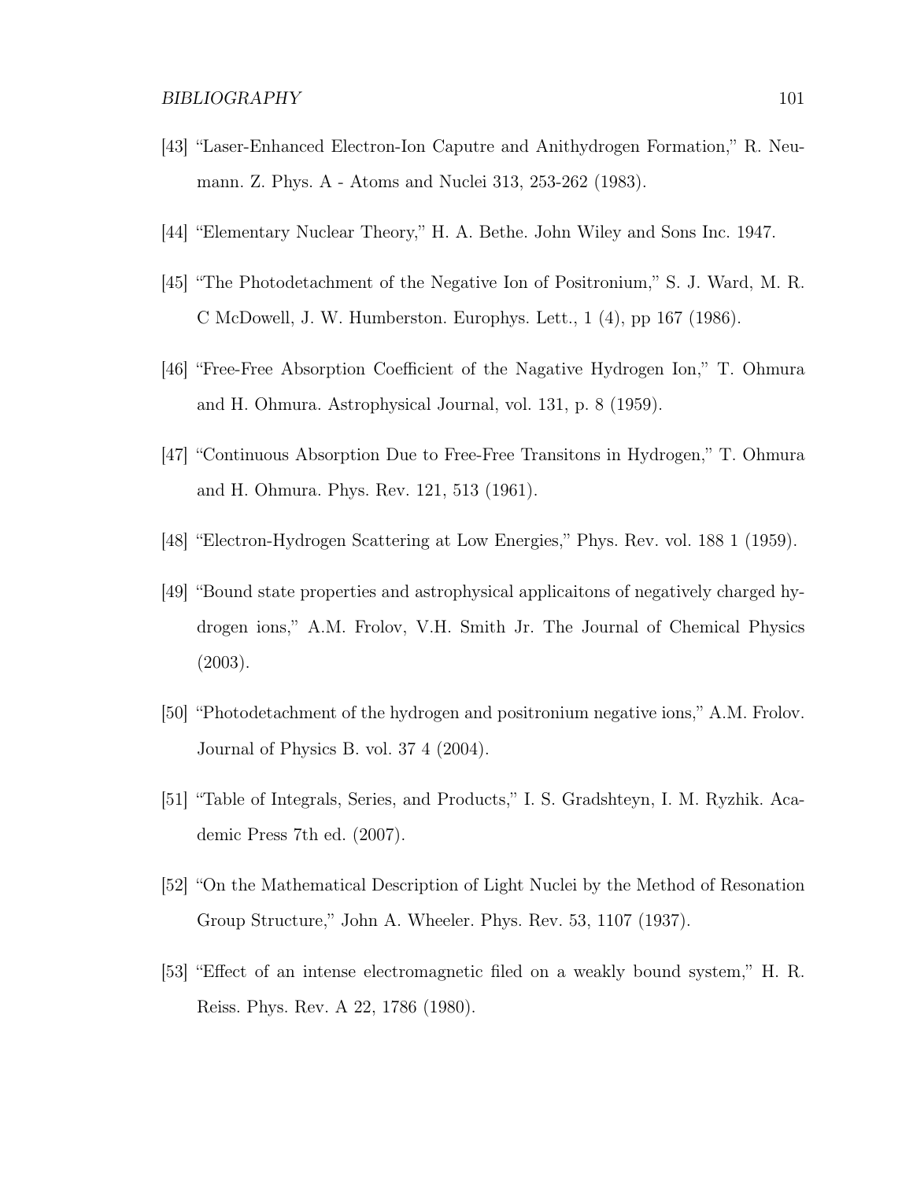[43] "Laser-Enhanced Electron-Ion Caputre and Anithydrogen Formation," R. Neumann. Z. Phys. A - Atoms and Nuclei 313, 253-262 (1983).

[44] "Elementary Nuclear Theory," H. A. Bethe. John Wiley and Sons Inc. 1947.

[45] "The Photodetachment of the Negative Ion of Positronium," S. J. Ward, M. R. C McDowell, J. W. Humberston. Europhys. Lett., 1 (4), pp 167 (1986).

[46] "Free-Free Absorption Coefficient of the Nagative Hydrogen Ion," T. Ohmura and H. Ohmura. Astrophysical Journal, vol. 131, p. 8 (1959).

[47] "Continuous Absorption Due to Free-Free Transitons in Hydrogen," T. Ohmura and H. Ohmura. Phys. Rev. 121, 513 (1961).

[48] "Electron-Hydrogen Scattering at Low Energies," Phys. Rev. vol. 188 1 (1959).

[49] "Bound state properties and astrophysical applicaitons of negatively charged hydrogen ions," A.M. Frolov, V.H. Smith Jr. The Journal of Chemical Physics (2003).

[50] "Photodetachment of the hydrogen and positronium negative ions," A.M. Frolov. Journal of Physics B. vol. 37 4 (2004).

[51] "Table of Integrals, Series, and Products," I. S. Gradshteyn, I. M. Ryzhik. Academic Press 7th ed. (2007).

[52] "On the Mathematical Description of Light Nuclei by the Method of Resonation Group Structure," John A. Wheeler. Phys. Rev. 53, 1107 (1937).

[53] "Effect of an intense electromagnetic filed on a weakly bound system," H. R. Reiss. Phys. Rev. A 22, 1786 (1980).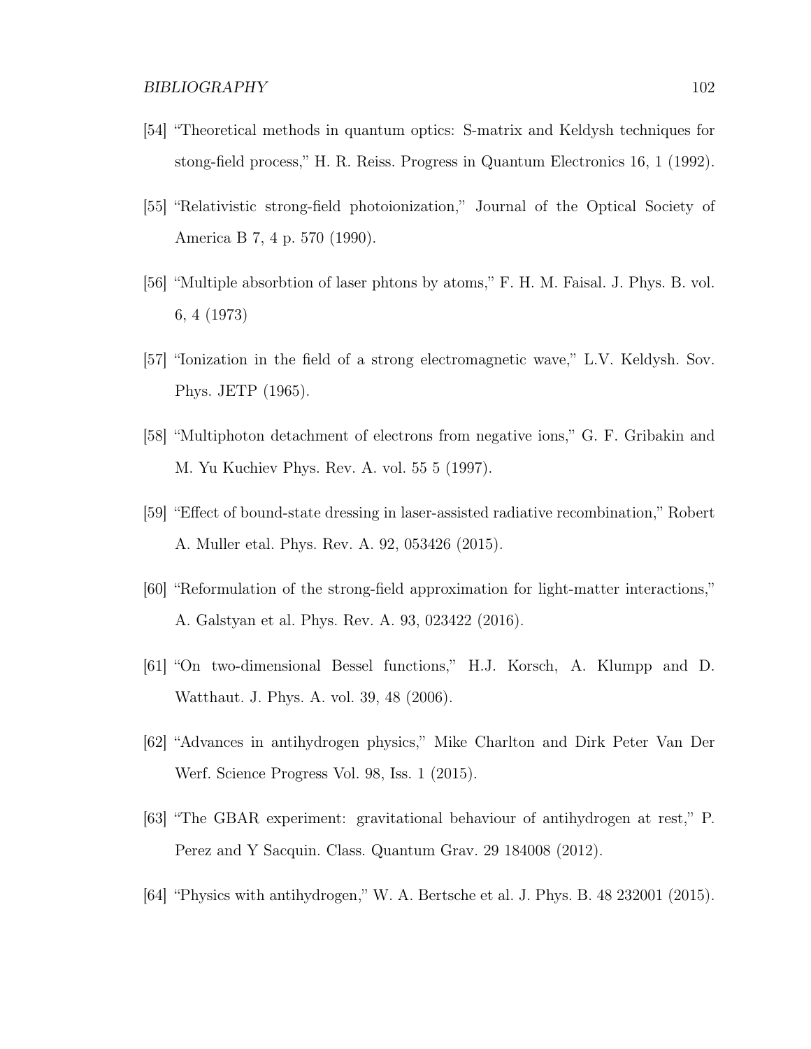[54] "Theoretical methods in quantum optics: S-matrix and Keldysh techniques for stong-field process," H. R. Reiss. Progress in Quantum Electronics 16, 1 (1992).

[55] "Relativistic strong-field photoionization," Journal of the Optical Society of America B 7, 4 p. 570 (1990).

[56] "Multiple absorbtion of laser phtons by atoms," F. H. M. Faisal. J. Phys. B. vol. 6, 4 (1973)

[57] "Ionization in the field of a strong electromagnetic wave," L.V. Keldysh. Sov. Phys. JETP (1965).

[58] "Multiphoton detachment of electrons from negative ions," G. F. Gribakin and M. Yu Kuchiev Phys. Rev. A. vol. 55 5 (1997).

[59] "Effect of bound-state dressing in laser-assisted radiative recombination," Robert A. Muller etal. Phys. Rev. A. 92, 053426 (2015).

[60] "Reformulation of the strong-field approximation for light-matter interactions," A. Galstyan et al. Phys. Rev. A. 93, 023422 (2016).

[61] "On two-dimensional Bessel functions," H.J. Korsch, A. Klumpp and D. Watthaut. J. Phys. A. vol. 39, 48 (2006).

[62] "Advances in antihydrogen physics," Mike Charlton and Dirk Peter Van Der Werf. Science Progress Vol. 98, Iss. 1 (2015).

[63] "The GBAR experiment: gravitational behaviour of antihydrogen at rest," P. Perez and Y Sacquin. Class. Quantum Grav. 29 184008 (2012).

[64] "Physics with antihydrogen," W. A. Bertsche et al. J. Phys. B. 48 232001 (2015).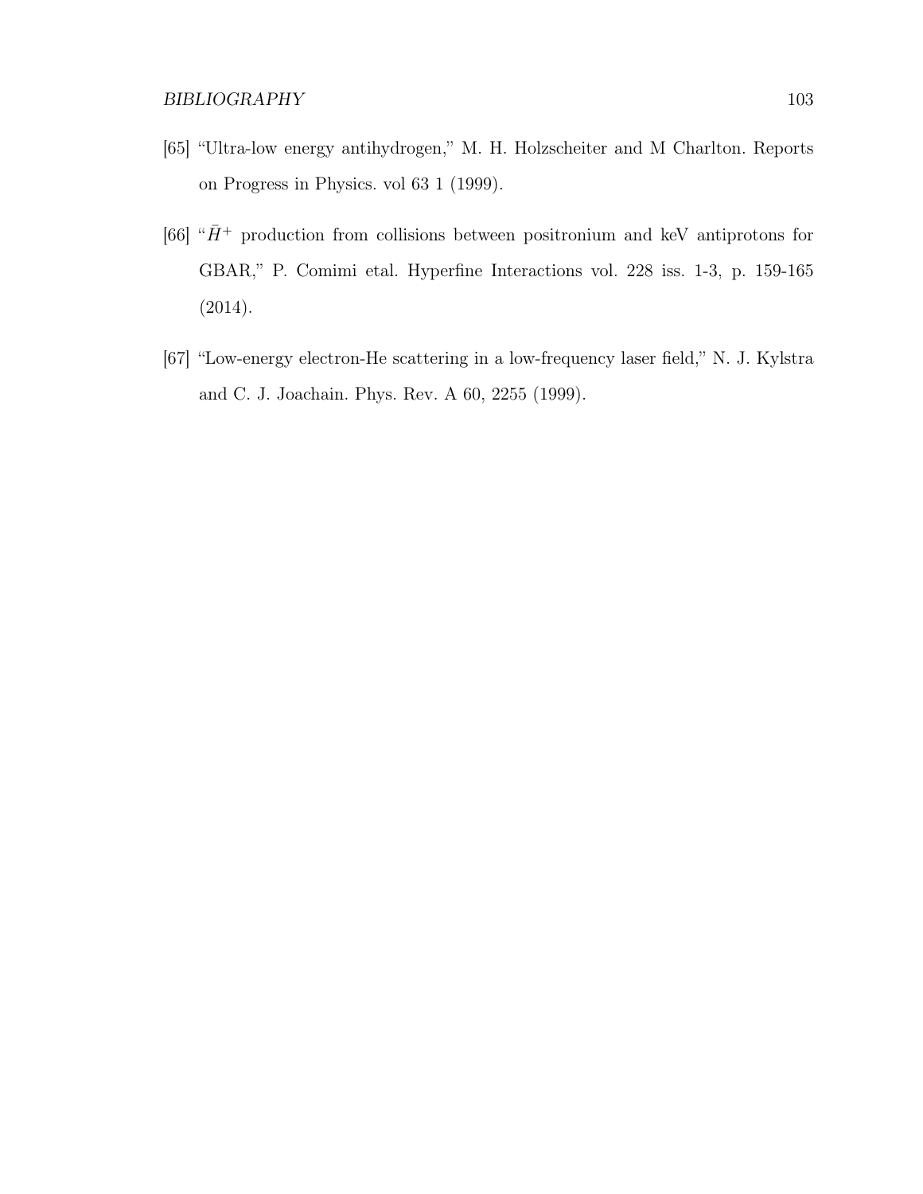[65] "Ultra-low energy antihydrogen," M. H. Holzscheiter and M Charlton. Reports on Progress in Physics. vol 63 1 (1999).

[66] "$\bar{H}^{+}$ production from collisions between positronium and keV antiprotons for GBAR," P. Comimi etal. Hyperfine Interactions vol. 228 iss. 1-3, p. 159-165 (2014).

[67] "Low-energy electron-He scattering in a low-frequency laser field," N. J. Kylstra and C. J. Joachain. Phys. Rev. A 60, 2255 (1999).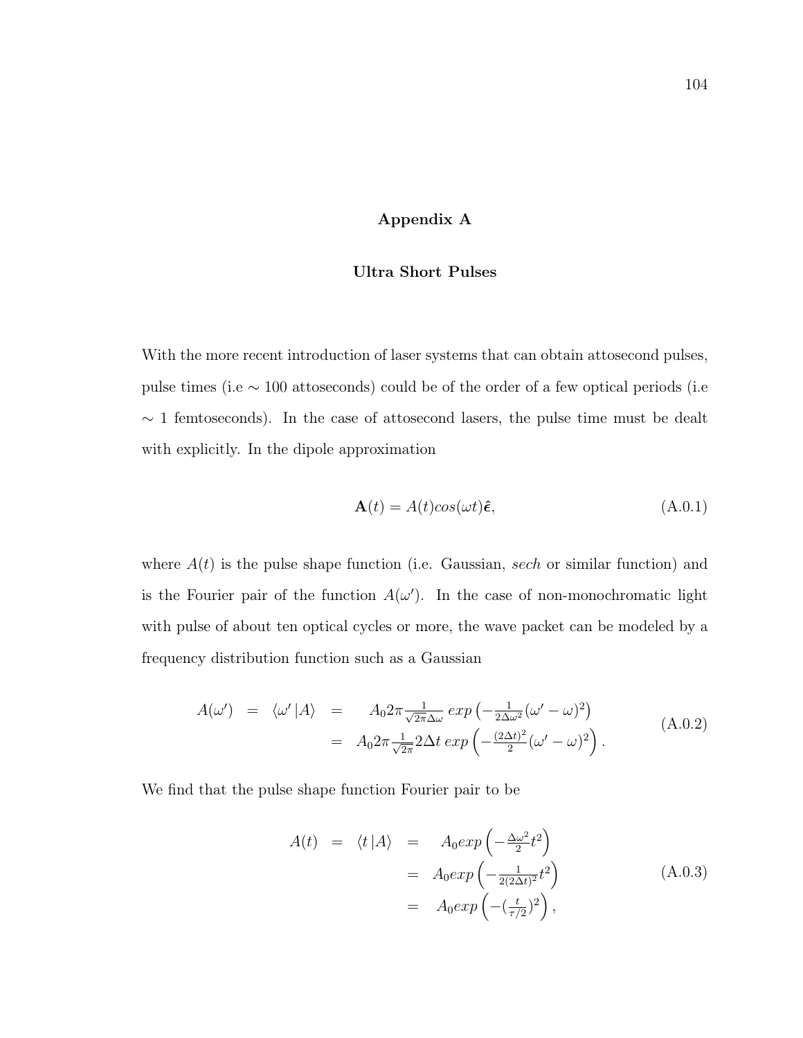# Appendix A

## Ultra Short Pulses

With the more recent introduction of laser systems that can obtain attosecond pulses, pulse times (i.e $\sim 100$ attoseconds) could be of the order of a few optical periods (i.e $\sim 1$ femtoseconds). In the case of attosecond lasers, the pulse time must be dealt with explicitly. In the dipole approximation

$$\mathbf{A}(t) = A(t)cos(\omega t)\hat{\boldsymbol{\epsilon}}, \tag{A.0.1}$$

where $A(t)$ is the pulse shape function (i.e. Gaussian, *sech* or similar function) and is the Fourier pair of the function $A(\omega')$. In the case of non-monochromatic light with pulse of about ten optical cycles or more, the wave packet can be modeled by a frequency distribution function such as a Gaussian

$$\begin{aligned} A(\omega') = \langle \omega' | A \rangle &= A_0 2\pi \tfrac{1}{\sqrt{2\pi}\Delta\omega} \, exp\left(-\tfrac{1}{2\Delta\omega^2}(\omega'-\omega)^2\right) \\ &= A_0 2\pi \tfrac{1}{\sqrt{2\pi}} 2\Delta t \, exp\left(-\tfrac{(2\Delta t)^2}{2}(\omega'-\omega)^2\right). \end{aligned} \tag{A.0.2}$$

We find that the pulse shape function Fourier pair to be

$$\begin{aligned} A(t) = \langle t | A \rangle &= A_0 exp\left(-\tfrac{\Delta\omega^2}{2}t^2\right) \\ &= A_0 exp\left(-\tfrac{1}{2(2\Delta t)^2}t^2\right) \\ &= A_0 exp\left(-(\tfrac{t}{\tau/2})^2\right), \end{aligned} \tag{A.0.3}$$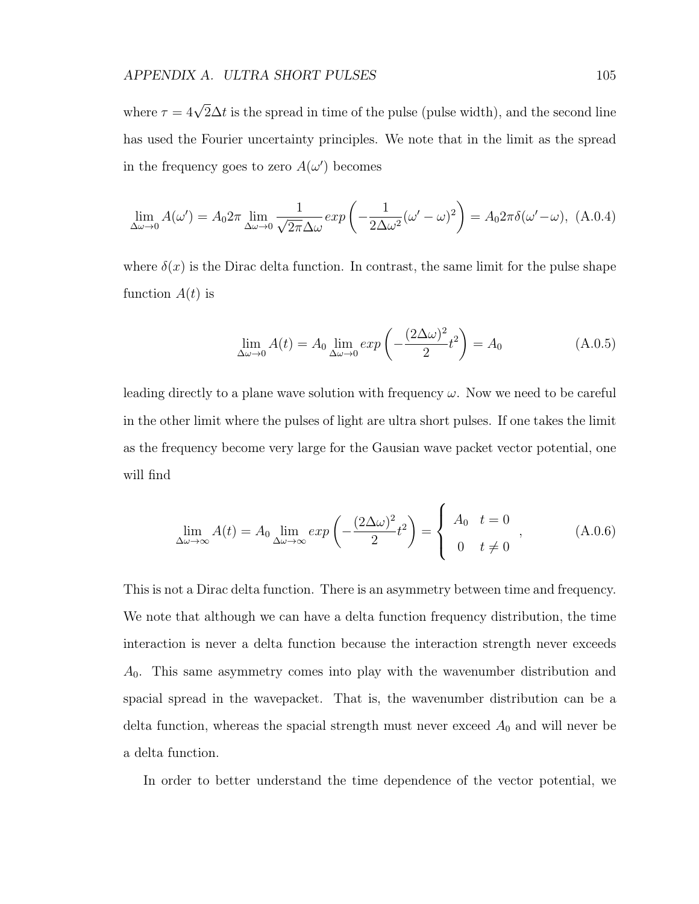where $\tau = 4\sqrt{2}\Delta t$ is the spread in time of the pulse (pulse width), and the second line has used the Fourier uncertainty principles. We note that in the limit as the spread in the frequency goes to zero $A(\omega')$ becomes

$$\lim_{\Delta\omega \to 0} A(\omega') = A_0 2\pi \lim_{\Delta\omega \to 0} \frac{1}{\sqrt{2\pi}\Delta\omega} exp\left(-\frac{1}{2\Delta\omega^2}(\omega' - \omega)^2\right) = A_0 2\pi\delta(\omega' - \omega), \quad \text{(A.0.4)}$$

where $\delta(x)$ is the Dirac delta function. In contrast, the same limit for the pulse shape function $A(t)$ is

$$\lim_{\Delta\omega \to 0} A(t) = A_0 \lim_{\Delta\omega \to 0} exp\left(-\frac{(2\Delta\omega)^2}{2}t^2\right) = A_0 \quad \text{(A.0.5)}$$

leading directly to a plane wave solution with frequency $\omega$. Now we need to be careful in the other limit where the pulses of light are ultra short pulses. If one takes the limit as the frequency become very large for the Gausian wave packet vector potential, one will find

$$\lim_{\Delta\omega \to \infty} A(t) = A_0 \lim_{\Delta\omega \to \infty} exp\left(-\frac{(2\Delta\omega)^2}{2}t^2\right) = \begin{cases} A_0 & t = 0 \\ 0 & t \neq 0 \end{cases}, \quad \text{(A.0.6)}$$

This is not a Dirac delta function. There is an asymmetry between time and frequency. We note that although we can have a delta function frequency distribution, the time interaction is never a delta function because the interaction strength never exceeds $A_0$. This same asymmetry comes into play with the wavenumber distribution and spacial spread in the wavepacket. That is, the wavenumber distribution can be a delta function, whereas the spacial strength must never exceed $A_0$ and will never be a delta function.

In order to better understand the time dependence of the vector potential, we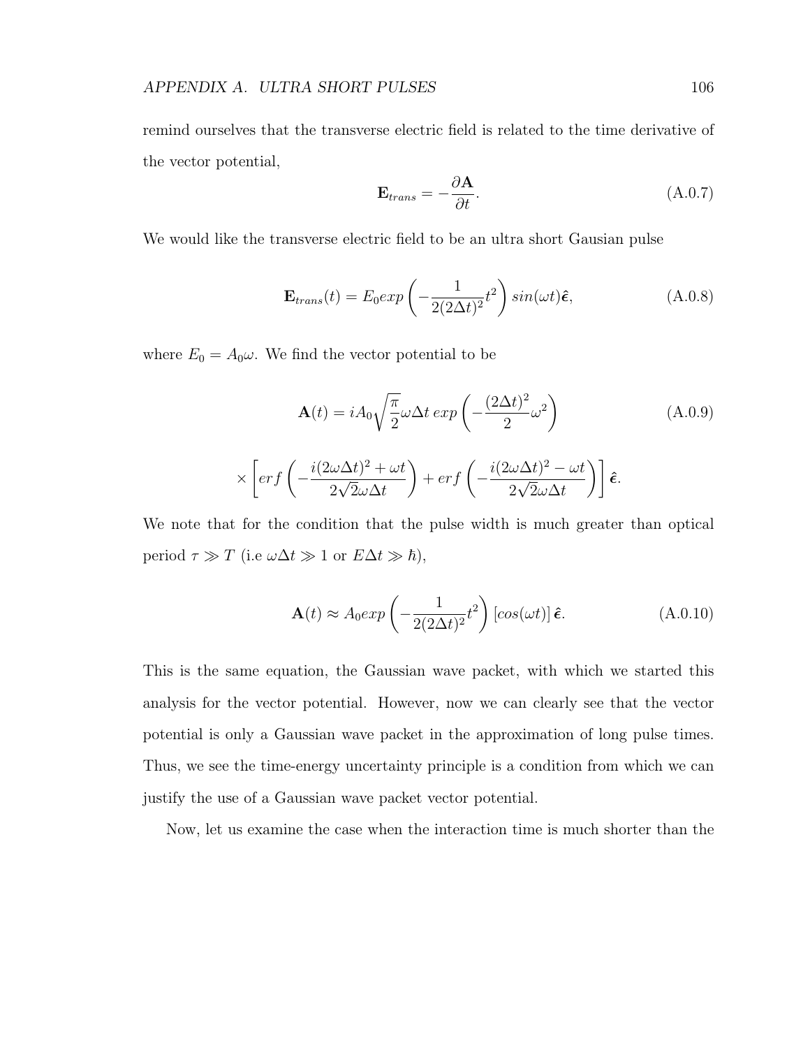remind ourselves that the transverse electric field is related to the time derivative of the vector potential,

$$\mathbf{E}_{trans} = -\frac{\partial \mathbf{A}}{\partial t}. \tag{A.0.7}$$

We would like the transverse electric field to be an ultra short Gausian pulse

$$\mathbf{E}_{trans}(t) = E_0 exp\left(-\frac{1}{2(2\Delta t)^2}t^2\right) sin(\omega t)\hat{\boldsymbol{\epsilon}}, \tag{A.0.8}$$

where $E_0 = A_0\omega$. We find the vector potential to be

$$\mathbf{A}(t) = iA_0\sqrt{\frac{\pi}{2}}\omega\Delta t\, exp\left(-\frac{(2\Delta t)^2}{2}\omega^2\right) \tag{A.0.9}$$

$$\times\left[erf\left(-\frac{i(2\omega\Delta t)^2 + \omega t}{2\sqrt{2}\omega\Delta t}\right) + erf\left(-\frac{i(2\omega\Delta t)^2 - \omega t}{2\sqrt{2}\omega\Delta t}\right)\right]\hat{\boldsymbol{\epsilon}}.$$

We note that for the condition that the pulse width is much greater than optical period $\tau \gg T$ (i.e $\omega\Delta t \gg 1$ or $E\Delta t \gg \hbar$),

$$\mathbf{A}(t) \approx A_0 exp\left(-\frac{1}{2(2\Delta t)^2}t^2\right)\left[cos(\omega t)\right]\hat{\boldsymbol{\epsilon}}. \tag{A.0.10}$$

This is the same equation, the Gaussian wave packet, with which we started this analysis for the vector potential. However, now we can clearly see that the vector potential is only a Gaussian wave packet in the approximation of long pulse times. Thus, we see the time-energy uncertainty principle is a condition from which we can justify the use of a Gaussian wave packet vector potential.

Now, let us examine the case when the interaction time is much shorter than the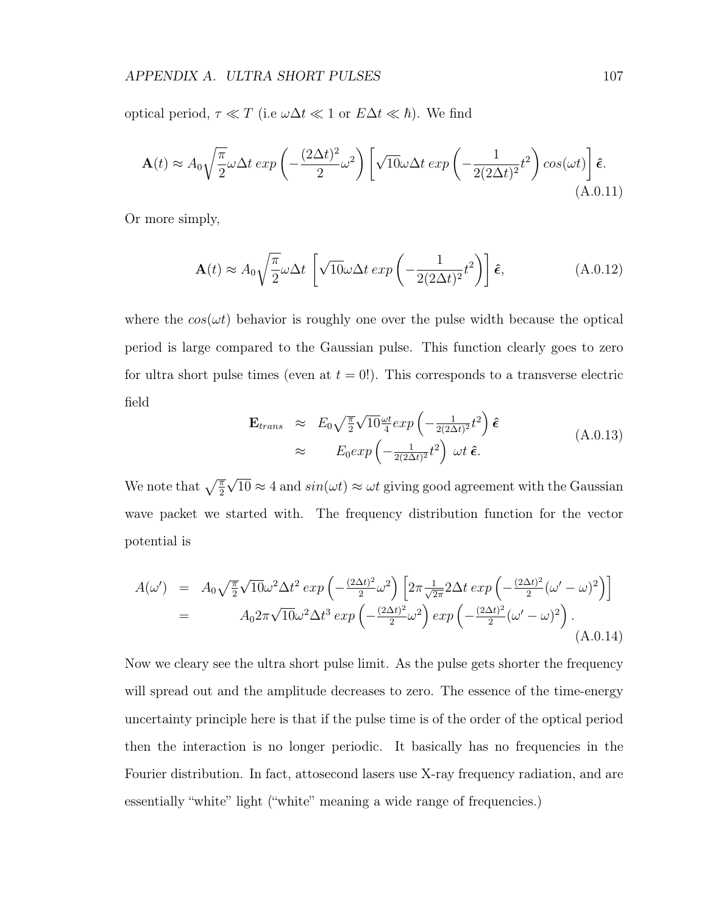optical period, $\tau \ll T$ (i.e $\omega\Delta t \ll 1$ or $E\Delta t \ll \hbar$). We find

$$\mathbf{A}(t) \approx A_0\sqrt{\frac{\pi}{2}}\omega\Delta t \; exp\left(-\frac{(2\Delta t)^2}{2}\omega^2\right)\left[\sqrt{10}\omega\Delta t \; exp\left(-\frac{1}{2(2\Delta t)^2}t^2\right)cos(\omega t)\right]\hat{\boldsymbol{\epsilon}}. \tag{A.0.11}$$

Or more simply,

$$\mathbf{A}(t) \approx A_0\sqrt{\frac{\pi}{2}}\omega\Delta t \; \left[\sqrt{10}\omega\Delta t \; exp\left(-\frac{1}{2(2\Delta t)^2}t^2\right)\right]\hat{\boldsymbol{\epsilon}}, \tag{A.0.12}$$

where the $cos(\omega t)$ behavior is roughly one over the pulse width because the optical period is large compared to the Gaussian pulse. This function clearly goes to zero for ultra short pulse times (even at $t = 0$!). This corresponds to a transverse electric field

$$\begin{aligned} \mathbf{E}_{trans} &\approx E_0\sqrt{\tfrac{\pi}{2}}\sqrt{10}\tfrac{\omega t}{4}exp\left(-\tfrac{1}{2(2\Delta t)^2}t^2\right)\hat{\boldsymbol{\epsilon}} \\ &\approx E_0 exp\left(-\tfrac{1}{2(2\Delta t)^2}t^2\right)\;\omega t\;\hat{\boldsymbol{\epsilon}}. \end{aligned} \tag{A.0.13}$$

We note that $\sqrt{\frac{\pi}{2}}\sqrt{10} \approx 4$ and $sin(\omega t) \approx \omega t$ giving good agreement with the Gaussian wave packet we started with. The frequency distribution function for the vector potential is

$$\begin{aligned} A(\omega') &= A_0\sqrt{\tfrac{\pi}{2}}\sqrt{10}\omega^2\Delta t^2\; exp\left(-\tfrac{(2\Delta t)^2}{2}\omega^2\right)\left[2\pi\tfrac{1}{\sqrt{2\pi}}2\Delta t\; exp\left(-\tfrac{(2\Delta t)^2}{2}(\omega'-\omega)^2\right)\right] \\ &= A_0 2\pi\sqrt{10}\omega^2\Delta t^3\; exp\left(-\tfrac{(2\Delta t)^2}{2}\omega^2\right)exp\left(-\tfrac{(2\Delta t)^2}{2}(\omega'-\omega)^2\right). \end{aligned} \tag{A.0.14}$$

Now we cleary see the ultra short pulse limit. As the pulse gets shorter the frequency will spread out and the amplitude decreases to zero. The essence of the time-energy uncertainty principle here is that if the pulse time is of the order of the optical period then the interaction is no longer periodic. It basically has no frequencies in the Fourier distribution. In fact, attosecond lasers use X-ray frequency radiation, and are essentially "white" light ("white" meaning a wide range of frequencies.)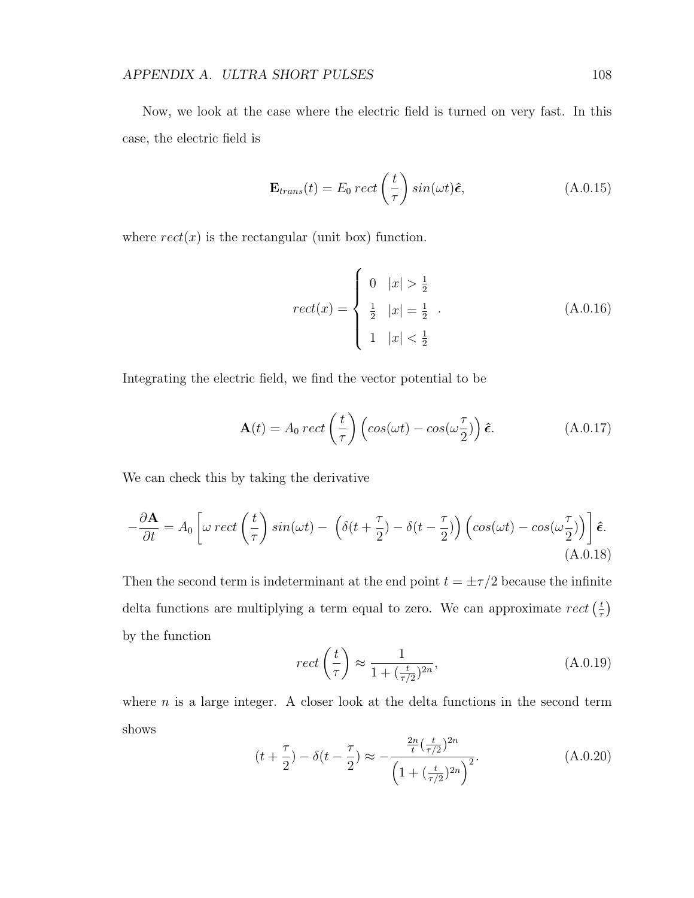Now, we look at the case where the electric field is turned on very fast. In this case, the electric field is

$$\mathbf{E}_{trans}(t) = E_0\, rect\left(\frac{t}{\tau}\right) sin(\omega t)\hat{\boldsymbol{\epsilon}}, \tag{A.0.15}$$

where $rect(x)$ is the rectangular (unit box) function.

$$rect(x) = \begin{cases} 0 & |x| > \frac{1}{2} \\ \frac{1}{2} & |x| = \frac{1}{2} \\ 1 & |x| < \frac{1}{2} \end{cases}. \tag{A.0.16}$$

Integrating the electric field, we find the vector potential to be

$$\mathbf{A}(t) = A_0\, rect\left(\frac{t}{\tau}\right)\left(cos(\omega t) - cos(\omega\frac{\tau}{2})\right)\hat{\boldsymbol{\epsilon}}. \tag{A.0.17}$$

We can check this by taking the derivative

$$-\frac{\partial \mathbf{A}}{\partial t} = A_0\left[\omega\, rect\left(\frac{t}{\tau}\right) sin(\omega t) - \left(\delta(t+\frac{\tau}{2}) - \delta(t-\frac{\tau}{2})\right)\left(cos(\omega t) - cos(\omega\frac{\tau}{2})\right)\right]\hat{\boldsymbol{\epsilon}}. \tag{A.0.18}$$

Then the second term is indeterminant at the end point $t = \pm\tau/2$ because the infinite delta functions are multiplying a term equal to zero. We can approximate $rect\left(\frac{t}{\tau}\right)$ by the function

$$rect\left(\frac{t}{\tau}\right) \approx \frac{1}{1 + (\frac{t}{\tau/2})^{2n}}, \tag{A.0.19}$$

where $n$ is a large integer. A closer look at the delta functions in the second term shows

$$(t + \frac{\tau}{2}) - \delta(t - \frac{\tau}{2}) \approx -\frac{\frac{2n}{t}(\frac{t}{\tau/2})^{2n}}{\left(1 + (\frac{t}{\tau/2})^{2n}\right)^2}. \tag{A.0.20}$$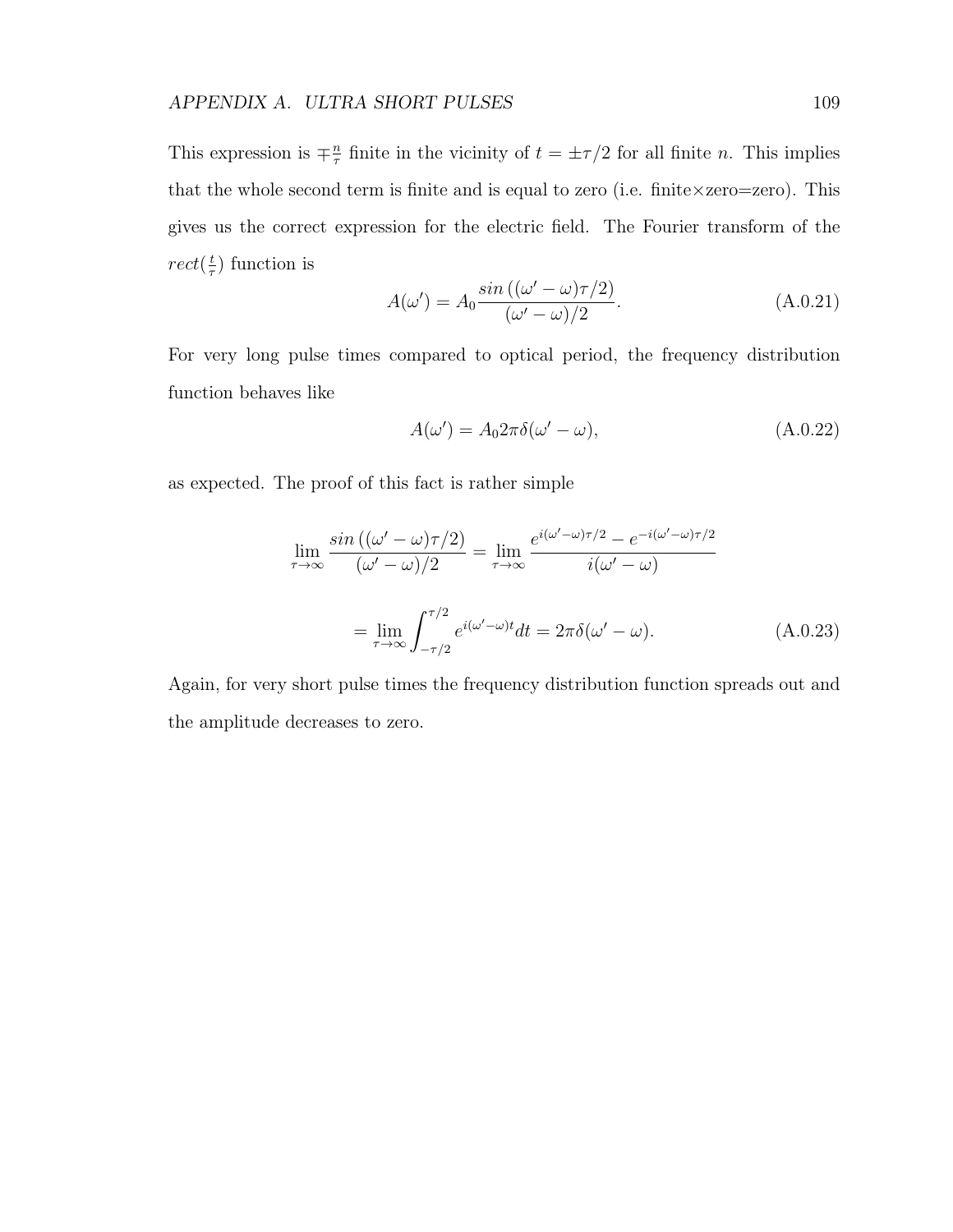This expression is $\mp\frac{n}{\tau}$ finite in the vicinity of $t = \pm\tau/2$ for all finite $n$. This implies that the whole second term is finite and is equal to zero (i.e. finite×zero=zero). This gives us the correct expression for the electric field. The Fourier transform of the $rect(\frac{t}{\tau})$ function is

$$A(\omega') = A_0 \frac{sin\left((\omega' - \omega)\tau/2\right)}{(\omega' - \omega)/2}. \tag{A.0.21}$$

For very long pulse times compared to optical period, the frequency distribution function behaves like

$$A(\omega') = A_0 2\pi\delta(\omega' - \omega), \tag{A.0.22}$$

as expected. The proof of this fact is rather simple

$$\lim_{\tau\to\infty} \frac{sin\left((\omega' - \omega)\tau/2\right)}{(\omega' - \omega)/2} = \lim_{\tau\to\infty} \frac{e^{i(\omega'-\omega)\tau/2} - e^{-i(\omega'-\omega)\tau/2}}{i(\omega' - \omega)}$$

$$= \lim_{\tau\to\infty} \int_{-\tau/2}^{\tau/2} e^{i(\omega'-\omega)t} dt = 2\pi\delta(\omega' - \omega). \tag{A.0.23}$$

Again, for very short pulse times the frequency distribution function spreads out and the amplitude decreases to zero.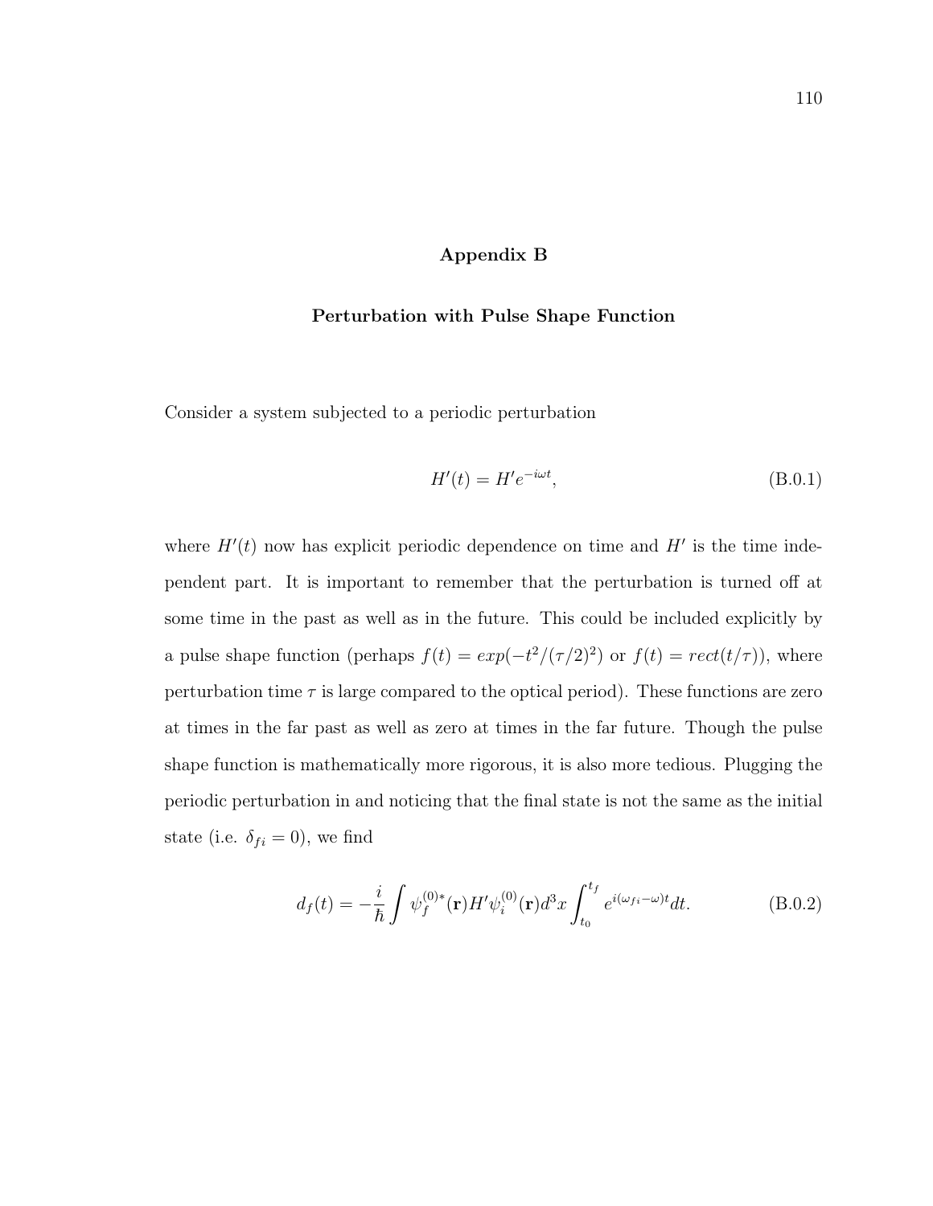# Appendix B

## Perturbation with Pulse Shape Function

Consider a system subjected to a periodic perturbation

$$H'(t) = H'e^{-i\omega t}, \tag{B.0.1}$$

where $H'(t)$ now has explicit periodic dependence on time and $H'$ is the time independent part. It is important to remember that the perturbation is turned off at some time in the past as well as in the future. This could be included explicitly by a pulse shape function (perhaps $f(t) = exp(-t^2/(\tau/2)^2)$ or $f(t) = rect(t/\tau)$), where perturbation time $\tau$ is large compared to the optical period). These functions are zero at times in the far past as well as zero at times in the far future. Though the pulse shape function is mathematically more rigorous, it is also more tedious. Plugging the periodic perturbation in and noticing that the final state is not the same as the initial state (i.e. $\delta_{fi} = 0$), we find

$$d_f(t) = -\frac{i}{\hbar} \int \psi_f^{(0)*}(\mathbf{r}) H' \psi_i^{(0)}(\mathbf{r}) d^3x \int_{t_0}^{t_f} e^{i(\omega_{fi} - \omega)t} dt. \tag{B.0.2}$$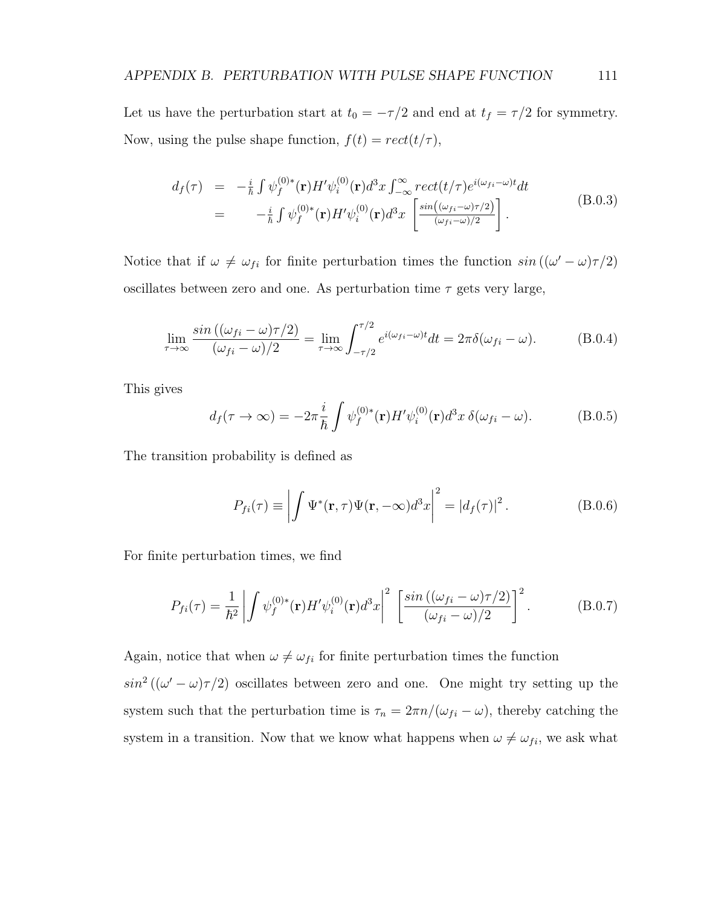Let us have the perturbation start at $t_0 = -\tau/2$ and end at $t_f = \tau/2$ for symmetry. Now, using the pulse shape function, $f(t) = rect(t/\tau)$,

$$
\begin{aligned}
d_f(\tau) &= -\frac{i}{\hbar}\int \psi_f^{(0)*}(\mathbf{r}) H' \psi_i^{(0)}(\mathbf{r}) d^3x \int_{-\infty}^{\infty} rect(t/\tau) e^{i(\omega_{fi}-\omega)t} dt \\
&= \qquad -\frac{i}{\hbar}\int \psi_f^{(0)*}(\mathbf{r}) H' \psi_i^{(0)}(\mathbf{r}) d^3x \left[\frac{sin\left((\omega_{fi}-\omega)\tau/2\right)}{(\omega_{fi}-\omega)/2}\right].
\end{aligned}
\tag{B.0.3}
$$

Notice that if $\omega \neq \omega_{fi}$ for finite perturbation times the function $sin\left((\omega' - \omega)\tau/2\right)$ oscillates between zero and one. As perturbation time $\tau$ gets very large,

$$
\lim_{\tau\to\infty} \frac{sin\left((\omega_{fi}-\omega)\tau/2\right)}{(\omega_{fi}-\omega)/2} = \lim_{\tau\to\infty}\int_{-\tau/2}^{\tau/2} e^{i(\omega_{fi}-\omega)t} dt = 2\pi\delta(\omega_{fi}-\omega). \tag{B.0.4}
$$

This gives

$$
d_f(\tau\to\infty) = -2\pi\frac{i}{\hbar}\int \psi_f^{(0)*}(\mathbf{r}) H' \psi_i^{(0)}(\mathbf{r}) d^3x \, \delta(\omega_{fi}-\omega). \tag{B.0.5}
$$

The transition probability is defined as

$$
P_{fi}(\tau) \equiv \left|\int \Psi^*(\mathbf{r},\tau)\Psi(\mathbf{r},-\infty) d^3x\right|^2 = \left|d_f(\tau)\right|^2. \tag{B.0.6}
$$

For finite perturbation times, we find

$$
P_{fi}(\tau) = \frac{1}{\hbar^2}\left|\int \psi_f^{(0)*}(\mathbf{r}) H' \psi_i^{(0)}(\mathbf{r}) d^3x\right|^2 \left[\frac{sin\left((\omega_{fi}-\omega)\tau/2\right)}{(\omega_{fi}-\omega)/2}\right]^2. \tag{B.0.7}
$$

Again, notice that when $\omega \neq \omega_{fi}$ for finite perturbation times the function $sin^2\left((\omega' - \omega)\tau/2\right)$ oscillates between zero and one. One might try setting up the system such that the perturbation time is $\tau_n = 2\pi n/(\omega_{fi} - \omega)$, thereby catching the system in a transition. Now that we know what happens when $\omega \neq \omega_{fi}$, we ask what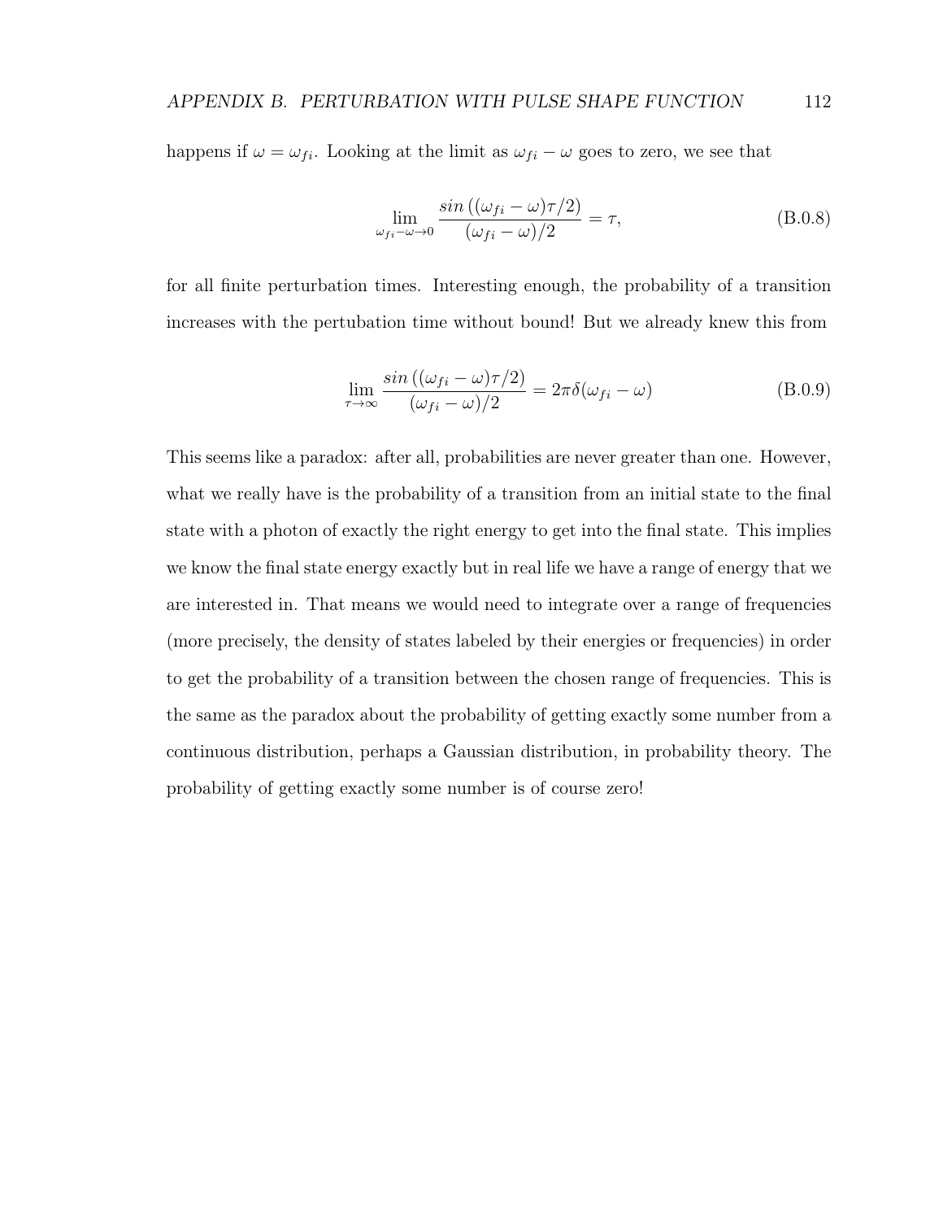happens if $\omega = \omega_{fi}$. Looking at the limit as $\omega_{fi} - \omega$ goes to zero, we see that

$$\lim_{\omega_{fi}-\omega \to 0} \frac{sin\left((\omega_{fi} - \omega)\tau/2\right)}{(\omega_{fi} - \omega)/2} = \tau, \tag{B.0.8}$$

for all finite perturbation times. Interesting enough, the probability of a transition increases with the pertubation time without bound! But we already knew this from

$$\lim_{\tau \to \infty} \frac{sin\left((\omega_{fi} - \omega)\tau/2\right)}{(\omega_{fi} - \omega)/2} = 2\pi\delta(\omega_{fi} - \omega) \tag{B.0.9}$$

This seems like a paradox: after all, probabilities are never greater than one. However, what we really have is the probability of a transition from an initial state to the final state with a photon of exactly the right energy to get into the final state. This implies we know the final state energy exactly but in real life we have a range of energy that we are interested in. That means we would need to integrate over a range of frequencies (more precisely, the density of states labeled by their energies or frequencies) in order to get the probability of a transition between the chosen range of frequencies. This is the same as the paradox about the probability of getting exactly some number from a continuous distribution, perhaps a Gaussian distribution, in probability theory. The probability of getting exactly some number is of course zero!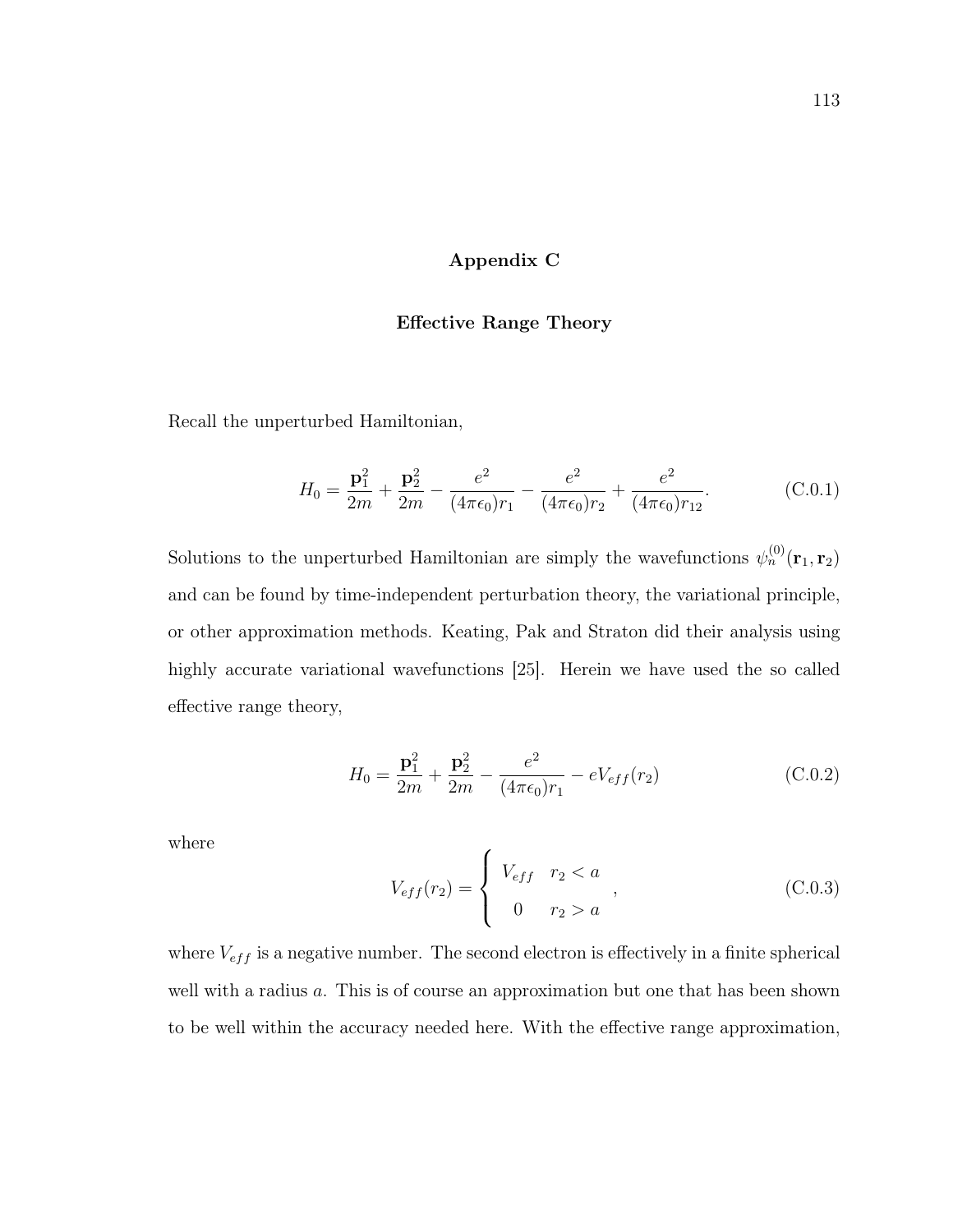# Appendix C

## Effective Range Theory

Recall the unperturbed Hamiltonian,

$$H_0 = \frac{\mathbf{p}_1^2}{2m} + \frac{\mathbf{p}_2^2}{2m} - \frac{e^2}{(4\pi\epsilon_0)r_1} - \frac{e^2}{(4\pi\epsilon_0)r_2} + \frac{e^2}{(4\pi\epsilon_0)r_{12}}. \tag{C.0.1}$$

Solutions to the unperturbed Hamiltonian are simply the wavefunctions $\psi_n^{(0)}(\mathbf{r}_1, \mathbf{r}_2)$ and can be found by time-independent perturbation theory, the variational principle, or other approximation methods. Keating, Pak and Straton did their analysis using highly accurate variational wavefunctions [25]. Herein we have used the so called effective range theory,

$$H_0 = \frac{\mathbf{p}_1^2}{2m} + \frac{\mathbf{p}_2^2}{2m} - \frac{e^2}{(4\pi\epsilon_0)r_1} - eV_{eff}(r_2) \tag{C.0.2}$$

where

$$V_{eff}(r_2) = \begin{cases} V_{eff} & r_2 < a \\ 0 & r_2 > a \end{cases}, \tag{C.0.3}$$

where $V_{eff}$ is a negative number. The second electron is effectively in a finite spherical well with a radius $a$. This is of course an approximation but one that has been shown to be well within the accuracy needed here. With the effective range approximation,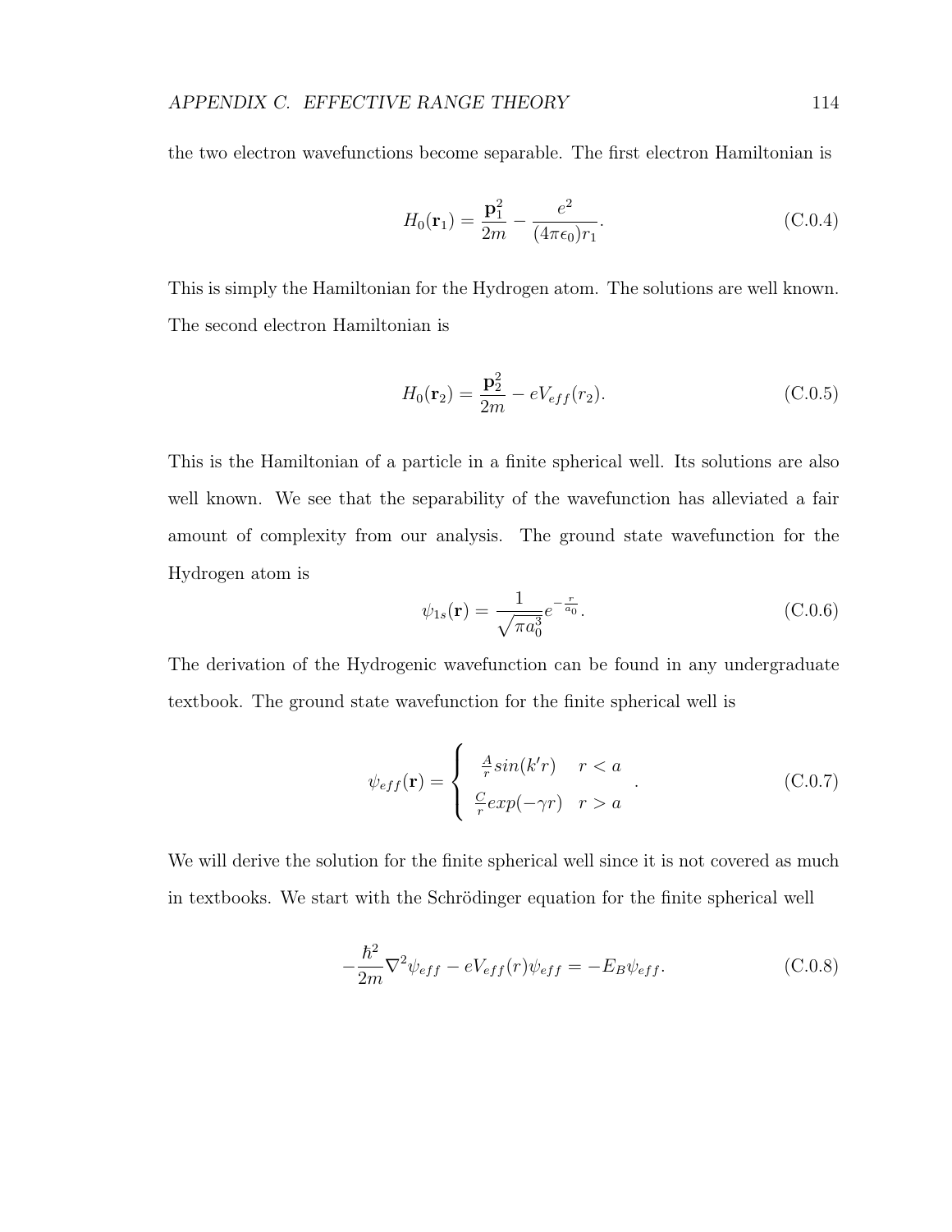the two electron wavefunctions become separable. The first electron Hamiltonian is

$$H_0(\mathbf{r}_1) = \frac{\mathbf{p}_1^2}{2m} - \frac{e^2}{(4\pi\epsilon_0)r_1}. \tag{C.0.4}$$

This is simply the Hamiltonian for the Hydrogen atom. The solutions are well known. The second electron Hamiltonian is

$$H_0(\mathbf{r}_2) = \frac{\mathbf{p}_2^2}{2m} - eV_{eff}(r_2). \tag{C.0.5}$$

This is the Hamiltonian of a particle in a finite spherical well. Its solutions are also well known. We see that the separability of the wavefunction has alleviated a fair amount of complexity from our analysis. The ground state wavefunction for the Hydrogen atom is

$$\psi_{1s}(\mathbf{r}) = \frac{1}{\sqrt{\pi a_0^3}} e^{-\frac{r}{a_0}}. \tag{C.0.6}$$

The derivation of the Hydrogenic wavefunction can be found in any undergraduate textbook. The ground state wavefunction for the finite spherical well is

$$\psi_{eff}(\mathbf{r}) = \begin{cases} \frac{A}{r} sin(k'r) & r < a \\ \frac{C}{r} exp(-\gamma r) & r > a \end{cases}. \tag{C.0.7}$$

We will derive the solution for the finite spherical well since it is not covered as much in textbooks. We start with the Schrödinger equation for the finite spherical well

$$-\frac{\hbar^2}{2m}\nabla^2\psi_{eff} - eV_{eff}(r)\psi_{eff} = -E_B\psi_{eff}. \tag{C.0.8}$$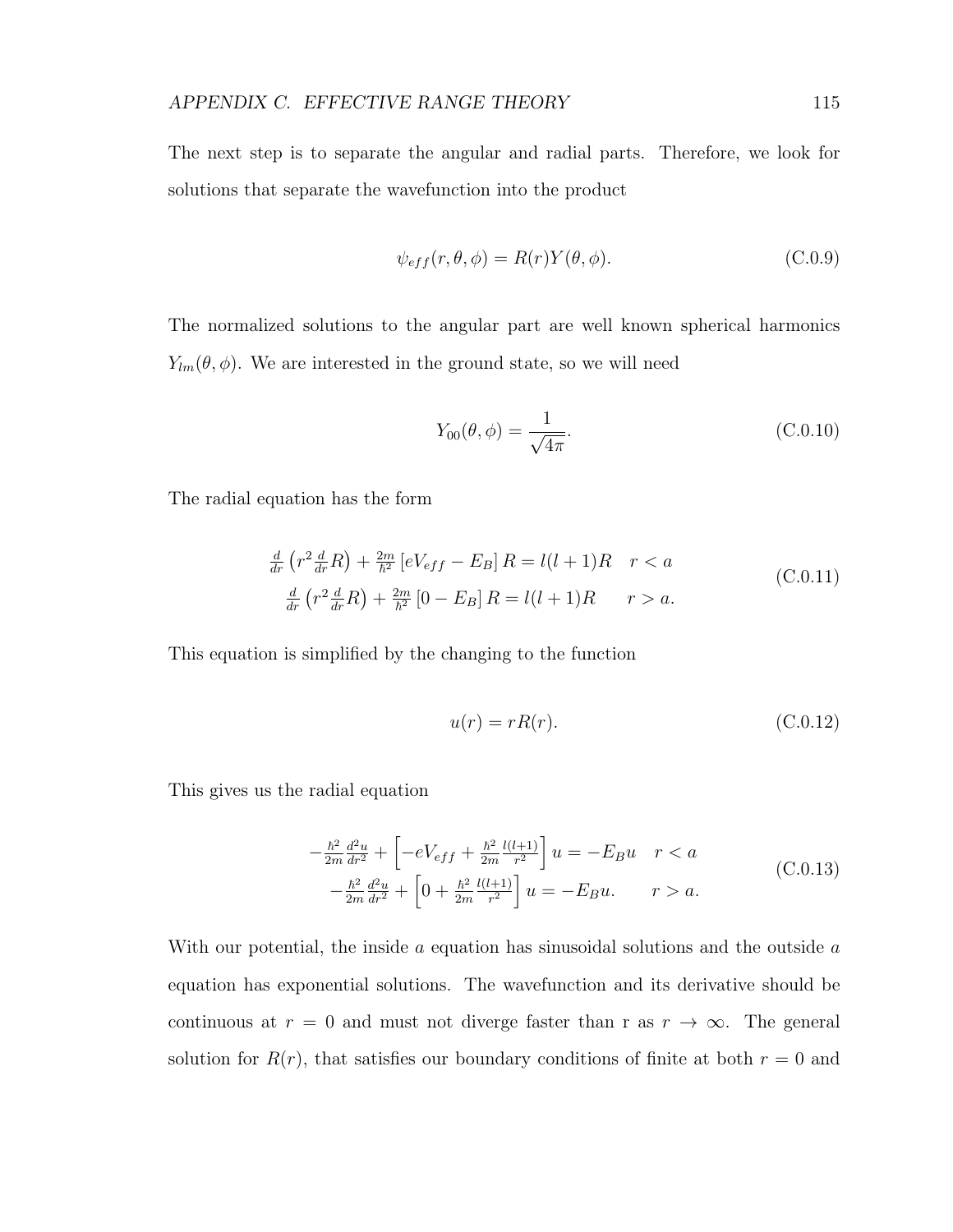The next step is to separate the angular and radial parts. Therefore, we look for solutions that separate the wavefunction into the product

$$\psi_{eff}(r, \theta, \phi) = R(r)Y(\theta, \phi). \tag{C.0.9}$$

The normalized solutions to the angular part are well known spherical harmonics $Y_{lm}(\theta, \phi)$. We are interested in the ground state, so we will need

$$Y_{00}(\theta, \phi) = \frac{1}{\sqrt{4\pi}}. \tag{C.0.10}$$

The radial equation has the form

$$\begin{aligned} \frac{d}{dr}\left(r^2 \frac{d}{dr}R\right) + \frac{2m}{\hbar^2}\left[eV_{eff} - E_B\right]R = l(l+1)R \quad r < a \\ \frac{d}{dr}\left(r^2 \frac{d}{dr}R\right) + \frac{2m}{\hbar^2}\left[0 - E_B\right]R = l(l+1)R \qquad r > a. \end{aligned} \tag{C.0.11}$$

This equation is simplified by the changing to the function

$$u(r) = rR(r). \tag{C.0.12}$$

This gives us the radial equation

$$\begin{aligned} -\frac{\hbar^2}{2m}\frac{d^2u}{dr^2} + \left[-eV_{eff} + \frac{\hbar^2}{2m}\frac{l(l+1)}{r^2}\right]u = -E_B u \quad r < a \\ -\frac{\hbar^2}{2m}\frac{d^2u}{dr^2} + \left[0 + \frac{\hbar^2}{2m}\frac{l(l+1)}{r^2}\right]u = -E_B u. \qquad r > a. \end{aligned} \tag{C.0.13}$$

With our potential, the inside $a$ equation has sinusoidal solutions and the outside $a$ equation has exponential solutions. The wavefunction and its derivative should be continuous at $r = 0$ and must not diverge faster than r as $r \to \infty$. The general solution for $R(r)$, that satisfies our boundary conditions of finite at both $r = 0$ and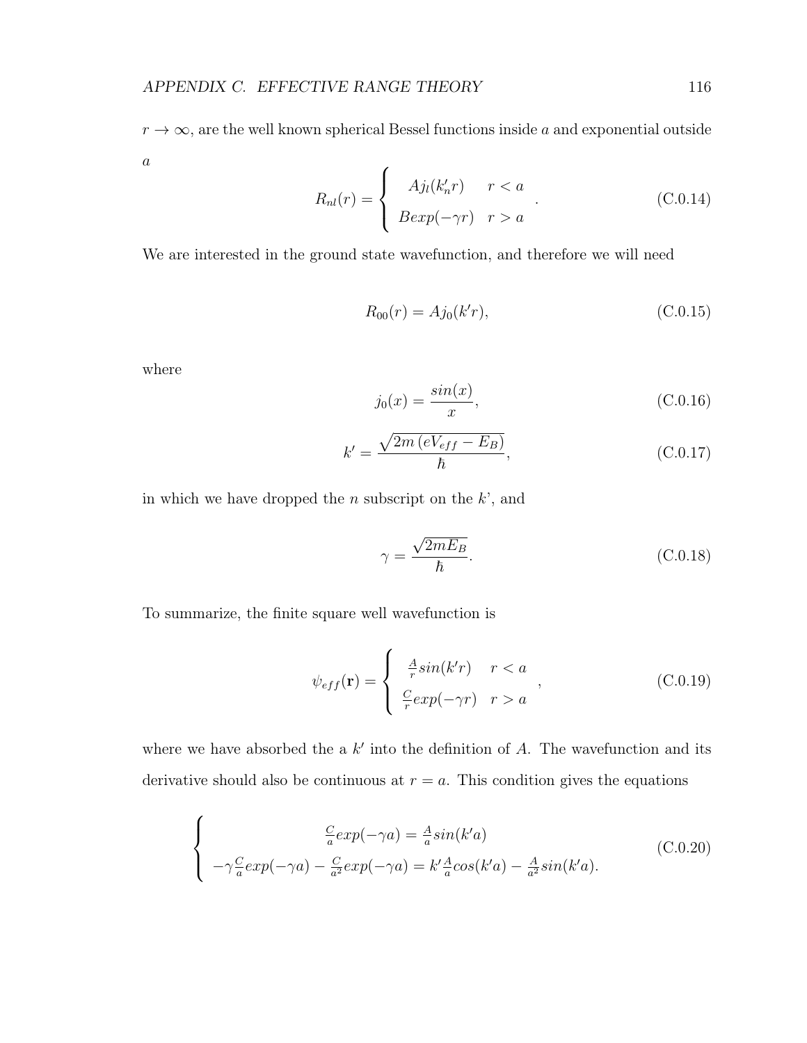$r \to \infty$, are the well known spherical Bessel functions inside $a$ and exponential outside $a$

$$R_{nl}(r) = \begin{cases} Aj_l(k'_n r) & r < a \\ Bexp(-\gamma r) & r > a \end{cases} . \tag{C.0.14}$$

We are interested in the ground state wavefunction, and therefore we will need

$$R_{00}(r) = Aj_0(k'r), \tag{C.0.15}$$

where

$$j_0(x) = \frac{sin(x)}{x}, \tag{C.0.16}$$

$$k' = \frac{\sqrt{2m\left(eV_{eff} - E_B\right)}}{\hbar}, \tag{C.0.17}$$

in which we have dropped the $n$ subscript on the k', and

$$\gamma = \frac{\sqrt{2mE_B}}{\hbar}. \tag{C.0.18}$$

To summarize, the finite square well wavefunction is

$$\psi_{eff}(\mathbf{r}) = \begin{cases} \frac{A}{r} sin(k'r) & r < a \\ \frac{C}{r} exp(-\gamma r) & r > a \end{cases} , \tag{C.0.19}$$

where we have absorbed the a $k'$ into the definition of $A$. The wavefunction and its derivative should also be continuous at $r = a$. This condition gives the equations

$$\begin{cases} \frac{C}{a} exp(-\gamma a) = \frac{A}{a} sin(k'a) \\ -\gamma \frac{C}{a} exp(-\gamma a) - \frac{C}{a^2} exp(-\gamma a) = k' \frac{A}{a} cos(k'a) - \frac{A}{a^2} sin(k'a). \end{cases} \tag{C.0.20}$$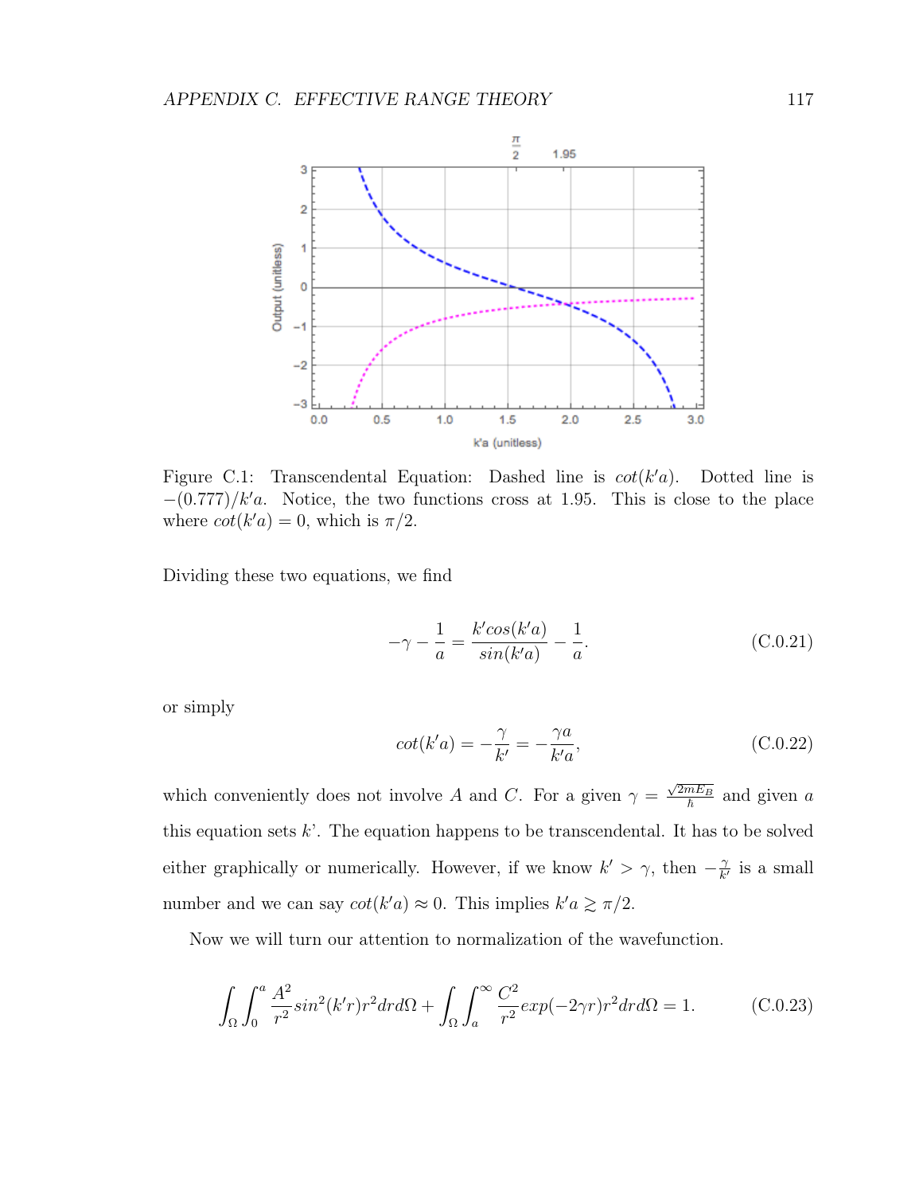Figure C.1: Transcendental Equation: Dashed line is $cot(k'a)$. Dotted line is $-(0.777)/k'a$. Notice, the two functions cross at 1.95. This is close to the place where $cot(k'a) = 0$, which is $\pi/2$.

Dividing these two equations, we find

$$-\gamma - \frac{1}{a} = \frac{k' cos(k'a)}{sin(k'a)} - \frac{1}{a}. \tag{C.0.21}$$

or simply

$$cot(k'a) = -\frac{\gamma}{k'} = -\frac{\gamma a}{k'a}, \tag{C.0.22}$$

which conveniently does not involve $A$ and $C$. For a given $\gamma = \frac{\sqrt{2mE_B}}{\hbar}$ and given $a$ this equation sets $k$'. The equation happens to be transcendental. It has to be solved either graphically or numerically. However, if we know $k' > \gamma$, then $-\frac{\gamma}{k'}$ is a small number and we can say $cot(k'a) \approx 0$. This implies $k'a \gtrsim \pi/2$.

Now we will turn our attention to normalization of the wavefunction.

$$\int_\Omega \int_0^a \frac{A^2}{r^2} sin^2(k'r) r^2 dr d\Omega + \int_\Omega \int_a^\infty \frac{C^2}{r^2} exp(-2\gamma r) r^2 dr d\Omega = 1. \tag{C.0.23}$$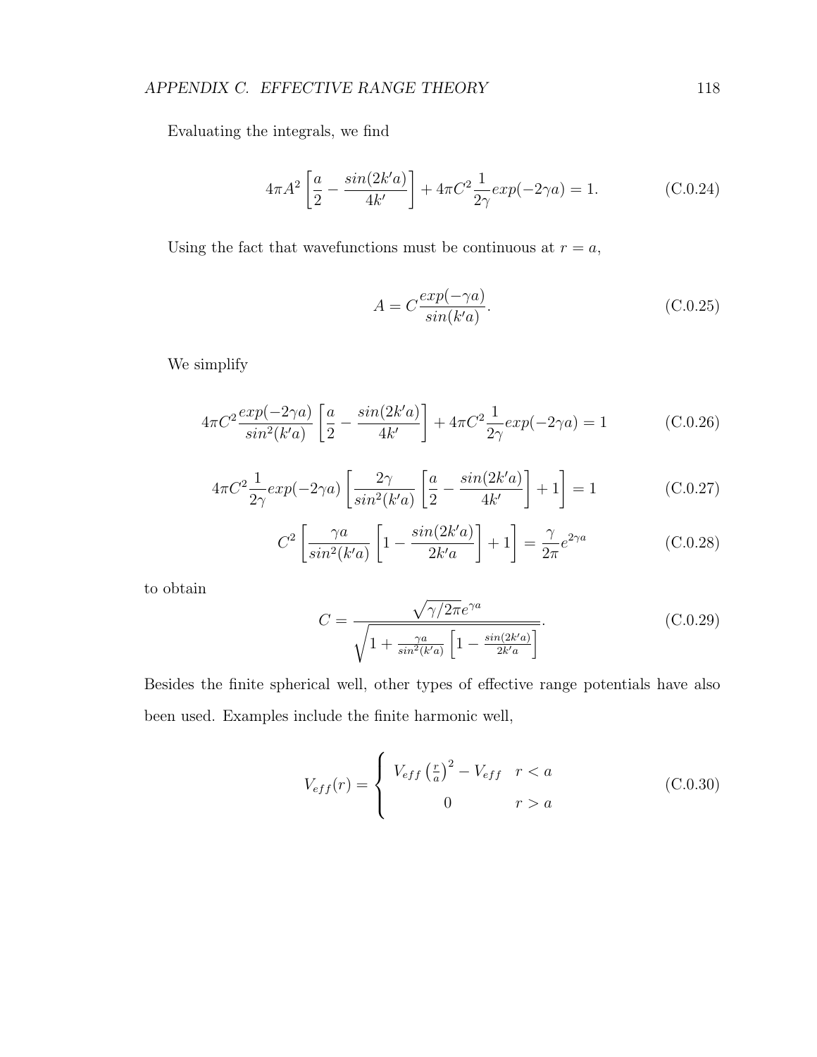Evaluating the integrals, we find

$$4\pi A^2 \left[\frac{a}{2} - \frac{sin(2k'a)}{4k'}\right] + 4\pi C^2 \frac{1}{2\gamma} exp(-2\gamma a) = 1. \tag{C.0.24}$$

Using the fact that wavefunctions must be continuous at $r = a$,

$$A = C\frac{exp(-\gamma a)}{sin(k'a)}. \tag{C.0.25}$$

We simplify

$$4\pi C^2 \frac{exp(-2\gamma a)}{sin^2(k'a)} \left[\frac{a}{2} - \frac{sin(2k'a)}{4k'}\right] + 4\pi C^2 \frac{1}{2\gamma} exp(-2\gamma a) = 1 \tag{C.0.26}$$

$$4\pi C^2 \frac{1}{2\gamma} exp(-2\gamma a) \left[\frac{2\gamma}{sin^2(k'a)} \left[\frac{a}{2} - \frac{sin(2k'a)}{4k'}\right] + 1\right] = 1 \tag{C.0.27}$$

$$C^2 \left[\frac{\gamma a}{sin^2(k'a)} \left[1 - \frac{sin(2k'a)}{2k'a}\right] + 1\right] = \frac{\gamma}{2\pi} e^{2\gamma a} \tag{C.0.28}$$

to obtain

$$C = \frac{\sqrt{\gamma/2\pi}e^{\gamma a}}{\sqrt{1 + \frac{\gamma a}{sin^2(k'a)}\left[1 - \frac{sin(2k'a)}{2k'a}\right]}}. \tag{C.0.29}$$

Besides the finite spherical well, other types of effective range potentials have also been used. Examples include the finite harmonic well,

$$V_{eff}(r) = \begin{cases} V_{eff}\left(\frac{r}{a}\right)^2 - V_{eff} & r < a \\ 0 & r > a \end{cases} \tag{C.0.30}$$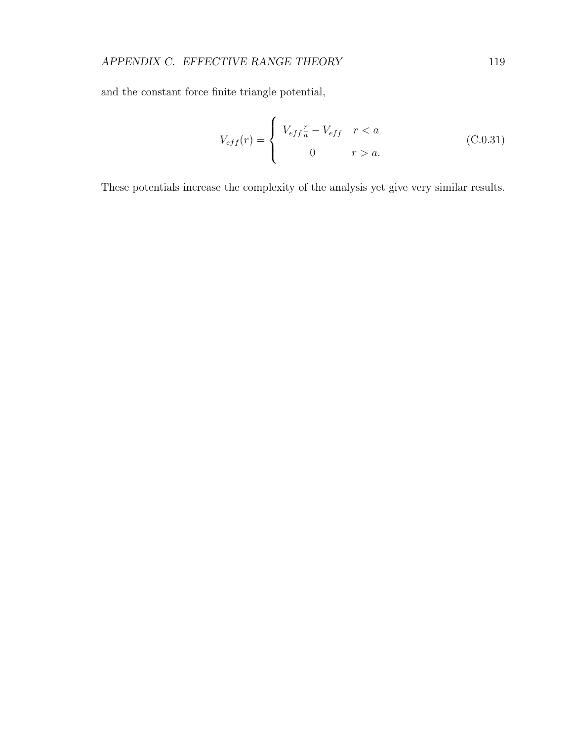and the constant force finite triangle potential,

$$V_{eff}(r) = \begin{cases} V_{eff}\frac{r}{a} - V_{eff} & r < a \\ 0 & r > a. \end{cases} \tag{C.0.31}$$

These potentials increase the complexity of the analysis yet give very similar results.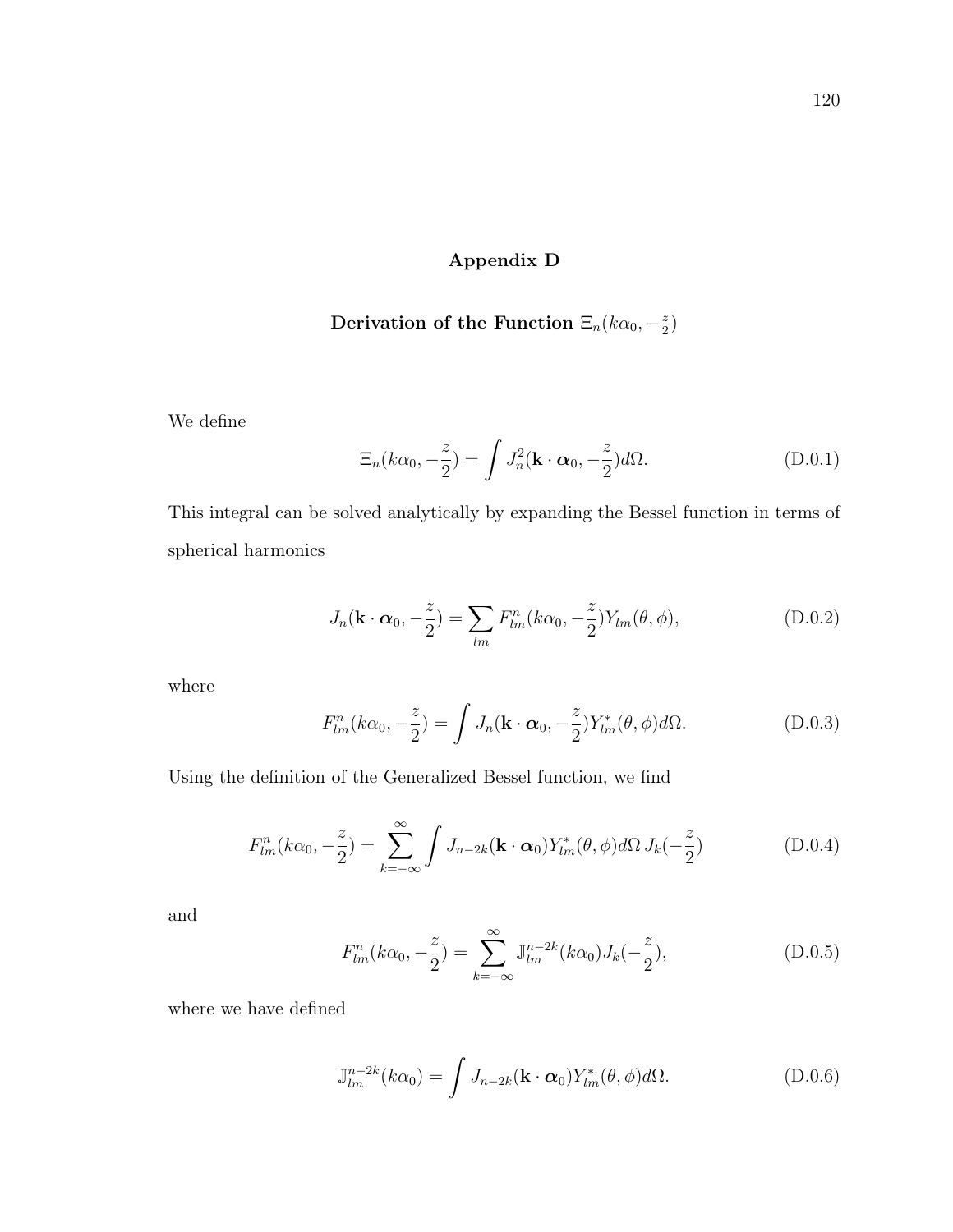# Appendix D

## Derivation of the Function $\Xi_n(k\alpha_0, -\frac{z}{2})$

We define

$$\Xi_n(k\alpha_0, -\frac{z}{2}) = \int J_n^2(\mathbf{k} \cdot \boldsymbol{\alpha}_0, -\frac{z}{2}) d\Omega. \tag{D.0.1}$$

This integral can be solved analytically by expanding the Bessel function in terms of spherical harmonics

$$J_n(\mathbf{k} \cdot \boldsymbol{\alpha}_0, -\frac{z}{2}) = \sum_{lm} F_{lm}^n(k\alpha_0, -\frac{z}{2}) Y_{lm}(\theta, \phi), \tag{D.0.2}$$

where

$$F_{lm}^n(k\alpha_0, -\frac{z}{2}) = \int J_n(\mathbf{k} \cdot \boldsymbol{\alpha}_0, -\frac{z}{2}) Y_{lm}^*(\theta, \phi) d\Omega. \tag{D.0.3}$$

Using the definition of the Generalized Bessel function, we find

$$F_{lm}^n(k\alpha_0, -\frac{z}{2}) = \sum_{k=-\infty}^{\infty} \int J_{n-2k}(\mathbf{k} \cdot \boldsymbol{\alpha}_0) Y_{lm}^*(\theta, \phi) d\Omega \, J_k(-\frac{z}{2}) \tag{D.0.4}$$

and

$$F_{lm}^n(k\alpha_0, -\frac{z}{2}) = \sum_{k=-\infty}^{\infty} \mathbb{J}_{lm}^{n-2k}(k\alpha_0) J_k(-\frac{z}{2}), \tag{D.0.5}$$

where we have defined

$$\mathbb{J}_{lm}^{n-2k}(k\alpha_0) = \int J_{n-2k}(\mathbf{k} \cdot \boldsymbol{\alpha}_0) Y_{lm}^*(\theta, \phi) d\Omega. \tag{D.0.6}$$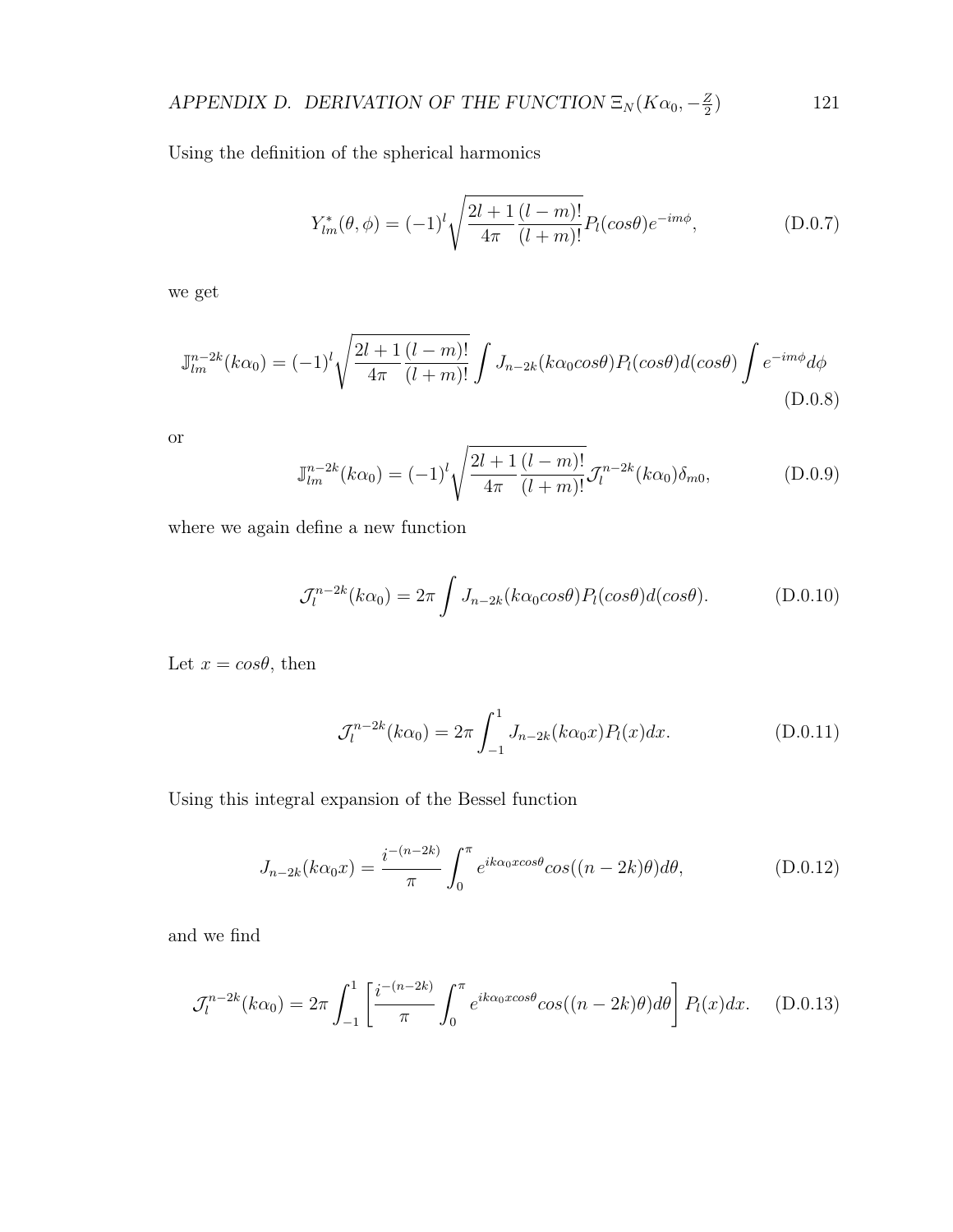Using the definition of the spherical harmonics

$$Y^*_{lm}(\theta,\phi) = (-1)^l \sqrt{\frac{2l+1}{4\pi}\frac{(l-m)!}{(l+m)!}} P_l(cos\theta) e^{-im\phi}, \tag{D.0.7}$$

we get

$$\mathbb{J}^{n-2k}_{lm}(k\alpha_0) = (-1)^l \sqrt{\frac{2l+1}{4\pi}\frac{(l-m)!}{(l+m)!}} \int J_{n-2k}(k\alpha_0 cos\theta) P_l(cos\theta) d(cos\theta) \int e^{-im\phi} d\phi \tag{D.0.8}$$

or

$$\mathbb{J}^{n-2k}_{lm}(k\alpha_0) = (-1)^l \sqrt{\frac{2l+1}{4\pi}\frac{(l-m)!}{(l+m)!}} \mathcal{J}^{n-2k}_l(k\alpha_0)\delta_{m0}, \tag{D.0.9}$$

where we again define a new function

$$\mathcal{J}^{n-2k}_l(k\alpha_0) = 2\pi \int J_{n-2k}(k\alpha_0 cos\theta) P_l(cos\theta) d(cos\theta). \tag{D.0.10}$$

Let $x = cos\theta$, then

$$\mathcal{J}^{n-2k}_l(k\alpha_0) = 2\pi \int_{-1}^{1} J_{n-2k}(k\alpha_0 x) P_l(x) dx. \tag{D.0.11}$$

Using this integral expansion of the Bessel function

$$J_{n-2k}(k\alpha_0 x) = \frac{i^{-(n-2k)}}{\pi} \int_0^\pi e^{ik\alpha_0 x cos\theta} cos((n-2k)\theta) d\theta, \tag{D.0.12}$$

and we find

$$\mathcal{J}^{n-2k}_l(k\alpha_0) = 2\pi \int_{-1}^{1} \left[ \frac{i^{-(n-2k)}}{\pi} \int_0^\pi e^{ik\alpha_0 x cos\theta} cos((n-2k)\theta) d\theta \right] P_l(x) dx. \tag{D.0.13}$$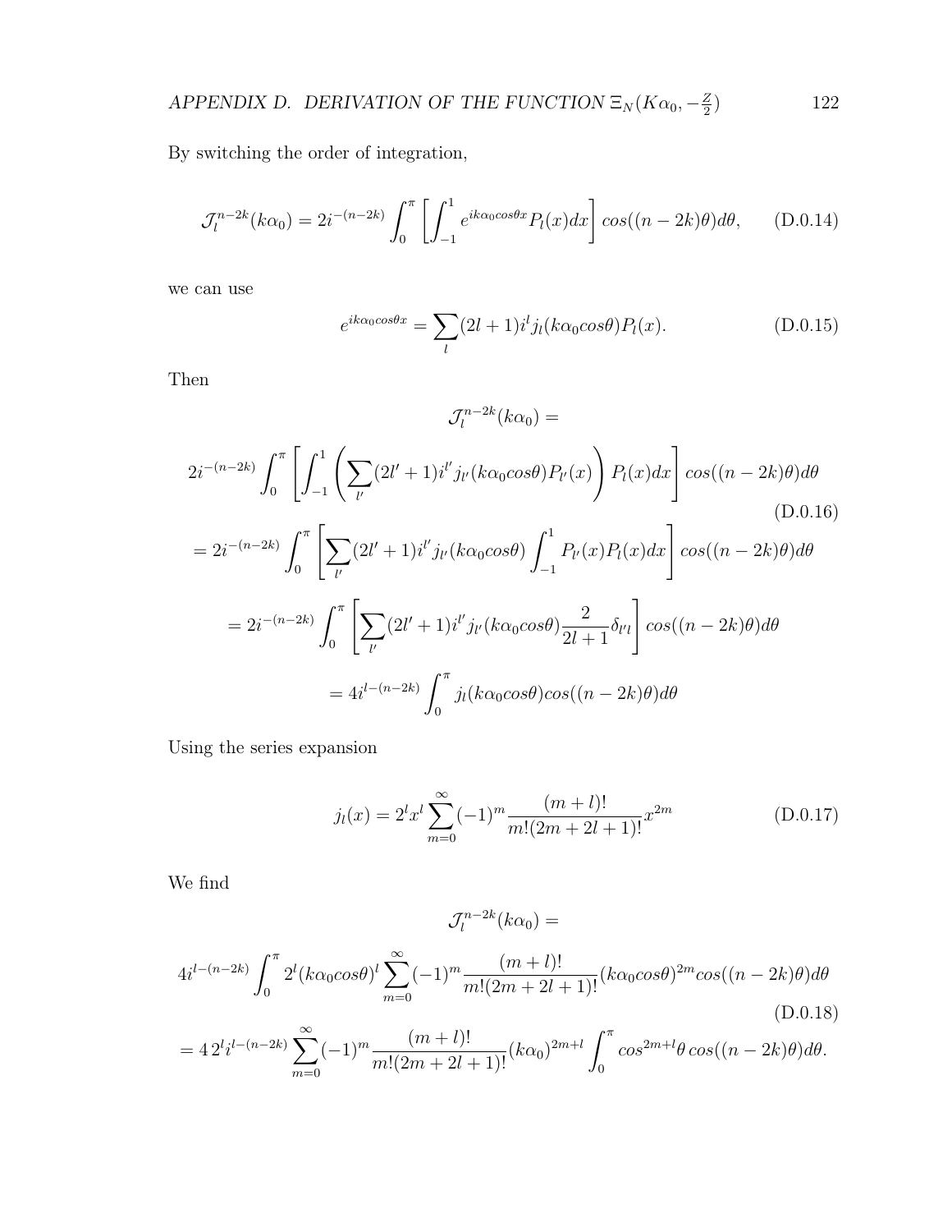By switching the order of integration,

$$\mathcal{J}_l^{n-2k}(k\alpha_0) = 2i^{-(n-2k)} \int_0^{\pi} \left[ \int_{-1}^{1} e^{ik\alpha_0 cos\theta x} P_l(x) dx \right] cos((n-2k)\theta) d\theta, \tag{D.0.14}$$

we can use

$$e^{ik\alpha_0 cos\theta x} = \sum_l (2l+1) i^l j_l(k\alpha_0 cos\theta) P_l(x). \tag{D.0.15}$$

Then

$$\mathcal{J}_l^{n-2k}(k\alpha_0) =$$

$$2i^{-(n-2k)} \int_0^{\pi} \left[ \int_{-1}^{1} \left( \sum_{l'} (2l'+1) i^{l'} j_{l'}(k\alpha_0 cos\theta) P_{l'}(x) \right) P_l(x) dx \right] cos((n-2k)\theta) d\theta \tag{D.0.16}$$

$$= 2i^{-(n-2k)} \int_0^{\pi} \left[ \sum_{l'} (2l'+1) i^{l'} j_{l'}(k\alpha_0 cos\theta) \int_{-1}^{1} P_{l'}(x) P_l(x) dx \right] cos((n-2k)\theta) d\theta$$

$$= 2i^{-(n-2k)} \int_0^{\pi} \left[ \sum_{l'} (2l'+1) i^{l'} j_{l'}(k\alpha_0 cos\theta) \frac{2}{2l+1} \delta_{l'l} \right] cos((n-2k)\theta) d\theta$$

$$= 4i^{l-(n-2k)} \int_0^{\pi} j_l(k\alpha_0 cos\theta) cos((n-2k)\theta) d\theta$$

Using the series expansion

$$j_l(x) = 2^l x^l \sum_{m=0}^{\infty} (-1)^m \frac{(m+l)!}{m!(2m+2l+1)!} x^{2m} \tag{D.0.17}$$

We find

$$\mathcal{J}_l^{n-2k}(k\alpha_0) =$$

$$4i^{l-(n-2k)} \int_0^{\pi} 2^l (k\alpha_0 cos\theta)^l \sum_{m=0}^{\infty} (-1)^m \frac{(m+l)!}{m!(2m+2l+1)!} (k\alpha_0 cos\theta)^{2m} cos((n-2k)\theta) d\theta \tag{D.0.18}$$

$$= 4\, 2^l i^{l-(n-2k)} \sum_{m=0}^{\infty} (-1)^m \frac{(m+l)!}{m!(2m+2l+1)!} (k\alpha_0)^{2m+l} \int_0^{\pi} cos^{2m+l}\theta \, cos((n-2k)\theta) d\theta.$$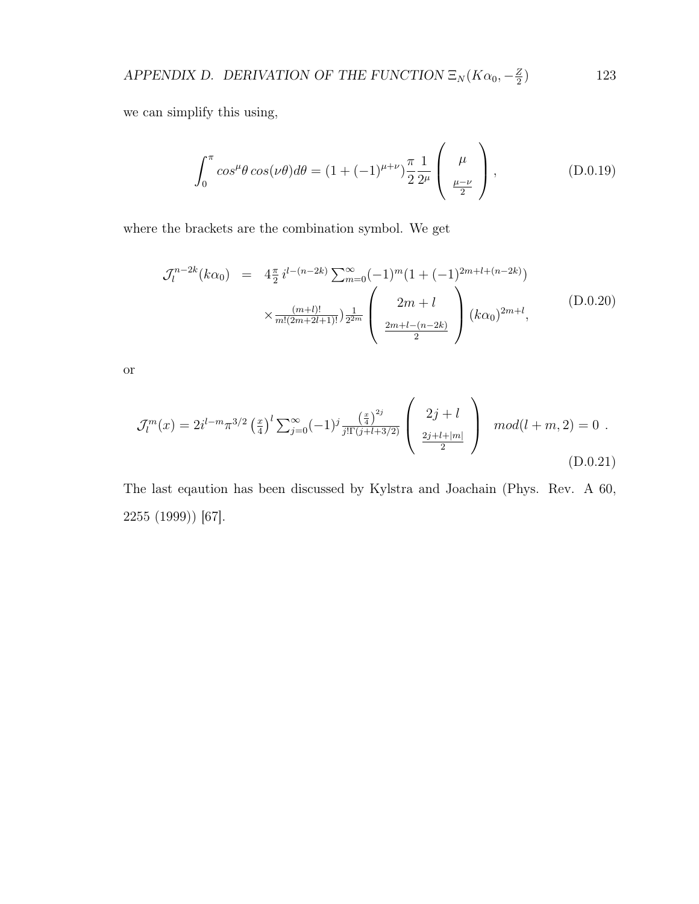we can simplify this using,

$$\int_0^{\pi} cos^{\mu}\theta \, cos(\nu\theta) d\theta = (1 + (-1)^{\mu+\nu}) \frac{\pi}{2} \frac{1}{2^{\mu}} \left( \begin{array}{c} \mu \\ \frac{\mu-\nu}{2} \end{array} \right), \tag{D.0.19}$$

where the brackets are the combination symbol. We get

$$\begin{aligned} \mathcal{J}_l^{n-2k}(k\alpha_0) \;\; = \;\; & 4\tfrac{\pi}{2} \, i^{l-(n-2k)} \textstyle\sum_{m=0}^{\infty} (-1)^m (1 + (-1)^{2m+l+(n-2k)}) \\ & \times \tfrac{(m+l)!}{m!(2m+2l+1)!}) \tfrac{1}{2^{2m}} \left( \begin{array}{c} 2m+l \\ \frac{2m+l-(n-2k)}{2} \end{array} \right) (k\alpha_0)^{2m+l}, \end{aligned} \tag{D.0.20}$$

or

$$\mathcal{J}_l^m(x) = 2 i^{l-m} \pi^{3/2} \left(\tfrac{x}{4}\right)^l \textstyle\sum_{j=0}^{\infty} (-1)^j \frac{\left(\frac{x}{4}\right)^{2j}}{j!\Gamma(j+l+3/2)} \left( \begin{array}{c} 2j+l \\ \frac{2j+l+|m|}{2} \end{array} \right) \quad mod(l+m, 2) = 0 \; . \tag{D.0.21}$$

The last eqaution has been discussed by Kylstra and Joachain (Phys. Rev. A 60, 2255 (1999)) [67].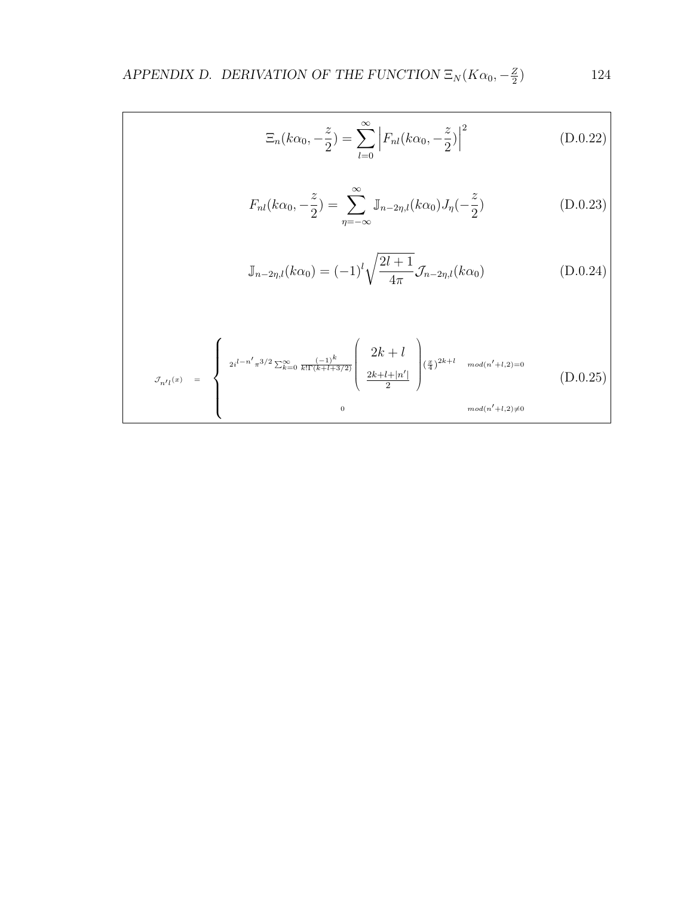$$\Xi_n(k\alpha_0, -\frac{z}{2}) = \sum_{l=0}^{\infty} \left| F_{nl}(k\alpha_0, -\frac{z}{2}) \right|^2 \tag{D.0.22}$$

$$F_{nl}(k\alpha_0, -\frac{z}{2}) = \sum_{\eta=-\infty}^{\infty} \mathbb{J}_{n-2\eta,l}(k\alpha_0) J_\eta(-\frac{z}{2}) \tag{D.0.23}$$

$$\mathbb{J}_{n-2\eta,l}(k\alpha_0) = (-1)^l \sqrt{\frac{2l+1}{4\pi}} \mathcal{J}_{n-2\eta,l}(k\alpha_0) \tag{D.0.24}$$

$$\mathcal{J}_{n'l}(x) = \begin{cases} 2i^{l-n'} \pi^{3/2} \sum_{k=0}^{\infty} \frac{(-1)^k}{k!\Gamma(k+l+3/2)} \begin{pmatrix} 2k+l \\ \frac{2k+l+|n'|}{2} \end{pmatrix} (\frac{x}{4})^{2k+l} & mod(n'+l,2)=0 \\ 0 & mod(n'+l,2)\neq 0 \end{cases} \tag{D.0.25}$$